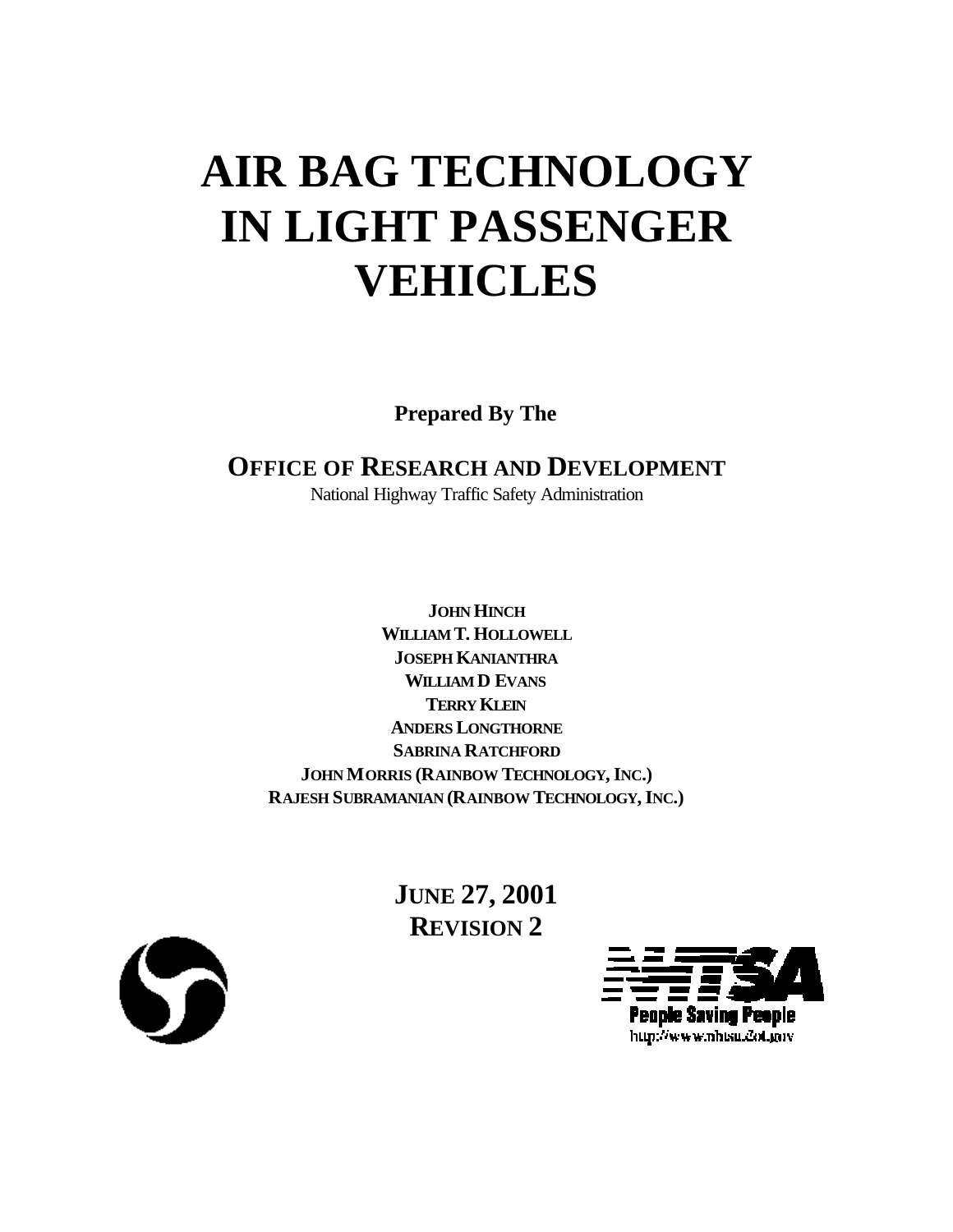# AIR BAG TECHNOLOGY IN LIGHT PASSENGER VEHICLES

**Prepared By The**

**OFFICE OF RESEARCH AND DEVELOPMENT**

National Highway Traffic Safety Administration

**JOHN HINCH**
**WILLIAM T. HOLLOWELL**
**JOSEPH KANIANTHRA**
**WILLIAM D EVANS**
**TERRY KLEIN**
**ANDERS LONGTHORNE**
**SABRINA RATCHFORD**
**JOHN MORRIS (RAINBOW TECHNOLOGY, INC.)**
**RAJESH SUBRAMANIAN (RAINBOW TECHNOLOGY, INC.)**

**JUNE 27, 2001**
**REVISION 2**

People Saving People
http://www.nhtsa.dot.gov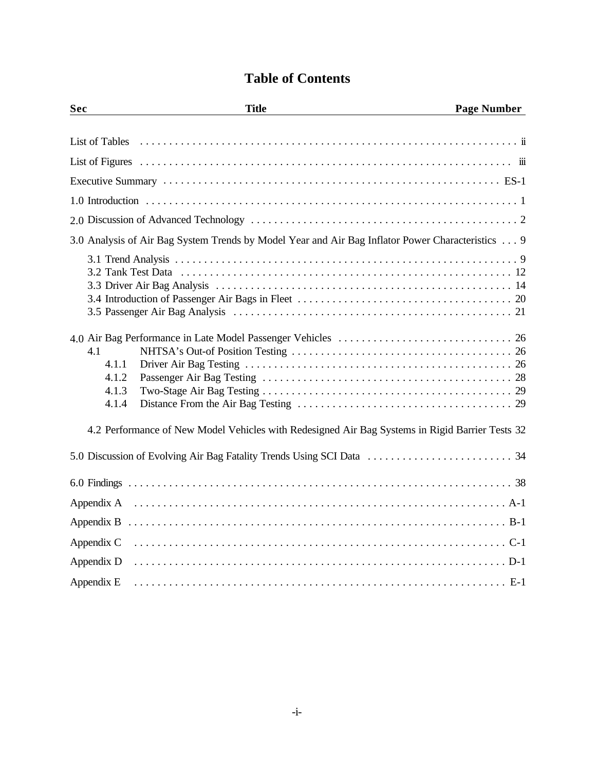# Table of Contents

| Sec | Title | Page Number |
|---|---|---|
| | List of Tables | ii |
| | List of Figures | iii |
| | Executive Summary | ES-1 |
| 1.0 | Introduction | 1 |
| 2.0 | Discussion of Advanced Technology | 2 |
| 3.0 | Analysis of Air Bag System Trends by Model Year and Air Bag Inflator Power Characteristics | 9 |
| 3.1 | Trend Analysis | 9 |
| 3.2 | Tank Test Data | 12 |
| 3.3 | Driver Air Bag Analysis | 14 |
| 3.4 | Introduction of Passenger Air Bags in Fleet | 20 |
| 3.5 | Passenger Air Bag Analysis | 21 |
| 4.0 | Air Bag Performance in Late Model Passenger Vehicles | 26 |
| 4.1 | NHTSA's Out-of Position Testing | 26 |
| 4.1.1 | Driver Air Bag Testing | 26 |
| 4.1.2 | Passenger Air Bag Testing | 28 |
| 4.1.3 | Two-Stage Air Bag Testing | 29 |
| 4.1.4 | Distance From the Air Bag Testing | 29 |
| 4.2 | Performance of New Model Vehicles with Redesigned Air Bag Systems in Rigid Barrier Tests | 32 |
| 5.0 | Discussion of Evolving Air Bag Fatality Trends Using SCI Data | 34 |
| 6.0 | Findings | 38 |
| | Appendix A | A-1 |
| | Appendix B | B-1 |
| | Appendix C | C-1 |
| | Appendix D | D-1 |
| | Appendix E | E-1 |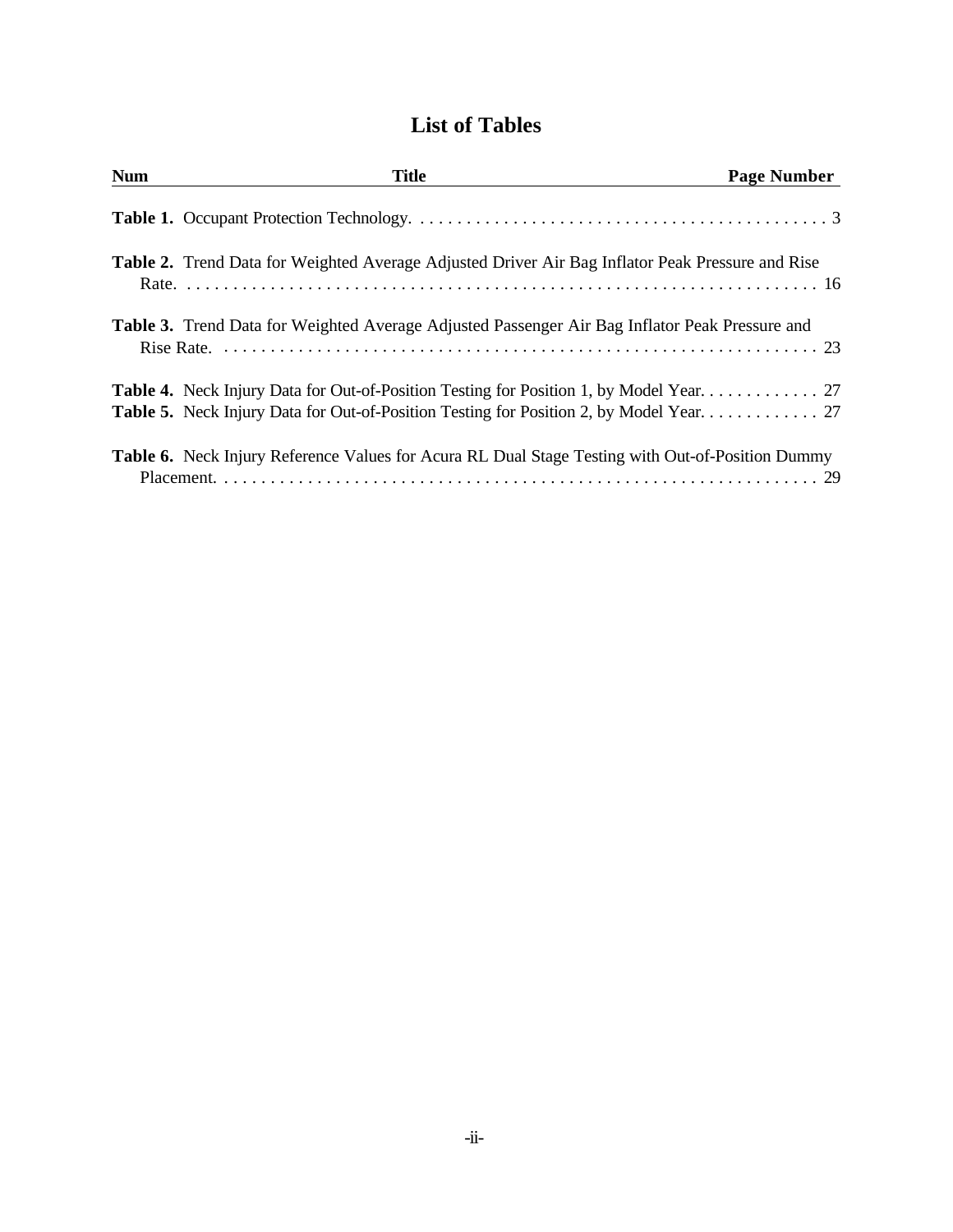# List of Tables

| Num | Title | Page Number |
|---|---|---|
| **Table 1.** | Occupant Protection Technology. | 3 |
| **Table 2.** | Trend Data for Weighted Average Adjusted Driver Air Bag Inflator Peak Pressure and Rise Rate. | 16 |
| **Table 3.** | Trend Data for Weighted Average Adjusted Passenger Air Bag Inflator Peak Pressure and Rise Rate. | 23 |
| **Table 4.** | Neck Injury Data for Out-of-Position Testing for Position 1, by Model Year. | 27 |
| **Table 5.** | Neck Injury Data for Out-of-Position Testing for Position 2, by Model Year. | 27 |
| **Table 6.** | Neck Injury Reference Values for Acura RL Dual Stage Testing with Out-of-Position Dummy Placement. | 29 |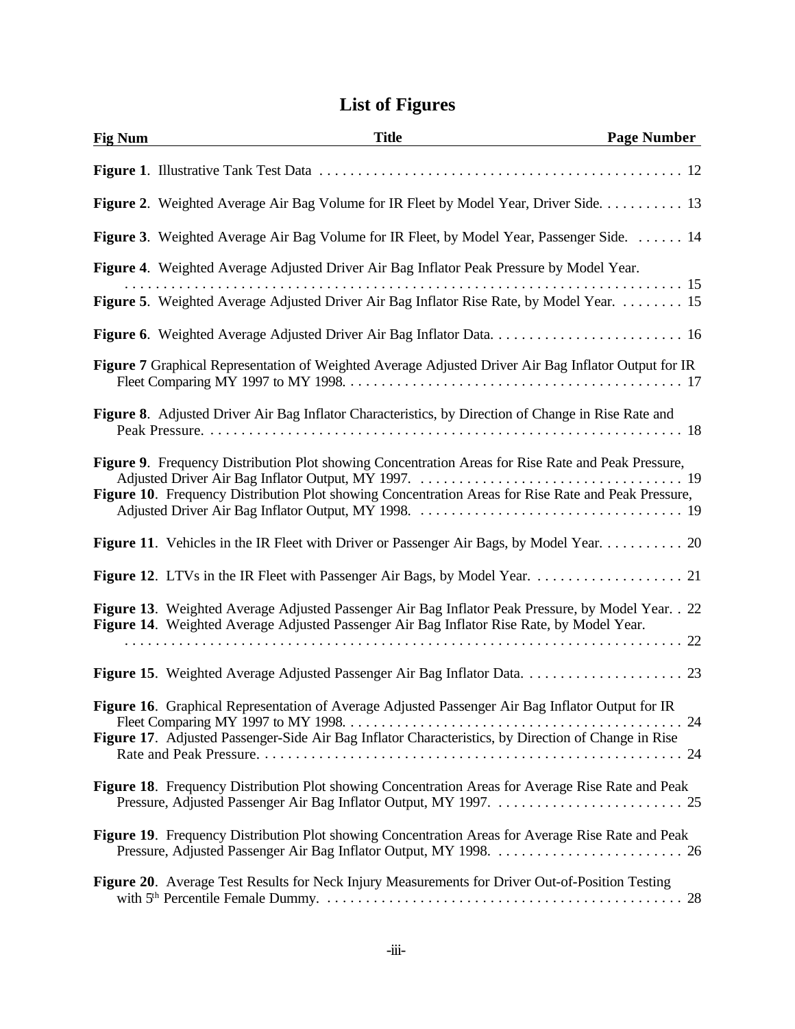# List of Figures

| Fig Num | Title | Page Number |
|---|---|---|
| **Figure 1** | Illustrative Tank Test Data | 12 |
| **Figure 2** | Weighted Average Air Bag Volume for IR Fleet by Model Year, Driver Side. | 13 |
| **Figure 3** | Weighted Average Air Bag Volume for IR Fleet, by Model Year, Passenger Side. | 14 |
| **Figure 4** | Weighted Average Adjusted Driver Air Bag Inflator Peak Pressure by Model Year. | 15 |
| **Figure 5** | Weighted Average Adjusted Driver Air Bag Inflator Rise Rate, by Model Year. | 15 |
| **Figure 6** | Weighted Average Adjusted Driver Air Bag Inflator Data. | 16 |
| **Figure 7** | Graphical Representation of Weighted Average Adjusted Driver Air Bag Inflator Output for IR Fleet Comparing MY 1997 to MY 1998. | 17 |
| **Figure 8** | Adjusted Driver Air Bag Inflator Characteristics, by Direction of Change in Rise Rate and Peak Pressure. | 18 |
| **Figure 9** | Frequency Distribution Plot showing Concentration Areas for Rise Rate and Peak Pressure, Adjusted Driver Air Bag Inflator Output, MY 1997. | 19 |
| **Figure 10** | Frequency Distribution Plot showing Concentration Areas for Rise Rate and Peak Pressure, Adjusted Driver Air Bag Inflator Output, MY 1998. | 19 |
| **Figure 11** | Vehicles in the IR Fleet with Driver or Passenger Air Bags, by Model Year. | 20 |
| **Figure 12** | LTVs in the IR Fleet with Passenger Air Bags, by Model Year. | 21 |
| **Figure 13** | Weighted Average Adjusted Passenger Air Bag Inflator Peak Pressure, by Model Year. | 22 |
| **Figure 14** | Weighted Average Adjusted Passenger Air Bag Inflator Rise Rate, by Model Year. | 22 |
| **Figure 15** | Weighted Average Adjusted Passenger Air Bag Inflator Data. | 23 |
| **Figure 16** | Graphical Representation of Average Adjusted Passenger Air Bag Inflator Output for IR Fleet Comparing MY 1997 to MY 1998. | 24 |
| **Figure 17** | Adjusted Passenger-Side Air Bag Inflator Characteristics, by Direction of Change in Rise Rate and Peak Pressure. | 24 |
| **Figure 18** | Frequency Distribution Plot showing Concentration Areas for Average Rise Rate and Peak Pressure, Adjusted Passenger Air Bag Inflator Output, MY 1997. | 25 |
| **Figure 19** | Frequency Distribution Plot showing Concentration Areas for Average Rise Rate and Peak Pressure, Adjusted Passenger Air Bag Inflator Output, MY 1998. | 26 |
| **Figure 20** | Average Test Results for Neck Injury Measurements for Driver Out-of-Position Testing with 5th Percentile Female Dummy. | 28 |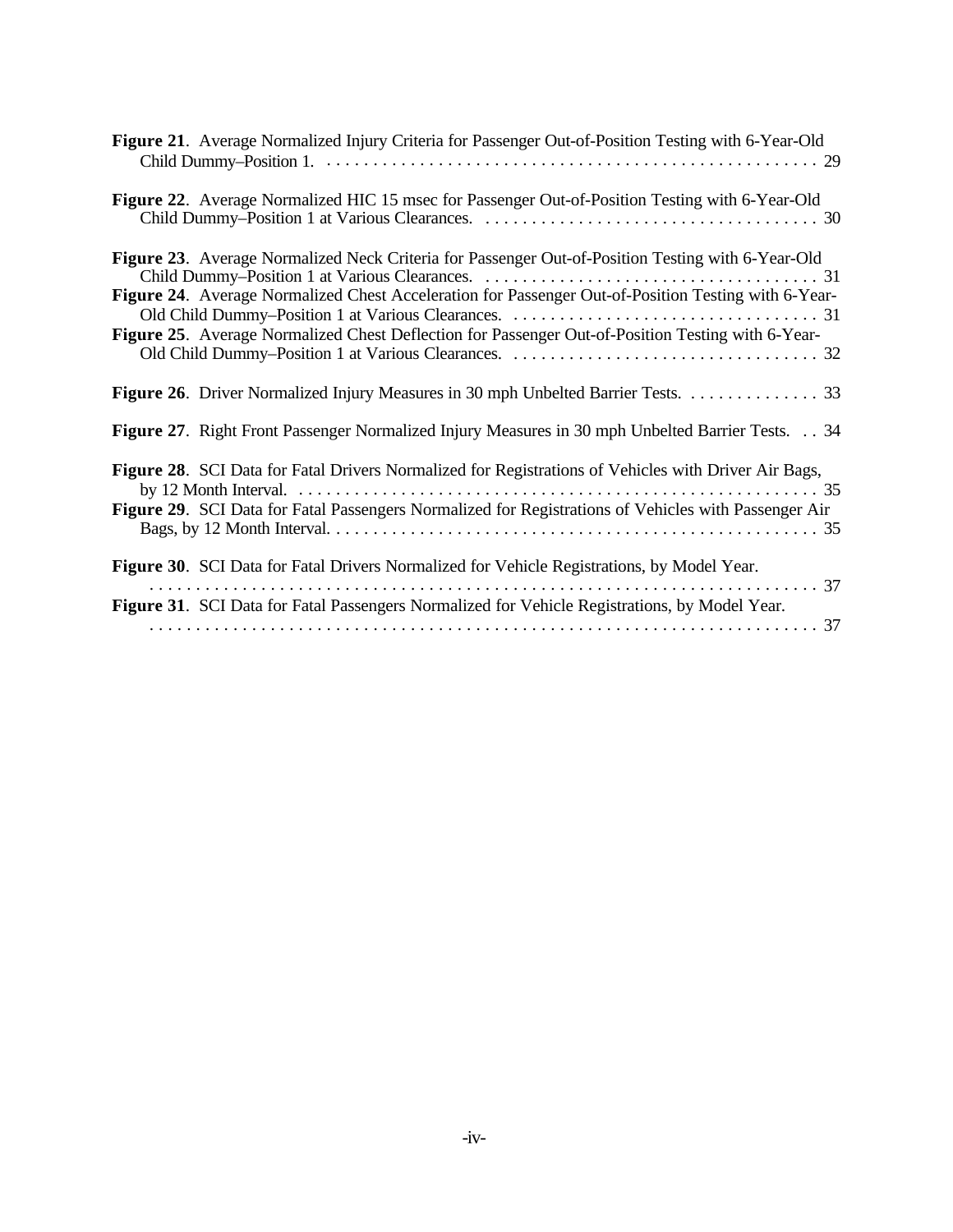**Figure 21**. Average Normalized Injury Criteria for Passenger Out-of-Position Testing with 6-Year-Old Child Dummy–Position 1. . . . . . . . . . . . . . . . . . . . . . . . . . . . . . . . . . . . . . . . . . . . . . . . . . . . . . 29

**Figure 22**. Average Normalized HIC 15 msec for Passenger Out-of-Position Testing with 6-Year-Old Child Dummy–Position 1 at Various Clearances. . . . . . . . . . . . . . . . . . . . . . . . . . . . . . . . . . . . . 30

**Figure 23**. Average Normalized Neck Criteria for Passenger Out-of-Position Testing with 6-Year-Old Child Dummy–Position 1 at Various Clearances. . . . . . . . . . . . . . . . . . . . . . . . . . . . . . . . . . . . . 31

**Figure 24**. Average Normalized Chest Acceleration for Passenger Out-of-Position Testing with 6-Year-Old Child Dummy–Position 1 at Various Clearances. . . . . . . . . . . . . . . . . . . . . . . . . . . . . . . . . . 31

**Figure 25**. Average Normalized Chest Deflection for Passenger Out-of-Position Testing with 6-Year-Old Child Dummy–Position 1 at Various Clearances. . . . . . . . . . . . . . . . . . . . . . . . . . . . . . . . . . 32

**Figure 26**. Driver Normalized Injury Measures in 30 mph Unbelted Barrier Tests. . . . . . . . . . . . . . . 33

**Figure 27**. Right Front Passenger Normalized Injury Measures in 30 mph Unbelted Barrier Tests. . . 34

**Figure 28**. SCI Data for Fatal Drivers Normalized for Registrations of Vehicles with Driver Air Bags, by 12 Month Interval. . . . . . . . . . . . . . . . . . . . . . . . . . . . . . . . . . . . . . . . . . . . . . . . . . . . . . . . . 35

**Figure 29**. SCI Data for Fatal Passengers Normalized for Registrations of Vehicles with Passenger Air Bags, by 12 Month Interval. . . . . . . . . . . . . . . . . . . . . . . . . . . . . . . . . . . . . . . . . . . . . . . . . . . . . 35

**Figure 30**. SCI Data for Fatal Drivers Normalized for Vehicle Registrations, by Model Year. . . . . . . . . . . . . . . . . . . . . . . . . . . . . . . . . . . . . . . . . . . . . . . . . . . . . . . . . . . . . . . . . . . . . . . . . 37

**Figure 31**. SCI Data for Fatal Passengers Normalized for Vehicle Registrations, by Model Year. . . . . . . . . . . . . . . . . . . . . . . . . . . . . . . . . . . . . . . . . . . . . . . . . . . . . . . . . . . . . . . . . . . . . . . . . 37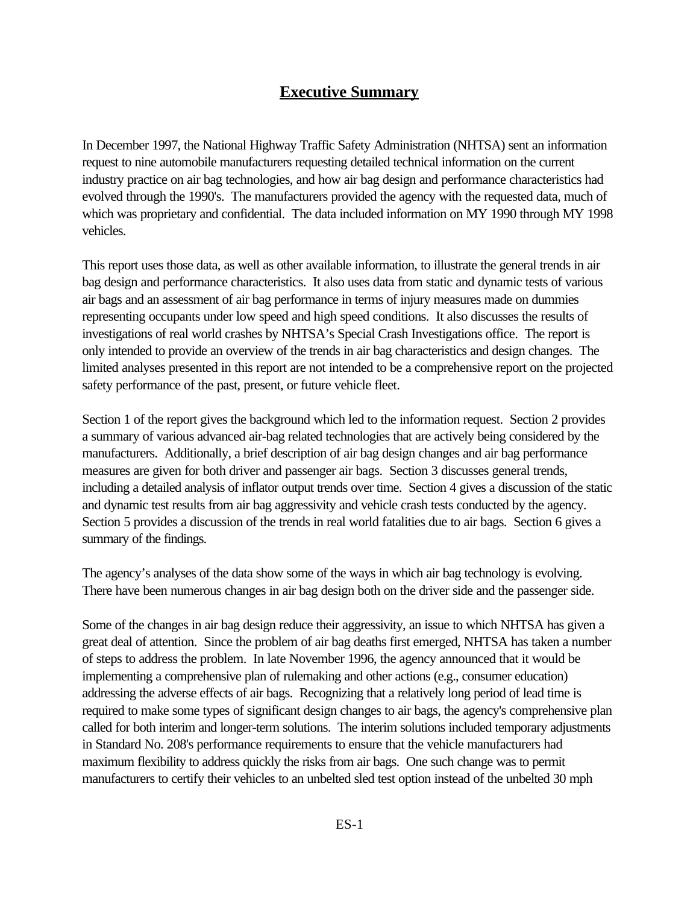# Executive Summary

In December 1997, the National Highway Traffic Safety Administration (NHTSA) sent an information request to nine automobile manufacturers requesting detailed technical information on the current industry practice on air bag technologies, and how air bag design and performance characteristics had evolved through the 1990's. The manufacturers provided the agency with the requested data, much of which was proprietary and confidential. The data included information on MY 1990 through MY 1998 vehicles.

This report uses those data, as well as other available information, to illustrate the general trends in air bag design and performance characteristics. It also uses data from static and dynamic tests of various air bags and an assessment of air bag performance in terms of injury measures made on dummies representing occupants under low speed and high speed conditions. It also discusses the results of investigations of real world crashes by NHTSA's Special Crash Investigations office. The report is only intended to provide an overview of the trends in air bag characteristics and design changes. The limited analyses presented in this report are not intended to be a comprehensive report on the projected safety performance of the past, present, or future vehicle fleet.

Section 1 of the report gives the background which led to the information request. Section 2 provides a summary of various advanced air-bag related technologies that are actively being considered by the manufacturers. Additionally, a brief description of air bag design changes and air bag performance measures are given for both driver and passenger air bags. Section 3 discusses general trends, including a detailed analysis of inflator output trends over time. Section 4 gives a discussion of the static and dynamic test results from air bag aggressivity and vehicle crash tests conducted by the agency. Section 5 provides a discussion of the trends in real world fatalities due to air bags. Section 6 gives a summary of the findings.

The agency's analyses of the data show some of the ways in which air bag technology is evolving. There have been numerous changes in air bag design both on the driver side and the passenger side.

Some of the changes in air bag design reduce their aggressivity, an issue to which NHTSA has given a great deal of attention. Since the problem of air bag deaths first emerged, NHTSA has taken a number of steps to address the problem. In late November 1996, the agency announced that it would be implementing a comprehensive plan of rulemaking and other actions (e.g., consumer education) addressing the adverse effects of air bags. Recognizing that a relatively long period of lead time is required to make some types of significant design changes to air bags, the agency's comprehensive plan called for both interim and longer-term solutions. The interim solutions included temporary adjustments in Standard No. 208's performance requirements to ensure that the vehicle manufacturers had maximum flexibility to address quickly the risks from air bags. One such change was to permit manufacturers to certify their vehicles to an unbelted sled test option instead of the unbelted 30 mph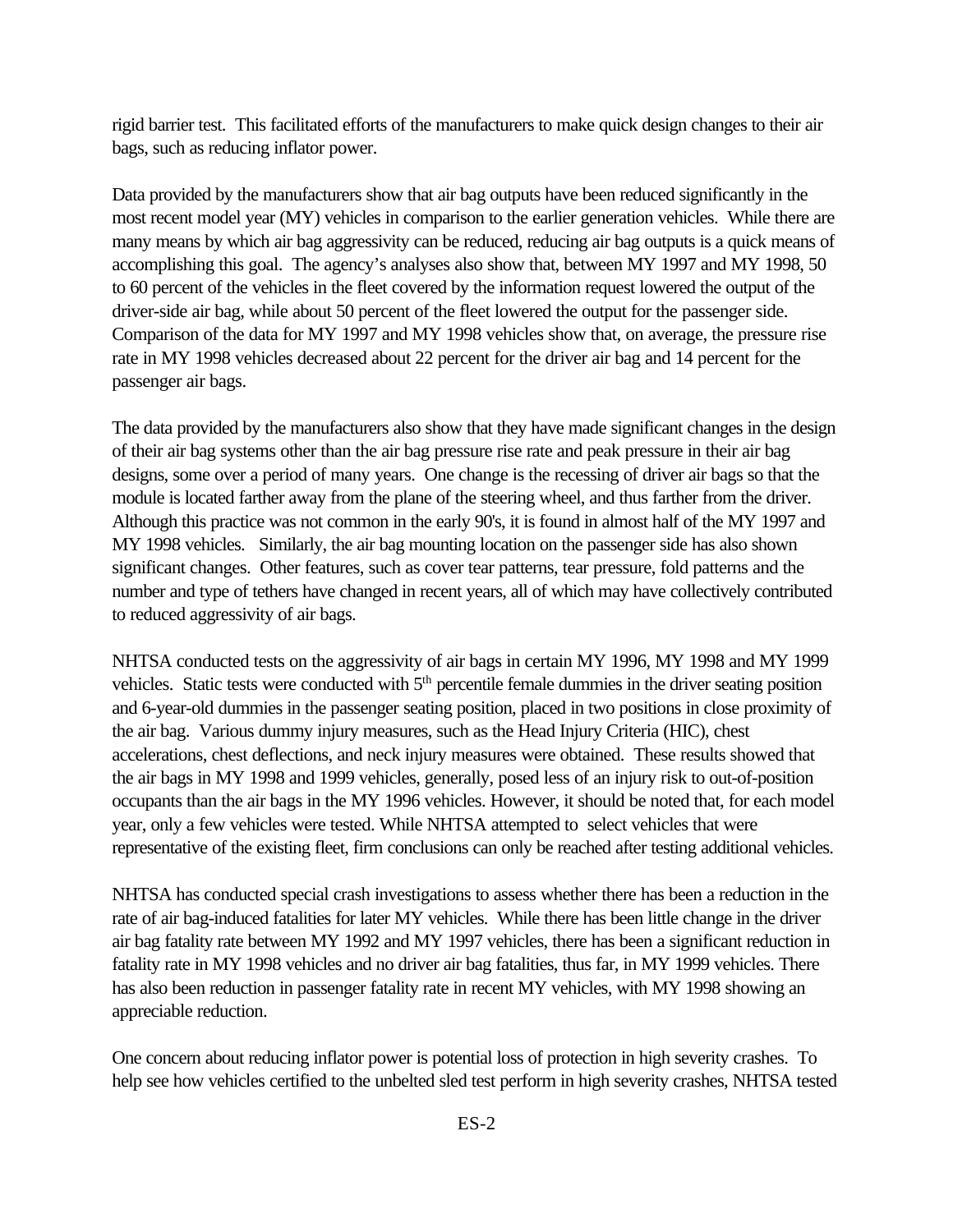rigid barrier test. This facilitated efforts of the manufacturers to make quick design changes to their air bags, such as reducing inflator power.

Data provided by the manufacturers show that air bag outputs have been reduced significantly in the most recent model year (MY) vehicles in comparison to the earlier generation vehicles. While there are many means by which air bag aggressivity can be reduced, reducing air bag outputs is a quick means of accomplishing this goal. The agency's analyses also show that, between MY 1997 and MY 1998, 50 to 60 percent of the vehicles in the fleet covered by the information request lowered the output of the driver-side air bag, while about 50 percent of the fleet lowered the output for the passenger side. Comparison of the data for MY 1997 and MY 1998 vehicles show that, on average, the pressure rise rate in MY 1998 vehicles decreased about 22 percent for the driver air bag and 14 percent for the passenger air bags.

The data provided by the manufacturers also show that they have made significant changes in the design of their air bag systems other than the air bag pressure rise rate and peak pressure in their air bag designs, some over a period of many years. One change is the recessing of driver air bags so that the module is located farther away from the plane of the steering wheel, and thus farther from the driver. Although this practice was not common in the early 90's, it is found in almost half of the MY 1997 and MY 1998 vehicles. Similarly, the air bag mounting location on the passenger side has also shown significant changes. Other features, such as cover tear patterns, tear pressure, fold patterns and the number and type of tethers have changed in recent years, all of which may have collectively contributed to reduced aggressivity of air bags.

NHTSA conducted tests on the aggressivity of air bags in certain MY 1996, MY 1998 and MY 1999 vehicles. Static tests were conducted with 5th percentile female dummies in the driver seating position and 6-year-old dummies in the passenger seating position, placed in two positions in close proximity of the air bag. Various dummy injury measures, such as the Head Injury Criteria (HIC), chest accelerations, chest deflections, and neck injury measures were obtained. These results showed that the air bags in MY 1998 and 1999 vehicles, generally, posed less of an injury risk to out-of-position occupants than the air bags in the MY 1996 vehicles. However, it should be noted that, for each model year, only a few vehicles were tested. While NHTSA attempted to select vehicles that were representative of the existing fleet, firm conclusions can only be reached after testing additional vehicles.

NHTSA has conducted special crash investigations to assess whether there has been a reduction in the rate of air bag-induced fatalities for later MY vehicles. While there has been little change in the driver air bag fatality rate between MY 1992 and MY 1997 vehicles, there has been a significant reduction in fatality rate in MY 1998 vehicles and no driver air bag fatalities, thus far, in MY 1999 vehicles. There has also been reduction in passenger fatality rate in recent MY vehicles, with MY 1998 showing an appreciable reduction.

One concern about reducing inflator power is potential loss of protection in high severity crashes. To help see how vehicles certified to the unbelted sled test perform in high severity crashes, NHTSA tested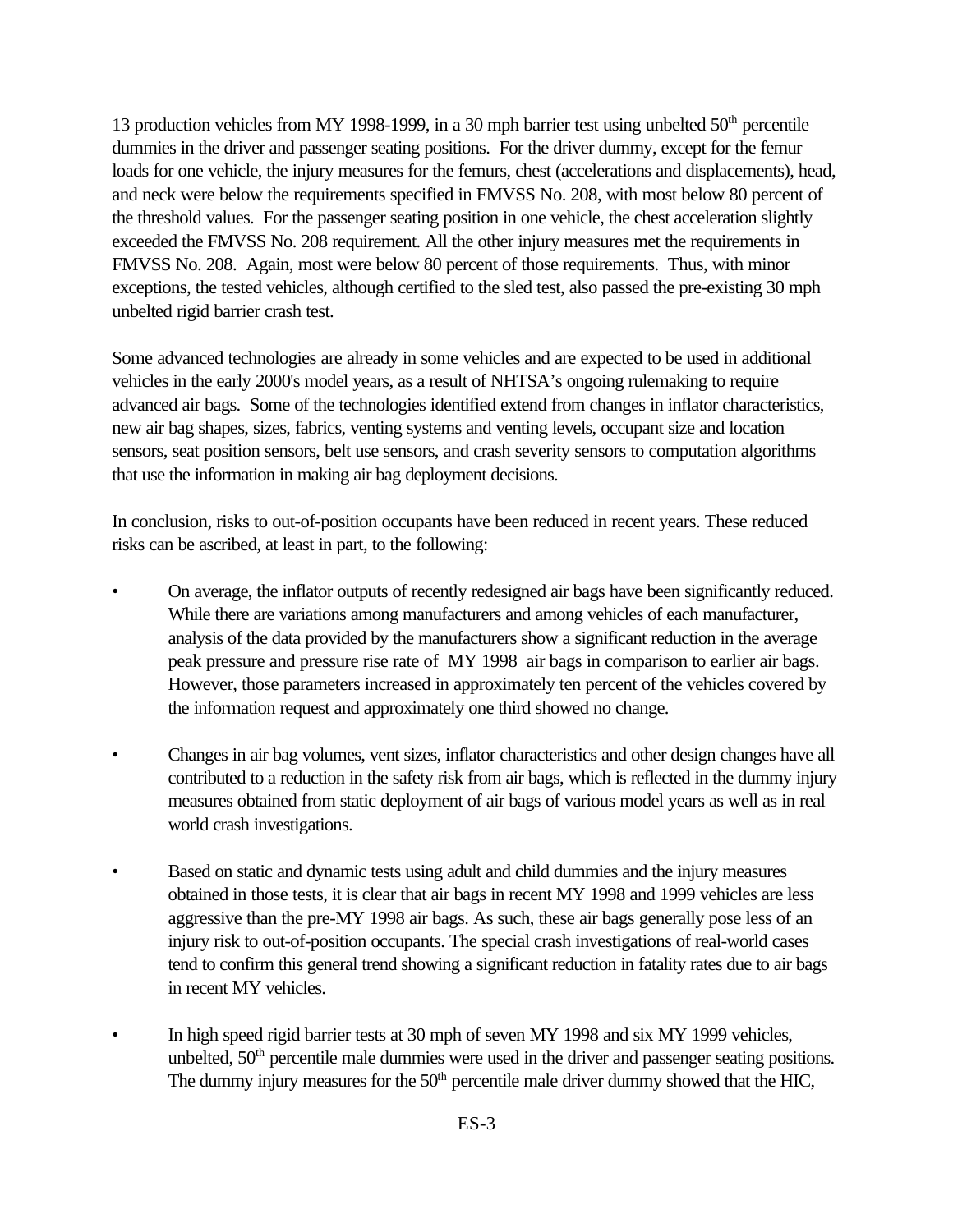13 production vehicles from MY 1998-1999, in a 30 mph barrier test using unbelted 50th percentile dummies in the driver and passenger seating positions. For the driver dummy, except for the femur loads for one vehicle, the injury measures for the femurs, chest (accelerations and displacements), head, and neck were below the requirements specified in FMVSS No. 208, with most below 80 percent of the threshold values. For the passenger seating position in one vehicle, the chest acceleration slightly exceeded the FMVSS No. 208 requirement. All the other injury measures met the requirements in FMVSS No. 208. Again, most were below 80 percent of those requirements. Thus, with minor exceptions, the tested vehicles, although certified to the sled test, also passed the pre-existing 30 mph unbelted rigid barrier crash test.

Some advanced technologies are already in some vehicles and are expected to be used in additional vehicles in the early 2000's model years, as a result of NHTSA's ongoing rulemaking to require advanced air bags. Some of the technologies identified extend from changes in inflator characteristics, new air bag shapes, sizes, fabrics, venting systems and venting levels, occupant size and location sensors, seat position sensors, belt use sensors, and crash severity sensors to computation algorithms that use the information in making air bag deployment decisions.

In conclusion, risks to out-of-position occupants have been reduced in recent years. These reduced risks can be ascribed, at least in part, to the following:

- On average, the inflator outputs of recently redesigned air bags have been significantly reduced. While there are variations among manufacturers and among vehicles of each manufacturer, analysis of the data provided by the manufacturers show a significant reduction in the average peak pressure and pressure rise rate of MY 1998 air bags in comparison to earlier air bags. However, those parameters increased in approximately ten percent of the vehicles covered by the information request and approximately one third showed no change.

- Changes in air bag volumes, vent sizes, inflator characteristics and other design changes have all contributed to a reduction in the safety risk from air bags, which is reflected in the dummy injury measures obtained from static deployment of air bags of various model years as well as in real world crash investigations.

- Based on static and dynamic tests using adult and child dummies and the injury measures obtained in those tests, it is clear that air bags in recent MY 1998 and 1999 vehicles are less aggressive than the pre-MY 1998 air bags. As such, these air bags generally pose less of an injury risk to out-of-position occupants. The special crash investigations of real-world cases tend to confirm this general trend showing a significant reduction in fatality rates due to air bags in recent MY vehicles.

- In high speed rigid barrier tests at 30 mph of seven MY 1998 and six MY 1999 vehicles, unbelted, 50th percentile male dummies were used in the driver and passenger seating positions. The dummy injury measures for the 50th percentile male driver dummy showed that the HIC,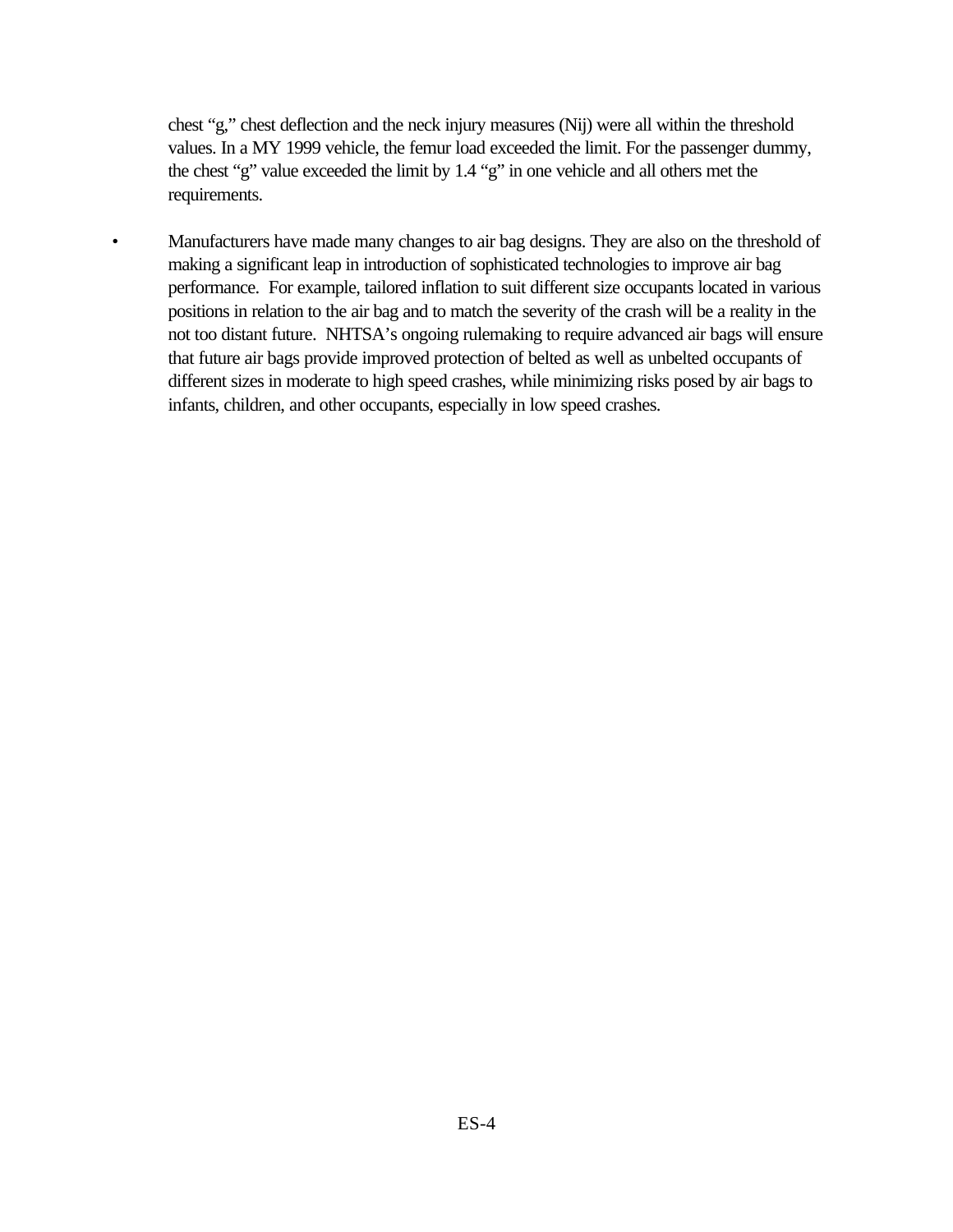chest “g,” chest deflection and the neck injury measures (Nij) were all within the threshold values. In a MY 1999 vehicle, the femur load exceeded the limit. For the passenger dummy, the chest “g” value exceeded the limit by 1.4 “g” in one vehicle and all others met the requirements.

- Manufacturers have made many changes to air bag designs. They are also on the threshold of making a significant leap in introduction of sophisticated technologies to improve air bag performance. For example, tailored inflation to suit different size occupants located in various positions in relation to the air bag and to match the severity of the crash will be a reality in the not too distant future. NHTSA’s ongoing rulemaking to require advanced air bags will ensure that future air bags provide improved protection of belted as well as unbelted occupants of different sizes in moderate to high speed crashes, while minimizing risks posed by air bags to infants, children, and other occupants, especially in low speed crashes.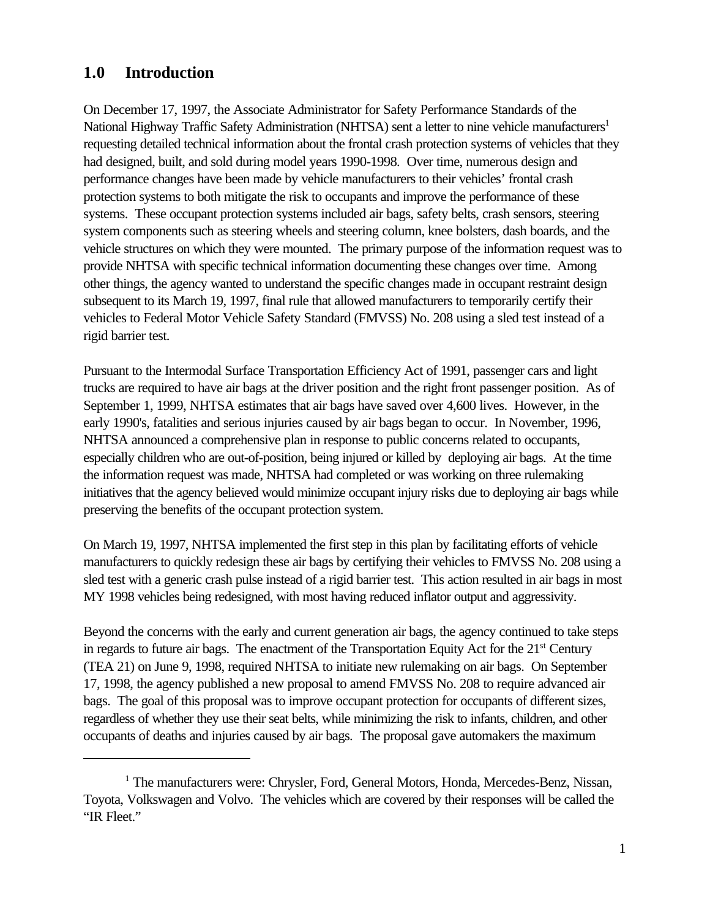## 1.0 Introduction

On December 17, 1997, the Associate Administrator for Safety Performance Standards of the National Highway Traffic Safety Administration (NHTSA) sent a letter to nine vehicle manufacturers[1] requesting detailed technical information about the frontal crash protection systems of vehicles that they had designed, built, and sold during model years 1990-1998. Over time, numerous design and performance changes have been made by vehicle manufacturers to their vehicles' frontal crash protection systems to both mitigate the risk to occupants and improve the performance of these systems. These occupant protection systems included air bags, safety belts, crash sensors, steering system components such as steering wheels and steering column, knee bolsters, dash boards, and the vehicle structures on which they were mounted. The primary purpose of the information request was to provide NHTSA with specific technical information documenting these changes over time. Among other things, the agency wanted to understand the specific changes made in occupant restraint design subsequent to its March 19, 1997, final rule that allowed manufacturers to temporarily certify their vehicles to Federal Motor Vehicle Safety Standard (FMVSS) No. 208 using a sled test instead of a rigid barrier test.

Pursuant to the Intermodal Surface Transportation Efficiency Act of 1991, passenger cars and light trucks are required to have air bags at the driver position and the right front passenger position. As of September 1, 1999, NHTSA estimates that air bags have saved over 4,600 lives. However, in the early 1990's, fatalities and serious injuries caused by air bags began to occur. In November, 1996, NHTSA announced a comprehensive plan in response to public concerns related to occupants, especially children who are out-of-position, being injured or killed by deploying air bags. At the time the information request was made, NHTSA had completed or was working on three rulemaking initiatives that the agency believed would minimize occupant injury risks due to deploying air bags while preserving the benefits of the occupant protection system.

On March 19, 1997, NHTSA implemented the first step in this plan by facilitating efforts of vehicle manufacturers to quickly redesign these air bags by certifying their vehicles to FMVSS No. 208 using a sled test with a generic crash pulse instead of a rigid barrier test. This action resulted in air bags in most MY 1998 vehicles being redesigned, with most having reduced inflator output and aggressivity.

Beyond the concerns with the early and current generation air bags, the agency continued to take steps in regards to future air bags. The enactment of the Transportation Equity Act for the 21st Century (TEA 21) on June 9, 1998, required NHTSA to initiate new rulemaking on air bags. On September 17, 1998, the agency published a new proposal to amend FMVSS No. 208 to require advanced air bags. The goal of this proposal was to improve occupant protection for occupants of different sizes, regardless of whether they use their seat belts, while minimizing the risk to infants, children, and other occupants of deaths and injuries caused by air bags. The proposal gave automakers the maximum

---

[1] The manufacturers were: Chrysler, Ford, General Motors, Honda, Mercedes-Benz, Nissan, Toyota, Volkswagen and Volvo. The vehicles which are covered by their responses will be called the "IR Fleet."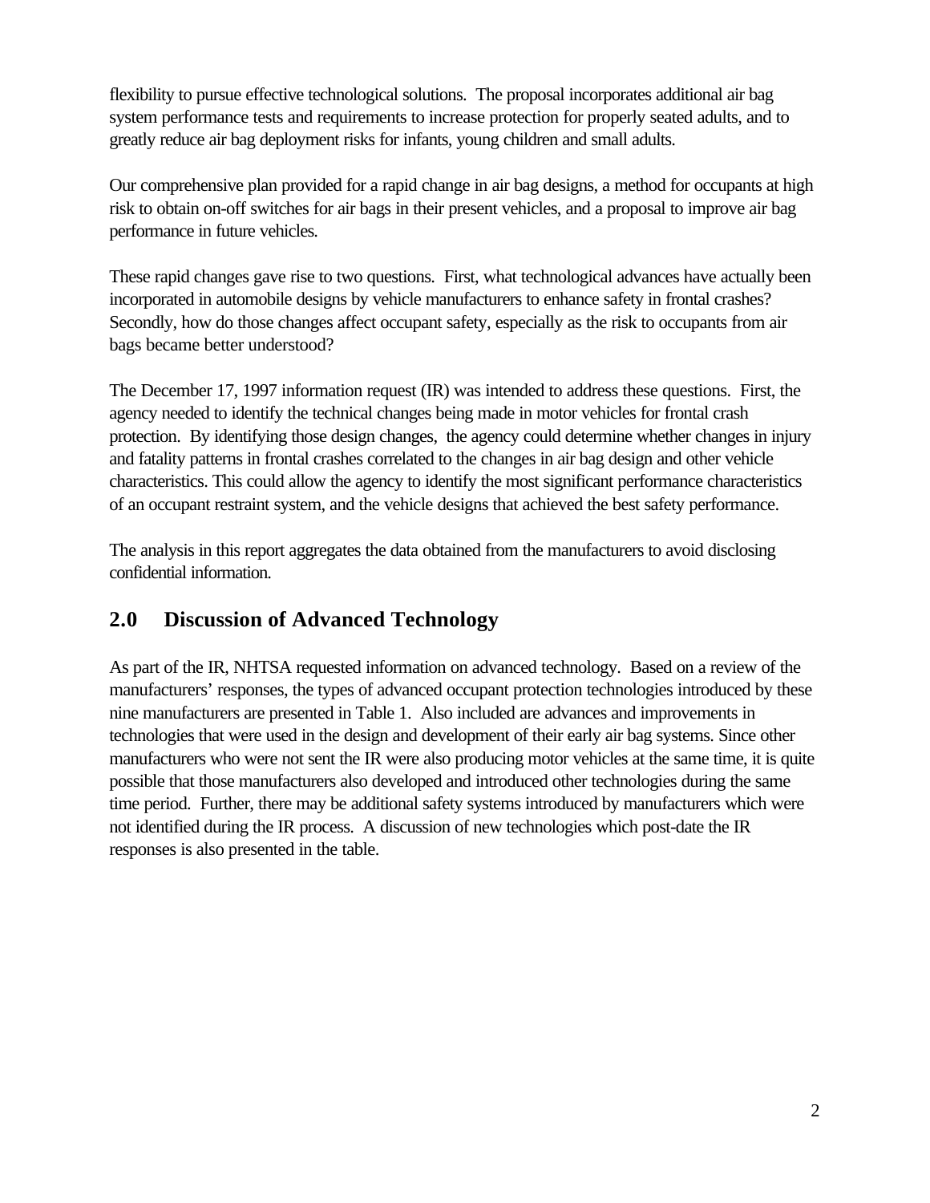flexibility to pursue effective technological solutions.  The proposal incorporates additional air bag system performance tests and requirements to increase protection for properly seated adults, and to greatly reduce air bag deployment risks for infants, young children and small adults.

Our comprehensive plan provided for a rapid change in air bag designs, a method for occupants at high risk to obtain on-off switches for air bags in their present vehicles, and a proposal to improve air bag performance in future vehicles.

These rapid changes gave rise to two questions.  First, what technological advances have actually been incorporated in automobile designs by vehicle manufacturers to enhance safety in frontal crashes? Secondly, how do those changes affect occupant safety, especially as the risk to occupants from air bags became better understood?

The December 17, 1997 information request (IR) was intended to address these questions.  First, the agency needed to identify the technical changes being made in motor vehicles for frontal crash protection.  By identifying those design changes,  the agency could determine whether changes in injury and fatality patterns in frontal crashes correlated to the changes in air bag design and other vehicle characteristics. This could allow the agency to identify the most significant performance characteristics of an occupant restraint system, and the vehicle designs that achieved the best safety performance.

The analysis in this report aggregates the data obtained from the manufacturers to avoid disclosing confidential information.

## 2.0 Discussion of Advanced Technology

As part of the IR, NHTSA requested information on advanced technology.  Based on a review of the manufacturers' responses, the types of advanced occupant protection technologies introduced by these nine manufacturers are presented in Table 1.  Also included are advances and improvements in technologies that were used in the design and development of their early air bag systems. Since other manufacturers who were not sent the IR were also producing motor vehicles at the same time, it is quite possible that those manufacturers also developed and introduced other technologies during the same time period.  Further, there may be additional safety systems introduced by manufacturers which were not identified during the IR process.  A discussion of new technologies which post-date the IR responses is also presented in the table.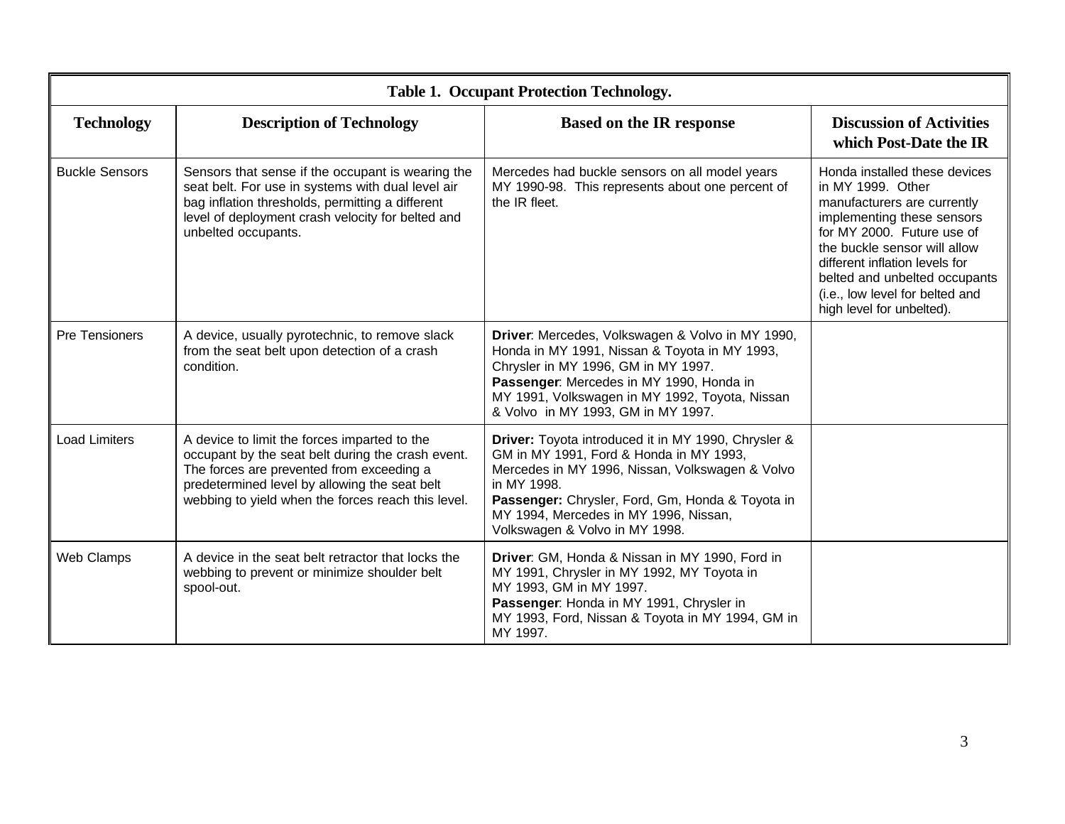**Table 1. Occupant Protection Technology.**

| Technology | Description of Technology | Based on the IR response | Discussion of Activities which Post-Date the IR |
|---|---|---|---|
| Buckle Sensors | Sensors that sense if the occupant is wearing the seat belt. For use in systems with dual level air bag inflation thresholds, permitting a different level of deployment crash velocity for belted and unbelted occupants. | Mercedes had buckle sensors on all model years MY 1990-98. This represents about one percent of the IR fleet. | Honda installed these devices in MY 1999. Other manufacturers are currently implementing these sensors for MY 2000. Future use of the buckle sensor will allow different inflation levels for belted and unbelted occupants (i.e., low level for belted and high level for unbelted). |
| Pre Tensioners | A device, usually pyrotechnic, to remove slack from the seat belt upon detection of a crash condition. | **Driver**: Mercedes, Volkswagen & Volvo in MY 1990, Honda in MY 1991, Nissan & Toyota in MY 1993, Chrysler in MY 1996, GM in MY 1997. **Passenger**: Mercedes in MY 1990, Honda in MY 1991, Volkswagen in MY 1992, Toyota, Nissan & Volvo in MY 1993, GM in MY 1997. | |
| Load Limiters | A device to limit the forces imparted to the occupant by the seat belt during the crash event. The forces are prevented from exceeding a predetermined level by allowing the seat belt webbing to yield when the forces reach this level. | **Driver:** Toyota introduced it in MY 1990, Chrysler & GM in MY 1991, Ford & Honda in MY 1993, Mercedes in MY 1996, Nissan, Volkswagen & Volvo in MY 1998. **Passenger:** Chrysler, Ford, Gm, Honda & Toyota in MY 1994, Mercedes in MY 1996, Nissan, Volkswagen & Volvo in MY 1998. | |
| Web Clamps | A device in the seat belt retractor that locks the webbing to prevent or minimize shoulder belt spool-out. | **Driver**: GM, Honda & Nissan in MY 1990, Ford in MY 1991, Chrysler in MY 1992, MY Toyota in MY 1993, GM in MY 1997. **Passenger**: Honda in MY 1991, Chrysler in MY 1993, Ford, Nissan & Toyota in MY 1994, GM in MY 1997. | |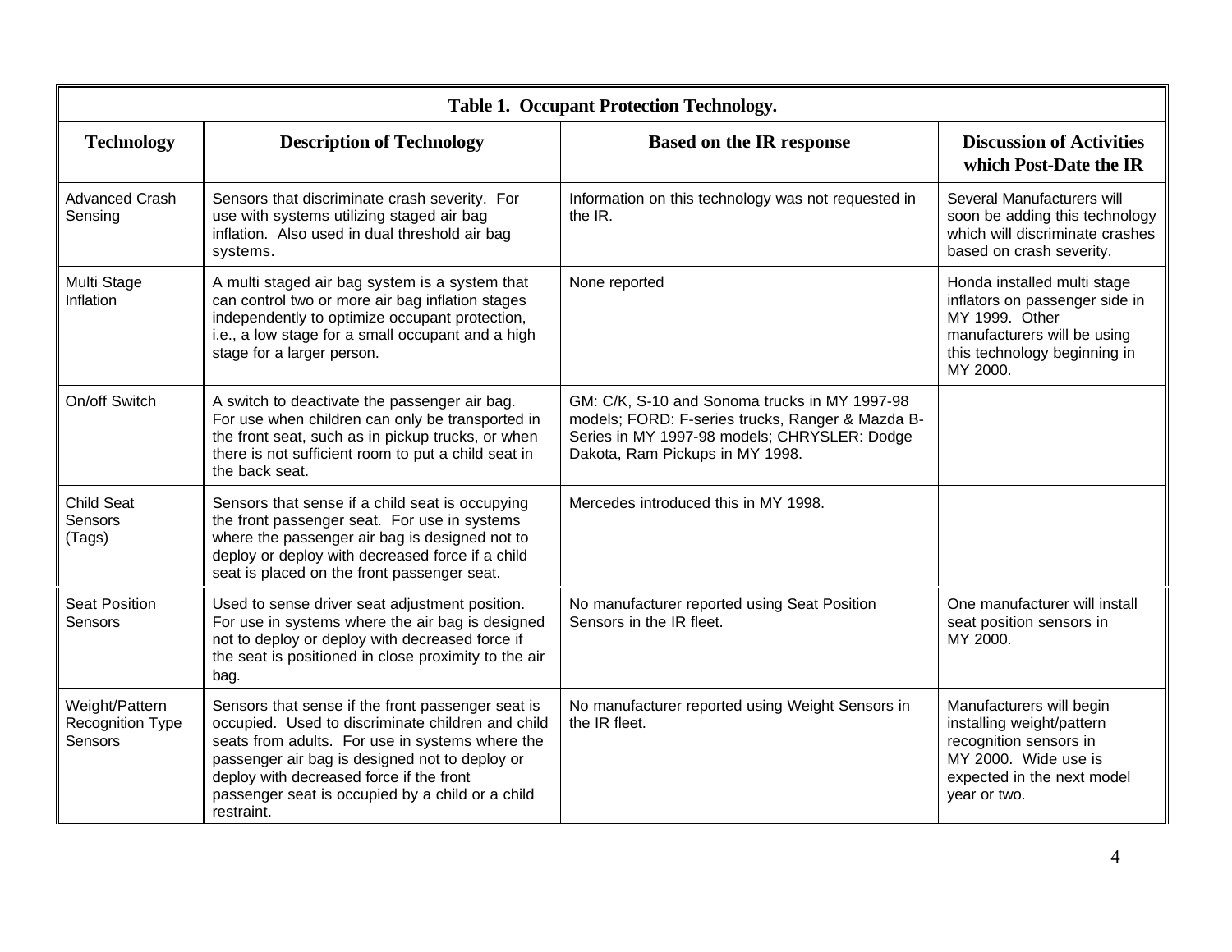| Table 1. Occupant Protection Technology. | | | |
|---|---|---|---|
| **Technology** | **Description of Technology** | **Based on the IR response** | **Discussion of Activities which Post-Date the IR** |
| Advanced Crash Sensing | Sensors that discriminate crash severity. For use with systems utilizing staged air bag inflation. Also used in dual threshold air bag systems. | Information on this technology was not requested in the IR. | Several Manufacturers will soon be adding this technology which will discriminate crashes based on crash severity. |
| Multi Stage Inflation | A multi staged air bag system is a system that can control two or more air bag inflation stages independently to optimize occupant protection, i.e., a low stage for a small occupant and a high stage for a larger person. | None reported | Honda installed multi stage inflators on passenger side in MY 1999. Other manufacturers will be using this technology beginning in MY 2000. |
| On/off Switch | A switch to deactivate the passenger air bag. For use when children can only be transported in the front seat, such as in pickup trucks, or when there is not sufficient room to put a child seat in the back seat. | GM: C/K, S-10 and Sonoma trucks in MY 1997-98 models; FORD: F-series trucks, Ranger & Mazda B-Series in MY 1997-98 models; CHRYSLER: Dodge Dakota, Ram Pickups in MY 1998. | |
| Child Seat Sensors (Tags) | Sensors that sense if a child seat is occupying the front passenger seat. For use in systems where the passenger air bag is designed not to deploy or deploy with decreased force if a child seat is placed on the front passenger seat. | Mercedes introduced this in MY 1998. | |
| Seat Position Sensors | Used to sense driver seat adjustment position. For use in systems where the air bag is designed not to deploy or deploy with decreased force if the seat is positioned in close proximity to the air bag. | No manufacturer reported using Seat Position Sensors in the IR fleet. | One manufacturer will install seat position sensors in MY 2000. |
| Weight/Pattern Recognition Type Sensors | Sensors that sense if the front passenger seat is occupied. Used to discriminate children and child seats from adults. For use in systems where the passenger air bag is designed not to deploy or deploy with decreased force if the front passenger seat is occupied by a child or a child restraint. | No manufacturer reported using Weight Sensors in the IR fleet. | Manufacturers will begin installing weight/pattern recognition sensors in MY 2000. Wide use is expected in the next model year or two. |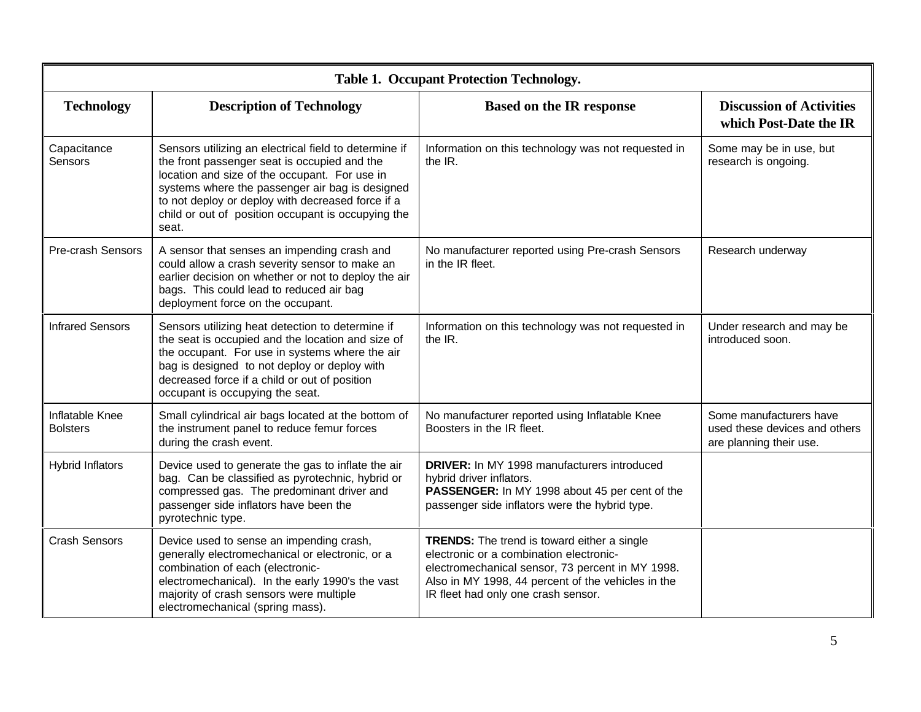**Table 1. Occupant Protection Technology.**

| Technology | Description of Technology | Based on the IR response | Discussion of Activities which Post-Date the IR |
|---|---|---|---|
| Capacitance Sensors | Sensors utilizing an electrical field to determine if the front passenger seat is occupied and the location and size of the occupant. For use in systems where the passenger air bag is designed to not deploy or deploy with decreased force if a child or out of position occupant is occupying the seat. | Information on this technology was not requested in the IR. | Some may be in use, but research is ongoing. |
| Pre-crash Sensors | A sensor that senses an impending crash and could allow a crash severity sensor to make an earlier decision on whether or not to deploy the air bags. This could lead to reduced air bag deployment force on the occupant. | No manufacturer reported using Pre-crash Sensors in the IR fleet. | Research underway |
| Infrared Sensors | Sensors utilizing heat detection to determine if the seat is occupied and the location and size of the occupant. For use in systems where the air bag is designed to not deploy or deploy with decreased force if a child or out of position occupant is occupying the seat. | Information on this technology was not requested in the IR. | Under research and may be introduced soon. |
| Inflatable Knee Bolsters | Small cylindrical air bags located at the bottom of the instrument panel to reduce femur forces during the crash event. | No manufacturer reported using Inflatable Knee Boosters in the IR fleet. | Some manufacturers have used these devices and others are planning their use. |
| Hybrid Inflators | Device used to generate the gas to inflate the air bag. Can be classified as pyrotechnic, hybrid or compressed gas. The predominant driver and passenger side inflators have been the pyrotechnic type. | **DRIVER:** In MY 1998 manufacturers introduced hybrid driver inflators. **PASSENGER:** In MY 1998 about 45 per cent of the passenger side inflators were the hybrid type. | |
| Crash Sensors | Device used to sense an impending crash, generally electromechanical or electronic, or a combination of each (electronic-electromechanical). In the early 1990's the vast majority of crash sensors were multiple electromechanical (spring mass). | **TRENDS:** The trend is toward either a single electronic or a combination electronic-electromechanical sensor, 73 percent in MY 1998. Also in MY 1998, 44 percent of the vehicles in the IR fleet had only one crash sensor. | |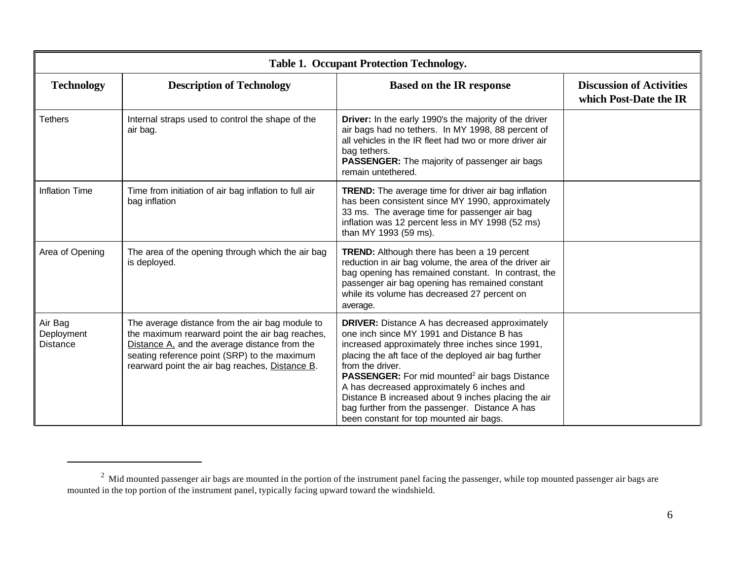**Table 1. Occupant Protection Technology.**

| Technology | Description of Technology | Based on the IR response | Discussion of Activities which Post-Date the IR |
|---|---|---|---|
| Tethers | Internal straps used to control the shape of the air bag. | **Driver:** In the early 1990's the majority of the driver air bags had no tethers. In MY 1998, 88 percent of all vehicles in the IR fleet had two or more driver air bag tethers. **PASSENGER:** The majority of passenger air bags remain untethered. | |
| Inflation Time | Time from initiation of air bag inflation to full air bag inflation | **TREND:** The average time for driver air bag inflation has been consistent since MY 1990, approximately 33 ms. The average time for passenger air bag inflation was 12 percent less in MY 1998 (52 ms) than MY 1993 (59 ms). | |
| Area of Opening | The area of the opening through which the air bag is deployed. | **TREND:** Although there has been a 19 percent reduction in air bag volume, the area of the driver air bag opening has remained constant. In contrast, the passenger air bag opening has remained constant while its volume has decreased 27 percent on average. | |
| Air Bag Deployment Distance | The average distance from the air bag module to the maximum rearward point the air bag reaches, Distance A, and the average distance from the seating reference point (SRP) to the maximum rearward point the air bag reaches, Distance B. | **DRIVER:** Distance A has decreased approximately one inch since MY 1991 and Distance B has increased approximately three inches since 1991, placing the aft face of the deployed air bag further from the driver. **PASSENGER:** For mid mounted[2] air bags Distance A has decreased approximately 6 inches and Distance B increased about 9 inches placing the air bag further from the passenger. Distance A has been constant for top mounted air bags. | |

[2] Mid mounted passenger air bags are mounted in the portion of the instrument panel facing the passenger, while top mounted passenger air bags are mounted in the top portion of the instrument panel, typically facing upward toward the windshield.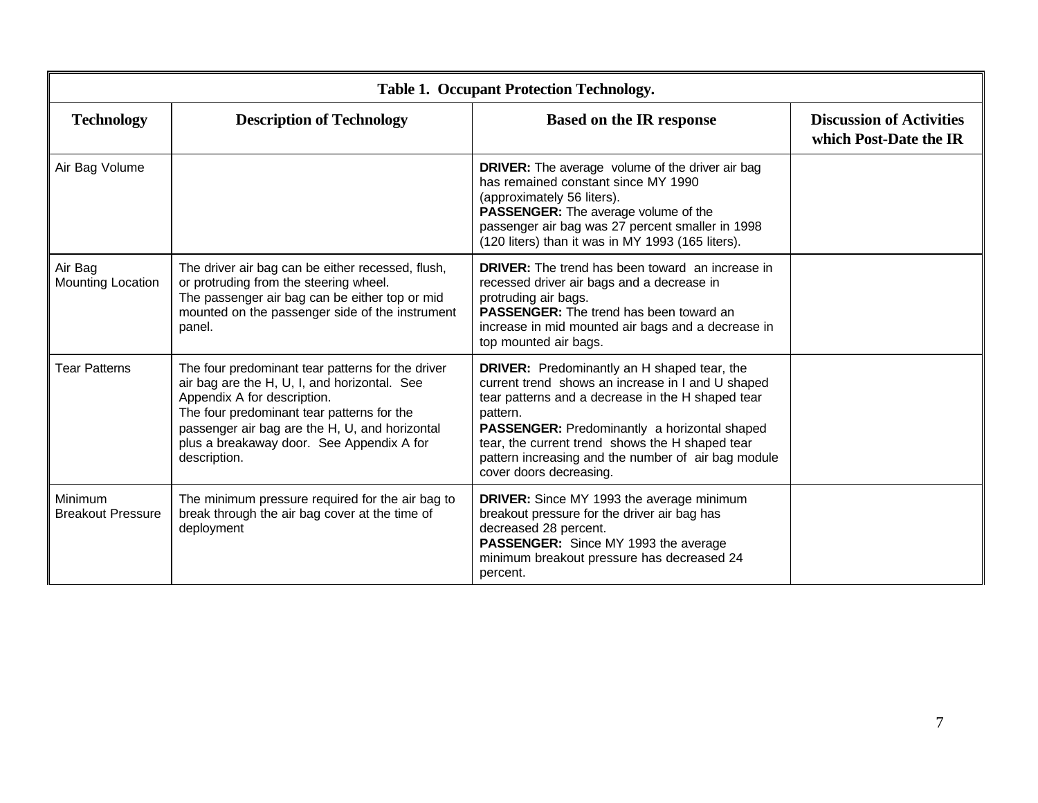| Table 1. Occupant Protection Technology. | | | |
|---|---|---|---|
| **Technology** | **Description of Technology** | **Based on the IR response** | **Discussion of Activities which Post-Date the IR** |
| Air Bag Volume | | **DRIVER:** The average volume of the driver air bag has remained constant since MY 1990 (approximately 56 liters).<br>**PASSENGER:** The average volume of the passenger air bag was 27 percent smaller in 1998 (120 liters) than it was in MY 1993 (165 liters). | |
| Air Bag Mounting Location | The driver air bag can be either recessed, flush, or protruding from the steering wheel.<br>The passenger air bag can be either top or mid mounted on the passenger side of the instrument panel. | **DRIVER:** The trend has been toward an increase in recessed driver air bags and a decrease in protruding air bags.<br>**PASSENGER:** The trend has been toward an increase in mid mounted air bags and a decrease in top mounted air bags. | |
| Tear Patterns | The four predominant tear patterns for the driver air bag are the H, U, I, and horizontal. See Appendix A for description.<br>The four predominant tear patterns for the passenger air bag are the H, U, and horizontal plus a breakaway door. See Appendix A for description. | **DRIVER:** Predominantly an H shaped tear, the current trend shows an increase in I and U shaped tear patterns and a decrease in the H shaped tear pattern.<br>**PASSENGER:** Predominantly a horizontal shaped tear, the current trend shows the H shaped tear pattern increasing and the number of air bag module cover doors decreasing. | |
| Minimum Breakout Pressure | The minimum pressure required for the air bag to break through the air bag cover at the time of deployment | **DRIVER:** Since MY 1993 the average minimum breakout pressure for the driver air bag has decreased 28 percent.<br>**PASSENGER:** Since MY 1993 the average minimum breakout pressure has decreased 24 percent. | |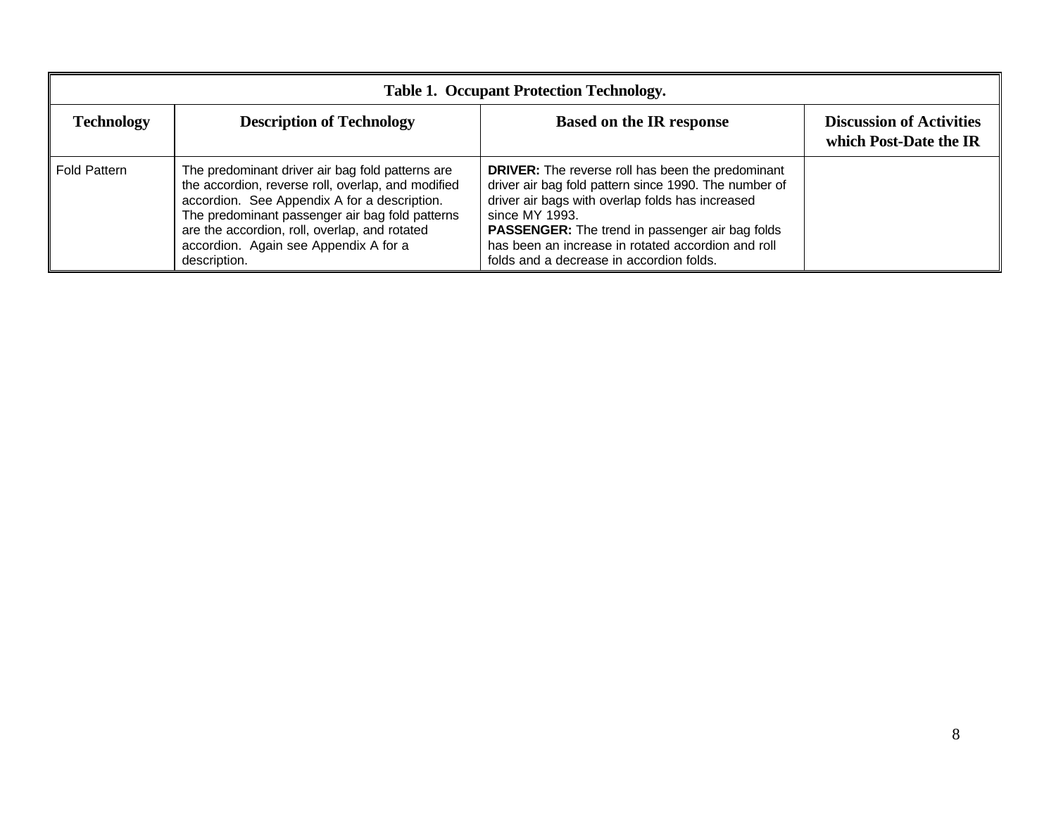| Table 1. Occupant Protection Technology. | | | |
|---|---|---|---|
| **Technology** | **Description of Technology** | **Based on the IR response** | **Discussion of Activities which Post-Date the IR** |
| Fold Pattern | The predominant driver air bag fold patterns are the accordion, reverse roll, overlap, and modified accordion. See Appendix A for a description. The predominant passenger air bag fold patterns are the accordion, roll, overlap, and rotated accordion. Again see Appendix A for a description. | **DRIVER:** The reverse roll has been the predominant driver air bag fold pattern since 1990. The number of driver air bags with overlap folds has increased since MY 1993. **PASSENGER:** The trend in passenger air bag folds has been an increase in rotated accordion and roll folds and a decrease in accordion folds. | |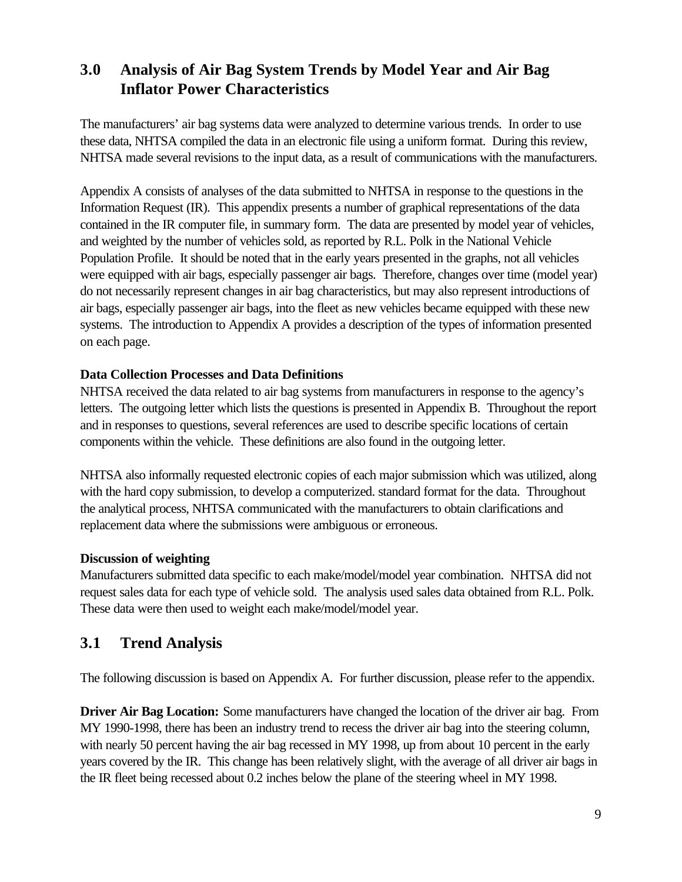## 3.0 Analysis of Air Bag System Trends by Model Year and Air Bag Inflator Power Characteristics

The manufacturers' air bag systems data were analyzed to determine various trends. In order to use these data, NHTSA compiled the data in an electronic file using a uniform format. During this review, NHTSA made several revisions to the input data, as a result of communications with the manufacturers.

Appendix A consists of analyses of the data submitted to NHTSA in response to the questions in the Information Request (IR). This appendix presents a number of graphical representations of the data contained in the IR computer file, in summary form. The data are presented by model year of vehicles, and weighted by the number of vehicles sold, as reported by R.L. Polk in the National Vehicle Population Profile. It should be noted that in the early years presented in the graphs, not all vehicles were equipped with air bags, especially passenger air bags. Therefore, changes over time (model year) do not necessarily represent changes in air bag characteristics, but may also represent introductions of air bags, especially passenger air bags, into the fleet as new vehicles became equipped with these new systems. The introduction to Appendix A provides a description of the types of information presented on each page.

**Data Collection Processes and Data Definitions**

NHTSA received the data related to air bag systems from manufacturers in response to the agency's letters. The outgoing letter which lists the questions is presented in Appendix B. Throughout the report and in responses to questions, several references are used to describe specific locations of certain components within the vehicle. These definitions are also found in the outgoing letter.

NHTSA also informally requested electronic copies of each major submission which was utilized, along with the hard copy submission, to develop a computerized. standard format for the data. Throughout the analytical process, NHTSA communicated with the manufacturers to obtain clarifications and replacement data where the submissions were ambiguous or erroneous.

**Discussion of weighting**

Manufacturers submitted data specific to each make/model/model year combination. NHTSA did not request sales data for each type of vehicle sold. The analysis used sales data obtained from R.L. Polk. These data were then used to weight each make/model/model year.

## 3.1 Trend Analysis

The following discussion is based on Appendix A. For further discussion, please refer to the appendix.

**Driver Air Bag Location:** Some manufacturers have changed the location of the driver air bag. From MY 1990-1998, there has been an industry trend to recess the driver air bag into the steering column, with nearly 50 percent having the air bag recessed in MY 1998, up from about 10 percent in the early years covered by the IR. This change has been relatively slight, with the average of all driver air bags in the IR fleet being recessed about 0.2 inches below the plane of the steering wheel in MY 1998.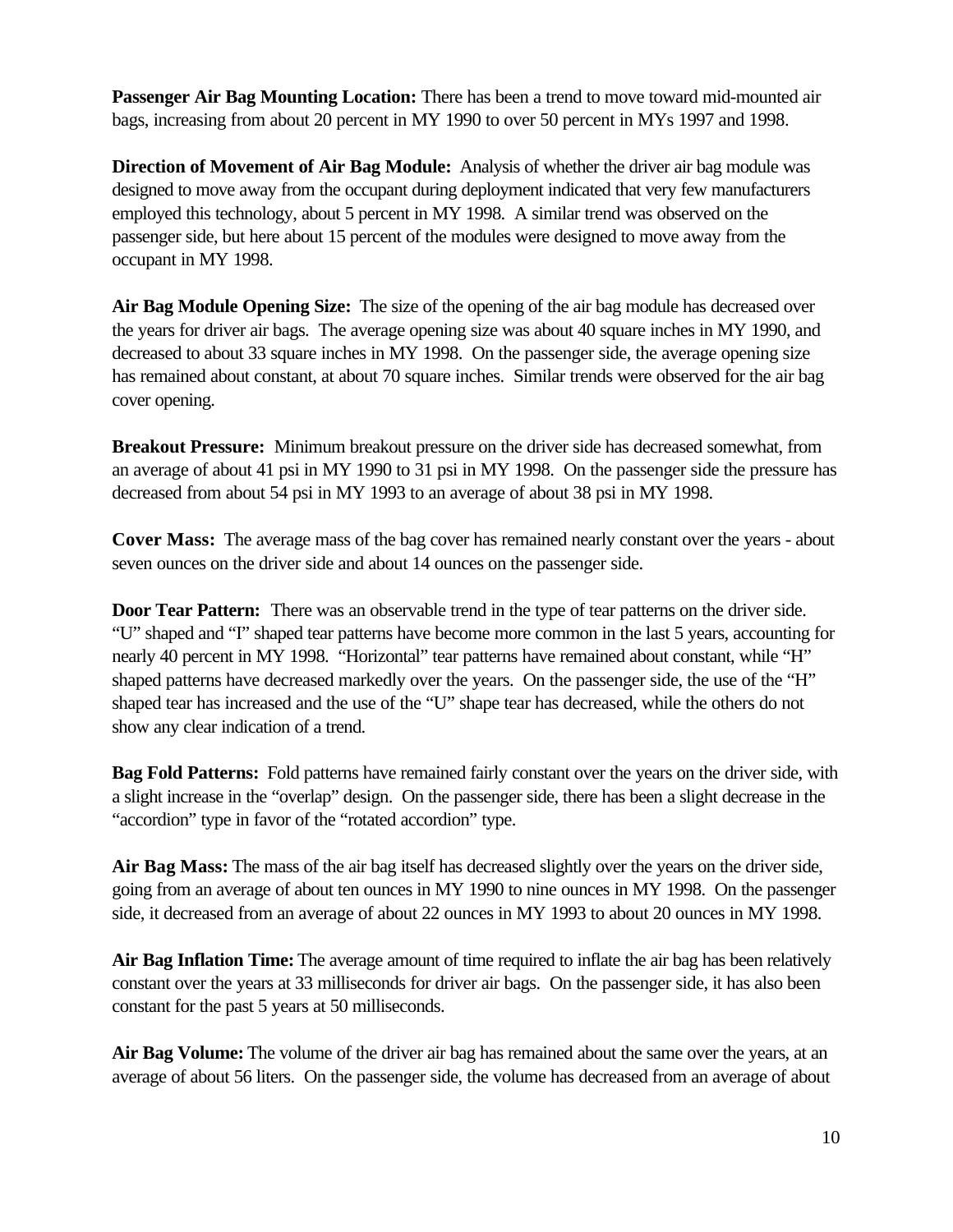**Passenger Air Bag Mounting Location:** There has been a trend to move toward mid-mounted air bags, increasing from about 20 percent in MY 1990 to over 50 percent in MYs 1997 and 1998.

**Direction of Movement of Air Bag Module:** Analysis of whether the driver air bag module was designed to move away from the occupant during deployment indicated that very few manufacturers employed this technology, about 5 percent in MY 1998. A similar trend was observed on the passenger side, but here about 15 percent of the modules were designed to move away from the occupant in MY 1998.

**Air Bag Module Opening Size:** The size of the opening of the air bag module has decreased over the years for driver air bags. The average opening size was about 40 square inches in MY 1990, and decreased to about 33 square inches in MY 1998. On the passenger side, the average opening size has remained about constant, at about 70 square inches. Similar trends were observed for the air bag cover opening.

**Breakout Pressure:** Minimum breakout pressure on the driver side has decreased somewhat, from an average of about 41 psi in MY 1990 to 31 psi in MY 1998. On the passenger side the pressure has decreased from about 54 psi in MY 1993 to an average of about 38 psi in MY 1998.

**Cover Mass:** The average mass of the bag cover has remained nearly constant over the years - about seven ounces on the driver side and about 14 ounces on the passenger side.

**Door Tear Pattern:** There was an observable trend in the type of tear patterns on the driver side. "U" shaped and "I" shaped tear patterns have become more common in the last 5 years, accounting for nearly 40 percent in MY 1998. "Horizontal" tear patterns have remained about constant, while "H" shaped patterns have decreased markedly over the years. On the passenger side, the use of the "H" shaped tear has increased and the use of the "U" shape tear has decreased, while the others do not show any clear indication of a trend.

**Bag Fold Patterns:** Fold patterns have remained fairly constant over the years on the driver side, with a slight increase in the "overlap" design. On the passenger side, there has been a slight decrease in the "accordion" type in favor of the "rotated accordion" type.

**Air Bag Mass:** The mass of the air bag itself has decreased slightly over the years on the driver side, going from an average of about ten ounces in MY 1990 to nine ounces in MY 1998. On the passenger side, it decreased from an average of about 22 ounces in MY 1993 to about 20 ounces in MY 1998.

**Air Bag Inflation Time:** The average amount of time required to inflate the air bag has been relatively constant over the years at 33 milliseconds for driver air bags. On the passenger side, it has also been constant for the past 5 years at 50 milliseconds.

**Air Bag Volume:** The volume of the driver air bag has remained about the same over the years, at an average of about 56 liters. On the passenger side, the volume has decreased from an average of about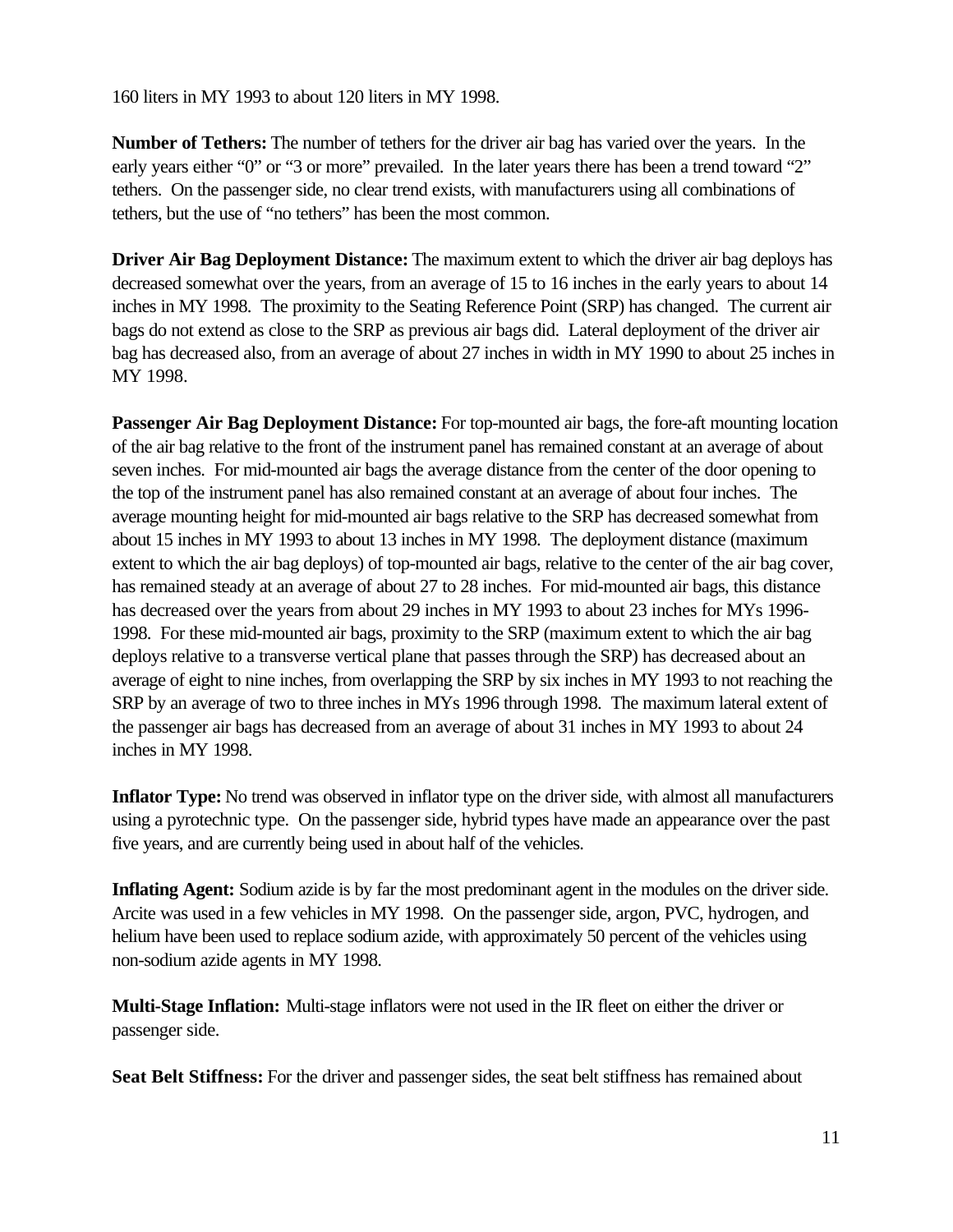160 liters in MY 1993 to about 120 liters in MY 1998.

**Number of Tethers:** The number of tethers for the driver air bag has varied over the years. In the early years either "0" or "3 or more" prevailed. In the later years there has been a trend toward "2" tethers. On the passenger side, no clear trend exists, with manufacturers using all combinations of tethers, but the use of "no tethers" has been the most common.

**Driver Air Bag Deployment Distance:** The maximum extent to which the driver air bag deploys has decreased somewhat over the years, from an average of 15 to 16 inches in the early years to about 14 inches in MY 1998. The proximity to the Seating Reference Point (SRP) has changed. The current air bags do not extend as close to the SRP as previous air bags did. Lateral deployment of the driver air bag has decreased also, from an average of about 27 inches in width in MY 1990 to about 25 inches in MY 1998.

**Passenger Air Bag Deployment Distance:** For top-mounted air bags, the fore-aft mounting location of the air bag relative to the front of the instrument panel has remained constant at an average of about seven inches. For mid-mounted air bags the average distance from the center of the door opening to the top of the instrument panel has also remained constant at an average of about four inches. The average mounting height for mid-mounted air bags relative to the SRP has decreased somewhat from about 15 inches in MY 1993 to about 13 inches in MY 1998. The deployment distance (maximum extent to which the air bag deploys) of top-mounted air bags, relative to the center of the air bag cover, has remained steady at an average of about 27 to 28 inches. For mid-mounted air bags, this distance has decreased over the years from about 29 inches in MY 1993 to about 23 inches for MYs 1996-1998. For these mid-mounted air bags, proximity to the SRP (maximum extent to which the air bag deploys relative to a transverse vertical plane that passes through the SRP) has decreased about an average of eight to nine inches, from overlapping the SRP by six inches in MY 1993 to not reaching the SRP by an average of two to three inches in MYs 1996 through 1998. The maximum lateral extent of the passenger air bags has decreased from an average of about 31 inches in MY 1993 to about 24 inches in MY 1998.

**Inflator Type:** No trend was observed in inflator type on the driver side, with almost all manufacturers using a pyrotechnic type. On the passenger side, hybrid types have made an appearance over the past five years, and are currently being used in about half of the vehicles.

**Inflating Agent:** Sodium azide is by far the most predominant agent in the modules on the driver side. Arcite was used in a few vehicles in MY 1998. On the passenger side, argon, PVC, hydrogen, and helium have been used to replace sodium azide, with approximately 50 percent of the vehicles using non-sodium azide agents in MY 1998.

**Multi-Stage Inflation:** Multi-stage inflators were not used in the IR fleet on either the driver or passenger side.

**Seat Belt Stiffness:** For the driver and passenger sides, the seat belt stiffness has remained about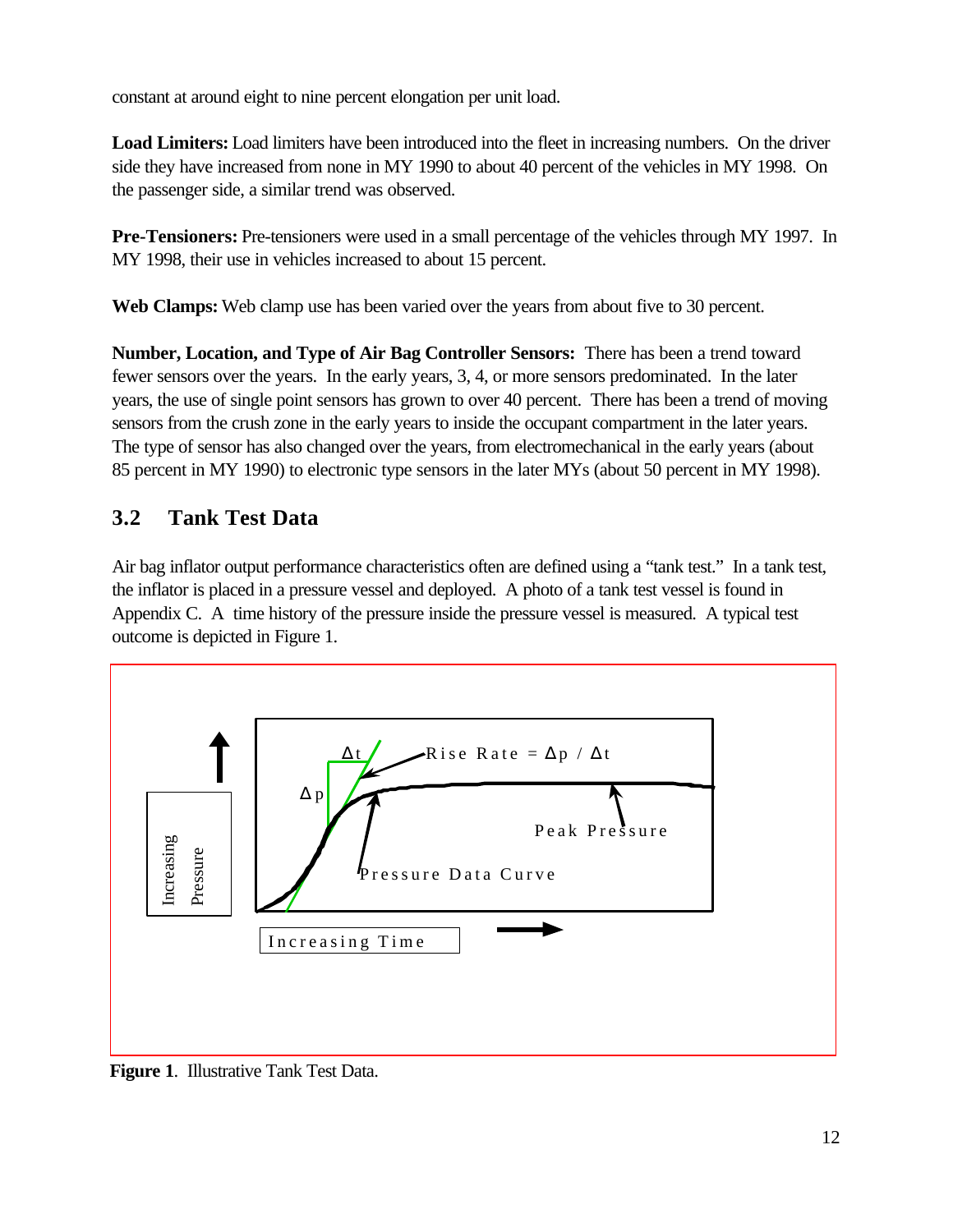constant at around eight to nine percent elongation per unit load.

**Load Limiters:** Load limiters have been introduced into the fleet in increasing numbers. On the driver side they have increased from none in MY 1990 to about 40 percent of the vehicles in MY 1998. On the passenger side, a similar trend was observed.

**Pre-Tensioners:** Pre-tensioners were used in a small percentage of the vehicles through MY 1997. In MY 1998, their use in vehicles increased to about 15 percent.

**Web Clamps:** Web clamp use has been varied over the years from about five to 30 percent.

**Number, Location, and Type of Air Bag Controller Sensors:** There has been a trend toward fewer sensors over the years. In the early years, 3, 4, or more sensors predominated. In the later years, the use of single point sensors has grown to over 40 percent. There has been a trend of moving sensors from the crush zone in the early years to inside the occupant compartment in the later years. The type of sensor has also changed over the years, from electromechanical in the early years (about 85 percent in MY 1990) to electronic type sensors in the later MYs (about 50 percent in MY 1998).

## 3.2 Tank Test Data

Air bag inflator output performance characteristics often are defined using a "tank test." In a tank test, the inflator is placed in a pressure vessel and deployed. A photo of a tank test vessel is found in Appendix C. A time history of the pressure inside the pressure vessel is measured. A typical test outcome is depicted in Figure 1.

**Figure 1**. Illustrative Tank Test Data.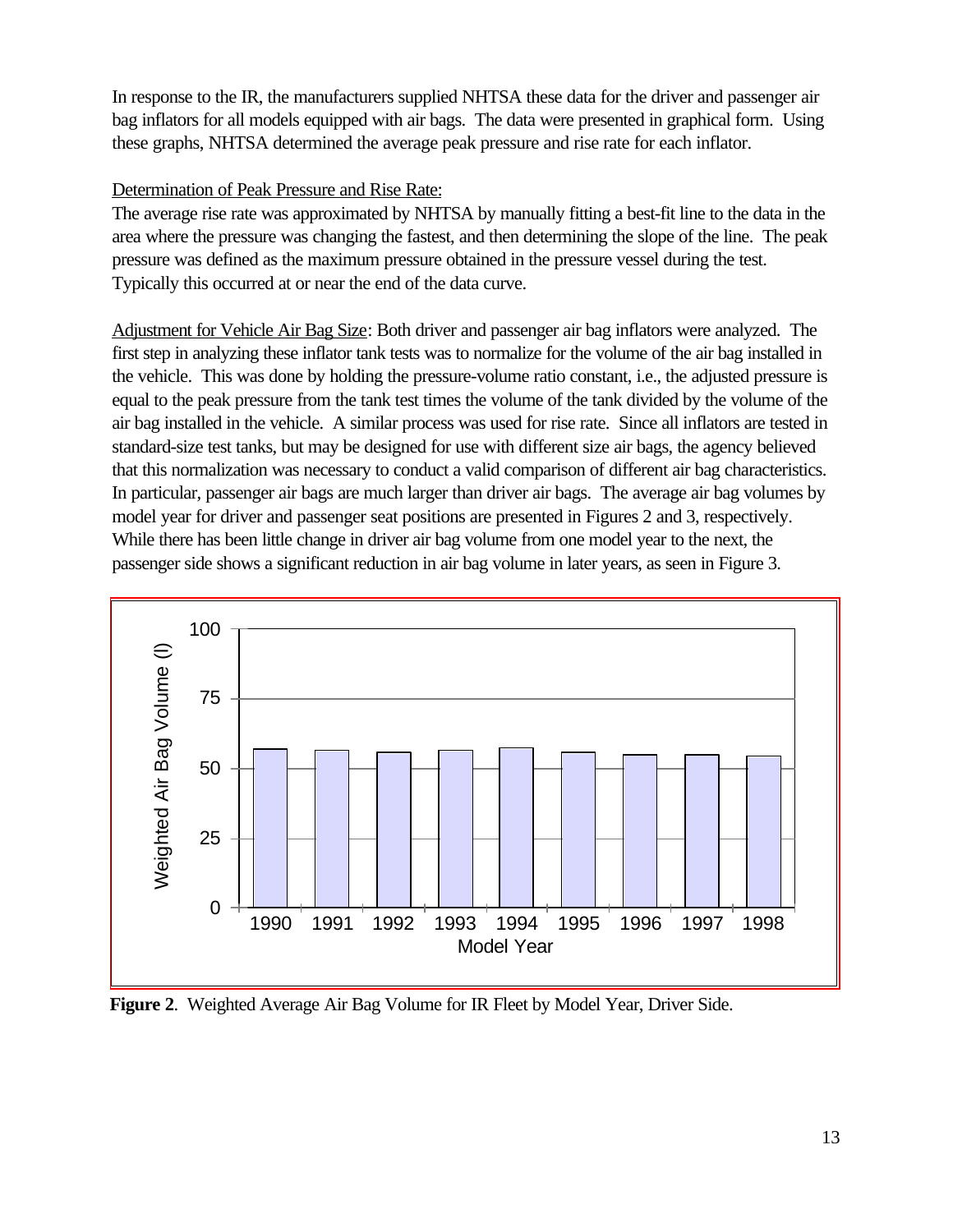In response to the IR, the manufacturers supplied NHTSA these data for the driver and passenger air bag inflators for all models equipped with air bags. The data were presented in graphical form. Using these graphs, NHTSA determined the average peak pressure and rise rate for each inflator.

Determination of Peak Pressure and Rise Rate:
The average rise rate was approximated by NHTSA by manually fitting a best-fit line to the data in the area where the pressure was changing the fastest, and then determining the slope of the line. The peak pressure was defined as the maximum pressure obtained in the pressure vessel during the test. Typically this occurred at or near the end of the data curve.

Adjustment for Vehicle Air Bag Size: Both driver and passenger air bag inflators were analyzed. The first step in analyzing these inflator tank tests was to normalize for the volume of the air bag installed in the vehicle. This was done by holding the pressure-volume ratio constant, i.e., the adjusted pressure is equal to the peak pressure from the tank test times the volume of the tank divided by the volume of the air bag installed in the vehicle. A similar process was used for rise rate. Since all inflators are tested in standard-size test tanks, but may be designed for use with different size air bags, the agency believed that this normalization was necessary to conduct a valid comparison of different air bag characteristics. In particular, passenger air bags are much larger than driver air bags. The average air bag volumes by model year for driver and passenger seat positions are presented in Figures 2 and 3, respectively. While there has been little change in driver air bag volume from one model year to the next, the passenger side shows a significant reduction in air bag volume in later years, as seen in Figure 3.

**Figure 2**. Weighted Average Air Bag Volume for IR Fleet by Model Year, Driver Side.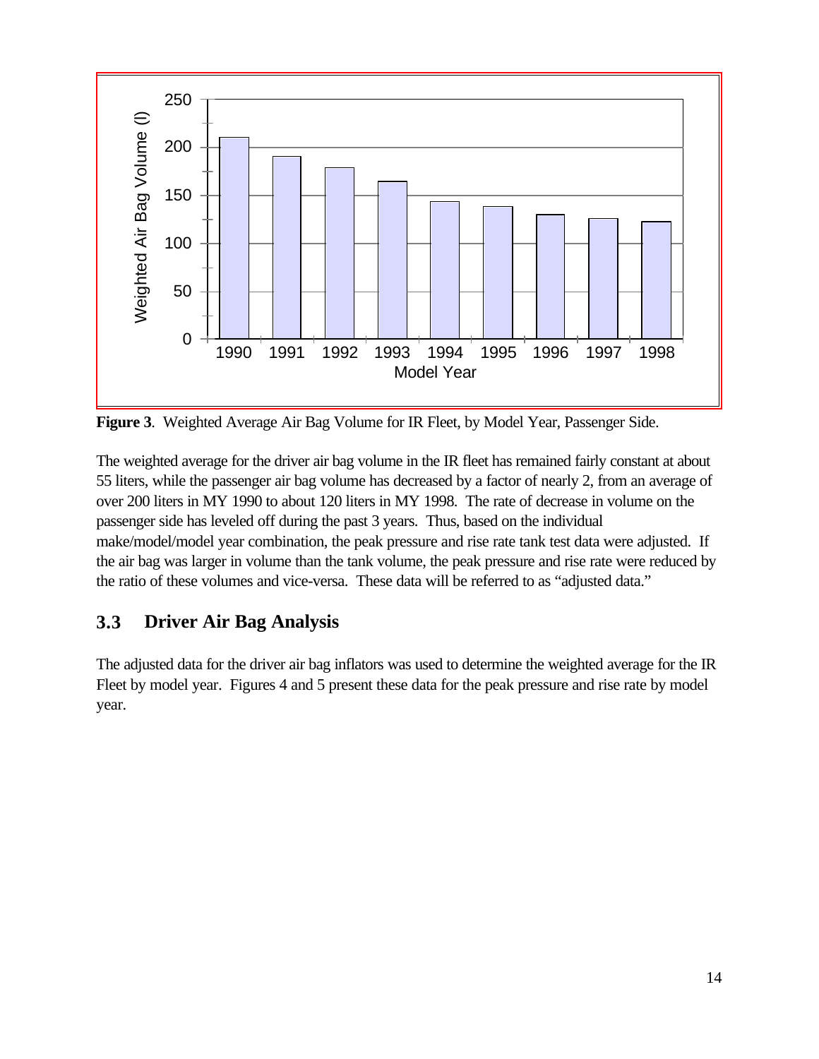**Figure 3**. Weighted Average Air Bag Volume for IR Fleet, by Model Year, Passenger Side.

The weighted average for the driver air bag volume in the IR fleet has remained fairly constant at about 55 liters, while the passenger air bag volume has decreased by a factor of nearly 2, from an average of over 200 liters in MY 1990 to about 120 liters in MY 1998. The rate of decrease in volume on the passenger side has leveled off during the past 3 years. Thus, based on the individual make/model/model year combination, the peak pressure and rise rate tank test data were adjusted. If the air bag was larger in volume than the tank volume, the peak pressure and rise rate were reduced by the ratio of these volumes and vice-versa. These data will be referred to as "adjusted data."

## 3.3 Driver Air Bag Analysis

The adjusted data for the driver air bag inflators was used to determine the weighted average for the IR Fleet by model year. Figures 4 and 5 present these data for the peak pressure and rise rate by model year.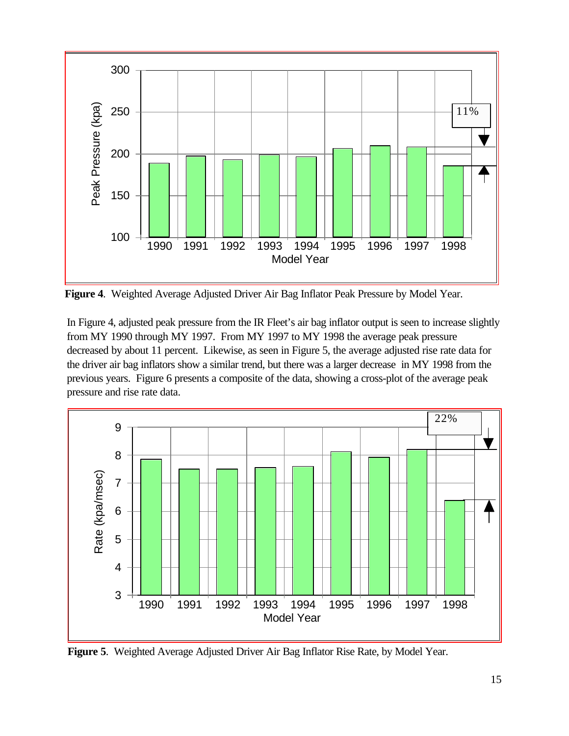**Figure 4**. Weighted Average Adjusted Driver Air Bag Inflator Peak Pressure by Model Year.

In Figure 4, adjusted peak pressure from the IR Fleet's air bag inflator output is seen to increase slightly from MY 1990 through MY 1997. From MY 1997 to MY 1998 the average peak pressure decreased by about 11 percent. Likewise, as seen in Figure 5, the average adjusted rise rate data for the driver air bag inflators show a similar trend, but there was a larger decrease in MY 1998 from the previous years. Figure 6 presents a composite of the data, showing a cross-plot of the average peak pressure and rise rate data.

**Figure 5**. Weighted Average Adjusted Driver Air Bag Inflator Rise Rate, by Model Year.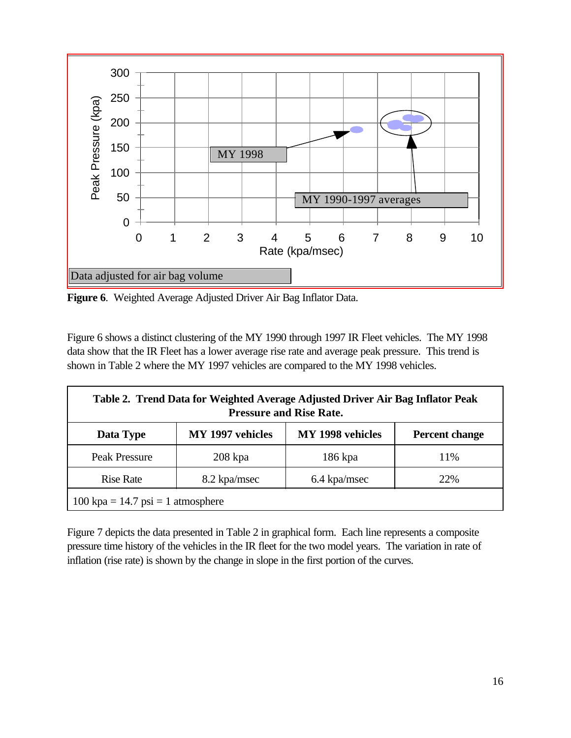**Figure 6**. Weighted Average Adjusted Driver Air Bag Inflator Data.

Figure 6 shows a distinct clustering of the MY 1990 through 1997 IR Fleet vehicles. The MY 1998 data show that the IR Fleet has a lower average rise rate and average peak pressure. This trend is shown in Table 2 where the MY 1997 vehicles are compared to the MY 1998 vehicles.

**Table 2. Trend Data for Weighted Average Adjusted Driver Air Bag Inflator Peak Pressure and Rise Rate.**

| Data Type | MY 1997 vehicles | MY 1998 vehicles | Percent change |
|---|---|---|---|
| Peak Pressure | 208 kpa | 186 kpa | 11% |
| Rise Rate | 8.2 kpa/msec | 6.4 kpa/msec | 22% |
| 100 kpa = 14.7 psi = 1 atmosphere | | | |

Figure 7 depicts the data presented in Table 2 in graphical form. Each line represents a composite pressure time history of the vehicles in the IR fleet for the two model years. The variation in rate of inflation (rise rate) is shown by the change in slope in the first portion of the curves.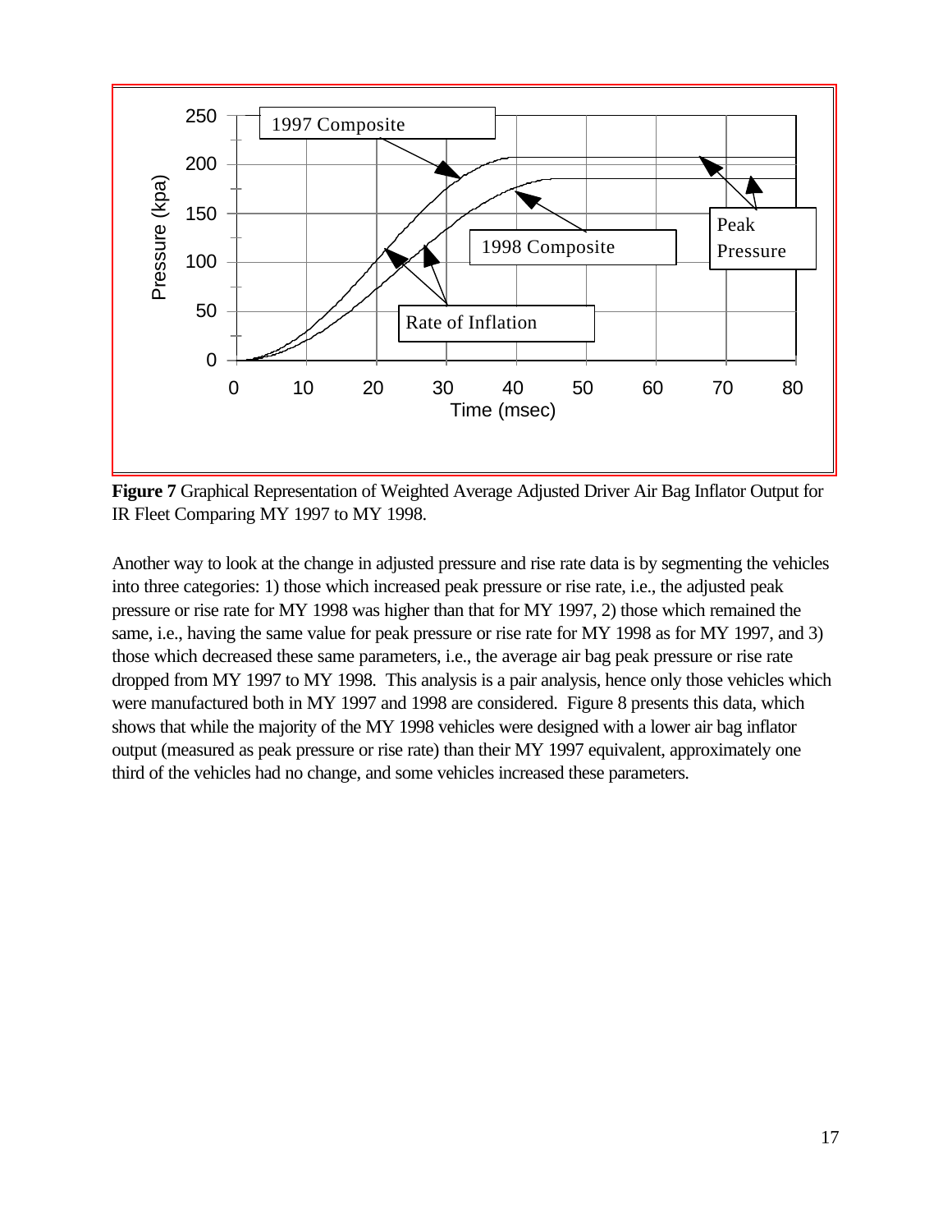**Figure 7** Graphical Representation of Weighted Average Adjusted Driver Air Bag Inflator Output for IR Fleet Comparing MY 1997 to MY 1998.

Another way to look at the change in adjusted pressure and rise rate data is by segmenting the vehicles into three categories: 1) those which increased peak pressure or rise rate, i.e., the adjusted peak pressure or rise rate for MY 1998 was higher than that for MY 1997, 2) those which remained the same, i.e., having the same value for peak pressure or rise rate for MY 1998 as for MY 1997, and 3) those which decreased these same parameters, i.e., the average air bag peak pressure or rise rate dropped from MY 1997 to MY 1998. This analysis is a pair analysis, hence only those vehicles which were manufactured both in MY 1997 and 1998 are considered. Figure 8 presents this data, which shows that while the majority of the MY 1998 vehicles were designed with a lower air bag inflator output (measured as peak pressure or rise rate) than their MY 1997 equivalent, approximately one third of the vehicles had no change, and some vehicles increased these parameters.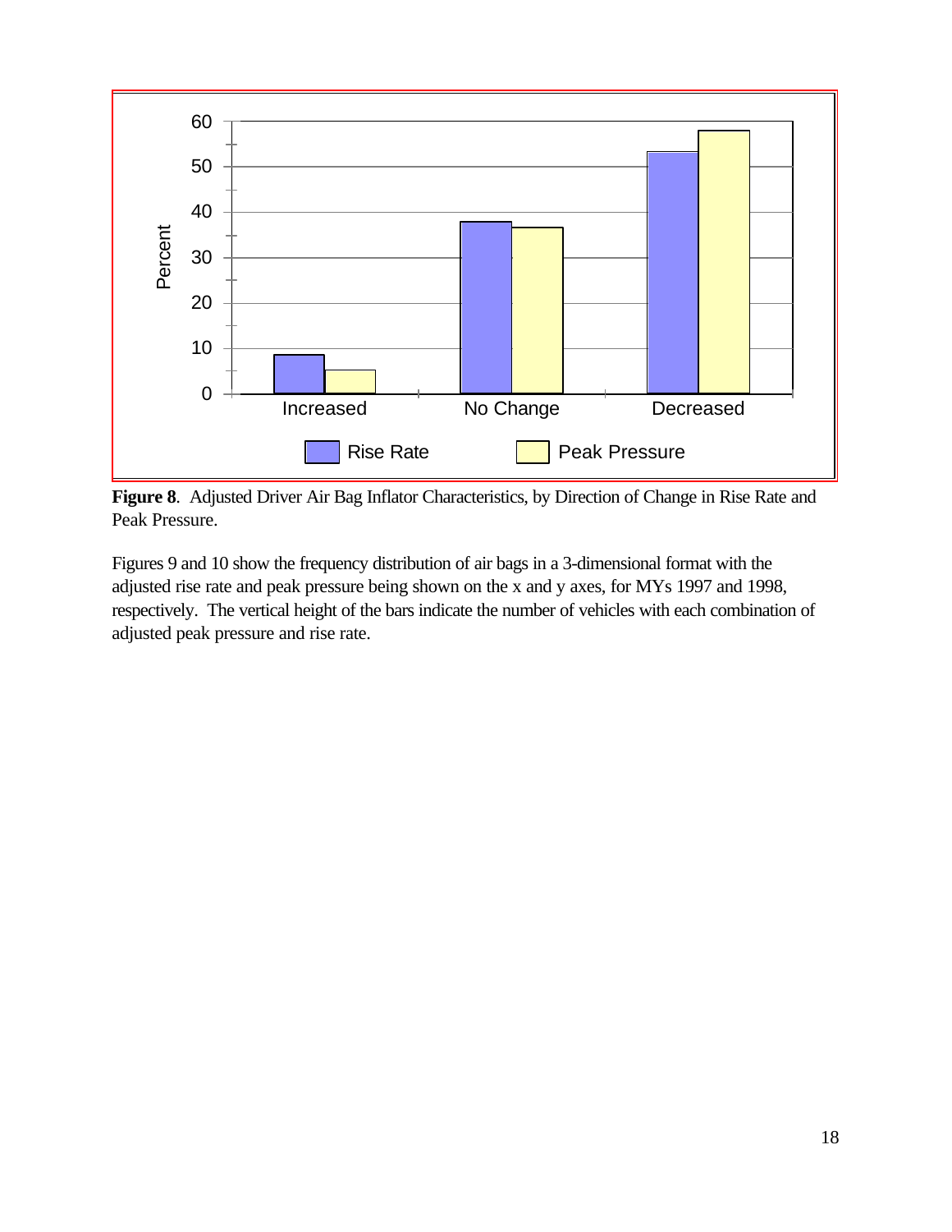**Figure 8**. Adjusted Driver Air Bag Inflator Characteristics, by Direction of Change in Rise Rate and Peak Pressure.

Figures 9 and 10 show the frequency distribution of air bags in a 3-dimensional format with the adjusted rise rate and peak pressure being shown on the x and y axes, for MYs 1997 and 1998, respectively. The vertical height of the bars indicate the number of vehicles with each combination of adjusted peak pressure and rise rate.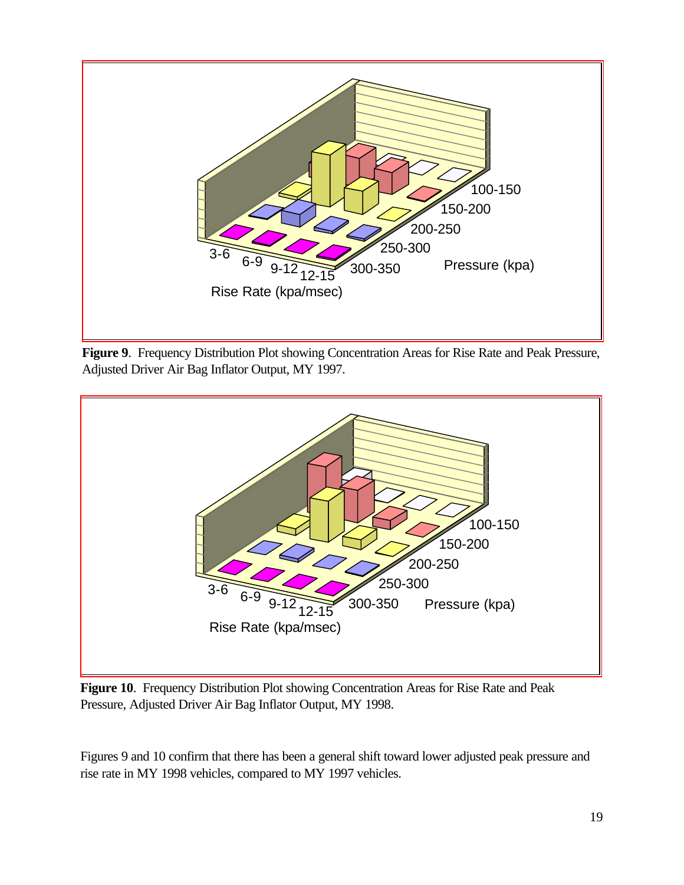**Figure 9**. Frequency Distribution Plot showing Concentration Areas for Rise Rate and Peak Pressure, Adjusted Driver Air Bag Inflator Output, MY 1997.

**Figure 10**. Frequency Distribution Plot showing Concentration Areas for Rise Rate and Peak Pressure, Adjusted Driver Air Bag Inflator Output, MY 1998.

Figures 9 and 10 confirm that there has been a general shift toward lower adjusted peak pressure and rise rate in MY 1998 vehicles, compared to MY 1997 vehicles.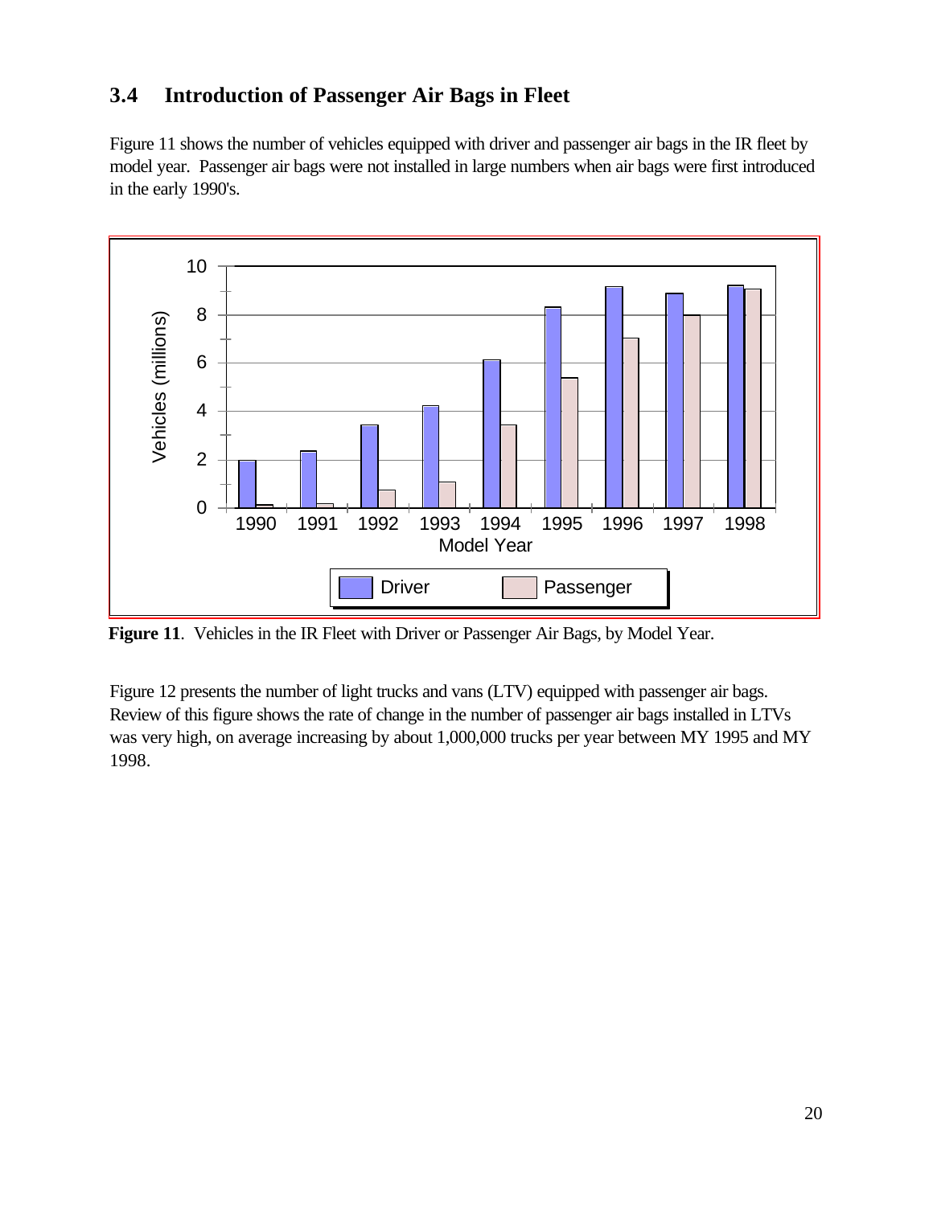## 3.4 Introduction of Passenger Air Bags in Fleet

Figure 11 shows the number of vehicles equipped with driver and passenger air bags in the IR fleet by model year. Passenger air bags were not installed in large numbers when air bags were first introduced in the early 1990's.

**Figure 11**. Vehicles in the IR Fleet with Driver or Passenger Air Bags, by Model Year.

Figure 12 presents the number of light trucks and vans (LTV) equipped with passenger air bags. Review of this figure shows the rate of change in the number of passenger air bags installed in LTVs was very high, on average increasing by about 1,000,000 trucks per year between MY 1995 and MY 1998.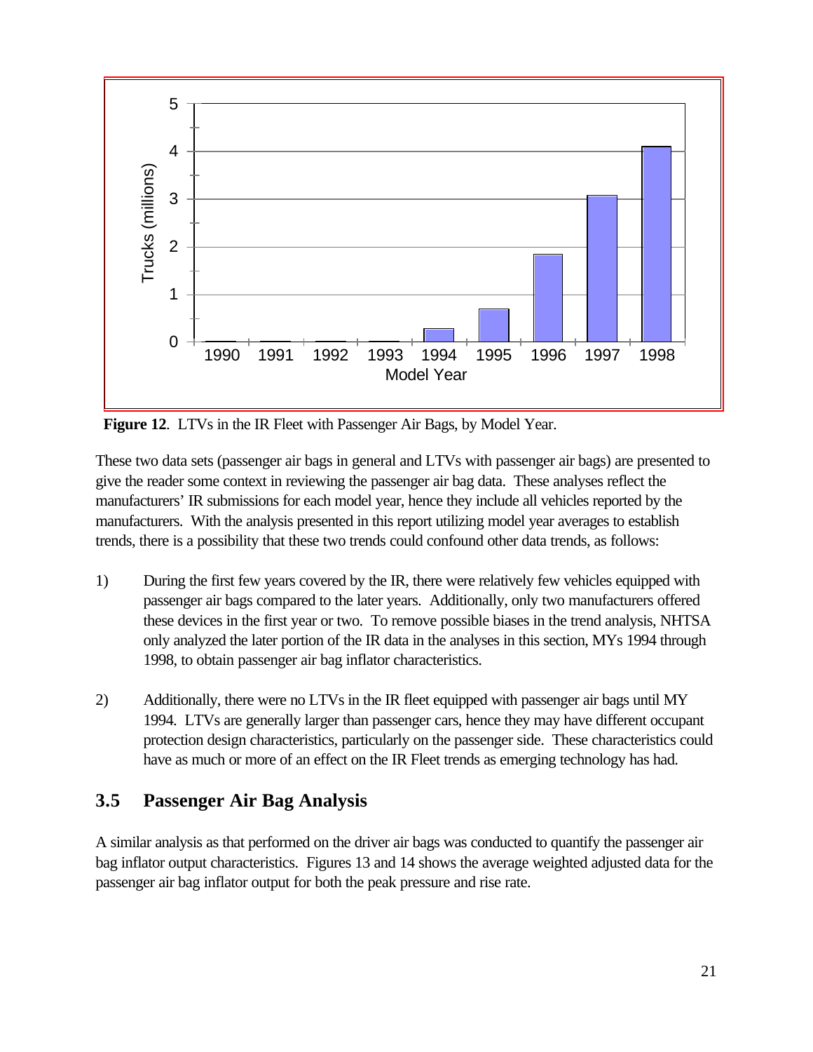**Figure 12**. LTVs in the IR Fleet with Passenger Air Bags, by Model Year.

These two data sets (passenger air bags in general and LTVs with passenger air bags) are presented to give the reader some context in reviewing the passenger air bag data. These analyses reflect the manufacturers' IR submissions for each model year, hence they include all vehicles reported by the manufacturers. With the analysis presented in this report utilizing model year averages to establish trends, there is a possibility that these two trends could confound other data trends, as follows:

1) During the first few years covered by the IR, there were relatively few vehicles equipped with passenger air bags compared to the later years. Additionally, only two manufacturers offered these devices in the first year or two. To remove possible biases in the trend analysis, NHTSA only analyzed the later portion of the IR data in the analyses in this section, MYs 1994 through 1998, to obtain passenger air bag inflator characteristics.

2) Additionally, there were no LTVs in the IR fleet equipped with passenger air bags until MY 1994. LTVs are generally larger than passenger cars, hence they may have different occupant protection design characteristics, particularly on the passenger side. These characteristics could have as much or more of an effect on the IR Fleet trends as emerging technology has had.

## 3.5 Passenger Air Bag Analysis

A similar analysis as that performed on the driver air bags was conducted to quantify the passenger air bag inflator output characteristics. Figures 13 and 14 shows the average weighted adjusted data for the passenger air bag inflator output for both the peak pressure and rise rate.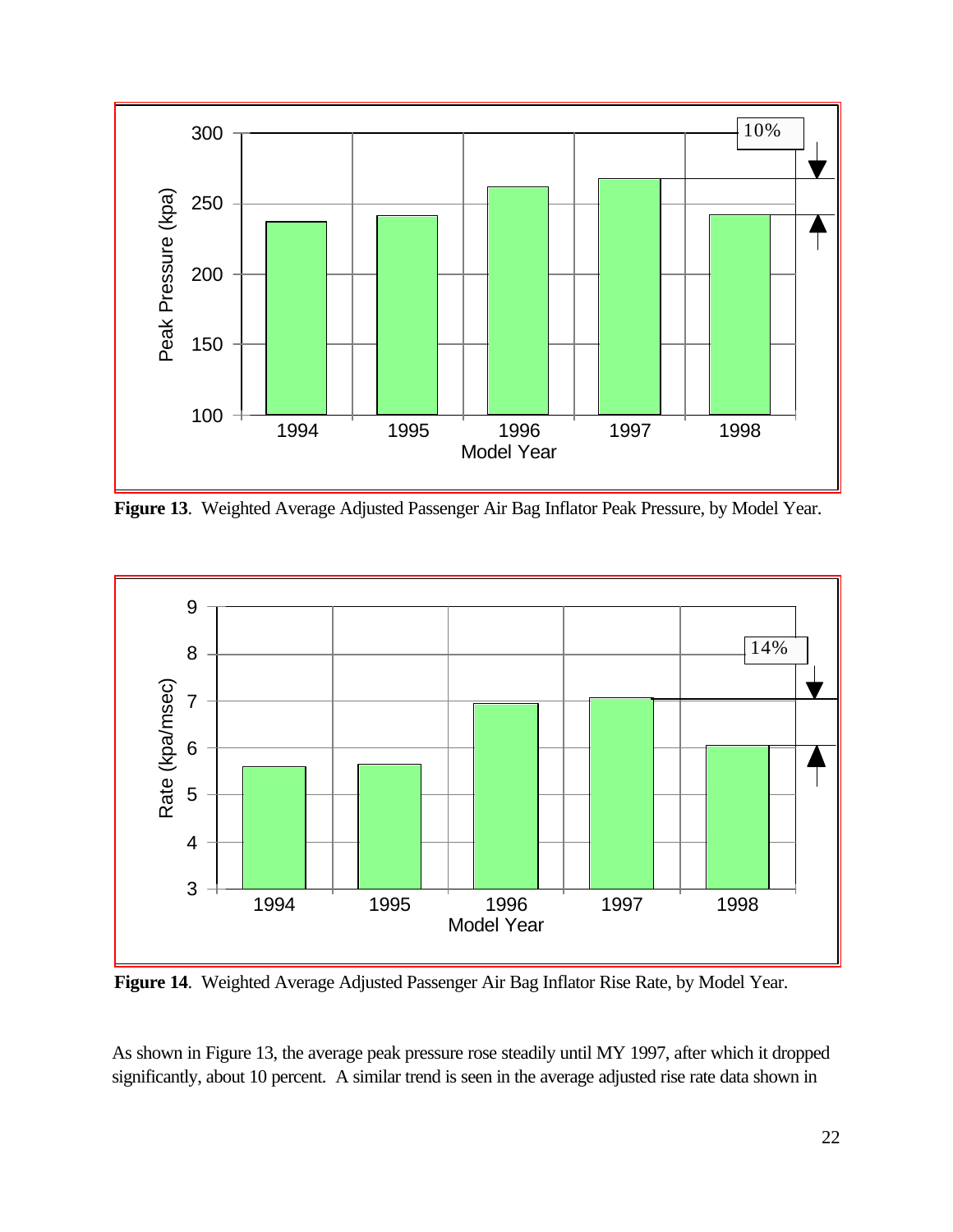**Figure 13**. Weighted Average Adjusted Passenger Air Bag Inflator Peak Pressure, by Model Year.

**Figure 14**. Weighted Average Adjusted Passenger Air Bag Inflator Rise Rate, by Model Year.

As shown in Figure 13, the average peak pressure rose steadily until MY 1997, after which it dropped significantly, about 10 percent. A similar trend is seen in the average adjusted rise rate data shown in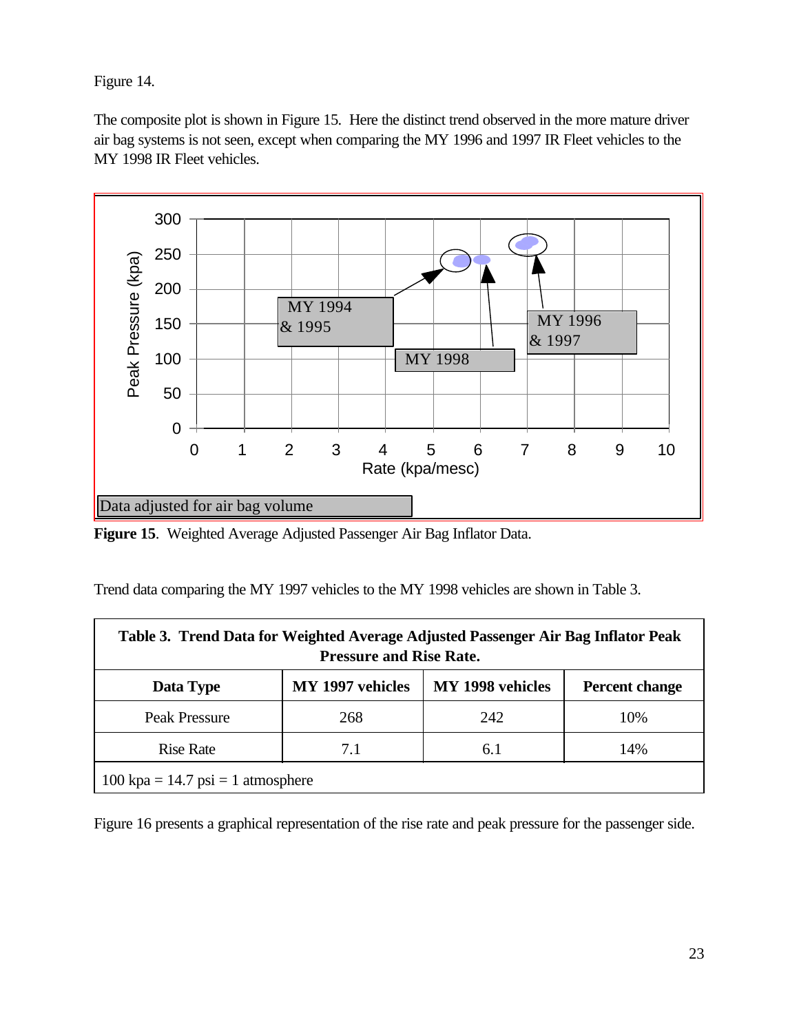Figure 14.

The composite plot is shown in Figure 15. Here the distinct trend observed in the more mature driver air bag systems is not seen, except when comparing the MY 1996 and 1997 IR Fleet vehicles to the MY 1998 IR Fleet vehicles.

**Figure 15**. Weighted Average Adjusted Passenger Air Bag Inflator Data.

Trend data comparing the MY 1997 vehicles to the MY 1998 vehicles are shown in Table 3.

**Table 3. Trend Data for Weighted Average Adjusted Passenger Air Bag Inflator Peak Pressure and Rise Rate.**

| Data Type | MY 1997 vehicles | MY 1998 vehicles | Percent change |
|---|---|---|---|
| Peak Pressure | 268 | 242 | 10% |
| Rise Rate | 7.1 | 6.1 | 14% |
| 100 kpa = 14.7 psi = 1 atmosphere | | | |

Figure 16 presents a graphical representation of the rise rate and peak pressure for the passenger side.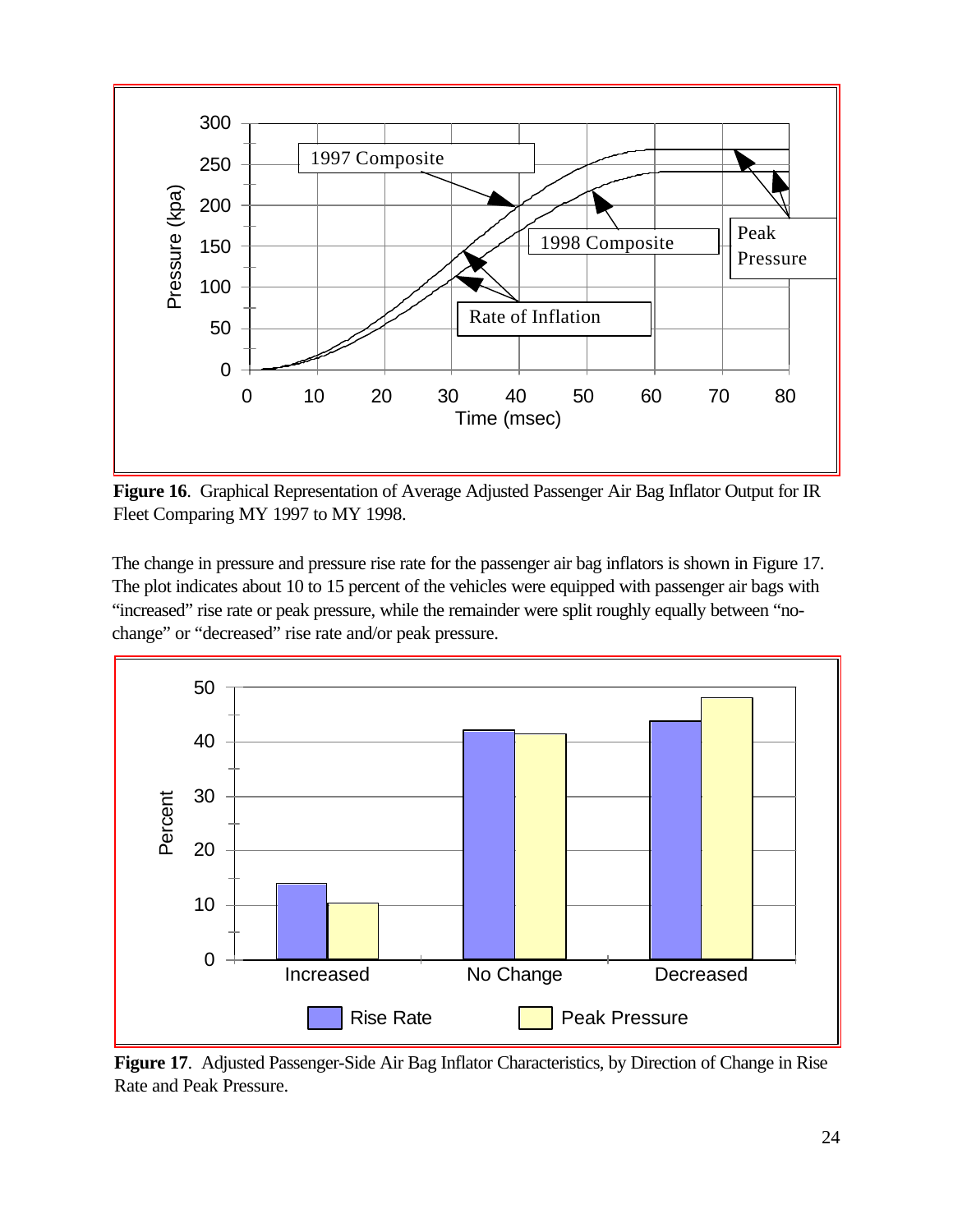**Figure 16**. Graphical Representation of Average Adjusted Passenger Air Bag Inflator Output for IR Fleet Comparing MY 1997 to MY 1998.

The change in pressure and pressure rise rate for the passenger air bag inflators is shown in Figure 17. The plot indicates about 10 to 15 percent of the vehicles were equipped with passenger air bags with "increased" rise rate or peak pressure, while the remainder were split roughly equally between "no-change" or "decreased" rise rate and/or peak pressure.

**Figure 17**. Adjusted Passenger-Side Air Bag Inflator Characteristics, by Direction of Change in Rise Rate and Peak Pressure.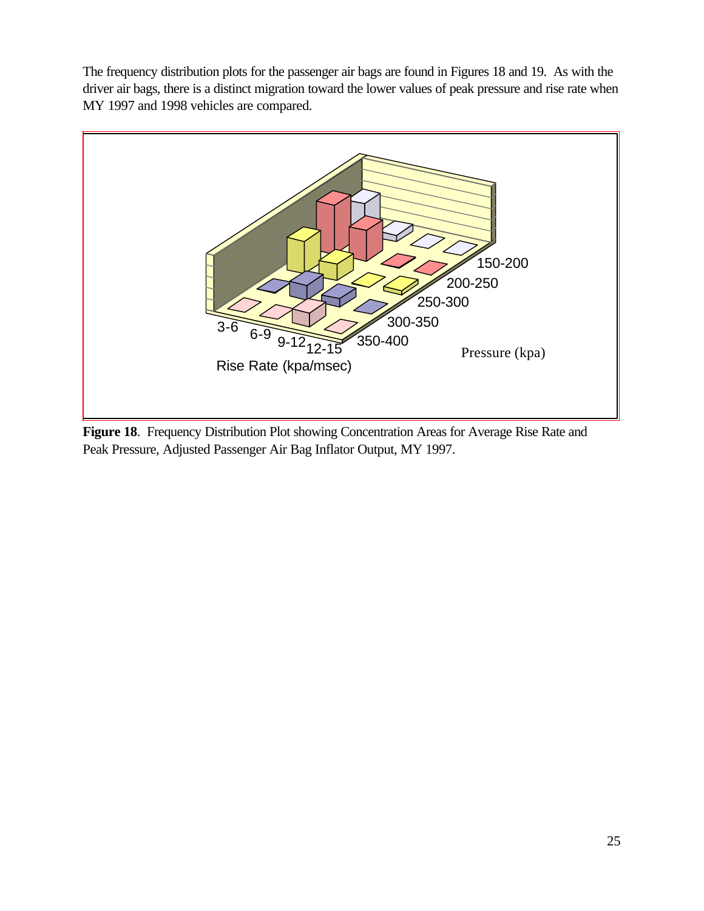The frequency distribution plots for the passenger air bags are found in Figures 18 and 19. As with the driver air bags, there is a distinct migration toward the lower values of peak pressure and rise rate when MY 1997 and 1998 vehicles are compared.

**Figure 18**. Frequency Distribution Plot showing Concentration Areas for Average Rise Rate and Peak Pressure, Adjusted Passenger Air Bag Inflator Output, MY 1997.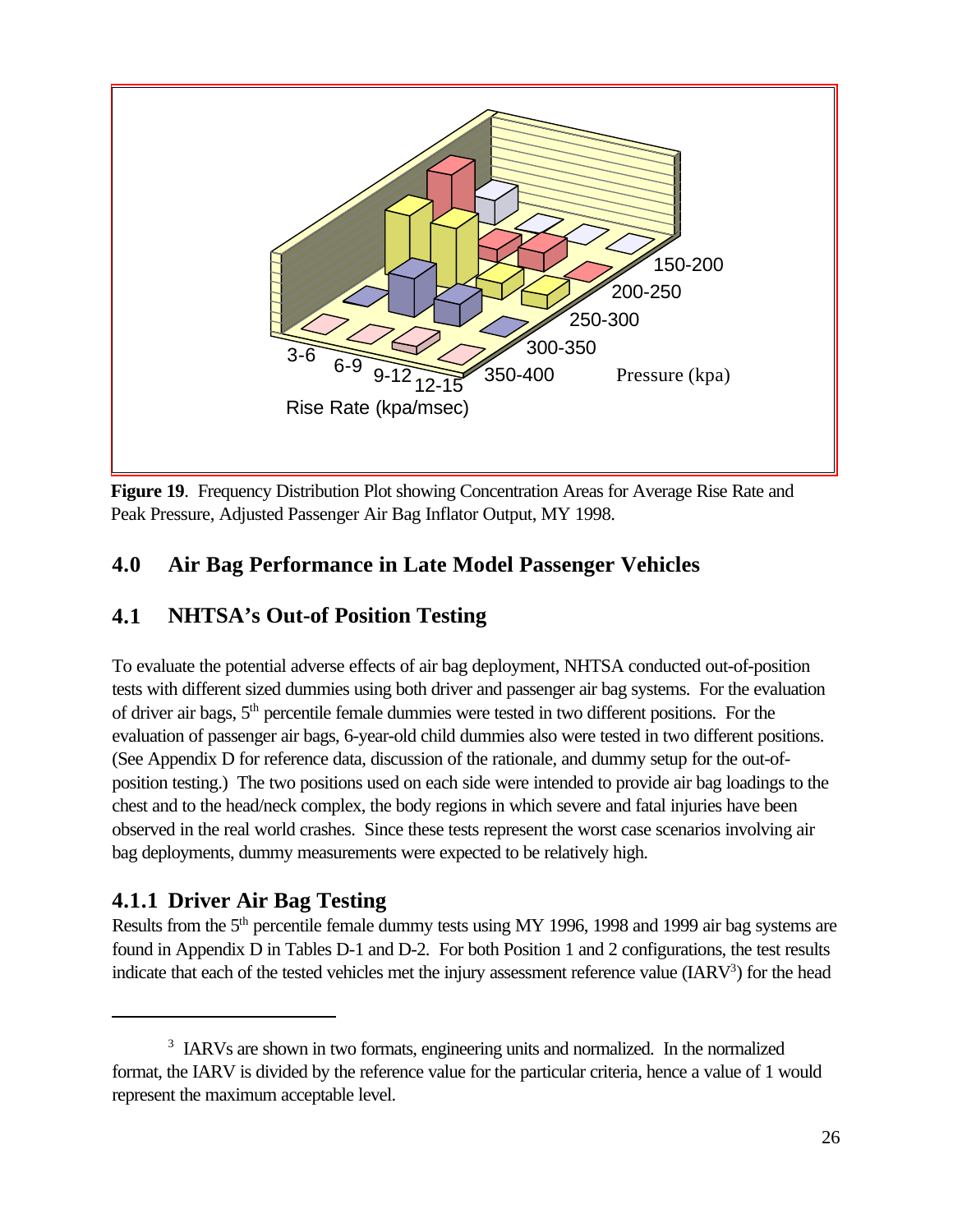Figure 19. Frequency Distribution Plot showing Concentration Areas for Average Rise Rate and Peak Pressure, Adjusted Passenger Air Bag Inflator Output, MY 1998.

## 4.0 Air Bag Performance in Late Model Passenger Vehicles

### 4.1 NHTSA's Out-of Position Testing

To evaluate the potential adverse effects of air bag deployment, NHTSA conducted out-of-position tests with different sized dummies using both driver and passenger air bag systems. For the evaluation of driver air bags, 5th percentile female dummies were tested in two different positions. For the evaluation of passenger air bags, 6-year-old child dummies also were tested in two different positions. (See Appendix D for reference data, discussion of the rationale, and dummy setup for the out-of-position testing.) The two positions used on each side were intended to provide air bag loadings to the chest and to the head/neck complex, the body regions in which severe and fatal injuries have been observed in the real world crashes. Since these tests represent the worst case scenarios involving air bag deployments, dummy measurements were expected to be relatively high.

#### 4.1.1 Driver Air Bag Testing

Results from the 5th percentile female dummy tests using MY 1996, 1998 and 1999 air bag systems are found in Appendix D in Tables D-1 and D-2. For both Position 1 and 2 configurations, the test results indicate that each of the tested vehicles met the injury assessment reference value (IARV[3]) for the head

[3] IARVs are shown in two formats, engineering units and normalized. In the normalized format, the IARV is divided by the reference value for the particular criteria, hence a value of 1 would represent the maximum acceptable level.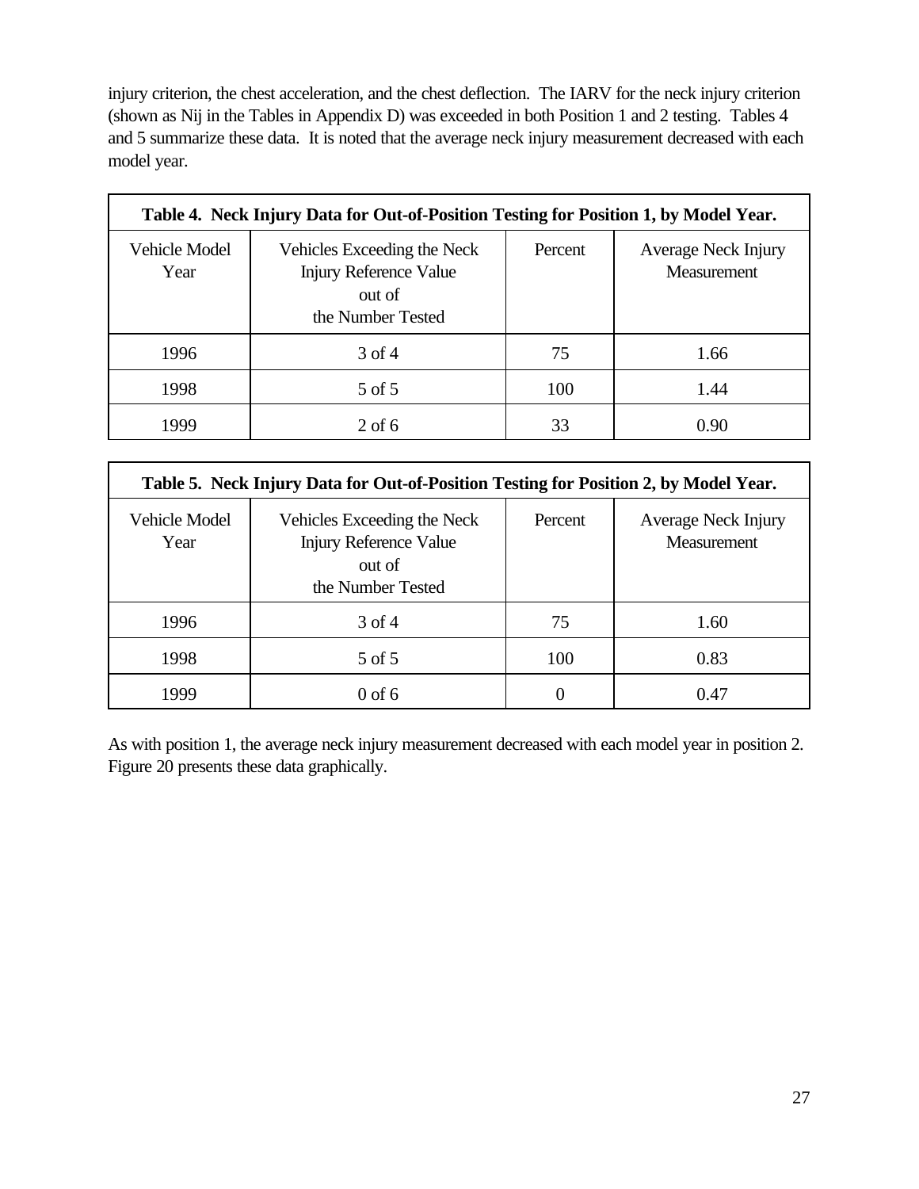injury criterion, the chest acceleration, and the chest deflection. The IARV for the neck injury criterion (shown as Nij in the Tables in Appendix D) was exceeded in both Position 1 and 2 testing. Tables 4 and 5 summarize these data. It is noted that the average neck injury measurement decreased with each model year.

**Table 4. Neck Injury Data for Out-of-Position Testing for Position 1, by Model Year.**

| Vehicle Model Year | Vehicles Exceeding the Neck Injury Reference Value out of the Number Tested | Percent | Average Neck Injury Measurement |
|---|---|---|---|
| 1996 | 3 of 4 | 75 | 1.66 |
| 1998 | 5 of 5 | 100 | 1.44 |
| 1999 | 2 of 6 | 33 | 0.90 |

**Table 5. Neck Injury Data for Out-of-Position Testing for Position 2, by Model Year.**

| Vehicle Model Year | Vehicles Exceeding the Neck Injury Reference Value out of the Number Tested | Percent | Average Neck Injury Measurement |
|---|---|---|---|
| 1996 | 3 of 4 | 75 | 1.60 |
| 1998 | 5 of 5 | 100 | 0.83 |
| 1999 | 0 of 6 | 0 | 0.47 |

As with position 1, the average neck injury measurement decreased with each model year in position 2. Figure 20 presents these data graphically.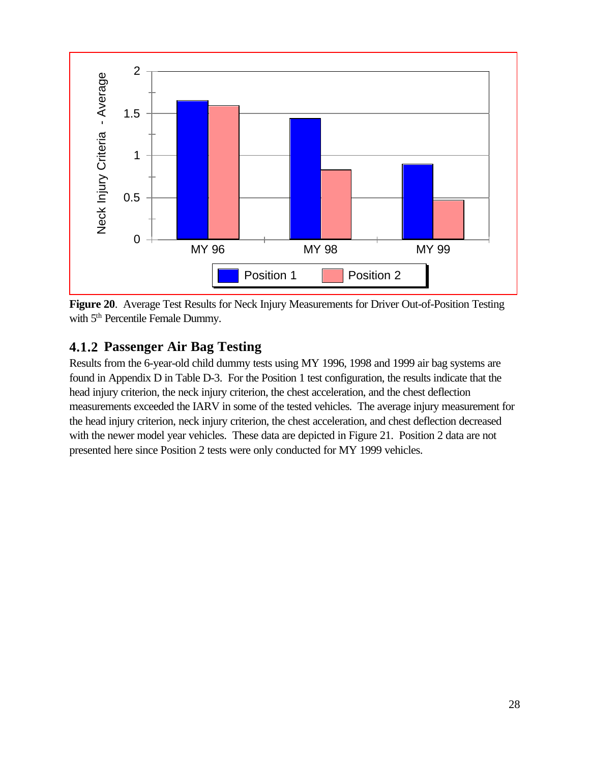**Figure 20**. Average Test Results for Neck Injury Measurements for Driver Out-of-Position Testing with 5th Percentile Female Dummy.

### 4.1.2 Passenger Air Bag Testing

Results from the 6-year-old child dummy tests using MY 1996, 1998 and 1999 air bag systems are found in Appendix D in Table D-3. For the Position 1 test configuration, the results indicate that the head injury criterion, the neck injury criterion, the chest acceleration, and the chest deflection measurements exceeded the IARV in some of the tested vehicles. The average injury measurement for the head injury criterion, neck injury criterion, the chest acceleration, and chest deflection decreased with the newer model year vehicles. These data are depicted in Figure 21. Position 2 data are not presented here since Position 2 tests were only conducted for MY 1999 vehicles.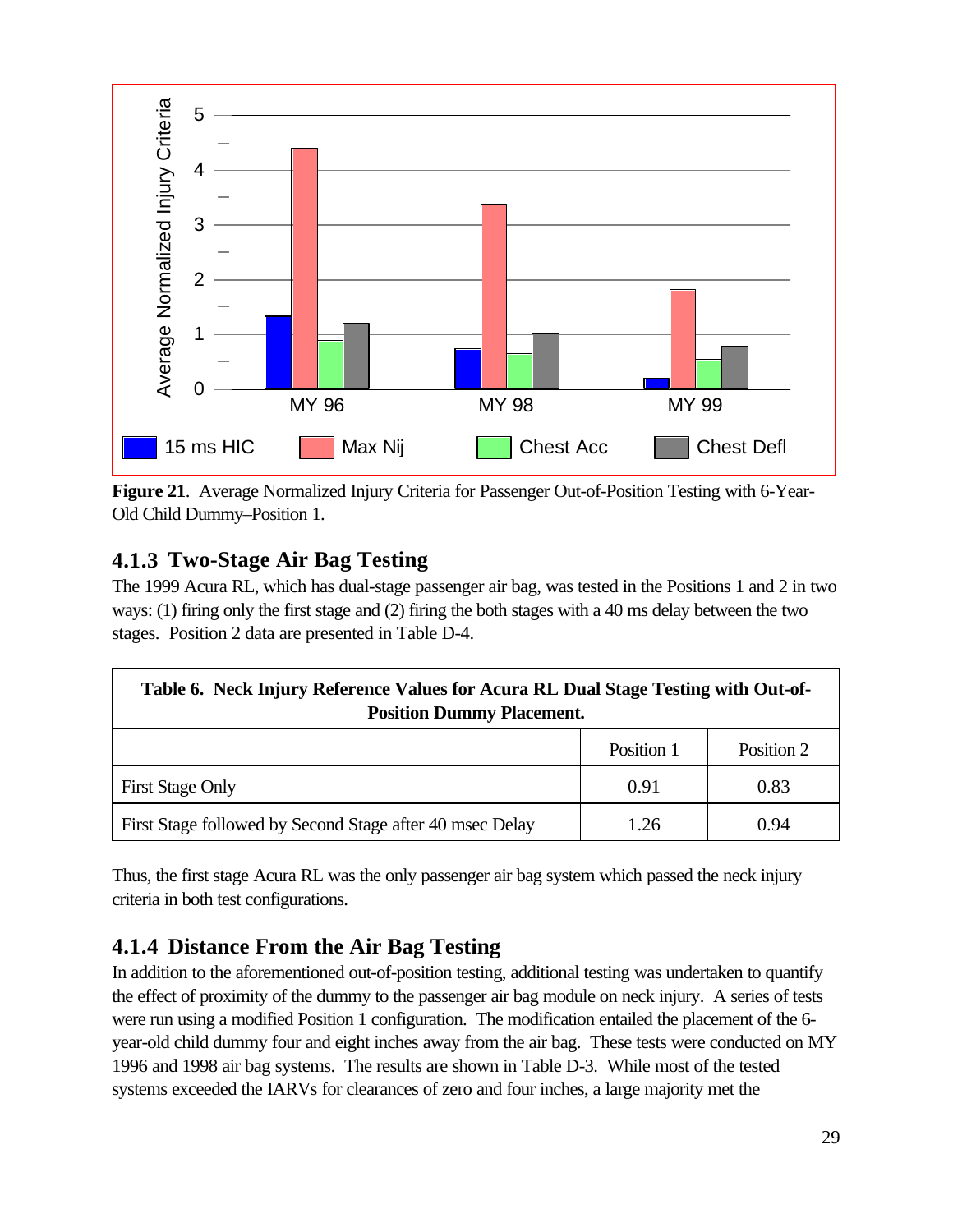**Figure 21**. Average Normalized Injury Criteria for Passenger Out-of-Position Testing with 6-Year-Old Child Dummy–Position 1.

### 4.1.3 Two-Stage Air Bag Testing

The 1999 Acura RL, which has dual-stage passenger air bag, was tested in the Positions 1 and 2 in two ways: (1) firing only the first stage and (2) firing the both stages with a 40 ms delay between the two stages. Position 2 data are presented in Table D-4.

**Table 6. Neck Injury Reference Values for Acura RL Dual Stage Testing with Out-of-Position Dummy Placement.**

| | Position 1 | Position 2 |
|---|---|---|
| First Stage Only | 0.91 | 0.83 |
| First Stage followed by Second Stage after 40 msec Delay | 1.26 | 0.94 |

Thus, the first stage Acura RL was the only passenger air bag system which passed the neck injury criteria in both test configurations.

### 4.1.4 Distance From the Air Bag Testing

In addition to the aforementioned out-of-position testing, additional testing was undertaken to quantify the effect of proximity of the dummy to the passenger air bag module on neck injury. A series of tests were run using a modified Position 1 configuration. The modification entailed the placement of the 6-year-old child dummy four and eight inches away from the air bag. These tests were conducted on MY 1996 and 1998 air bag systems. The results are shown in Table D-3. While most of the tested systems exceeded the IARVs for clearances of zero and four inches, a large majority met the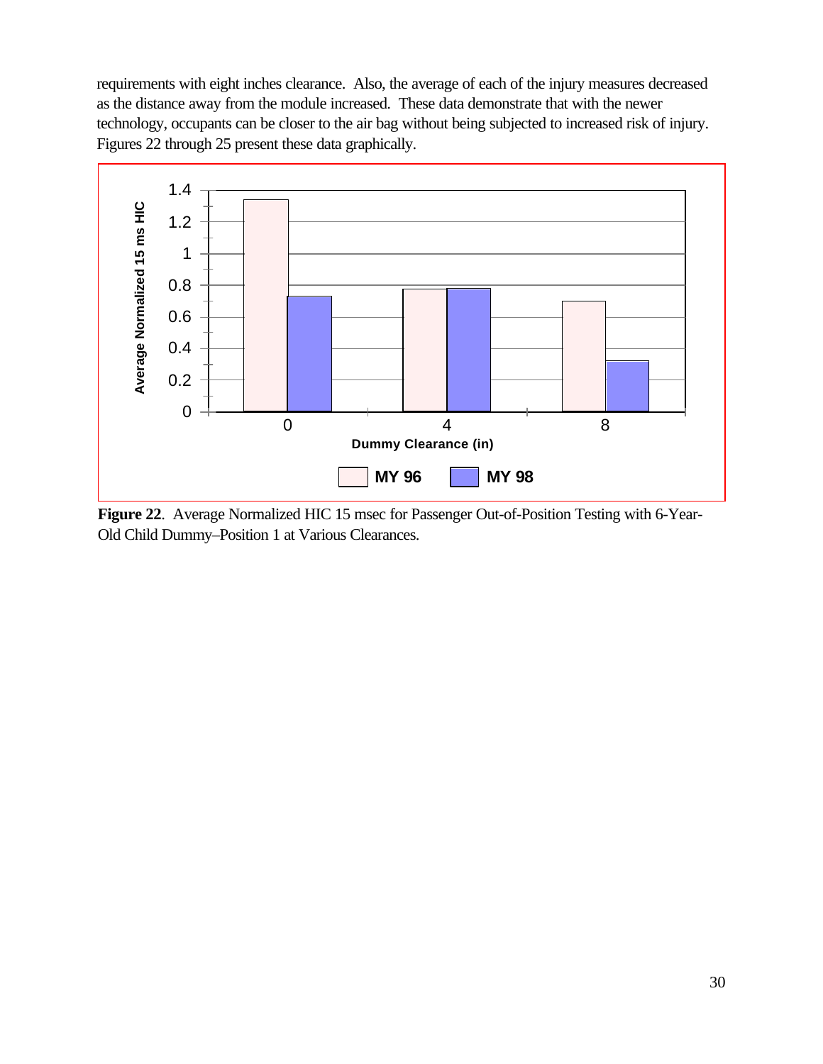requirements with eight inches clearance. Also, the average of each of the injury measures decreased as the distance away from the module increased. These data demonstrate that with the newer technology, occupants can be closer to the air bag without being subjected to increased risk of injury. Figures 22 through 25 present these data graphically.

**Figure 22**. Average Normalized HIC 15 msec for Passenger Out-of-Position Testing with 6-Year-Old Child Dummy–Position 1 at Various Clearances.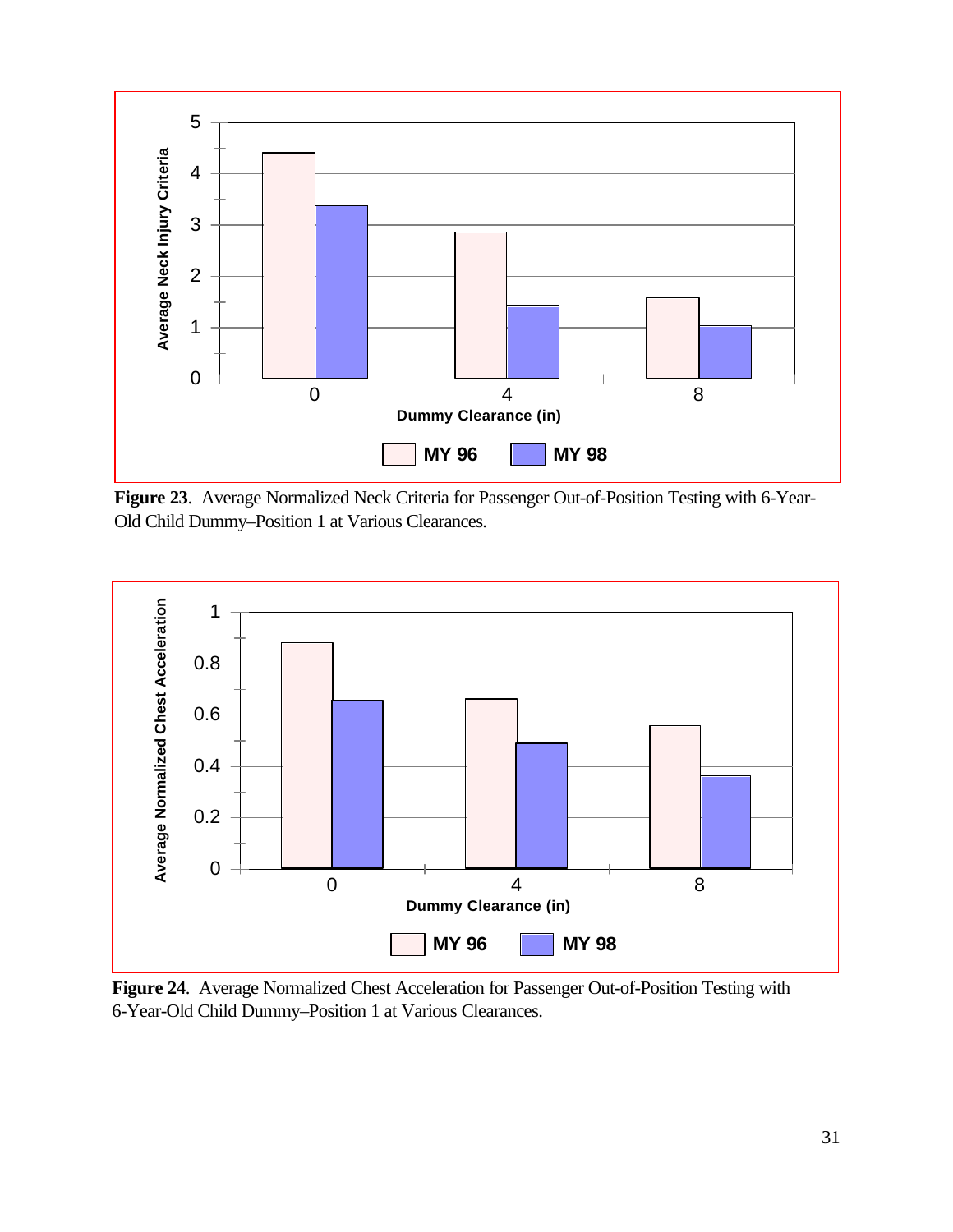**Figure 23**. Average Normalized Neck Criteria for Passenger Out-of-Position Testing with 6-Year-Old Child Dummy–Position 1 at Various Clearances.

**Figure 24**. Average Normalized Chest Acceleration for Passenger Out-of-Position Testing with 6-Year-Old Child Dummy–Position 1 at Various Clearances.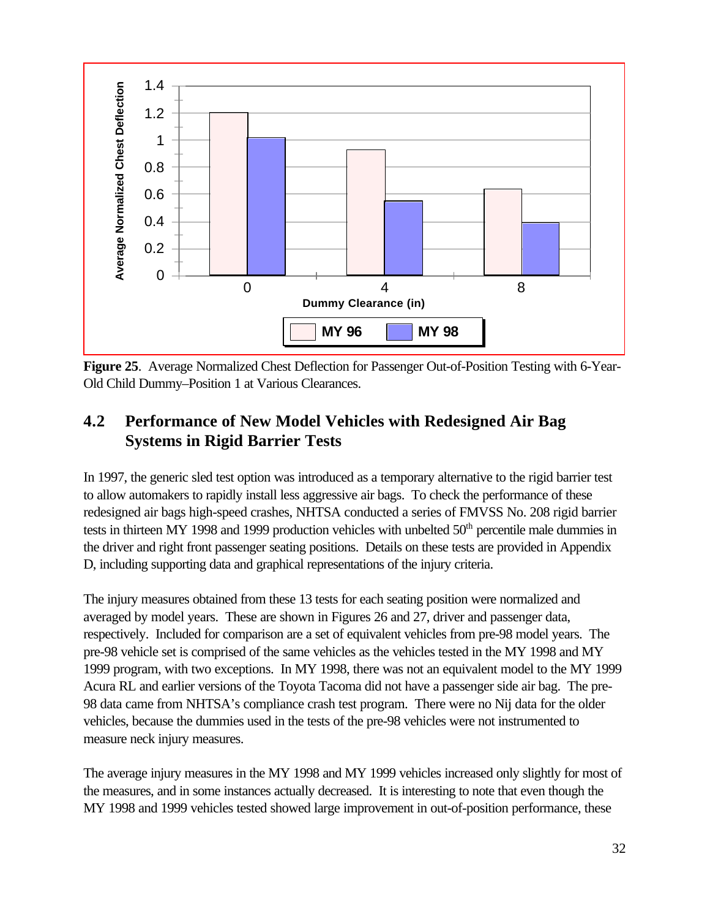**Figure 25**. Average Normalized Chest Deflection for Passenger Out-of-Position Testing with 6-Year-Old Child Dummy–Position 1 at Various Clearances.

## 4.2 Performance of New Model Vehicles with Redesigned Air Bag Systems in Rigid Barrier Tests

In 1997, the generic sled test option was introduced as a temporary alternative to the rigid barrier test to allow automakers to rapidly install less aggressive air bags. To check the performance of these redesigned air bags high-speed crashes, NHTSA conducted a series of FMVSS No. 208 rigid barrier tests in thirteen MY 1998 and 1999 production vehicles with unbelted 50th percentile male dummies in the driver and right front passenger seating positions. Details on these tests are provided in Appendix D, including supporting data and graphical representations of the injury criteria.

The injury measures obtained from these 13 tests for each seating position were normalized and averaged by model years. These are shown in Figures 26 and 27, driver and passenger data, respectively. Included for comparison are a set of equivalent vehicles from pre-98 model years. The pre-98 vehicle set is comprised of the same vehicles as the vehicles tested in the MY 1998 and MY 1999 program, with two exceptions. In MY 1998, there was not an equivalent model to the MY 1999 Acura RL and earlier versions of the Toyota Tacoma did not have a passenger side air bag. The pre-98 data came from NHTSA's compliance crash test program. There were no Nij data for the older vehicles, because the dummies used in the tests of the pre-98 vehicles were not instrumented to measure neck injury measures.

The average injury measures in the MY 1998 and MY 1999 vehicles increased only slightly for most of the measures, and in some instances actually decreased. It is interesting to note that even though the MY 1998 and 1999 vehicles tested showed large improvement in out-of-position performance, these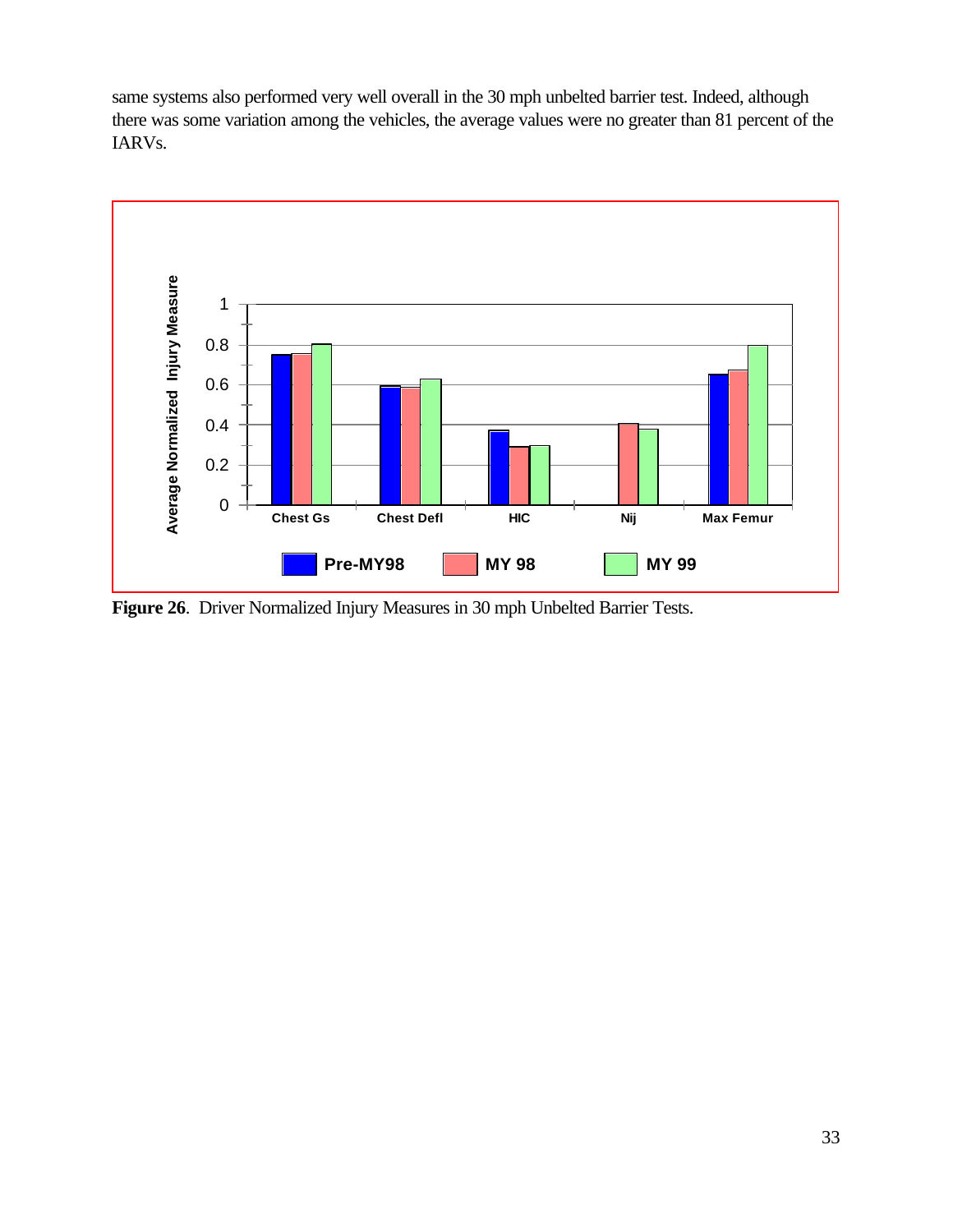same systems also performed very well overall in the 30 mph unbelted barrier test. Indeed, although there was some variation among the vehicles, the average values were no greater than 81 percent of the IARVs.

**Figure 26**. Driver Normalized Injury Measures in 30 mph Unbelted Barrier Tests.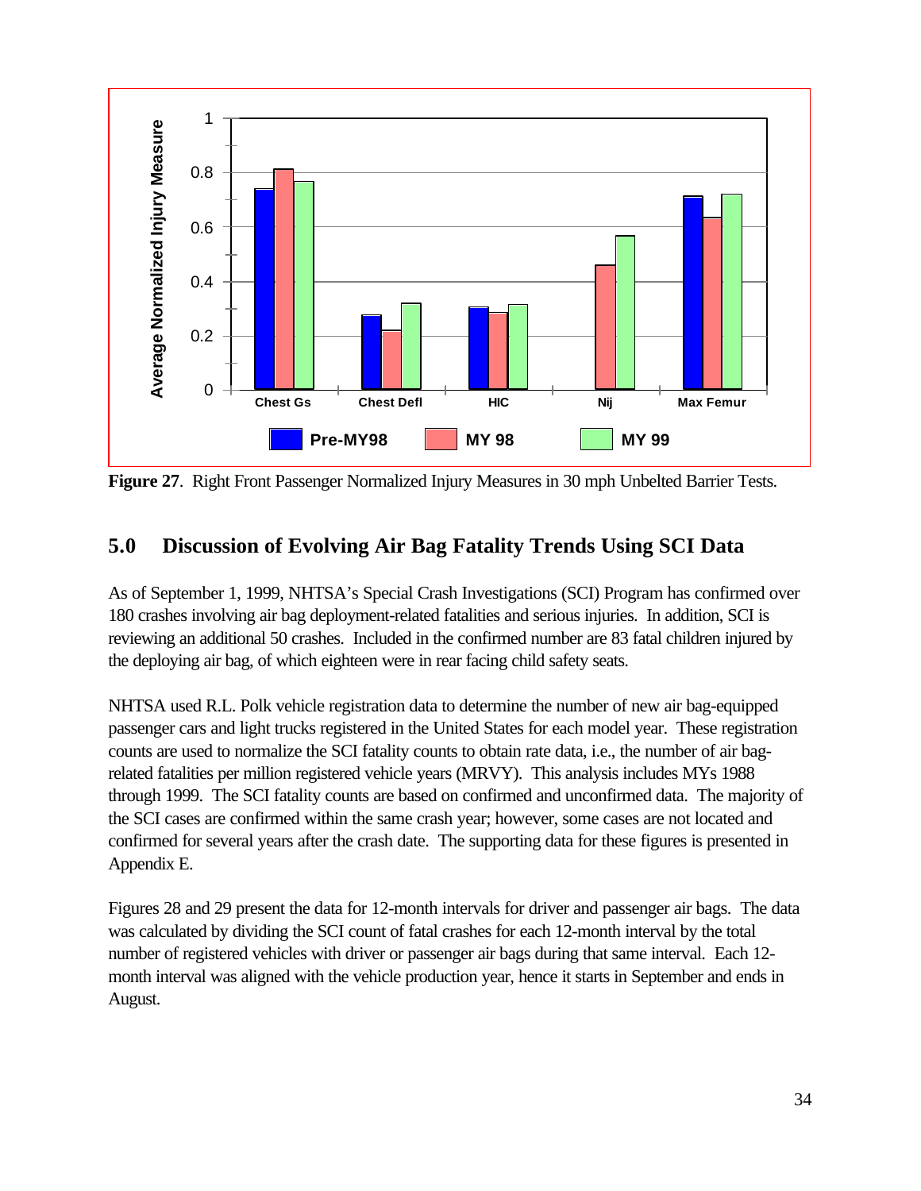**Figure 27**. Right Front Passenger Normalized Injury Measures in 30 mph Unbelted Barrier Tests.

## 5.0 Discussion of Evolving Air Bag Fatality Trends Using SCI Data

As of September 1, 1999, NHTSA's Special Crash Investigations (SCI) Program has confirmed over 180 crashes involving air bag deployment-related fatalities and serious injuries. In addition, SCI is reviewing an additional 50 crashes. Included in the confirmed number are 83 fatal children injured by the deploying air bag, of which eighteen were in rear facing child safety seats.

NHTSA used R.L. Polk vehicle registration data to determine the number of new air bag-equipped passenger cars and light trucks registered in the United States for each model year. These registration counts are used to normalize the SCI fatality counts to obtain rate data, i.e., the number of air bag-related fatalities per million registered vehicle years (MRVY). This analysis includes MYs 1988 through 1999. The SCI fatality counts are based on confirmed and unconfirmed data. The majority of the SCI cases are confirmed within the same crash year; however, some cases are not located and confirmed for several years after the crash date. The supporting data for these figures is presented in Appendix E.

Figures 28 and 29 present the data for 12-month intervals for driver and passenger air bags. The data was calculated by dividing the SCI count of fatal crashes for each 12-month interval by the total number of registered vehicles with driver or passenger air bags during that same interval. Each 12-month interval was aligned with the vehicle production year, hence it starts in September and ends in August.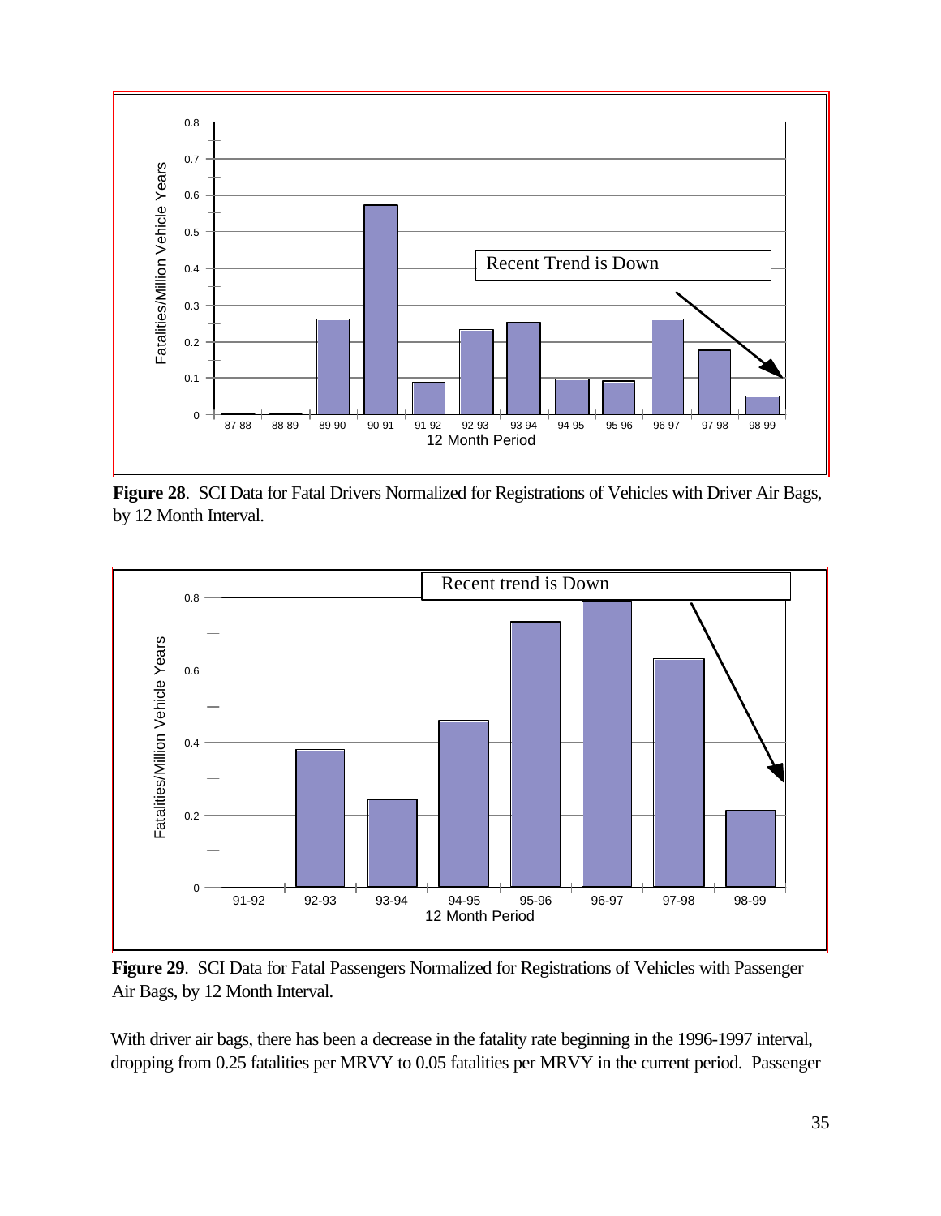**Figure 28**. SCI Data for Fatal Drivers Normalized for Registrations of Vehicles with Driver Air Bags, by 12 Month Interval.

**Figure 29**. SCI Data for Fatal Passengers Normalized for Registrations of Vehicles with Passenger Air Bags, by 12 Month Interval.

With driver air bags, there has been a decrease in the fatality rate beginning in the 1996-1997 interval, dropping from 0.25 fatalities per MRVY to 0.05 fatalities per MRVY in the current period. Passenger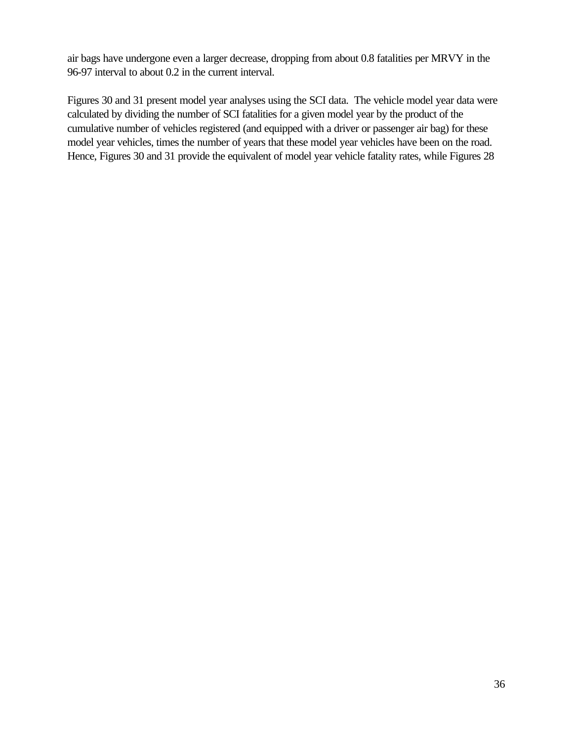air bags have undergone even a larger decrease, dropping from about 0.8 fatalities per MRVY in the 96-97 interval to about 0.2 in the current interval.

Figures 30 and 31 present model year analyses using the SCI data. The vehicle model year data were calculated by dividing the number of SCI fatalities for a given model year by the product of the cumulative number of vehicles registered (and equipped with a driver or passenger air bag) for these model year vehicles, times the number of years that these model year vehicles have been on the road. Hence, Figures 30 and 31 provide the equivalent of model year vehicle fatality rates, while Figures 28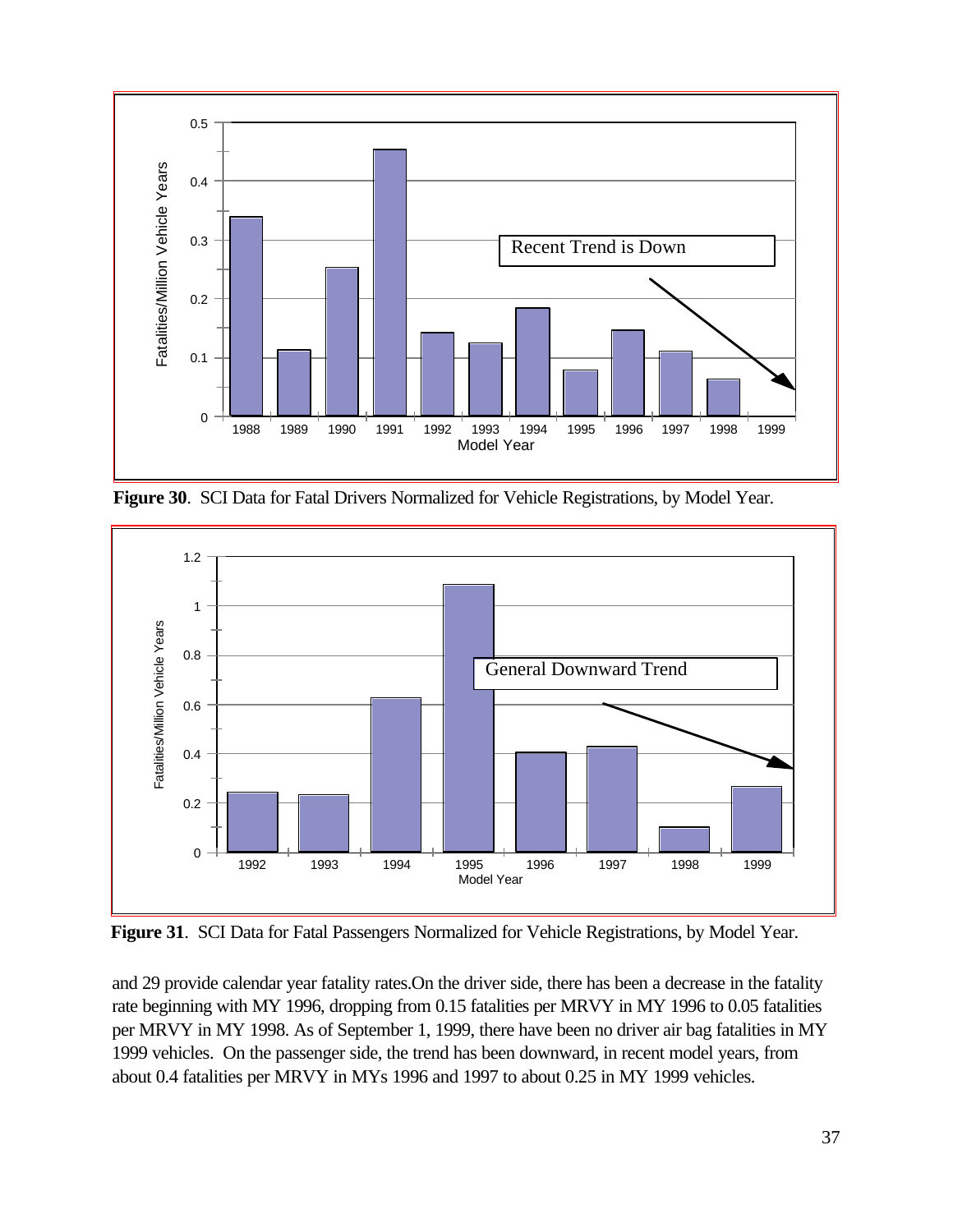**Figure 30**. SCI Data for Fatal Drivers Normalized for Vehicle Registrations, by Model Year.

**Figure 31**. SCI Data for Fatal Passengers Normalized for Vehicle Registrations, by Model Year.

and 29 provide calendar year fatality rates.On the driver side, there has been a decrease in the fatality rate beginning with MY 1996, dropping from 0.15 fatalities per MRVY in MY 1996 to 0.05 fatalities per MRVY in MY 1998. As of September 1, 1999, there have been no driver air bag fatalities in MY 1999 vehicles. On the passenger side, the trend has been downward, in recent model years, from about 0.4 fatalities per MRVY in MYs 1996 and 1997 to about 0.25 in MY 1999 vehicles.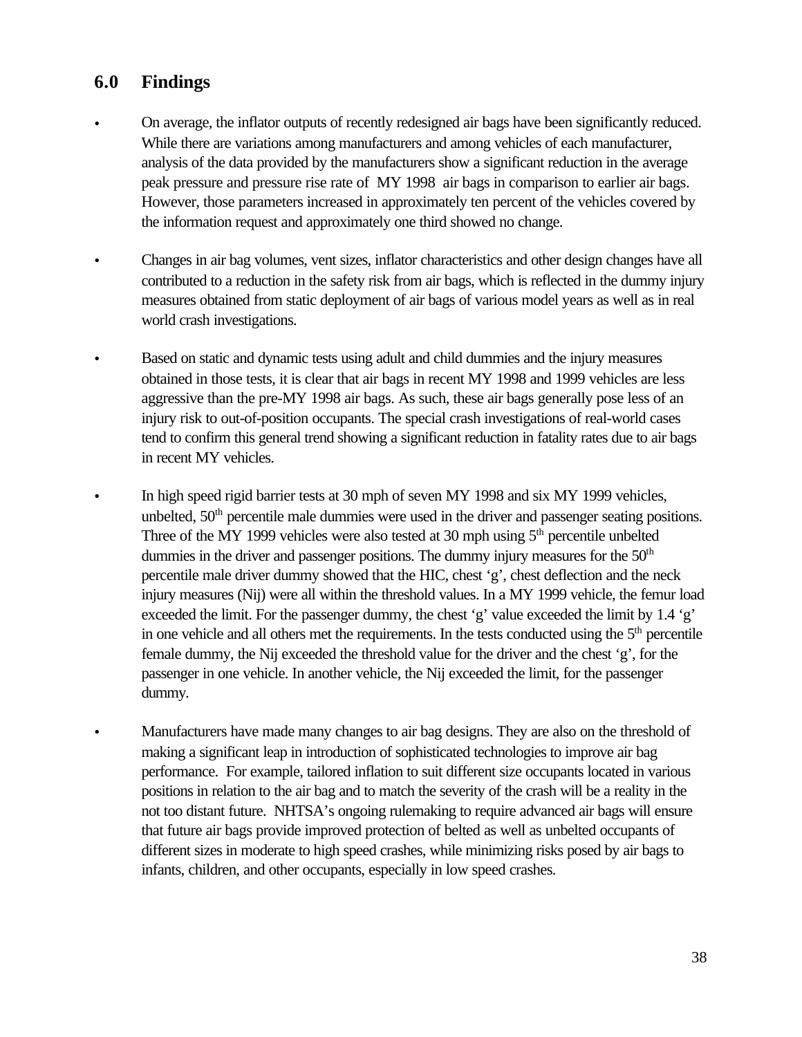## 6.0 Findings

- On average, the inflator outputs of recently redesigned air bags have been significantly reduced. While there are variations among manufacturers and among vehicles of each manufacturer, analysis of the data provided by the manufacturers show a significant reduction in the average peak pressure and pressure rise rate of MY 1998 air bags in comparison to earlier air bags. However, those parameters increased in approximately ten percent of the vehicles covered by the information request and approximately one third showed no change.

- Changes in air bag volumes, vent sizes, inflator characteristics and other design changes have all contributed to a reduction in the safety risk from air bags, which is reflected in the dummy injury measures obtained from static deployment of air bags of various model years as well as in real world crash investigations.

- Based on static and dynamic tests using adult and child dummies and the injury measures obtained in those tests, it is clear that air bags in recent MY 1998 and 1999 vehicles are less aggressive than the pre-MY 1998 air bags. As such, these air bags generally pose less of an injury risk to out-of-position occupants. The special crash investigations of real-world cases tend to confirm this general trend showing a significant reduction in fatality rates due to air bags in recent MY vehicles.

- In high speed rigid barrier tests at 30 mph of seven MY 1998 and six MY 1999 vehicles, unbelted, 50th percentile male dummies were used in the driver and passenger seating positions. Three of the MY 1999 vehicles were also tested at 30 mph using 5th percentile unbelted dummies in the driver and passenger positions. The dummy injury measures for the 50th percentile male driver dummy showed that the HIC, chest 'g', chest deflection and the neck injury measures (Nij) were all within the threshold values. In a MY 1999 vehicle, the femur load exceeded the limit. For the passenger dummy, the chest 'g' value exceeded the limit by 1.4 'g' in one vehicle and all others met the requirements. In the tests conducted using the 5th percentile female dummy, the Nij exceeded the threshold value for the driver and the chest 'g', for the passenger in one vehicle. In another vehicle, the Nij exceeded the limit, for the passenger dummy.

- Manufacturers have made many changes to air bag designs. They are also on the threshold of making a significant leap in introduction of sophisticated technologies to improve air bag performance. For example, tailored inflation to suit different size occupants located in various positions in relation to the air bag and to match the severity of the crash will be a reality in the not too distant future. NHTSA's ongoing rulemaking to require advanced air bags will ensure that future air bags provide improved protection of belted as well as unbelted occupants of different sizes in moderate to high speed crashes, while minimizing risks posed by air bags to infants, children, and other occupants, especially in low speed crashes.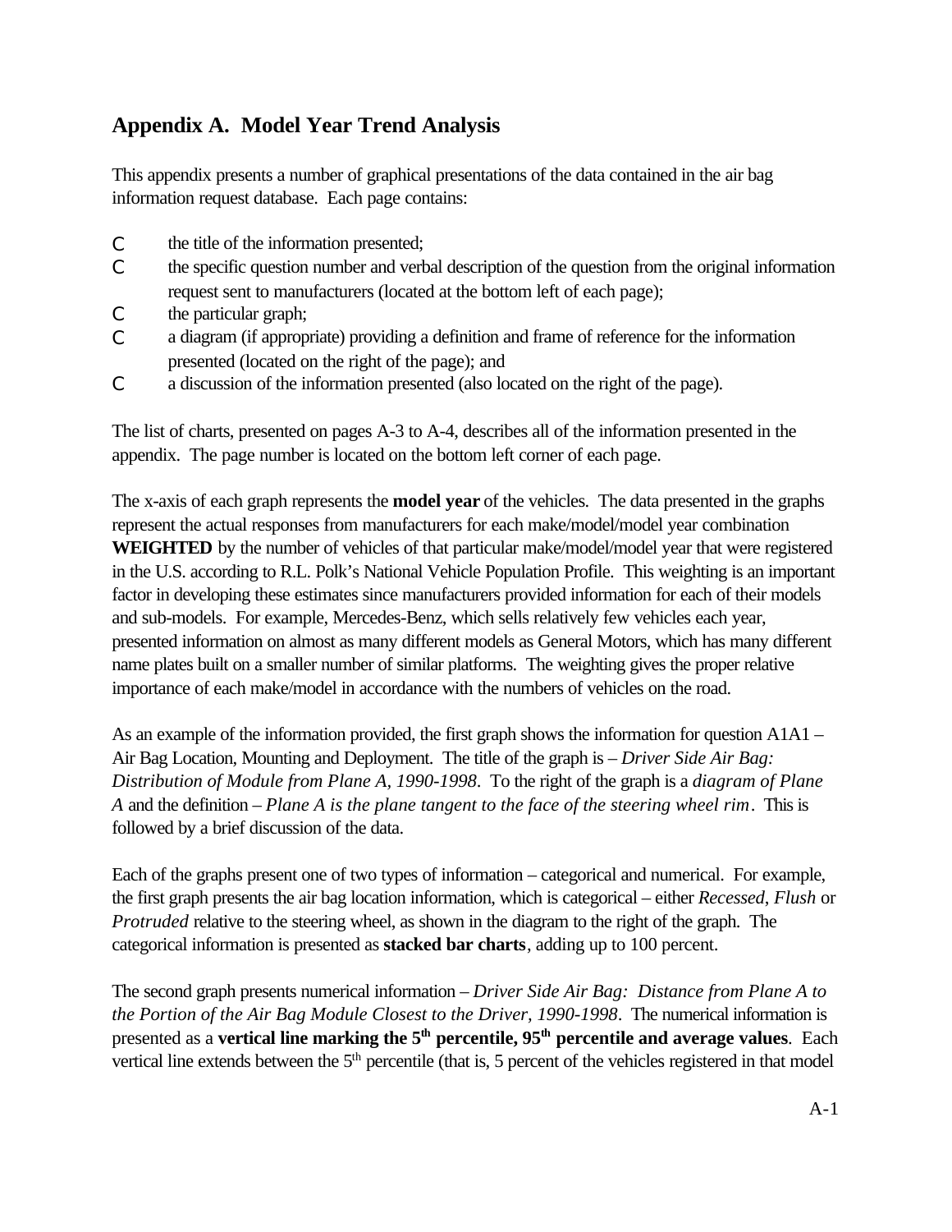## Appendix A. Model Year Trend Analysis

This appendix presents a number of graphical presentations of the data contained in the air bag information request database. Each page contains:

- the title of the information presented;
- the specific question number and verbal description of the question from the original information request sent to manufacturers (located at the bottom left of each page);
- the particular graph;
- a diagram (if appropriate) providing a definition and frame of reference for the information presented (located on the right of the page); and
- a discussion of the information presented (also located on the right of the page).

The list of charts, presented on pages A-3 to A-4, describes all of the information presented in the appendix. The page number is located on the bottom left corner of each page.

The x-axis of each graph represents the **model year** of the vehicles. The data presented in the graphs represent the actual responses from manufacturers for each make/model/model year combination **WEIGHTED** by the number of vehicles of that particular make/model/model year that were registered in the U.S. according to R.L. Polk's National Vehicle Population Profile. This weighting is an important factor in developing these estimates since manufacturers provided information for each of their models and sub-models. For example, Mercedes-Benz, which sells relatively few vehicles each year, presented information on almost as many different models as General Motors, which has many different name plates built on a smaller number of similar platforms. The weighting gives the proper relative importance of each make/model in accordance with the numbers of vehicles on the road.

As an example of the information provided, the first graph shows the information for question A1A1 – Air Bag Location, Mounting and Deployment. The title of the graph is – *Driver Side Air Bag: Distribution of Module from Plane A, 1990-1998*. To the right of the graph is a *diagram of Plane A* and the definition – *Plane A is the plane tangent to the face of the steering wheel rim*. This is followed by a brief discussion of the data.

Each of the graphs present one of two types of information – categorical and numerical. For example, the first graph presents the air bag location information, which is categorical – either *Recessed*, *Flush* or *Protruded* relative to the steering wheel, as shown in the diagram to the right of the graph. The categorical information is presented as **stacked bar charts**, adding up to 100 percent.

The second graph presents numerical information – *Driver Side Air Bag: Distance from Plane A to the Portion of the Air Bag Module Closest to the Driver, 1990-1998*. The numerical information is presented as a **vertical line marking the 5th percentile, 95th percentile and average values**. Each vertical line extends between the 5th percentile (that is, 5 percent of the vehicles registered in that model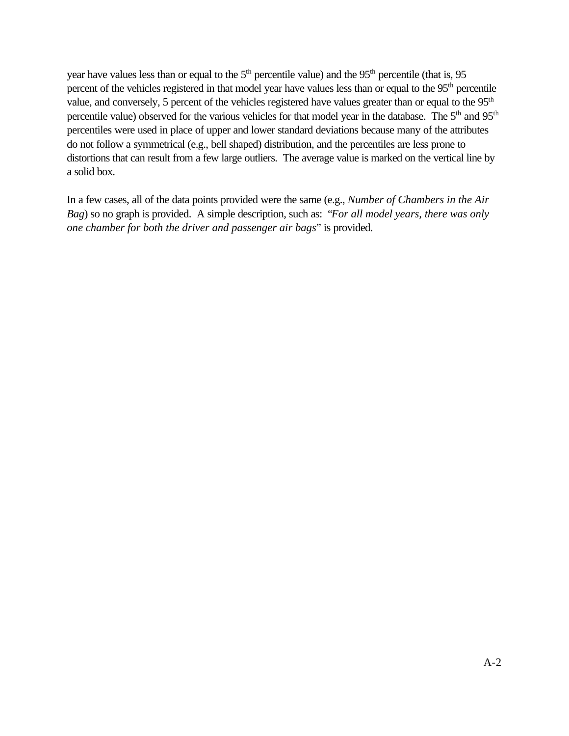year have values less than or equal to the 5th percentile value) and the 95th percentile (that is, 95 percent of the vehicles registered in that model year have values less than or equal to the 95th percentile value, and conversely, 5 percent of the vehicles registered have values greater than or equal to the 95th percentile value) observed for the various vehicles for that model year in the database. The 5th and 95th percentiles were used in place of upper and lower standard deviations because many of the attributes do not follow a symmetrical (e.g., bell shaped) distribution, and the percentiles are less prone to distortions that can result from a few large outliers. The average value is marked on the vertical line by a solid box.

In a few cases, all of the data points provided were the same (e.g., *Number of Chambers in the Air Bag*) so no graph is provided. A simple description, such as: "*For all model years, there was only one chamber for both the driver and passenger air bags*" is provided.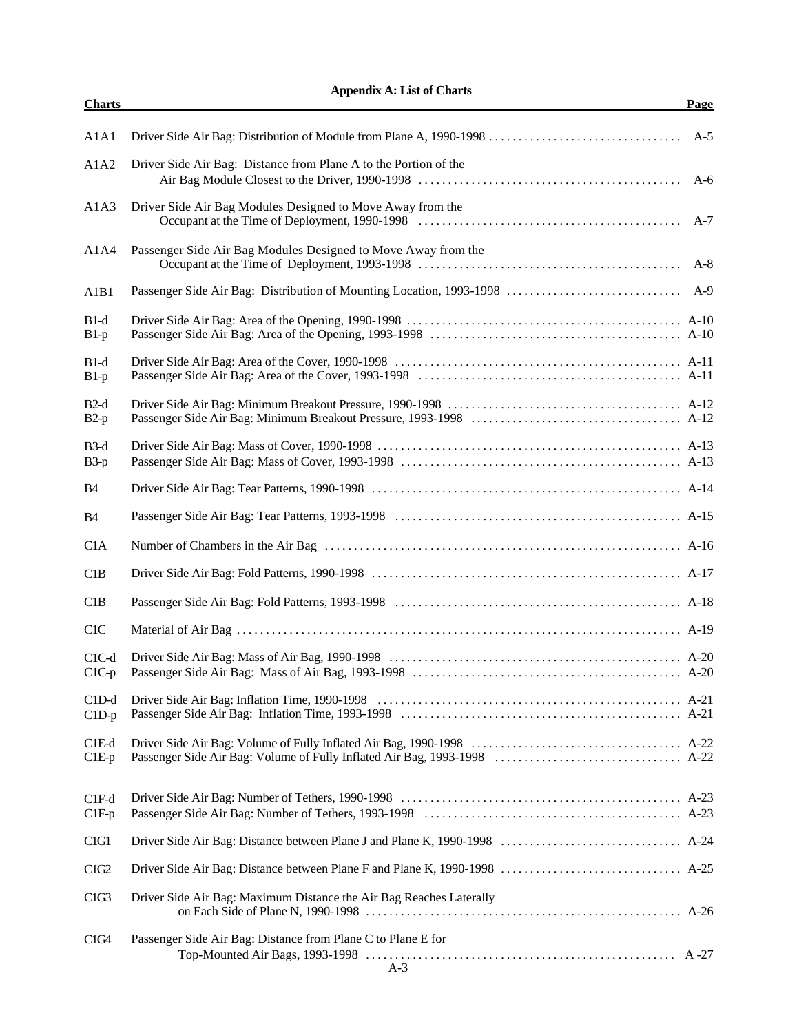# Appendix A: List of Charts

| Charts | | Page |
|---|---|---|
| A1A1 | Driver Side Air Bag: Distribution of Module from Plane A, 1990-1998 | A-5 |
| A1A2 | Driver Side Air Bag: Distance from Plane A to the Portion of the Air Bag Module Closest to the Driver, 1990-1998 | A-6 |
| A1A3 | Driver Side Air Bag Modules Designed to Move Away from the Occupant at the Time of Deployment, 1990-1998 | A-7 |
| A1A4 | Passenger Side Air Bag Modules Designed to Move Away from the Occupant at the Time of Deployment, 1993-1998 | A-8 |
| A1B1 | Passenger Side Air Bag: Distribution of Mounting Location, 1993-1998 | A-9 |
| B1-d | Driver Side Air Bag: Area of the Opening, 1990-1998 | A-10 |
| B1-p | Passenger Side Air Bag: Area of the Opening, 1993-1998 | A-10 |
| B1-d | Driver Side Air Bag: Area of the Cover, 1990-1998 | A-11 |
| B1-p | Passenger Side Air Bag: Area of the Cover, 1993-1998 | A-11 |
| B2-d | Driver Side Air Bag: Minimum Breakout Pressure, 1990-1998 | A-12 |
| B2-p | Passenger Side Air Bag: Minimum Breakout Pressure, 1993-1998 | A-12 |
| B3-d | Driver Side Air Bag: Mass of Cover, 1990-1998 | A-13 |
| B3-p | Passenger Side Air Bag: Mass of Cover, 1993-1998 | A-13 |
| B4 | Driver Side Air Bag: Tear Patterns, 1990-1998 | A-14 |
| B4 | Passenger Side Air Bag: Tear Patterns, 1993-1998 | A-15 |
| C1A | Number of Chambers in the Air Bag | A-16 |
| C1B | Driver Side Air Bag: Fold Patterns, 1990-1998 | A-17 |
| C1B | Passenger Side Air Bag: Fold Patterns, 1993-1998 | A-18 |
| C1C | Material of Air Bag | A-19 |
| C1C-d | Driver Side Air Bag: Mass of Air Bag, 1990-1998 | A-20 |
| C1C-p | Passenger Side Air Bag: Mass of Air Bag, 1993-1998 | A-20 |
| C1D-d | Driver Side Air Bag: Inflation Time, 1990-1998 | A-21 |
| C1D-p | Passenger Side Air Bag: Inflation Time, 1993-1998 | A-21 |
| C1E-d | Driver Side Air Bag: Volume of Fully Inflated Air Bag, 1990-1998 | A-22 |
| C1E-p | Passenger Side Air Bag: Volume of Fully Inflated Air Bag, 1993-1998 | A-22 |
| C1F-d | Driver Side Air Bag: Number of Tethers, 1990-1998 | A-23 |
| C1F-p | Passenger Side Air Bag: Number of Tethers, 1993-1998 | A-23 |
| C1G1 | Driver Side Air Bag: Distance between Plane J and Plane K, 1990-1998 | A-24 |
| C1G2 | Driver Side Air Bag: Distance between Plane F and Plane K, 1990-1998 | A-25 |
| C1G3 | Driver Side Air Bag: Maximum Distance the Air Bag Reaches Laterally on Each Side of Plane N, 1990-1998 | A-26 |
| C1G4 | Passenger Side Air Bag: Distance from Plane C to Plane E for Top-Mounted Air Bags, 1993-1998 | A -27 |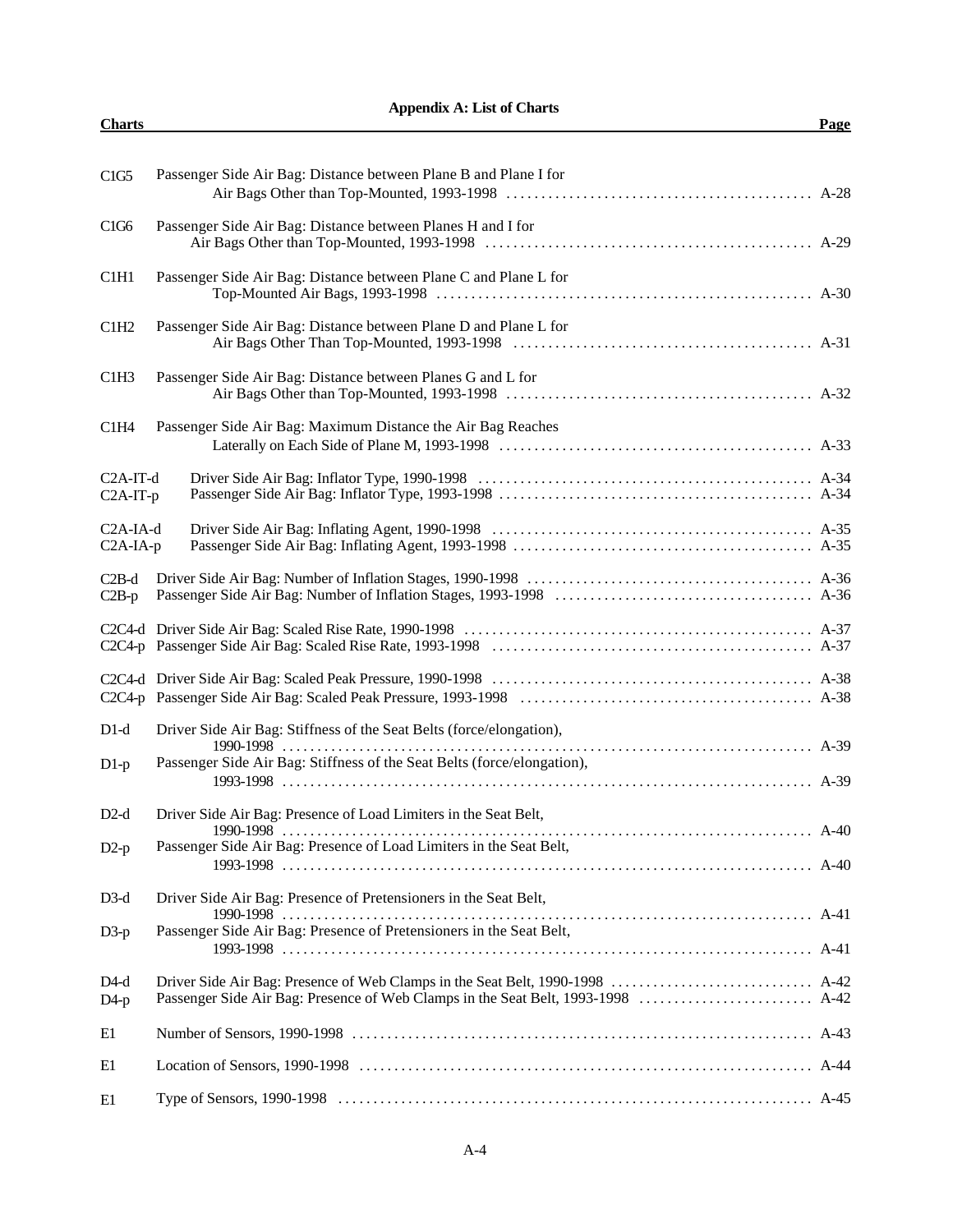## Appendix A: List of Charts

| Charts | | Page |
|---|---|---|
| C1G5 | Passenger Side Air Bag: Distance between Plane B and Plane I for Air Bags Other than Top-Mounted, 1993-1998 | A-28 |
| C1G6 | Passenger Side Air Bag: Distance between Planes H and I for Air Bags Other than Top-Mounted, 1993-1998 | A-29 |
| C1H1 | Passenger Side Air Bag: Distance between Plane C and Plane L for Top-Mounted Air Bags, 1993-1998 | A-30 |
| C1H2 | Passenger Side Air Bag: Distance between Plane D and Plane L for Air Bags Other Than Top-Mounted, 1993-1998 | A-31 |
| C1H3 | Passenger Side Air Bag: Distance between Planes G and L for Air Bags Other than Top-Mounted, 1993-1998 | A-32 |
| C1H4 | Passenger Side Air Bag: Maximum Distance the Air Bag Reaches Laterally on Each Side of Plane M, 1993-1998 | A-33 |
| C2A-IT-d | Driver Side Air Bag: Inflator Type, 1990-1998 | A-34 |
| C2A-IT-p | Passenger Side Air Bag: Inflator Type, 1993-1998 | A-34 |
| C2A-IA-d | Driver Side Air Bag: Inflating Agent, 1990-1998 | A-35 |
| C2A-IA-p | Passenger Side Air Bag: Inflating Agent, 1993-1998 | A-35 |
| C2B-d | Driver Side Air Bag: Number of Inflation Stages, 1990-1998 | A-36 |
| C2B-p | Passenger Side Air Bag: Number of Inflation Stages, 1993-1998 | A-36 |
| C2C4-d | Driver Side Air Bag: Scaled Rise Rate, 1990-1998 | A-37 |
| C2C4-p | Passenger Side Air Bag: Scaled Rise Rate, 1993-1998 | A-37 |
| C2C4-d | Driver Side Air Bag: Scaled Peak Pressure, 1990-1998 | A-38 |
| C2C4-p | Passenger Side Air Bag: Scaled Peak Pressure, 1993-1998 | A-38 |
| D1-d | Driver Side Air Bag: Stiffness of the Seat Belts (force/elongation), 1990-1998 | A-39 |
| D1-p | Passenger Side Air Bag: Stiffness of the Seat Belts (force/elongation), 1993-1998 | A-39 |
| D2-d | Driver Side Air Bag: Presence of Load Limiters in the Seat Belt, 1990-1998 | A-40 |
| D2-p | Passenger Side Air Bag: Presence of Load Limiters in the Seat Belt, 1993-1998 | A-40 |
| D3-d | Driver Side Air Bag: Presence of Pretensioners in the Seat Belt, 1990-1998 | A-41 |
| D3-p | Passenger Side Air Bag: Presence of Pretensioners in the Seat Belt, 1993-1998 | A-41 |
| D4-d | Driver Side Air Bag: Presence of Web Clamps in the Seat Belt, 1990-1998 | A-42 |
| D4-p | Passenger Side Air Bag: Presence of Web Clamps in the Seat Belt, 1993-1998 | A-42 |
| E1 | Number of Sensors, 1990-1998 | A-43 |
| E1 | Location of Sensors, 1990-1998 | A-44 |
| E1 | Type of Sensors, 1990-1998 | A-45 |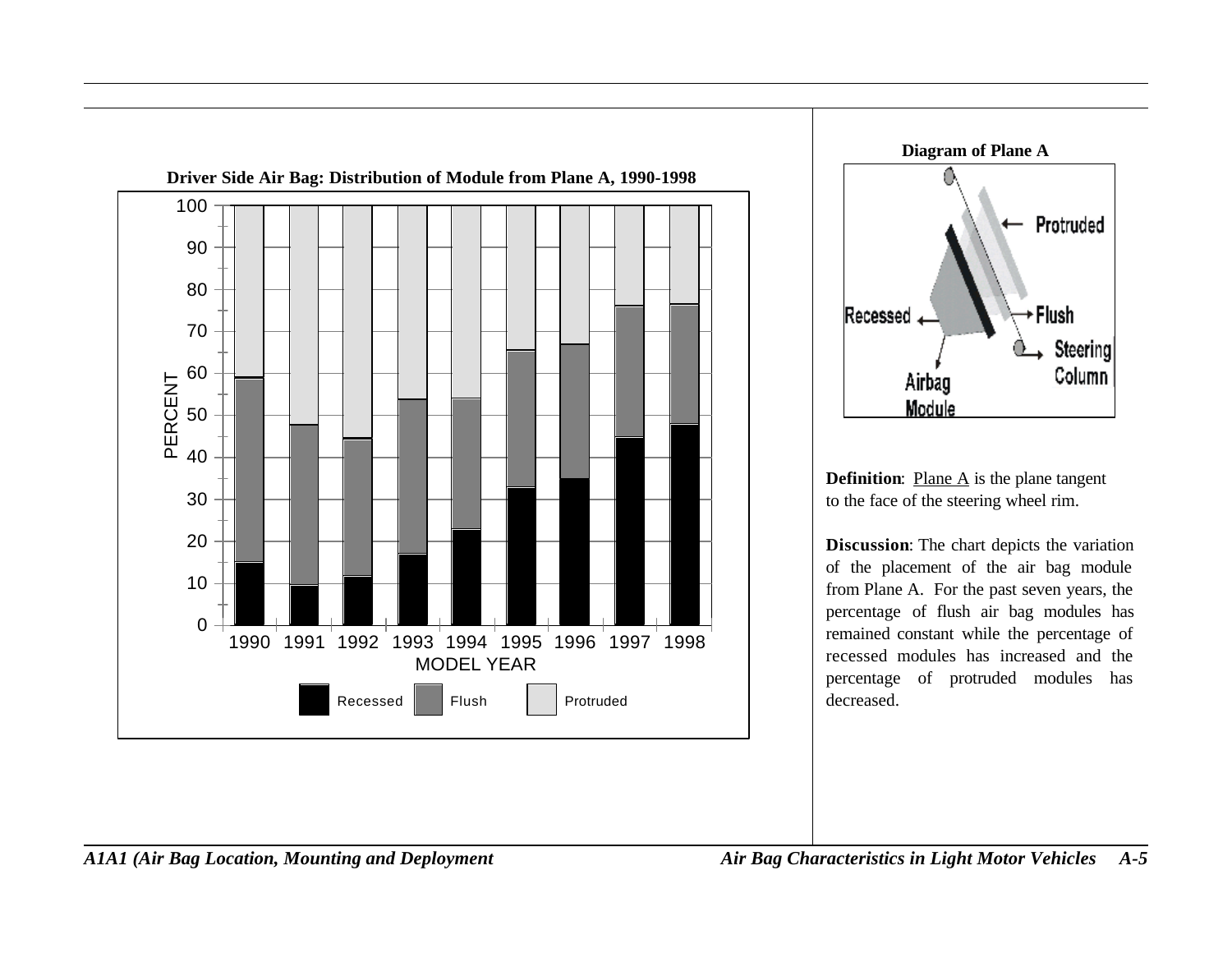**Driver Side Air Bag: Distribution of Module from Plane A, 1990-1998**

**Diagram of Plane A**

**Definition**: Plane A is the plane tangent to the face of the steering wheel rim.

**Discussion**: The chart depicts the variation of the placement of the air bag module from Plane A. For the past seven years, the percentage of flush air bag modules has remained constant while the percentage of recessed modules has increased and the percentage of protruded modules has decreased.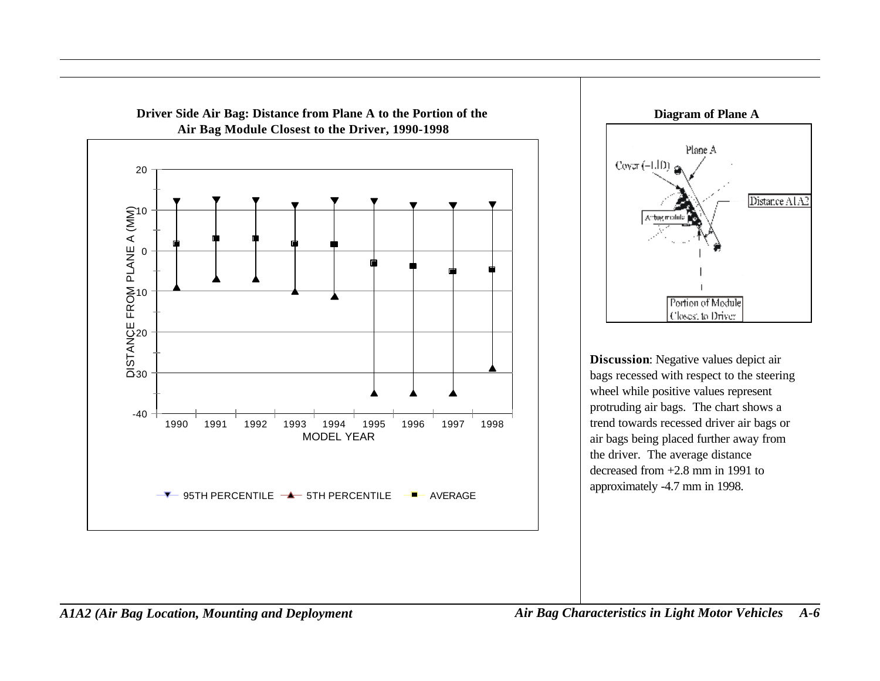**Driver Side Air Bag: Distance from Plane A to the Portion of the Air Bag Module Closest to the Driver, 1990-1998**

**Diagram of Plane A**

**Discussion**: Negative values depict air bags recessed with respect to the steering wheel while positive values represent protruding air bags. The chart shows a trend towards recessed driver air bags or air bags being placed further away from the driver. The average distance decreased from +2.8 mm in 1991 to approximately -4.7 mm in 1998.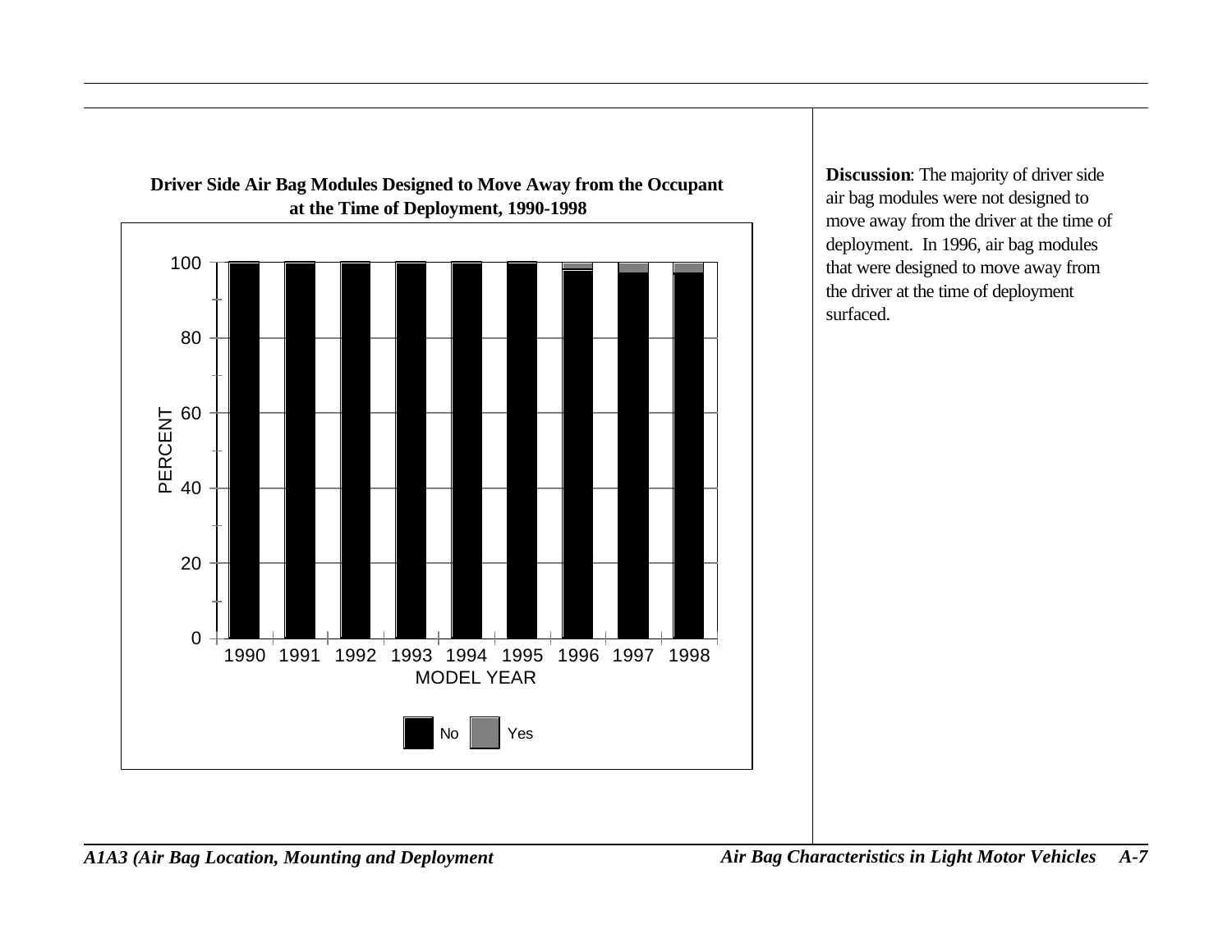**Driver Side Air Bag Modules Designed to Move Away from the Occupant at the Time of Deployment, 1990-1998**

**Discussion**: The majority of driver side air bag modules were not designed to move away from the driver at the time of deployment. In 1996, air bag modules that were designed to move away from the driver at the time of deployment surfaced.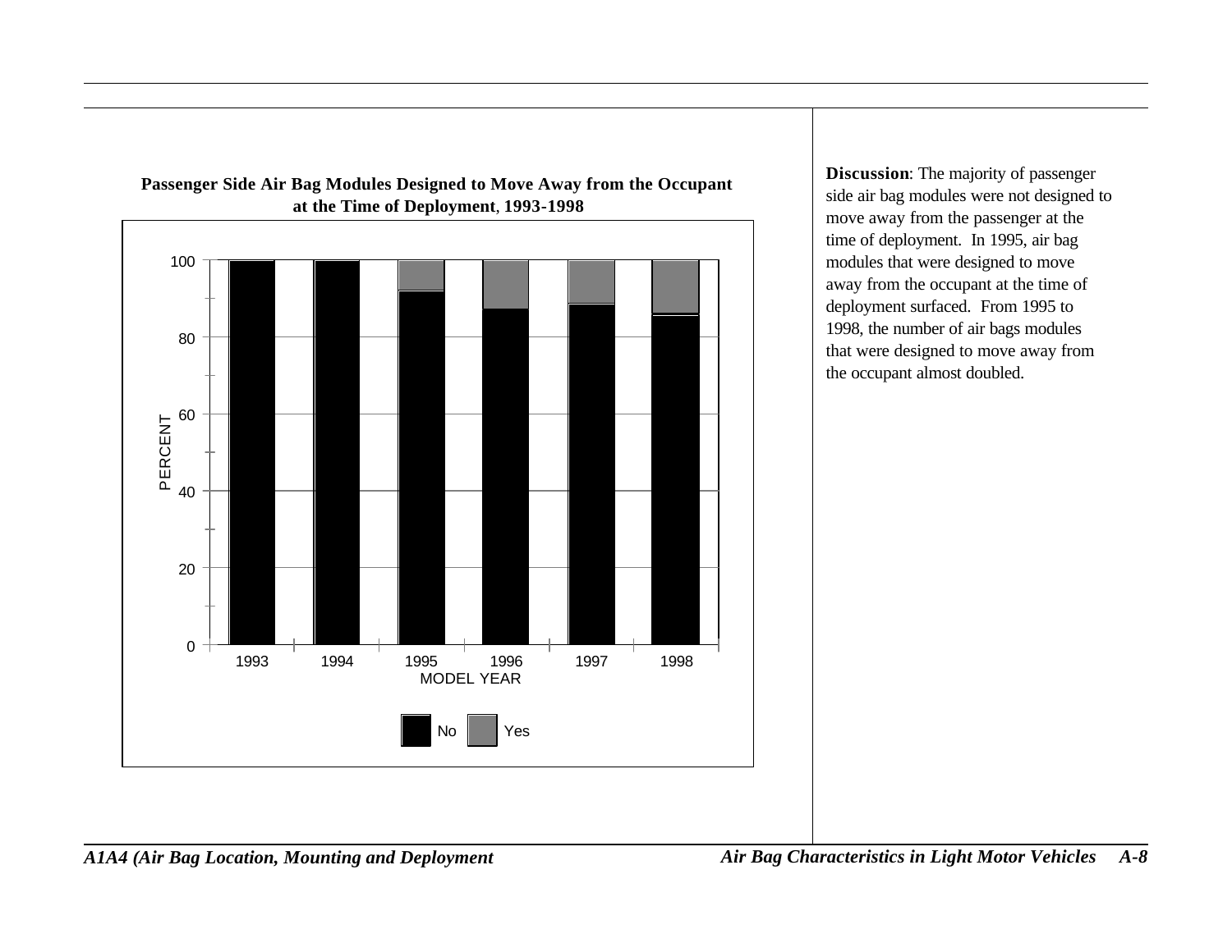**Passenger Side Air Bag Modules Designed to Move Away from the Occupant at the Time of Deployment, 1993-1998**

**Discussion**: The majority of passenger side air bag modules were not designed to move away from the passenger at the time of deployment. In 1995, air bag modules that were designed to move away from the occupant at the time of deployment surfaced. From 1995 to 1998, the number of air bags modules that were designed to move away from the occupant almost doubled.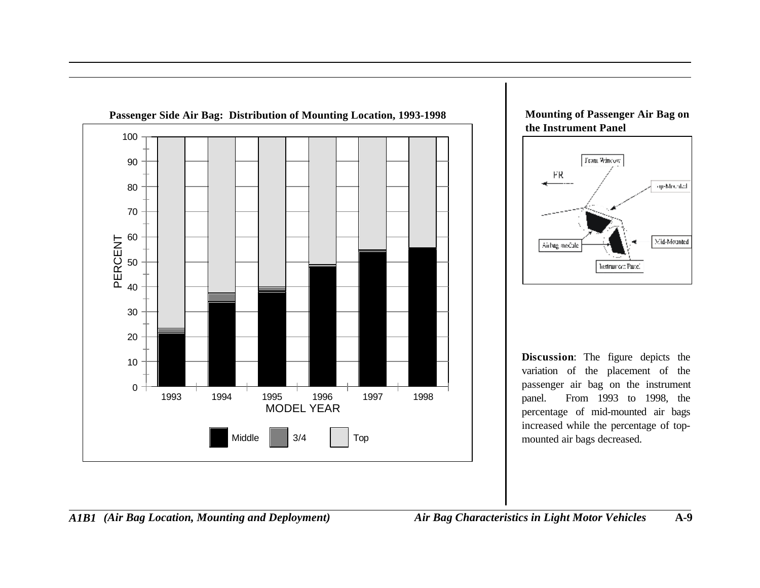**Passenger Side Air Bag: Distribution of Mounting Location, 1993-1998**

**Mounting of Passenger Air Bag on the Instrument Panel**

**Discussion**: The figure depicts the variation of the placement of the passenger air bag on the instrument panel. From 1993 to 1998, the percentage of mid-mounted air bags increased while the percentage of top-mounted air bags decreased.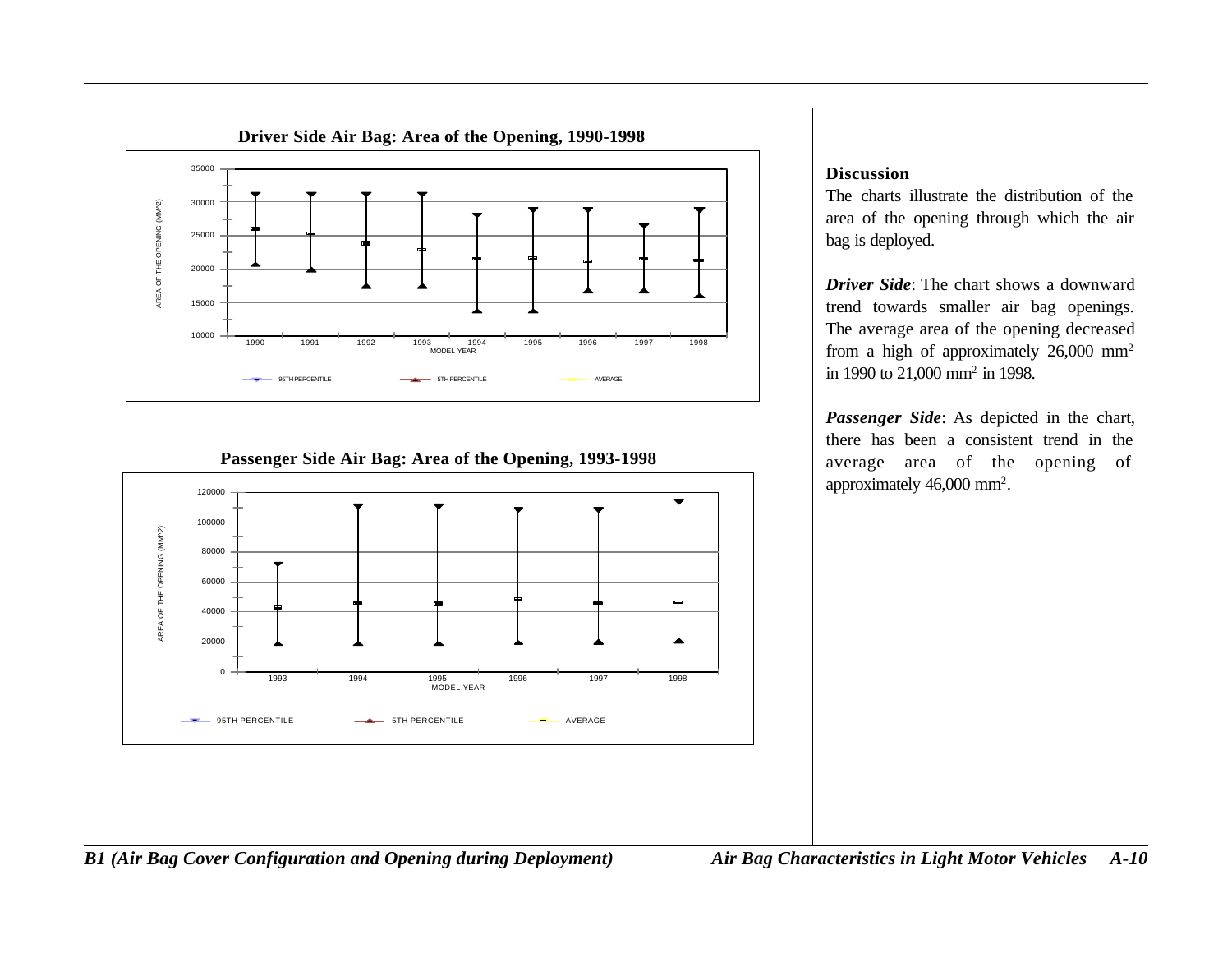**Driver Side Air Bag: Area of the Opening, 1990-1998**

**Passenger Side Air Bag: Area of the Opening, 1993-1998**

**Discussion**

The charts illustrate the distribution of the area of the opening through which the air bag is deployed.

***Driver Side***: The chart shows a downward trend towards smaller air bag openings. The average area of the opening decreased from a high of approximately 26,000 $mm^2$ in 1990 to 21,000 $mm^2$ in 1998.

***Passenger Side***: As depicted in the chart, there has been a consistent trend in the average area of the opening of approximately 46,000 $mm^2$.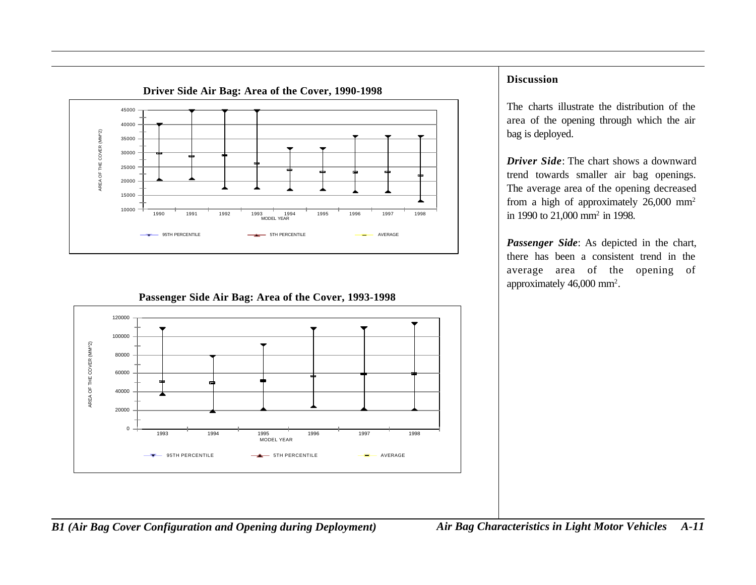**Driver Side Air Bag: Area of the Cover, 1990-1998**

**Passenger Side Air Bag: Area of the Cover, 1993-1998**

## Discussion

The charts illustrate the distribution of the area of the opening through which the air bag is deployed.

***Driver Side***: The chart shows a downward trend towards smaller air bag openings. The average area of the opening decreased from a high of approximately 26,000 $mm^2$ in 1990 to 21,000 $mm^2$ in 1998.

***Passenger Side***: As depicted in the chart, there has been a consistent trend in the average area of the opening of approximately 46,000 $mm^2$.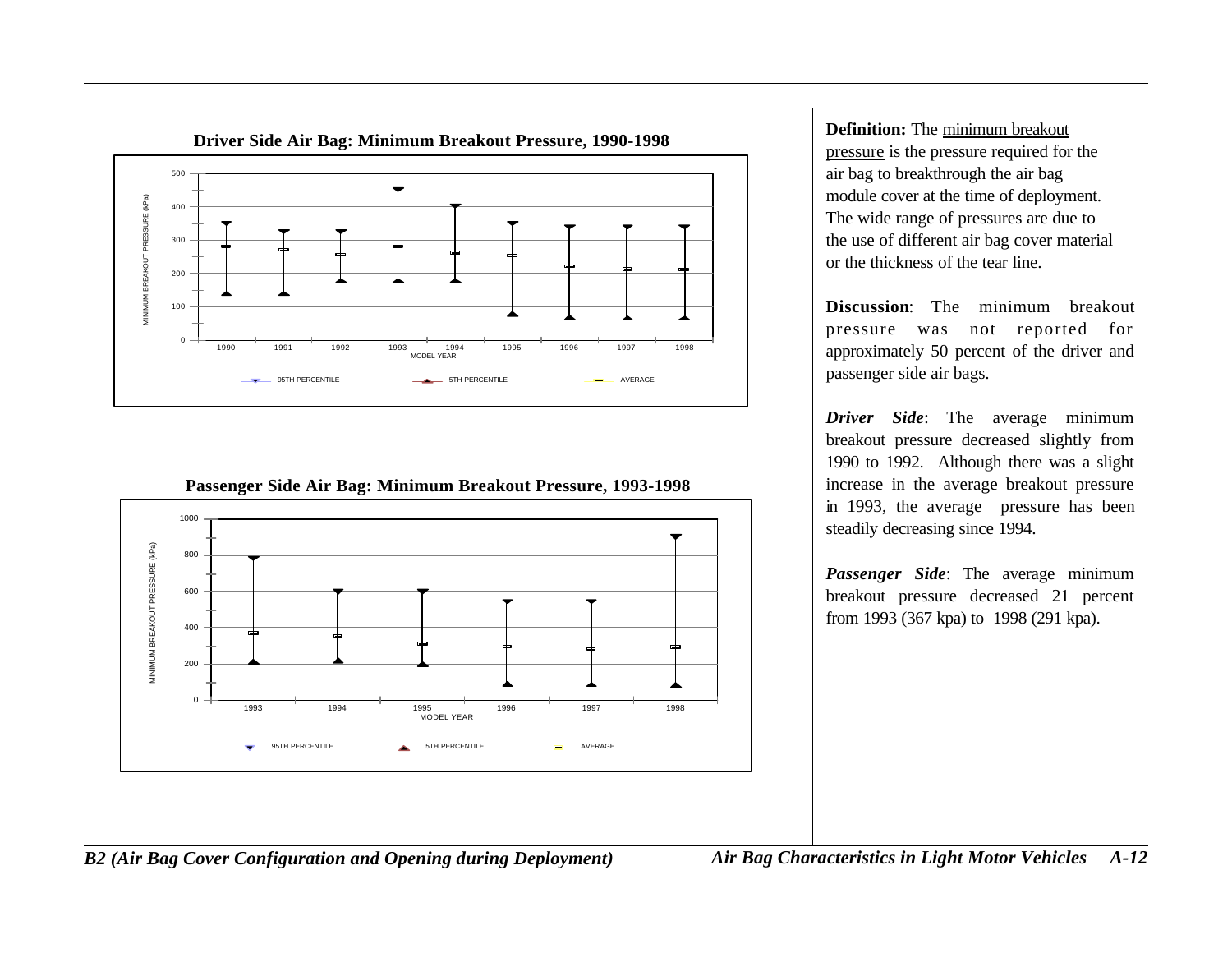**Driver Side Air Bag: Minimum Breakout Pressure, 1990-1998**

MINIMUM BREAKOUT PRESSURE (kPa)

MODEL YEAR

95TH PERCENTILE 5TH PERCENTILE AVERAGE

**Passenger Side Air Bag: Minimum Breakout Pressure, 1993-1998**

MINIMUM BREAKOUT PRESSURE (kPa)

MODEL YEAR

95TH PERCENTILE 5TH PERCENTILE AVERAGE

**Definition:** The minimum breakout pressure is the pressure required for the air bag to breakthrough the air bag module cover at the time of deployment. The wide range of pressures are due to the use of different air bag cover material or the thickness of the tear line.

**Discussion**: The minimum breakout pressure was not reported for approximately 50 percent of the driver and passenger side air bags.

***Driver Side***: The average minimum breakout pressure decreased slightly from 1990 to 1992. Although there was a slight increase in the average breakout pressure in 1993, the average pressure has been steadily decreasing since 1994.

***Passenger Side***: The average minimum breakout pressure decreased 21 percent from 1993 (367 kpa) to 1998 (291 kpa).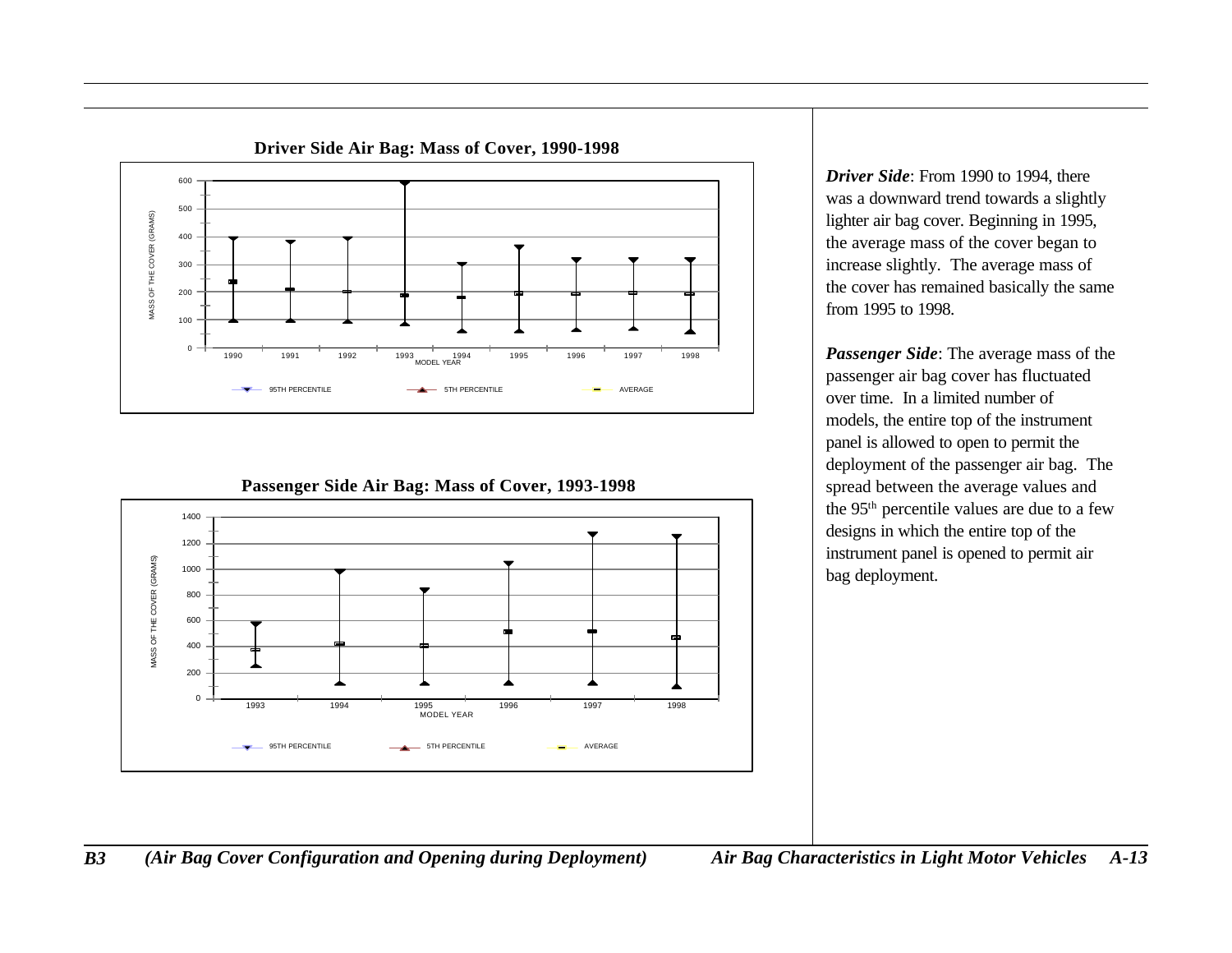**Driver Side Air Bag: Mass of Cover, 1990-1998**

MASS OF THE COVER (GRAMS)

0, 100, 200, 300, 400, 500, 600

1990, 1991, 1992, 1993, 1994, 1995, 1996, 1997, 1998

MODEL YEAR

95TH PERCENTILE — 5TH PERCENTILE — AVERAGE

**Passenger Side Air Bag: Mass of Cover, 1993-1998**

MASS OF THE COVER (GRAMS)

0, 200, 400, 600, 800, 1000, 1200, 1400

1993, 1994, 1995, 1996, 1997, 1998

MODEL YEAR

95TH PERCENTILE — 5TH PERCENTILE — AVERAGE

***Driver Side***: From 1990 to 1994, there was a downward trend towards a slightly lighter air bag cover. Beginning in 1995, the average mass of the cover began to increase slightly. The average mass of the cover has remained basically the same from 1995 to 1998.

***Passenger Side***: The average mass of the passenger air bag cover has fluctuated over time. In a limited number of models, the entire top of the instrument panel is allowed to open to permit the deployment of the passenger air bag. The spread between the average values and the 95th percentile values are due to a few designs in which the entire top of the instrument panel is opened to permit air bag deployment.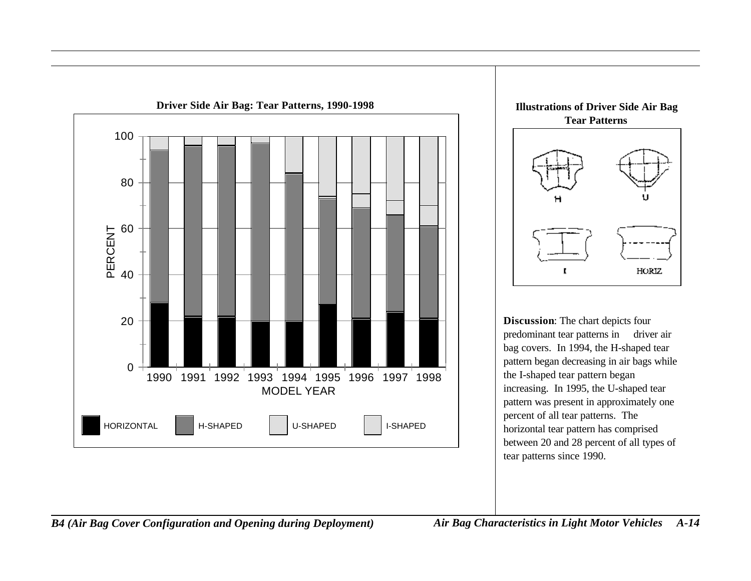**Driver Side Air Bag: Tear Patterns, 1990-1998**

**Illustrations of Driver Side Air Bag Tear Patterns**

**Discussion**: The chart depicts four predominant tear patterns in driver air bag covers. In 1994, the H-shaped tear pattern began decreasing in air bags while the I-shaped tear pattern began increasing. In 1995, the U-shaped tear pattern was present in approximately one percent of all tear patterns. The horizontal tear pattern has comprised between 20 and 28 percent of all types of tear patterns since 1990.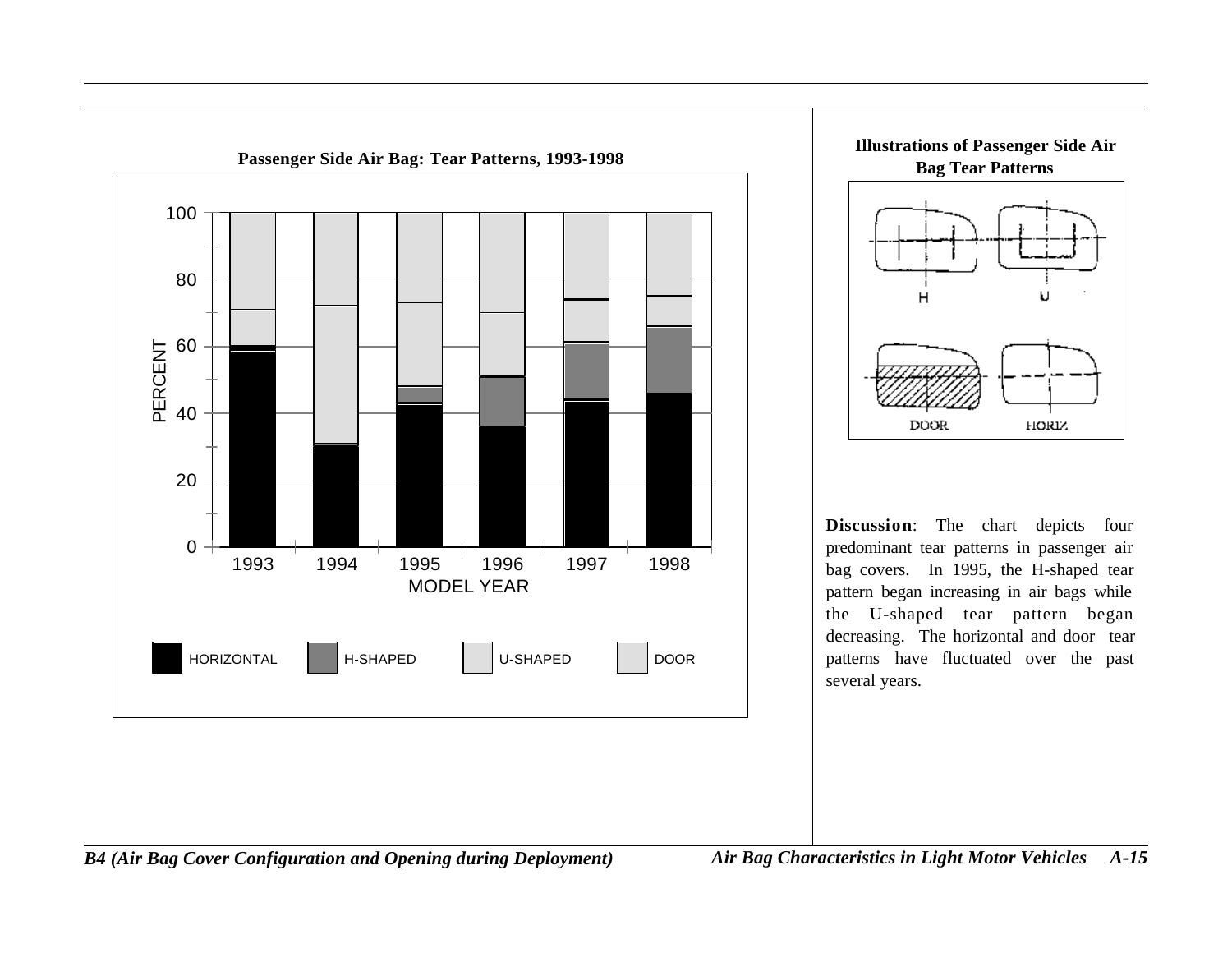**Passenger Side Air Bag: Tear Patterns, 1993-1998**

**Illustrations of Passenger Side Air Bag Tear Patterns**

**Discussion**: The chart depicts four predominant tear patterns in passenger air bag covers. In 1995, the H-shaped tear pattern began increasing in air bags while the U-shaped tear pattern began decreasing. The horizontal and door tear patterns have fluctuated over the past several years.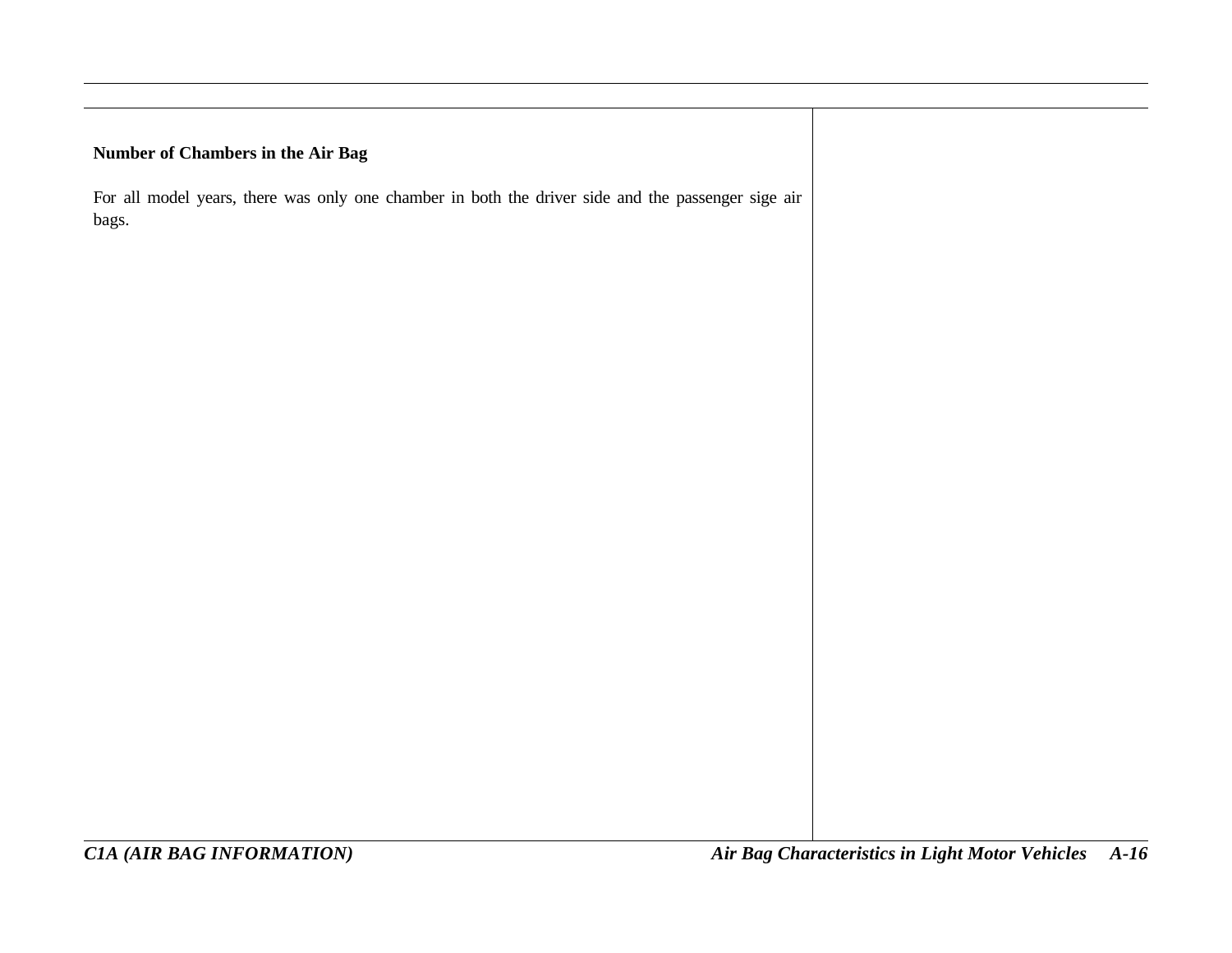**Number of Chambers in the Air Bag**

For all model years, there was only one chamber in both the driver side and the passenger sige air bags.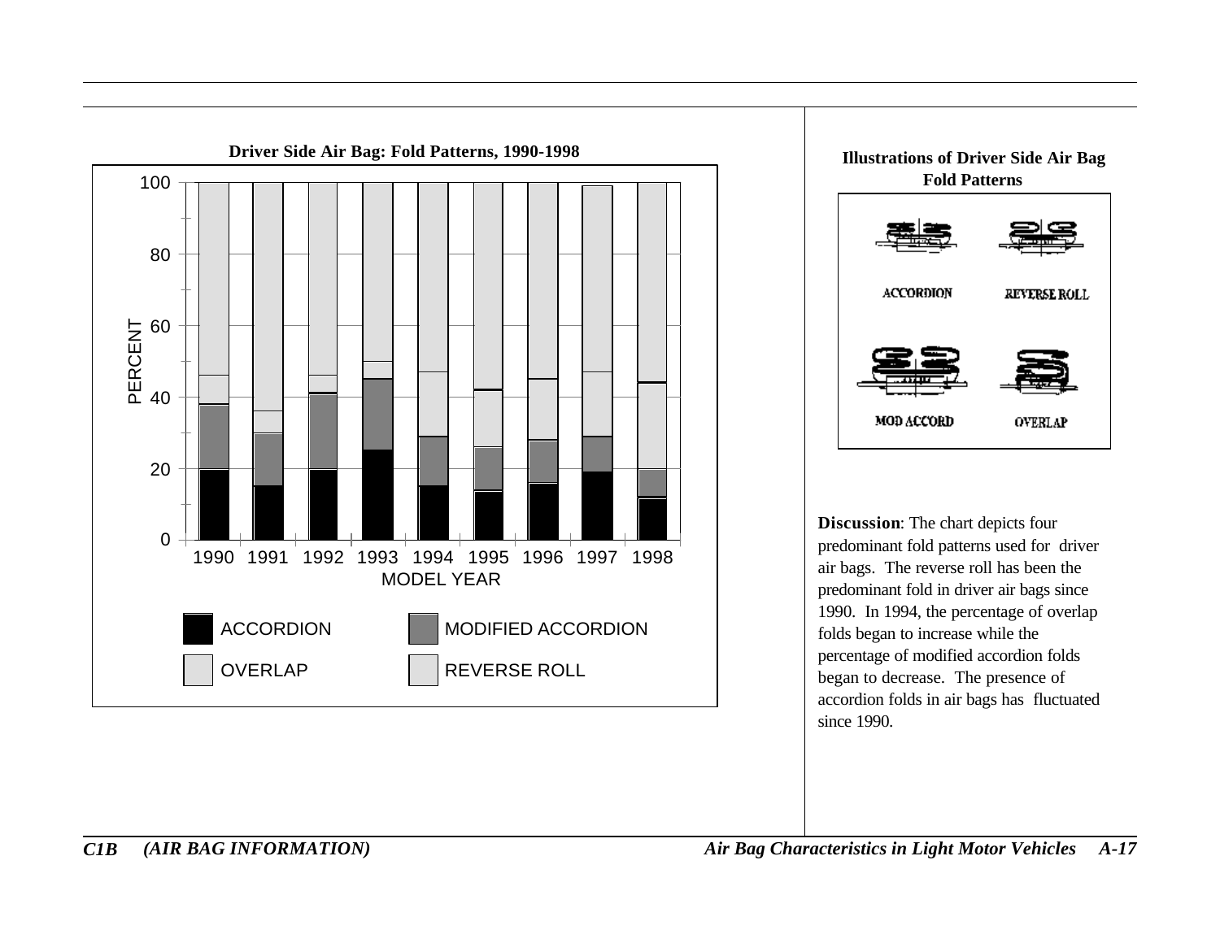**Driver Side Air Bag: Fold Patterns, 1990-1998**

**Illustrations of Driver Side Air Bag Fold Patterns**

ACCORDION

REVERSE ROLL

MOD ACCORD

OVERLAP

**Discussion**: The chart depicts four predominant fold patterns used for driver air bags. The reverse roll has been the predominant fold in driver air bags since 1990. In 1994, the percentage of overlap folds began to increase while the percentage of modified accordion folds began to decrease. The presence of accordion folds in air bags has fluctuated since 1990.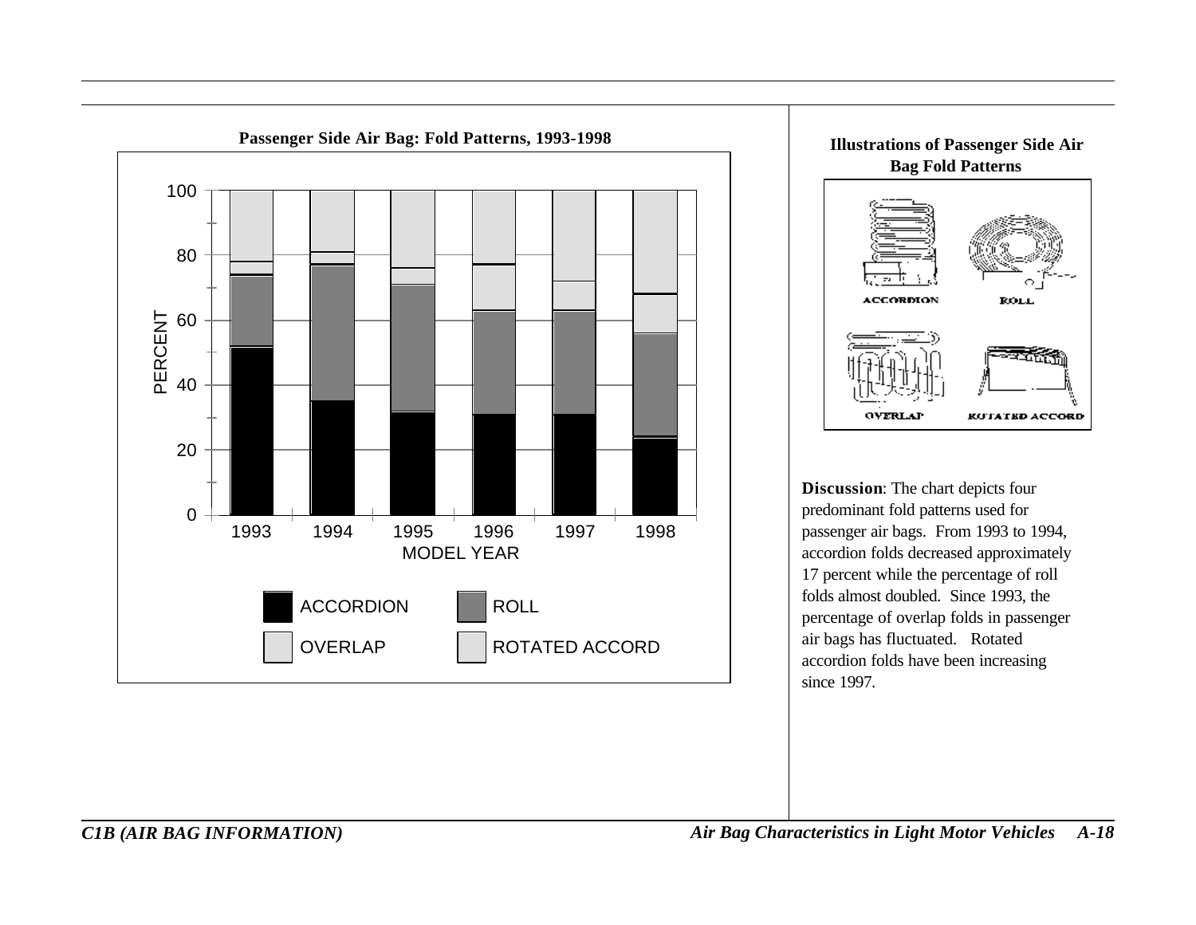**Passenger Side Air Bag: Fold Patterns, 1993-1998**

**Illustrations of Passenger Side Air Bag Fold Patterns**

**Discussion**: The chart depicts four predominant fold patterns used for passenger air bags. From 1993 to 1994, accordion folds decreased approximately 17 percent while the percentage of roll folds almost doubled. Since 1993, the percentage of overlap folds in passenger air bags has fluctuated. Rotated accordion folds have been increasing since 1997.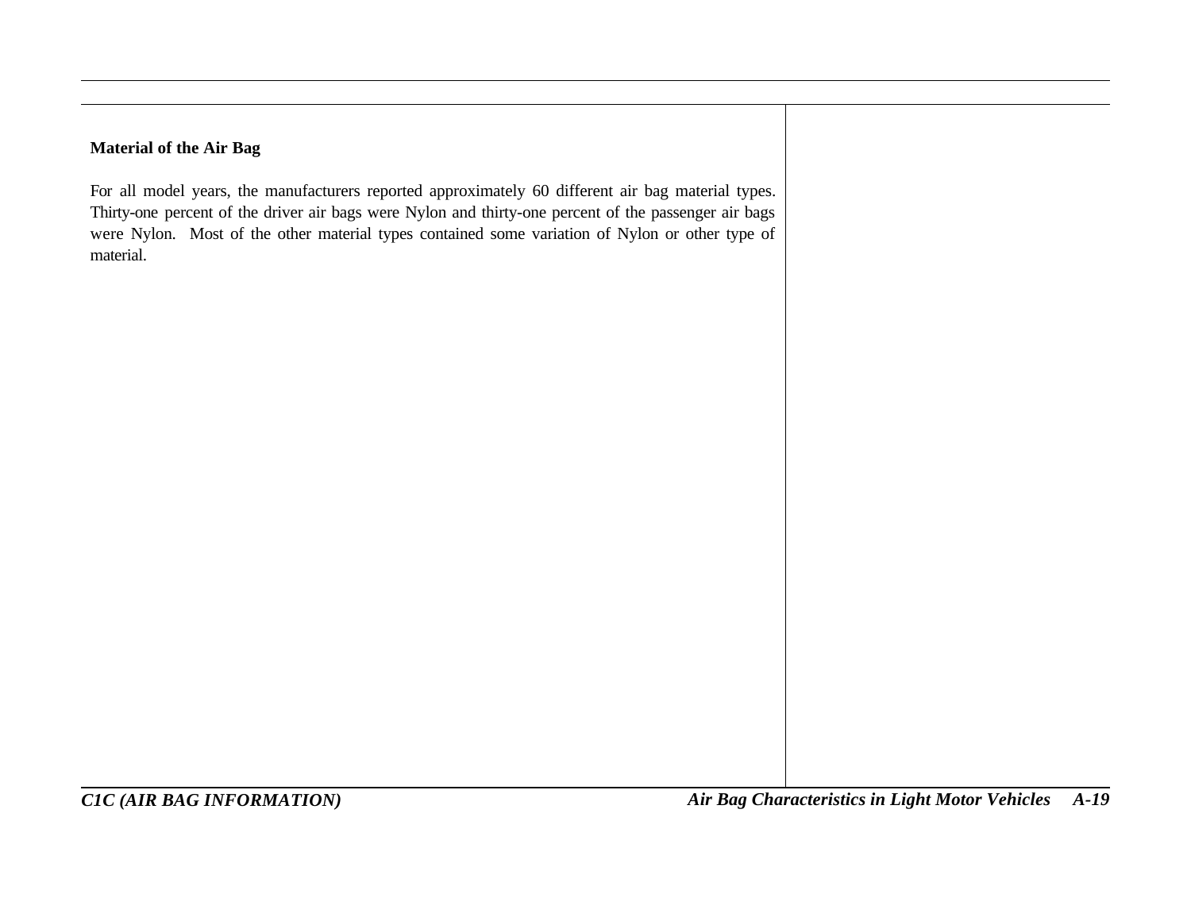**Material of the Air Bag**

For all model years, the manufacturers reported approximately 60 different air bag material types. Thirty-one percent of the driver air bags were Nylon and thirty-one percent of the passenger air bags were Nylon. Most of the other material types contained some variation of Nylon or other type of material.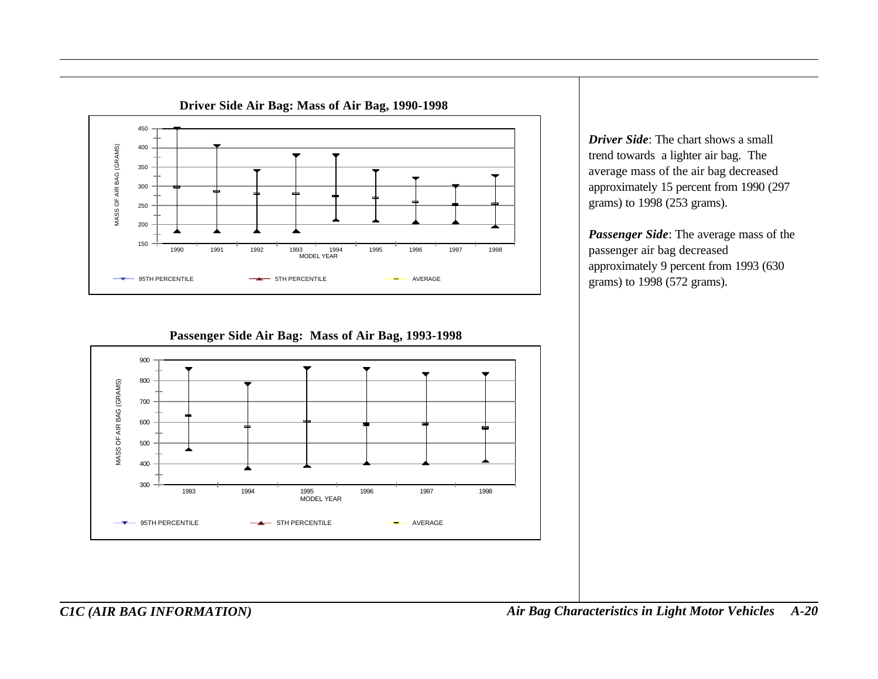**Driver Side Air Bag: Mass of Air Bag, 1990-1998**

**Passenger Side Air Bag: Mass of Air Bag, 1993-1998**

***Driver Side***: The chart shows a small trend towards a lighter air bag. The average mass of the air bag decreased approximately 15 percent from 1990 (297 grams) to 1998 (253 grams).

***Passenger Side***: The average mass of the passenger air bag decreased approximately 9 percent from 1993 (630 grams) to 1998 (572 grams).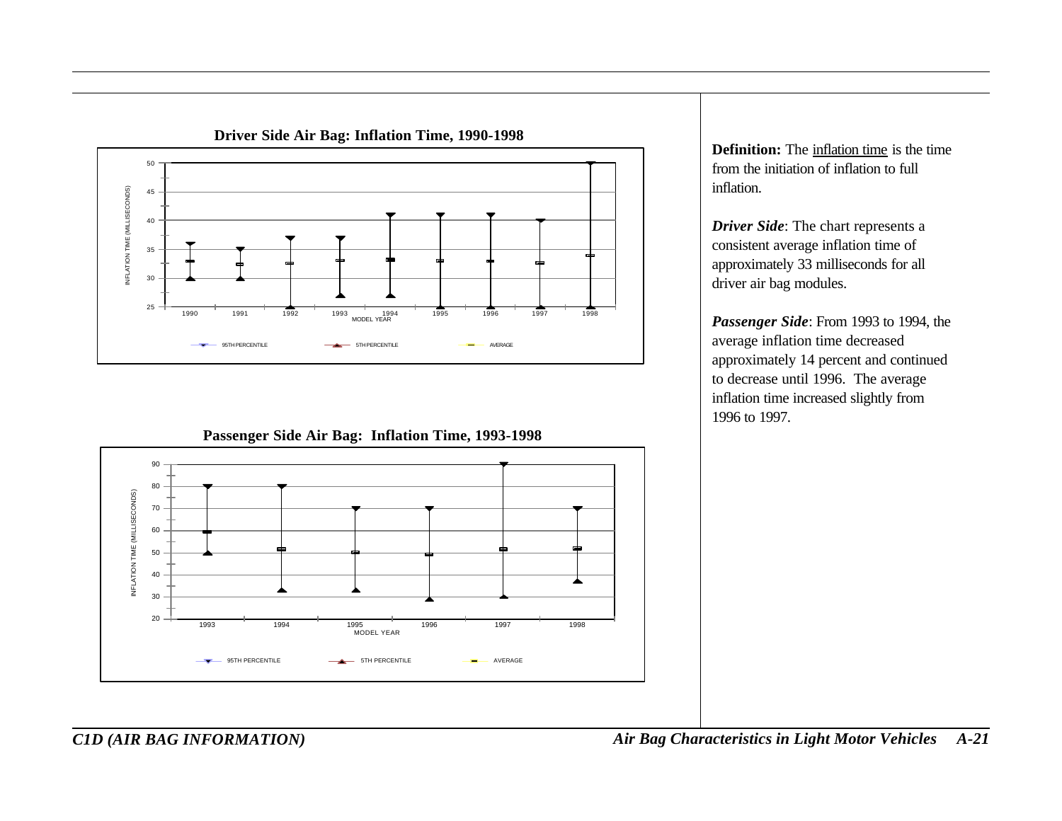**Driver Side Air Bag: Inflation Time, 1990-1998**

**Passenger Side Air Bag: Inflation Time, 1993-1998**

**Definition:** The inflation time is the time from the initiation of inflation to full inflation.

***Driver Side***: The chart represents a consistent average inflation time of approximately 33 milliseconds for all driver air bag modules.

***Passenger Side***: From 1993 to 1994, the average inflation time decreased approximately 14 percent and continued to decrease until 1996. The average inflation time increased slightly from 1996 to 1997.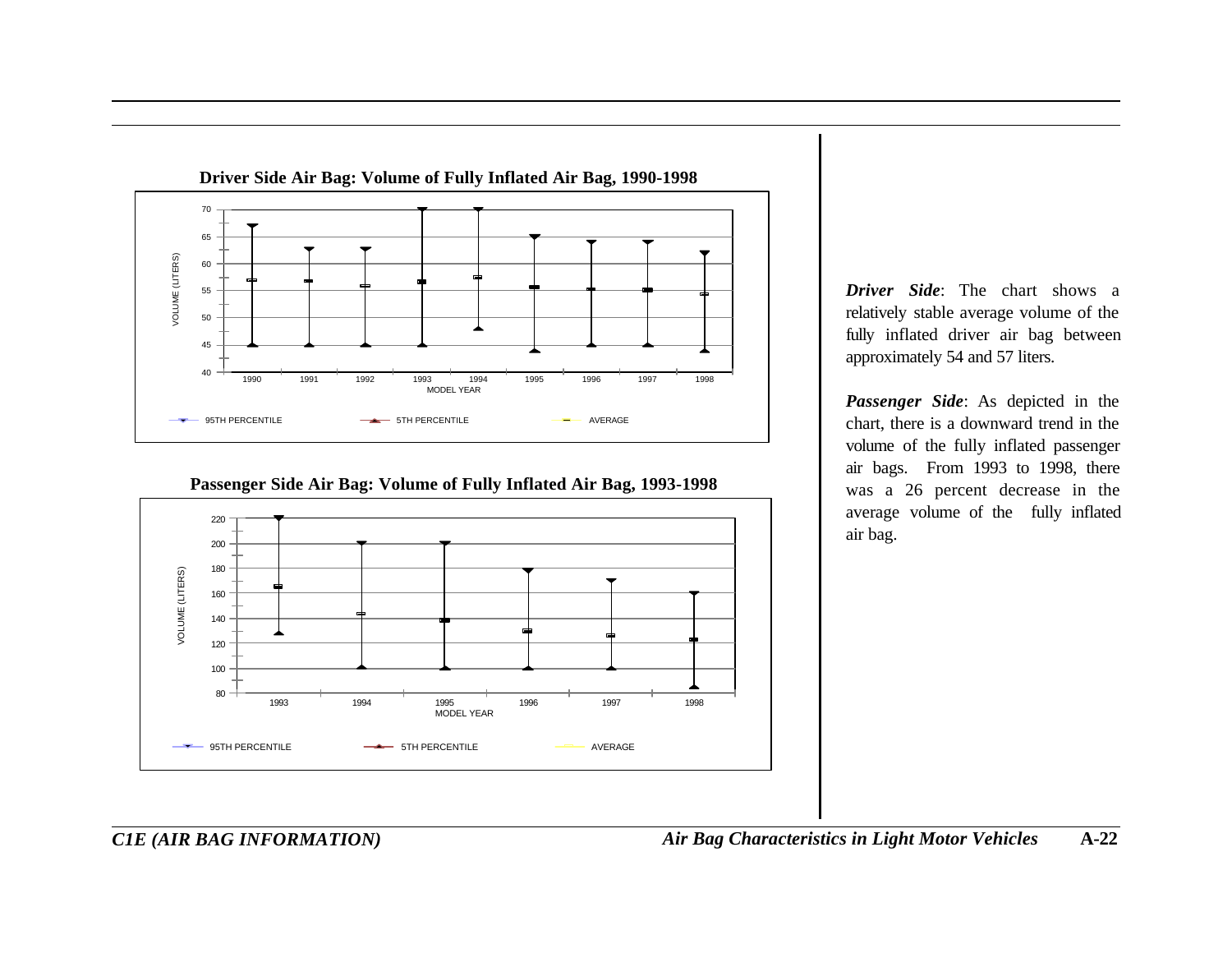**Driver Side Air Bag: Volume of Fully Inflated Air Bag, 1990-1998**

**Passenger Side Air Bag: Volume of Fully Inflated Air Bag, 1993-1998**

***Driver Side***: The chart shows a relatively stable average volume of the fully inflated driver air bag between approximately 54 and 57 liters.

***Passenger Side***: As depicted in the chart, there is a downward trend in the volume of the fully inflated passenger air bags. From 1993 to 1998, there was a 26 percent decrease in the average volume of the fully inflated air bag.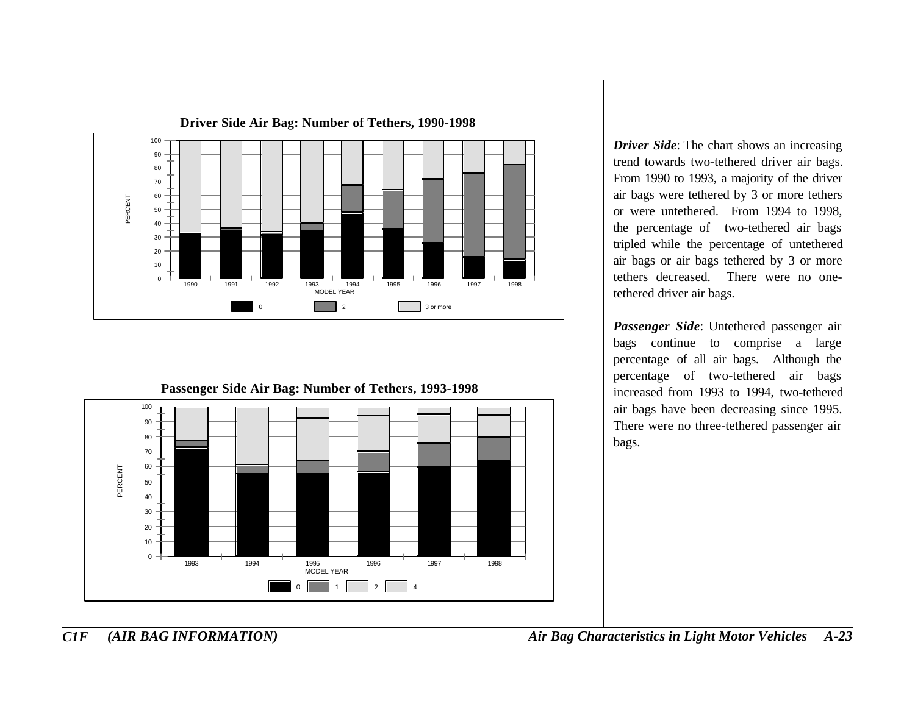**Driver Side Air Bag: Number of Tethers, 1990-1998**

**Passenger Side Air Bag: Number of Tethers, 1993-1998**

***Driver Side***: The chart shows an increasing trend towards two-tethered driver air bags. From 1990 to 1993, a majority of the driver air bags were tethered by 3 or more tethers or were untethered. From 1994 to 1998, the percentage of two-tethered air bags tripled while the percentage of untethered air bags or air bags tethered by 3 or more tethers decreased. There were no one-tethered driver air bags.

***Passenger Side***: Untethered passenger air bags continue to comprise a large percentage of all air bags. Although the percentage of two-tethered air bags increased from 1993 to 1994, two-tethered air bags have been decreasing since 1995. There were no three-tethered passenger air bags.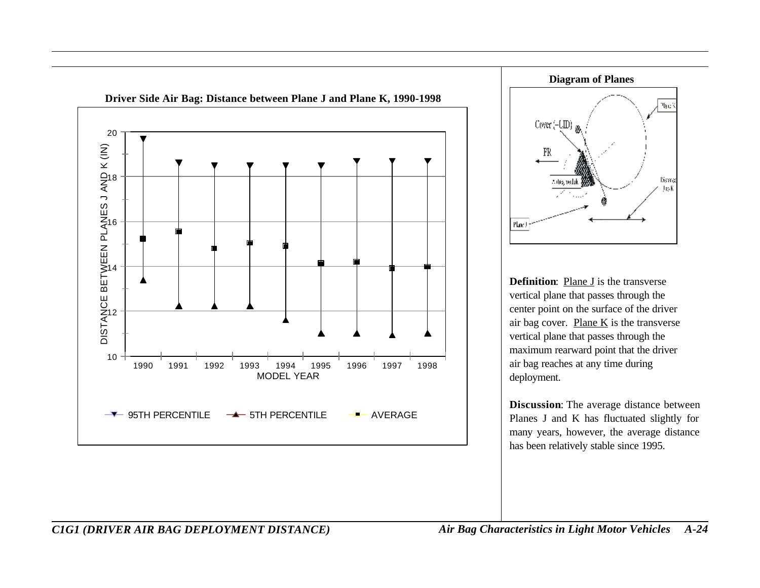**Driver Side Air Bag: Distance between Plane J and Plane K, 1990-1998**

**Diagram of Planes**

**Definition**: Plane J is the transverse vertical plane that passes through the center point on the surface of the driver air bag cover. Plane K is the transverse vertical plane that passes through the maximum rearward point that the driver air bag reaches at any time during deployment.

**Discussion**: The average distance between Planes J and K has fluctuated slightly for many years, however, the average distance has been relatively stable since 1995.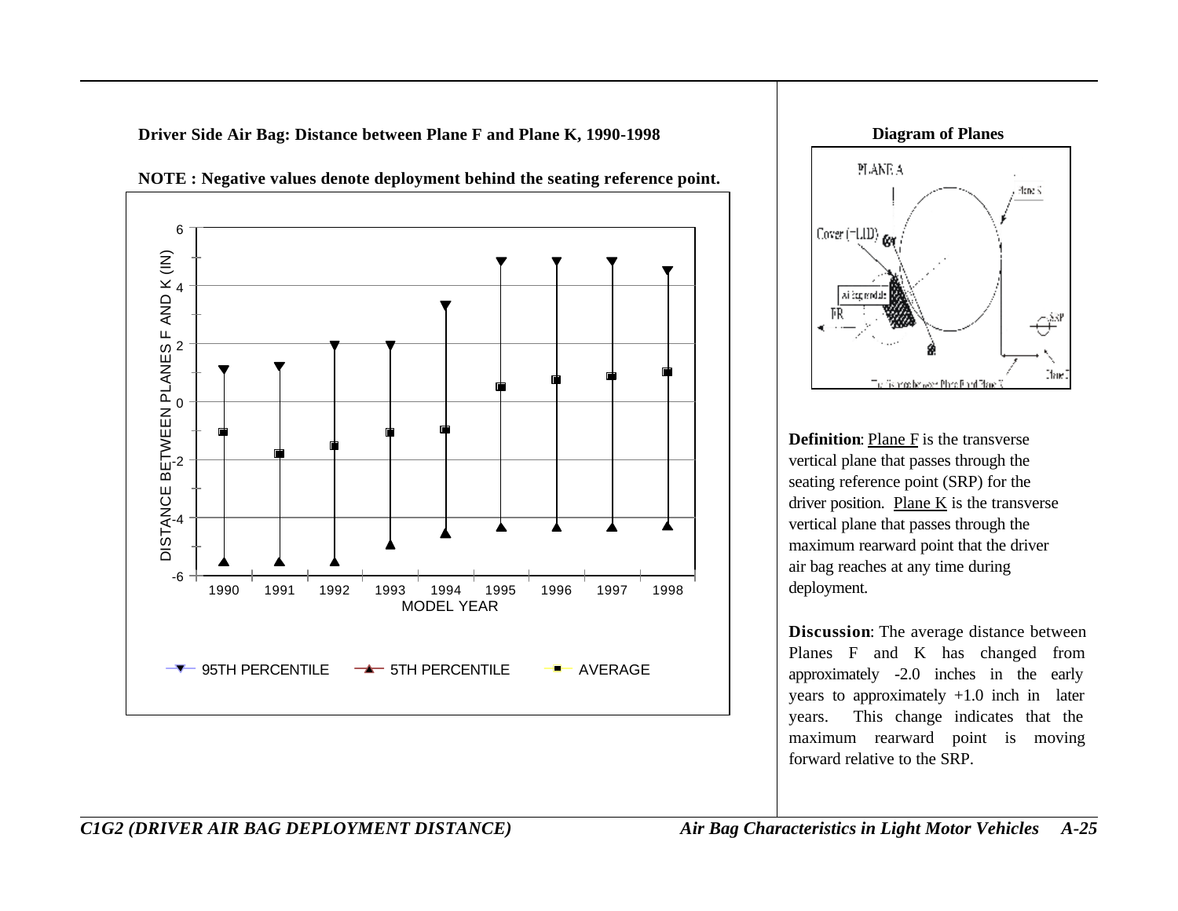**Driver Side Air Bag: Distance between Plane F and Plane K, 1990-1998**

**NOTE : Negative values denote deployment behind the seating reference point.**

**Diagram of Planes**

**Definition**: Plane F is the transverse vertical plane that passes through the seating reference point (SRP) for the driver position. Plane K is the transverse vertical plane that passes through the maximum rearward point that the driver air bag reaches at any time during deployment.

**Discussion**: The average distance between Planes F and K has changed from approximately -2.0 inches in the early years to approximately +1.0 inch in later years. This change indicates that the maximum rearward point is moving forward relative to the SRP.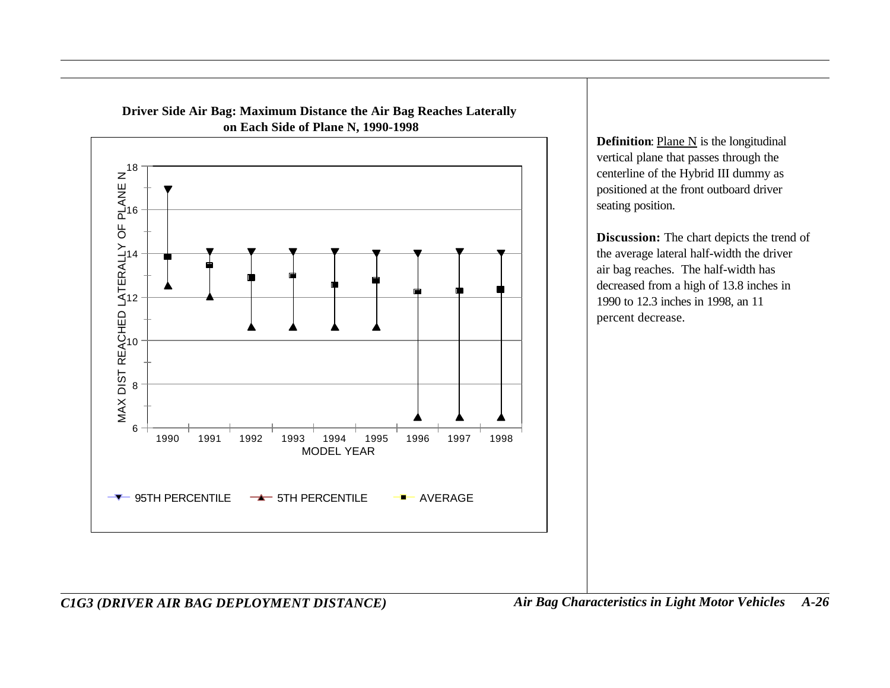**Driver Side Air Bag: Maximum Distance the Air Bag Reaches Laterally on Each Side of Plane N, 1990-1998**

MAX DIST REACHED LATERALLY OF PLANE N

MODEL YEAR

95TH PERCENTILE 5TH PERCENTILE AVERAGE

**Definition**: Plane N is the longitudinal vertical plane that passes through the centerline of the Hybrid III dummy as positioned at the front outboard driver seating position.

**Discussion:** The chart depicts the trend of the average lateral half-width the driver air bag reaches. The half-width has decreased from a high of 13.8 inches in 1990 to 12.3 inches in 1998, an 11 percent decrease.

*C1G3 (DRIVER AIR BAG DEPLOYMENT DISTANCE)*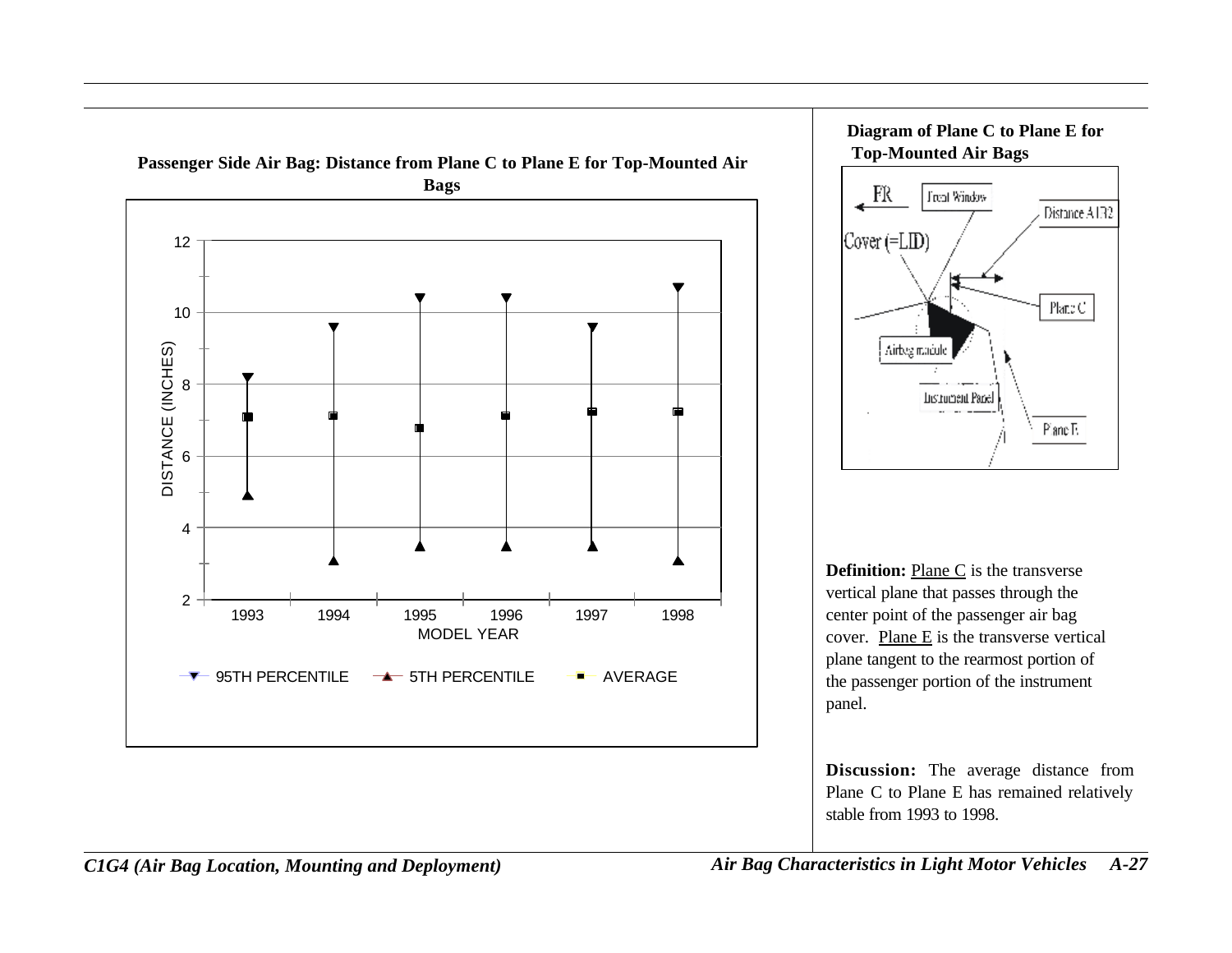**Passenger Side Air Bag: Distance from Plane C to Plane E for Top-Mounted Air Bags**

DISTANCE (INCHES)

MODEL YEAR

1993 1994 1995 1996 1997 1998

95TH PERCENTILE   5TH PERCENTILE   AVERAGE

**Diagram of Plane C to Plane E for Top-Mounted Air Bags**

FR   Front Window   Distance A182   Cover (=LID)   Plane C   Airbag module   Instrument Panel   Plane E

**Definition:** Plane C is the transverse vertical plane that passes through the center point of the passenger air bag cover. Plane E is the transverse vertical plane tangent to the rearmost portion of the passenger portion of the instrument panel.

**Discussion:** The average distance from Plane C to Plane E has remained relatively stable from 1993 to 1998.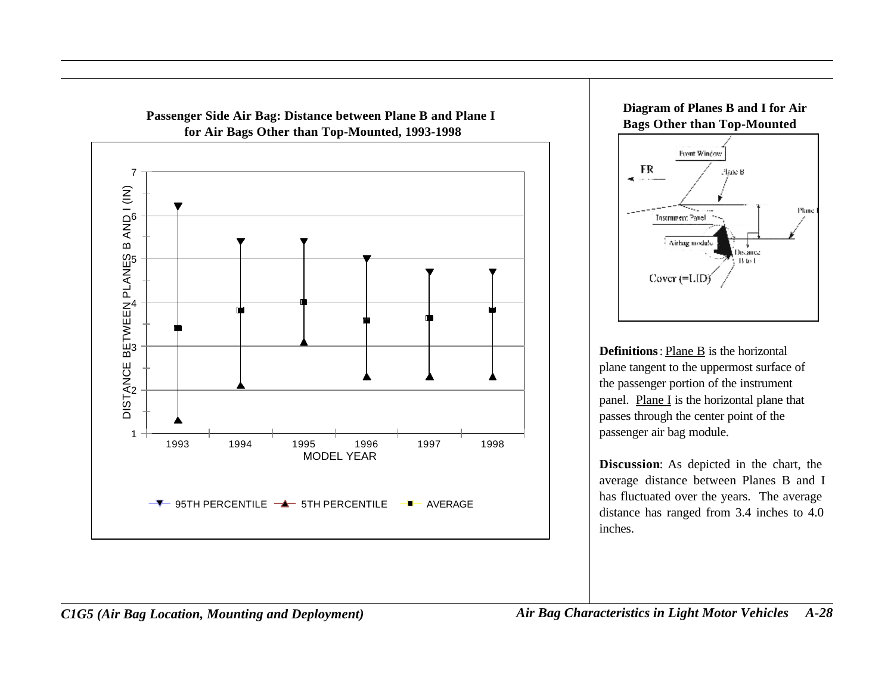**Passenger Side Air Bag: Distance between Plane B and Plane I for Air Bags Other than Top-Mounted, 1993-1998**

**Diagram of Planes B and I for Air Bags Other than Top-Mounted**

**Definitions**: Plane B is the horizontal plane tangent to the uppermost surface of the passenger portion of the instrument panel. Plane I is the horizontal plane that passes through the center point of the passenger air bag module.

**Discussion**: As depicted in the chart, the average distance between Planes B and I has fluctuated over the years. The average distance has ranged from 3.4 inches to 4.0 inches.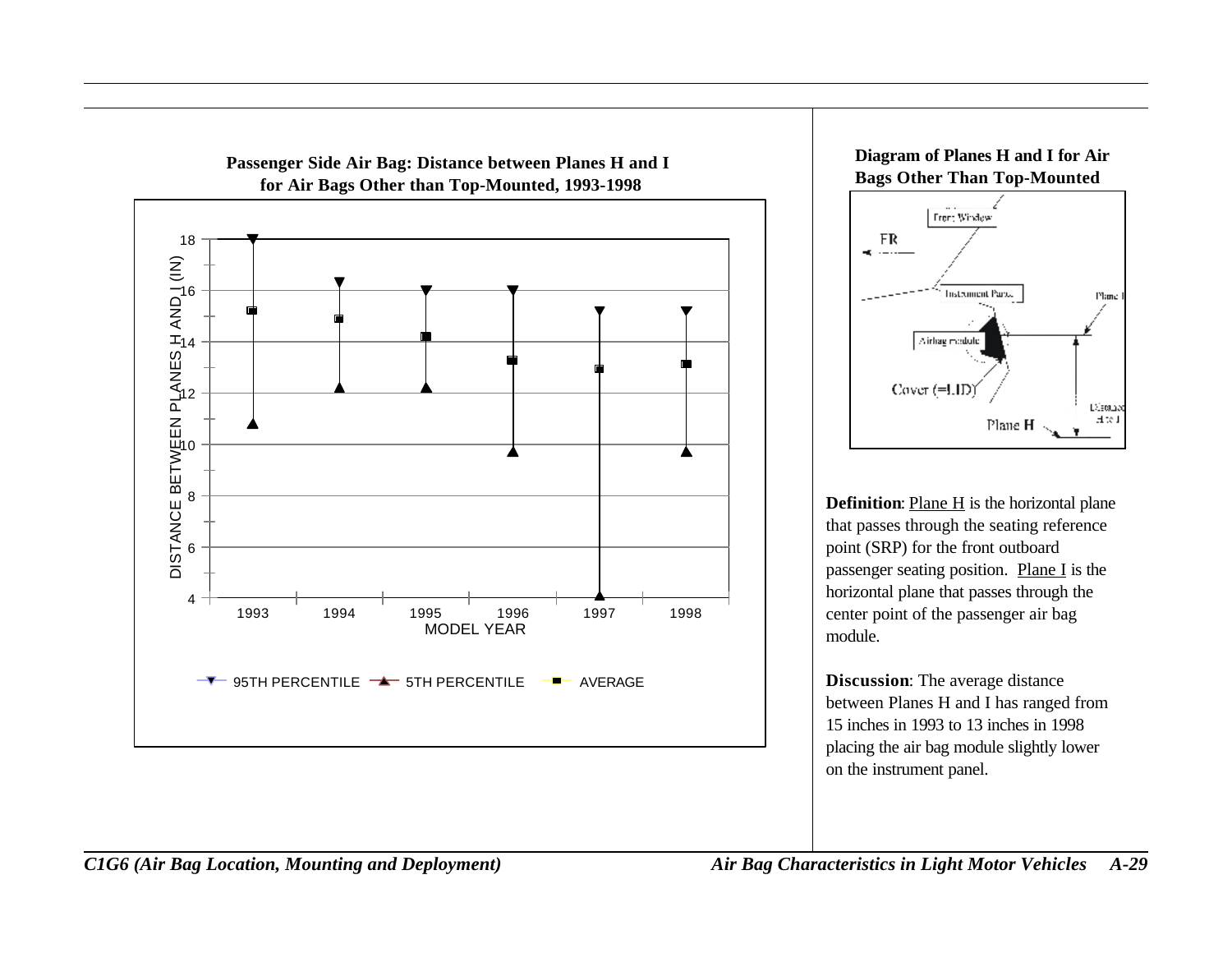**Passenger Side Air Bag: Distance between Planes H and I for Air Bags Other than Top-Mounted, 1993-1998**

**Diagram of Planes H and I for Air Bags Other Than Top-Mounted**

**Definition**: Plane H is the horizontal plane that passes through the seating reference point (SRP) for the front outboard passenger seating position. Plane I is the horizontal plane that passes through the center point of the passenger air bag module.

**Discussion**: The average distance between Planes H and I has ranged from 15 inches in 1993 to 13 inches in 1998 placing the air bag module slightly lower on the instrument panel.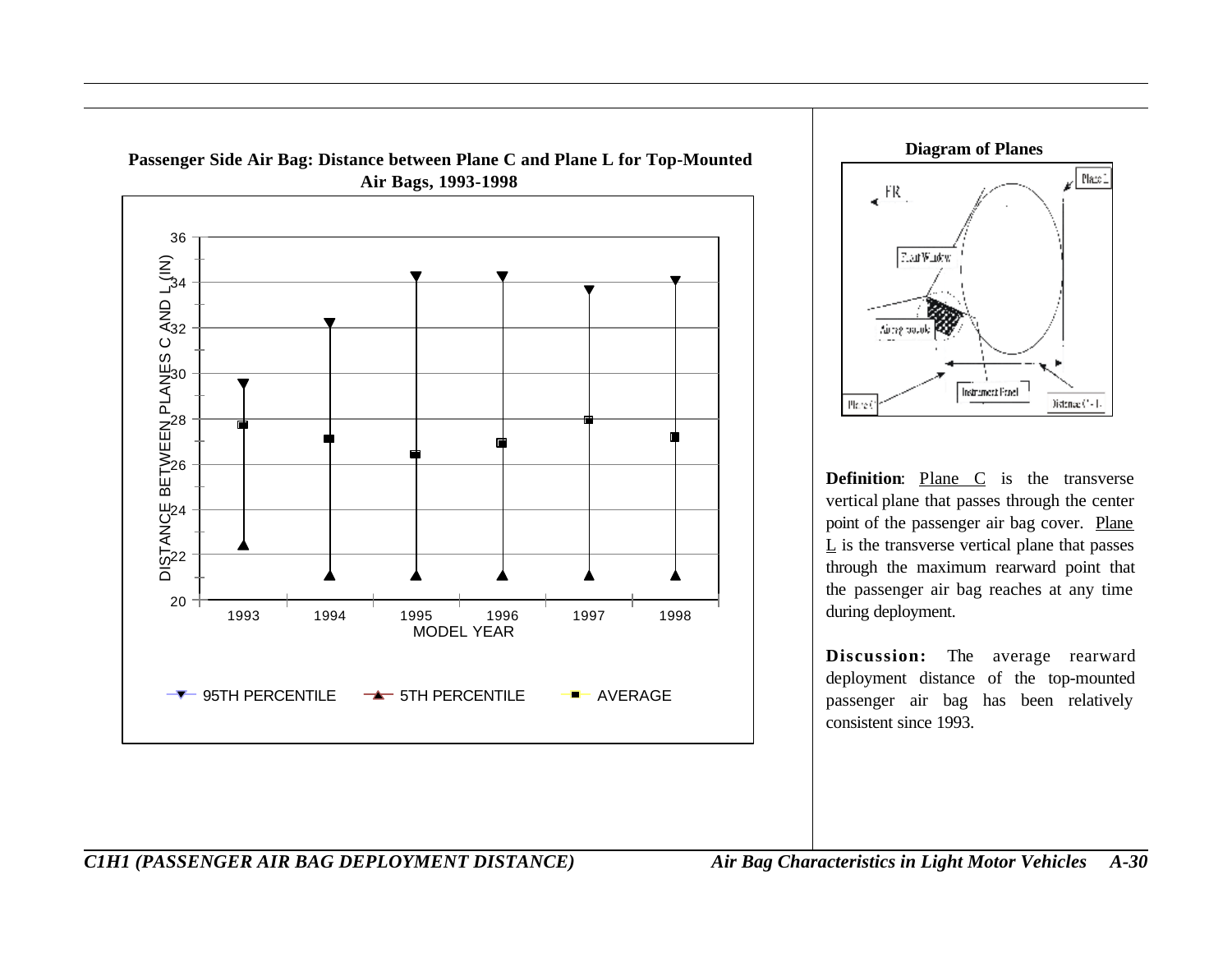**Passenger Side Air Bag: Distance between Plane C and Plane L for Top-Mounted Air Bags, 1993-1998**

**Diagram of Planes**

**Definition**: Plane C is the transverse vertical plane that passes through the center point of the passenger air bag cover. Plane L is the transverse vertical plane that passes through the maximum rearward point that the passenger air bag reaches at any time during deployment.

**Discussion:** The average rearward deployment distance of the top-mounted passenger air bag has been relatively consistent since 1993.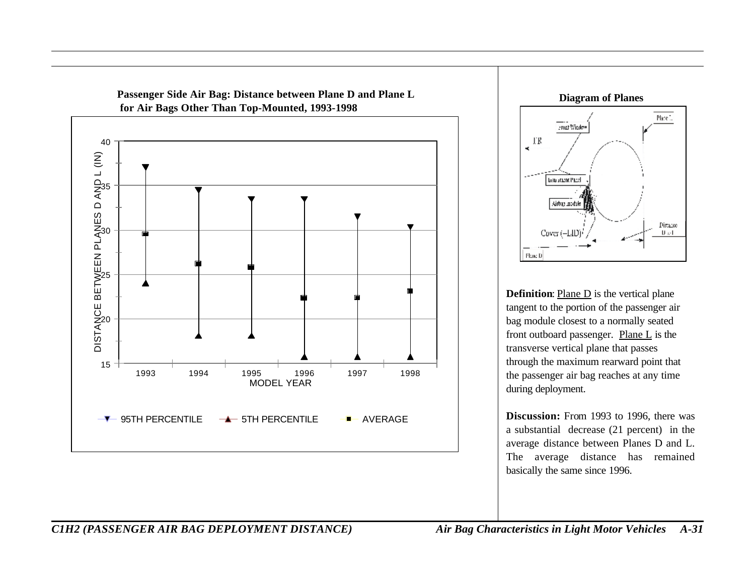**Passenger Side Air Bag: Distance between Plane D and Plane L for Air Bags Other Than Top-Mounted, 1993-1998**

**Diagram of Plans**

**Definition**: Plane D is the vertical plane tangent to the portion of the passenger air bag module closest to a normally seated front outboard passenger. Plane L is the transverse vertical plane that passes through the maximum rearward point that the passenger air bag reaches at any time during deployment.

**Discussion:** From 1993 to 1996, there was a substantial decrease (21 percent) in the average distance between Planes D and L. The average distance has remained basically the same since 1996.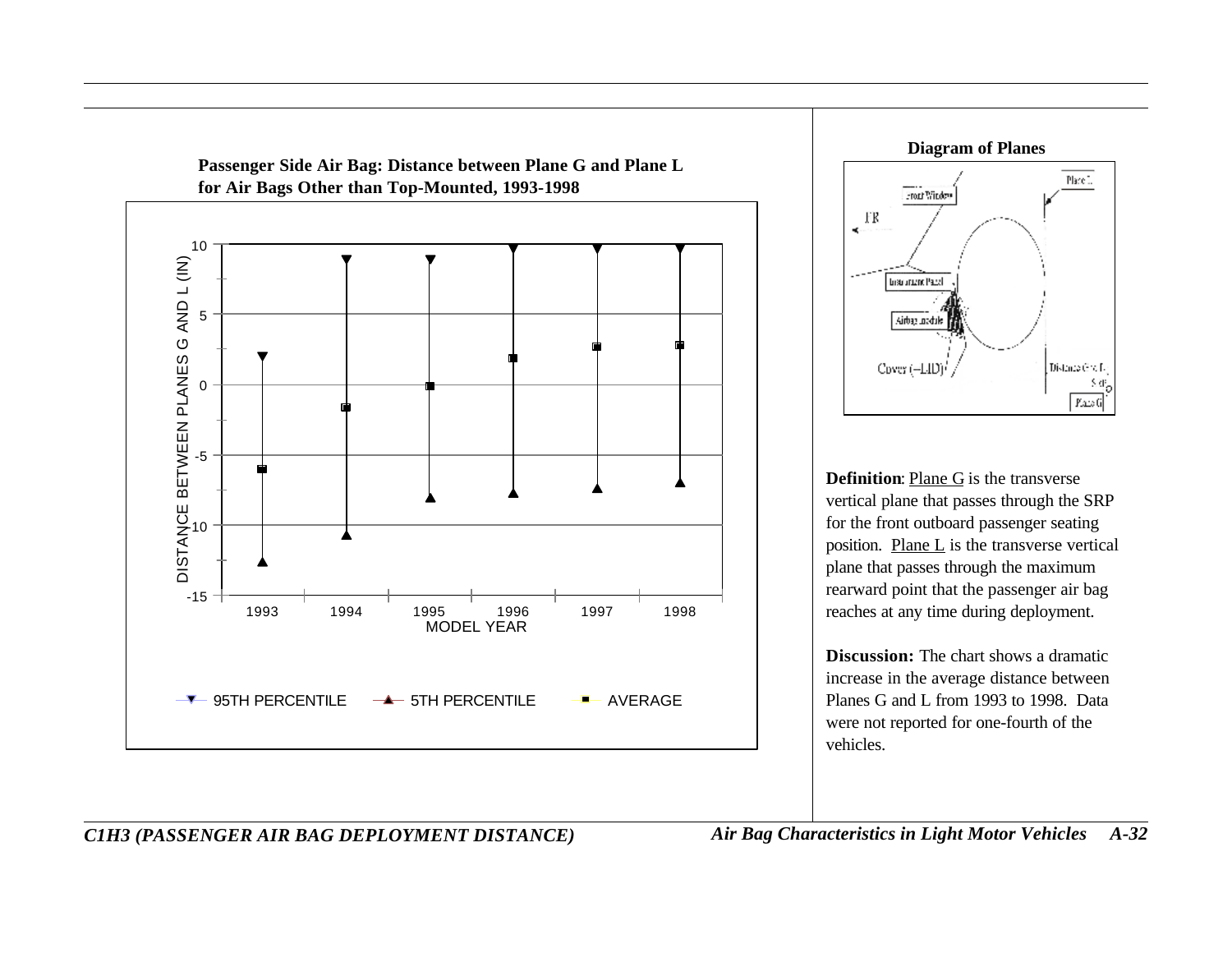**Passenger Side Air Bag: Distance between Plane G and Plane L for Air Bags Other than Top-Mounted, 1993-1998**

**Diagram of Planes**

**Definition**: Plane G is the transverse vertical plane that passes through the SRP for the front outboard passenger seating position. Plane L is the transverse vertical plane that passes through the maximum rearward point that the passenger air bag reaches at any time during deployment.

**Discussion:** The chart shows a dramatic increase in the average distance between Planes G and L from 1993 to 1998. Data were not reported for one-fourth of the vehicles.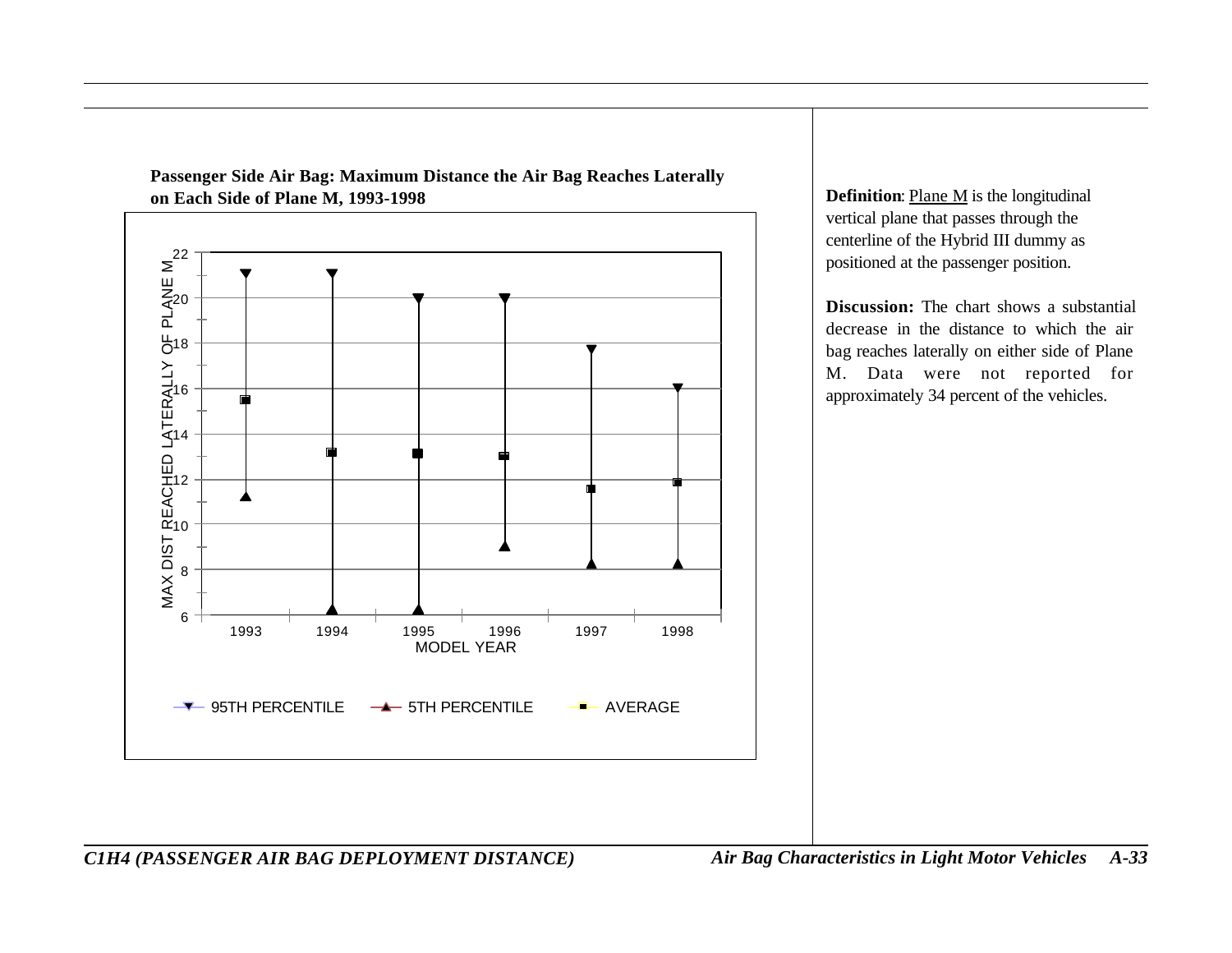**Passenger Side Air Bag: Maximum Distance the Air Bag Reaches Laterally on Each Side of Plane M, 1993-1998**

MAX DIST REACHED LATERALLY OF PLANE M

22
20
18
16
14
12
10
8
6

1993 1994 1995 1996 1997 1998

MODEL YEAR

95TH PERCENTILE 5TH PERCENTILE AVERAGE

**Definition**: Plane M is the longitudinal vertical plane that passes through the centerline of the Hybrid III dummy as positioned at the passenger position.

**Discussion:** The chart shows a substantial decrease in the distance to which the air bag reaches laterally on either side of Plane M. Data were not reported for approximately 34 percent of the vehicles.

*C1H4 (PASSENGER AIR BAG DEPLOYMENT DISTANCE)*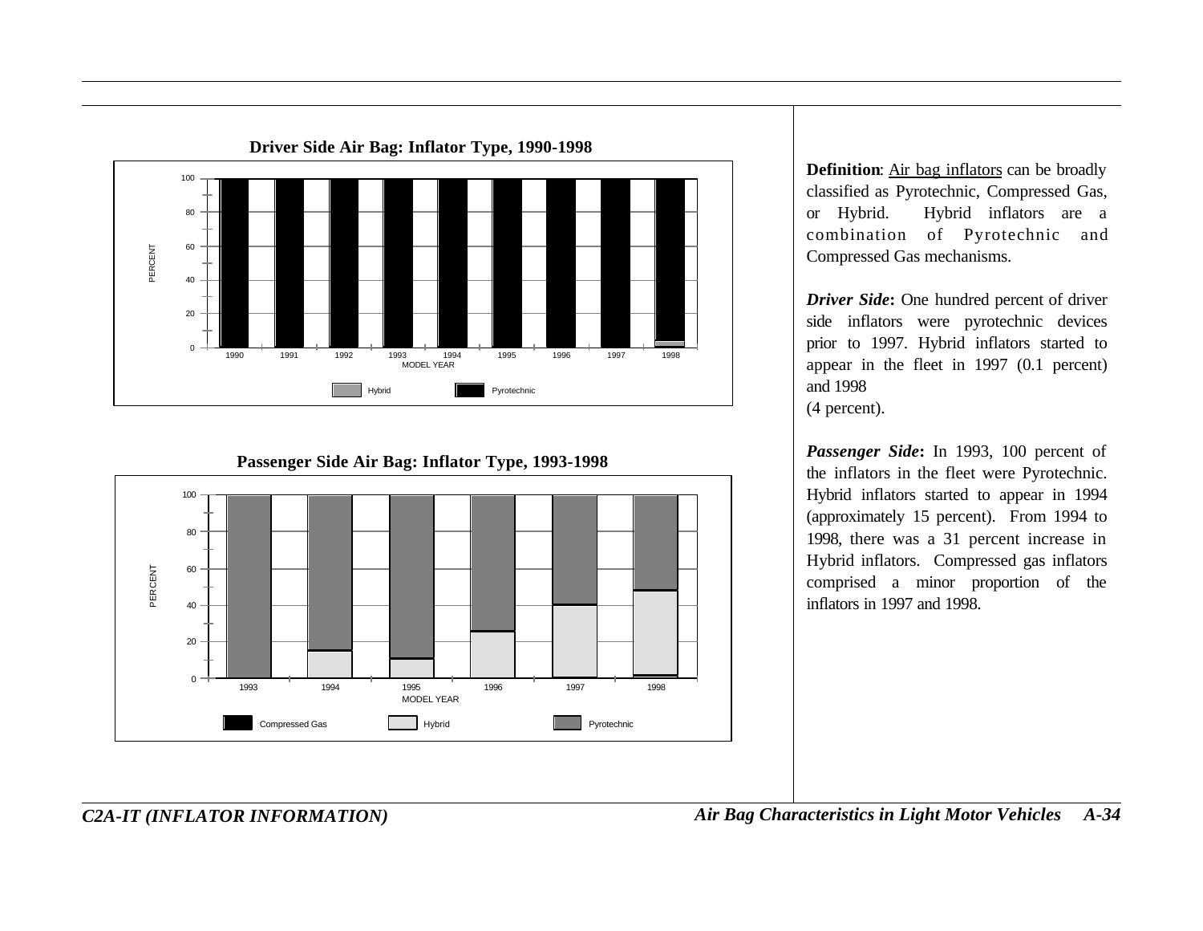**Driver Side Air Bag: Inflator Type, 1990-1998**

**Passenger Side Air Bag: Inflator Type, 1993-1998**

**Definition**: <u>Air bag inflators</u> can be broadly classified as Pyrotechnic, Compressed Gas, or Hybrid. Hybrid inflators are a combination of Pyrotechnic and Compressed Gas mechanisms.

***Driver Side*:** One hundred percent of driver side inflators were pyrotechnic devices prior to 1997. Hybrid inflators started to appear in the fleet in 1997 (0.1 percent) and 1998 (4 percent).

***Passenger Side*:** In 1993, 100 percent of the inflators in the fleet were Pyrotechnic. Hybrid inflators started to appear in 1994 (approximately 15 percent). From 1994 to 1998, there was a 31 percent increase in Hybrid inflators. Compressed gas inflators comprised a minor proportion of the inflators in 1997 and 1998.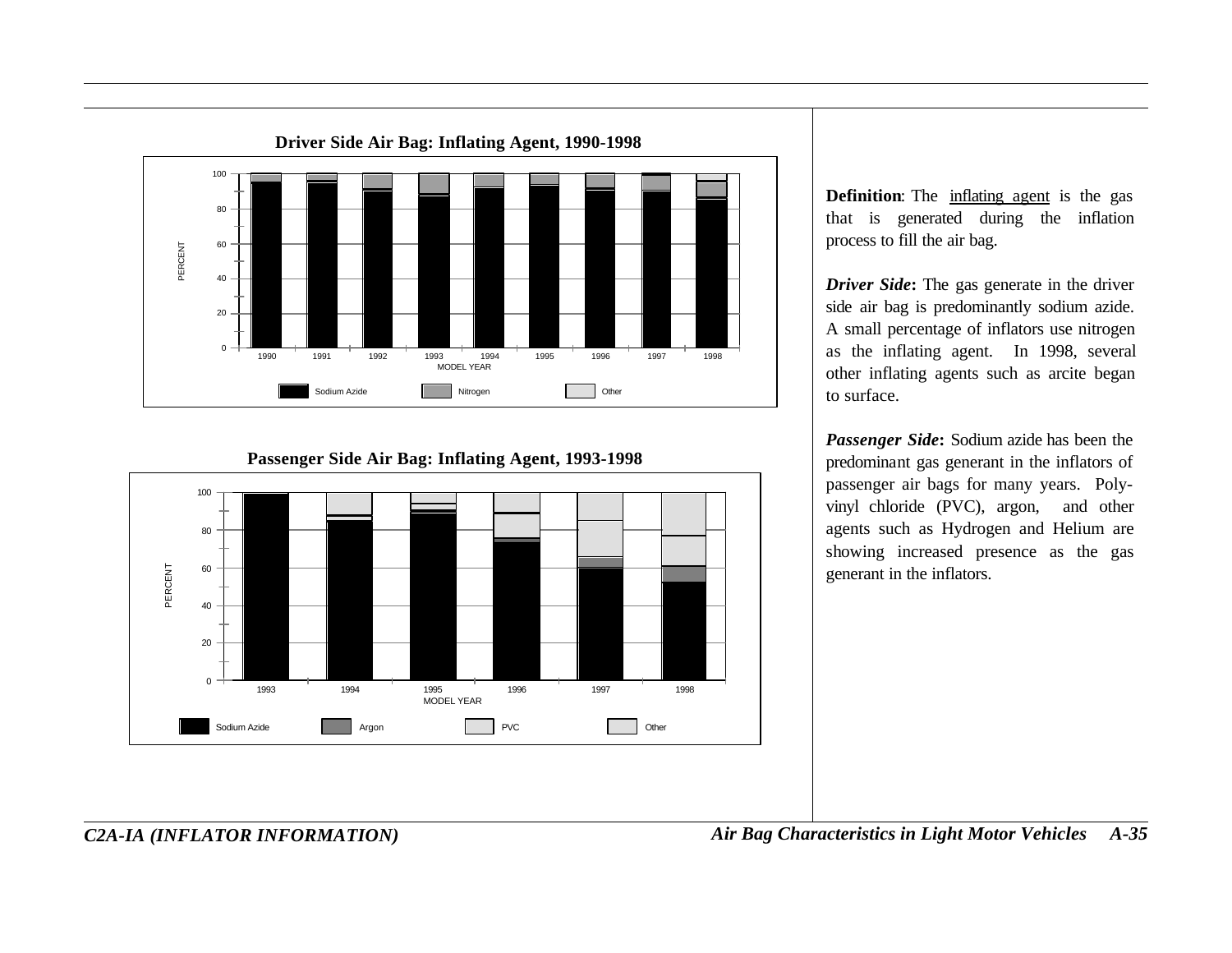**Driver Side Air Bag: Inflating Agent, 1990-1998**

PERCENT

100
80
60
40
20
0

1990 1991 1992 1993 1994 1995 1996 1997 1998

MODEL YEAR

Sodium Azide Nitrogen Other

**Passenger Side Air Bag: Inflating Agent, 1993-1998**

PERCENT

100
80
60
40
20
0

1993 1994 1995 1996 1997 1998

MODEL YEAR

Sodium Azide Argon PVC Other

**Definition**: The inflating agent is the gas that is generated during the inflation process to fill the air bag.

***Driver Side*:** The gas generate in the driver side air bag is predominantly sodium azide. A small percentage of inflators use nitrogen as the inflating agent. In 1998, several other inflating agents such as arcite began to surface.

***Passenger Side*:** Sodium azide has been the predominant gas generant in the inflators of passenger air bags for many years. Poly-vinyl chloride (PVC), argon, and other agents such as Hydrogen and Helium are showing increased presence as the gas generant in the inflators.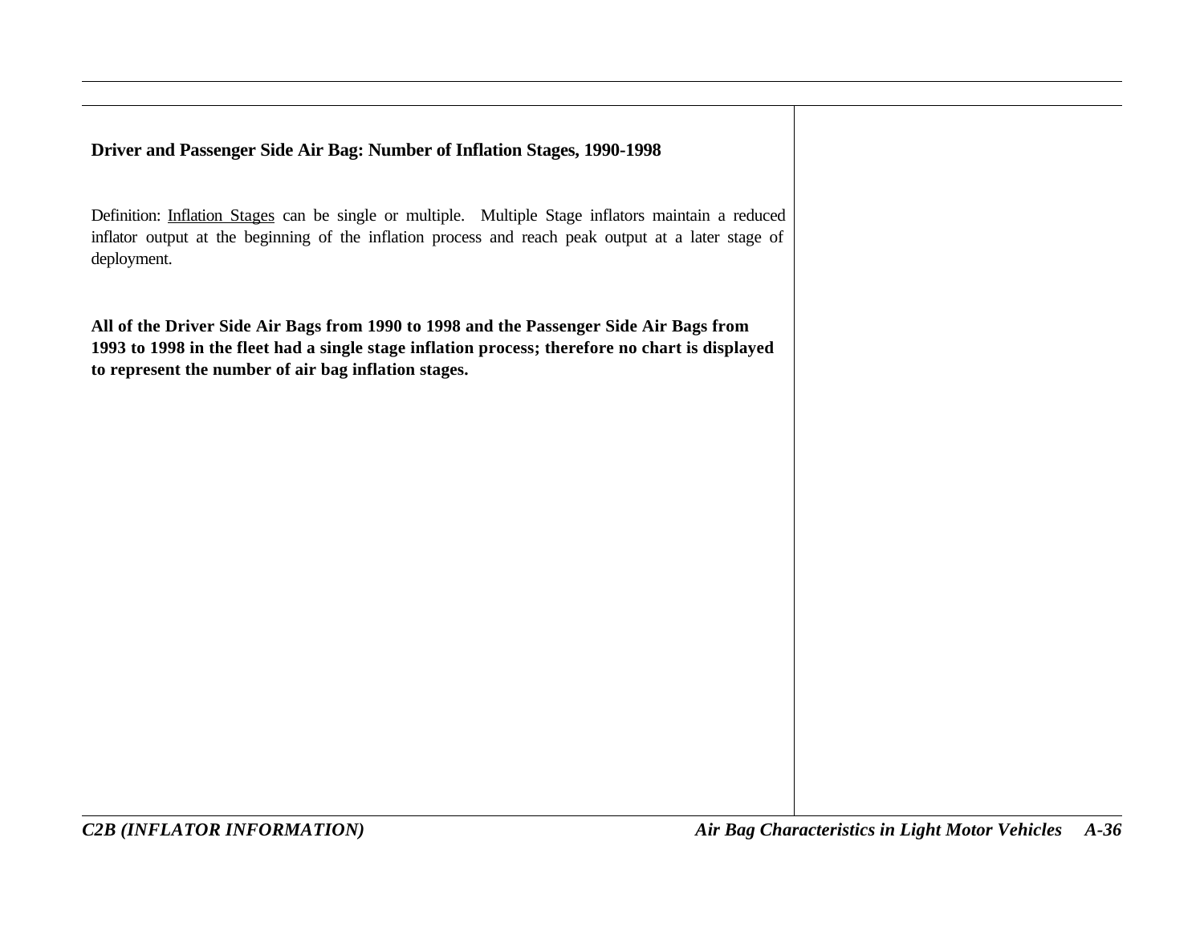**Driver and Passenger Side Air Bag: Number of Inflation Stages, 1990-1998**

Definition: Inflation Stages can be single or multiple. Multiple Stage inflators maintain a reduced inflator output at the beginning of the inflation process and reach peak output at a later stage of deployment.

**All of the Driver Side Air Bags from 1990 to 1998 and the Passenger Side Air Bags from 1993 to 1998 in the fleet had a single stage inflation process; therefore no chart is displayed to represent the number of air bag inflation stages.**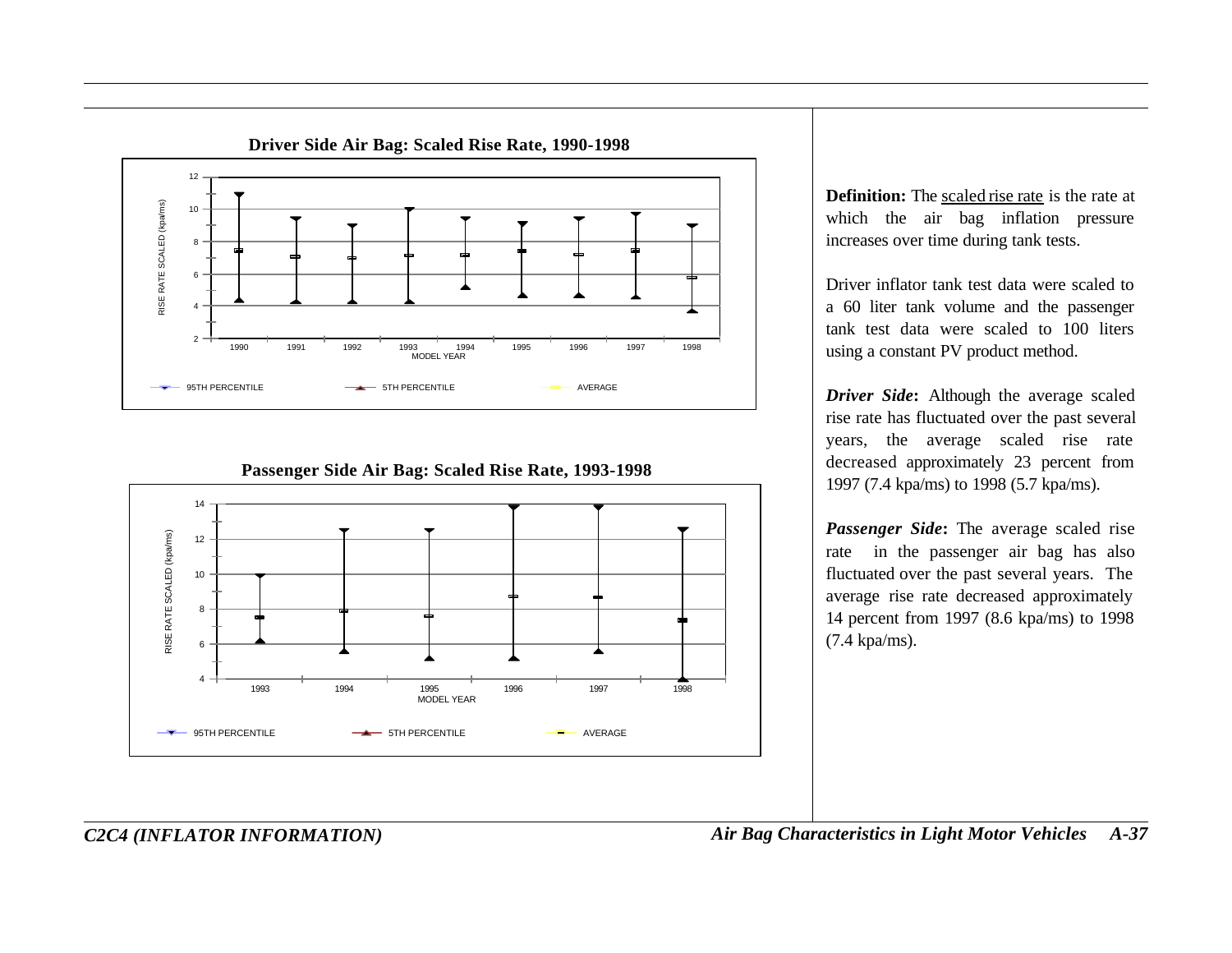**Driver Side Air Bag: Scaled Rise Rate, 1990-1998**

**Passenger Side Air Bag: Scaled Rise Rate, 1993-1998**

**Definition:** The scaled rise rate is the rate at which the air bag inflation pressure increases over time during tank tests.

Driver inflator tank test data were scaled to a 60 liter tank volume and the passenger tank test data were scaled to 100 liters using a constant PV product method.

***Driver Side*:** Although the average scaled rise rate has fluctuated over the past several years, the average scaled rise rate decreased approximately 23 percent from 1997 (7.4 kpa/ms) to 1998 (5.7 kpa/ms).

***Passenger Side*:** The average scaled rise rate in the passenger air bag has also fluctuated over the past several years. The average rise rate decreased approximately 14 percent from 1997 (8.6 kpa/ms) to 1998 (7.4 kpa/ms).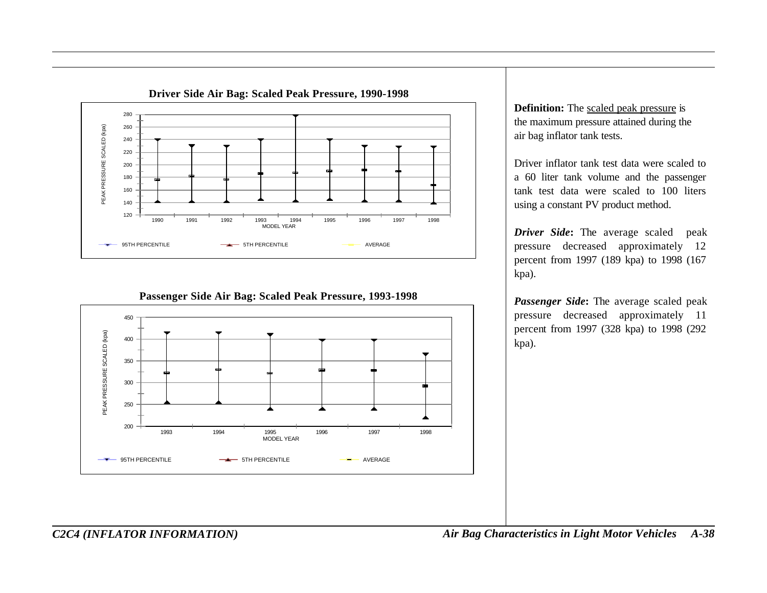**Driver Side Air Bag: Scaled Peak Pressure, 1990-1998**

**Passenger Side Air Bag: Scaled Peak Pressure, 1993-1998**

**Definition:** The <u>scaled peak pressure</u> is the maximum pressure attained during the air bag inflator tank tests.

Driver inflator tank test data were scaled to a 60 liter tank volume and the passenger tank test data were scaled to 100 liters using a constant PV product method.

***Driver Side*:** The average scaled peak pressure decreased approximately 12 percent from 1997 (189 kpa) to 1998 (167 kpa).

***Passenger Side*:** The average scaled peak pressure decreased approximately 11 percent from 1997 (328 kpa) to 1998 (292 kpa).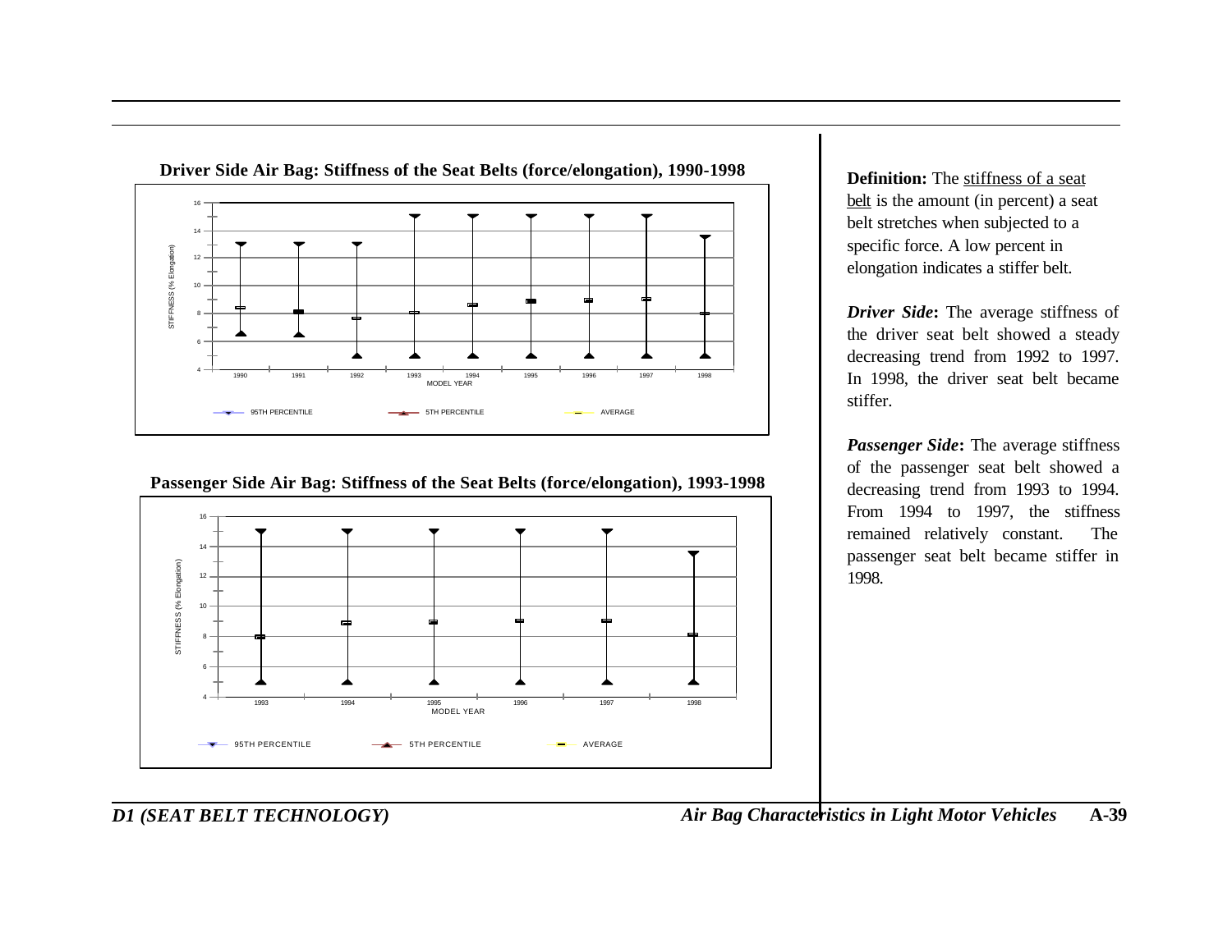**Driver Side Air Bag: Stiffness of the Seat Belts (force/elongation), 1990-1998**

**Passenger Side Air Bag: Stiffness of the Seat Belts (force/elongation), 1993-1998**

**Definition:** The stiffness of a seat belt is the amount (in percent) a seat belt stretches when subjected to a specific force. A low percent in elongation indicates a stiffer belt.

***Driver Side*:** The average stiffness of the driver seat belt showed a steady decreasing trend from 1992 to 1997. In 1998, the driver seat belt became stiffer.

***Passenger Side*:** The average stiffness of the passenger seat belt showed a decreasing trend from 1993 to 1994. From 1994 to 1997, the stiffness remained relatively constant. The passenger seat belt became stiffer in 1998.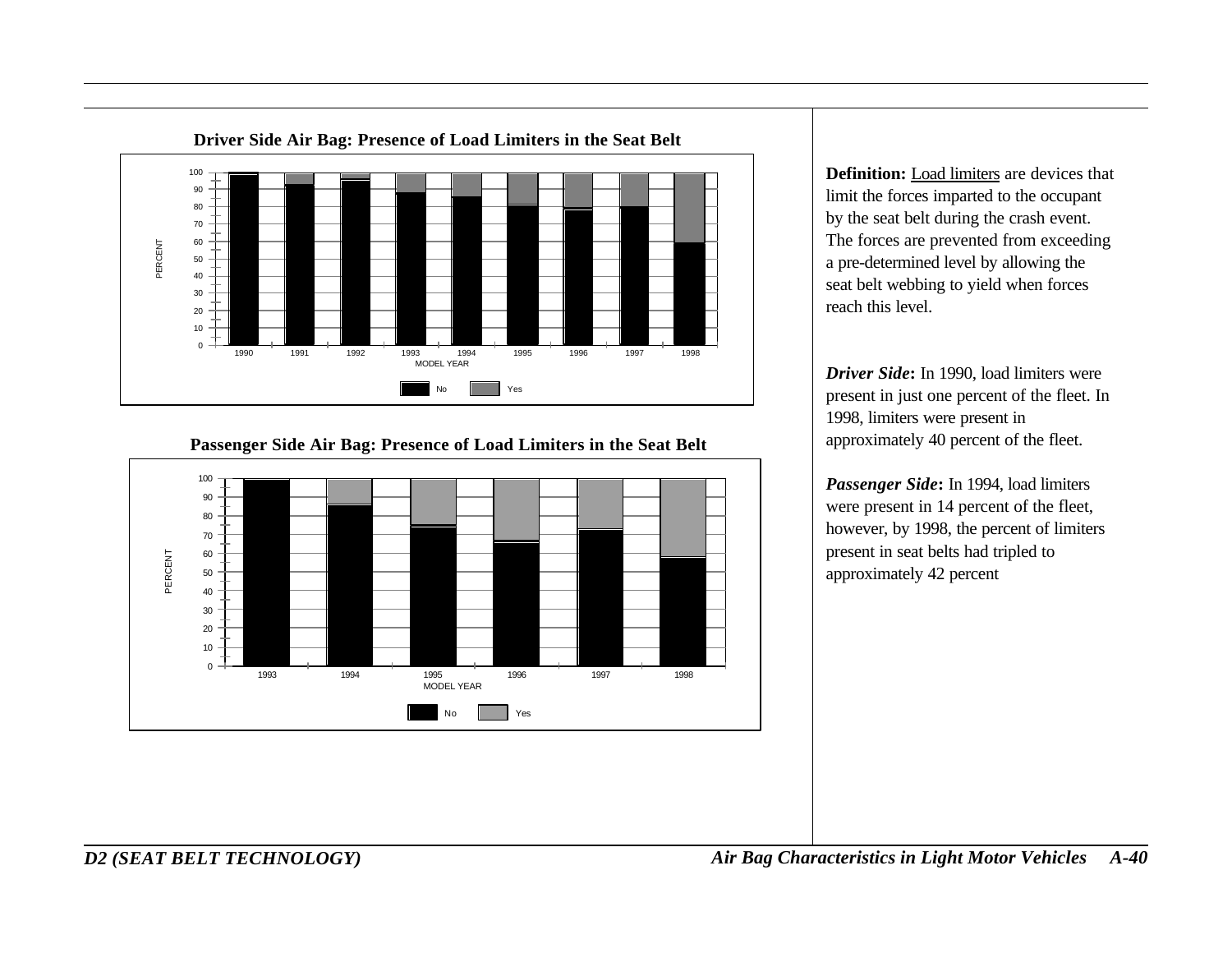**Driver Side Air Bag: Presence of Load Limiters in the Seat Belt**

**Passenger Side Air Bag: Presence of Load Limiters in the Seat Belt**

**Definition:** Load limiters are devices that limit the forces imparted to the occupant by the seat belt during the crash event. The forces are prevented from exceeding a pre-determined level by allowing the seat belt webbing to yield when forces reach this level.

***Driver Side*:** In 1990, load limiters were present in just one percent of the fleet. In 1998, limiters were present in approximately 40 percent of the fleet.

***Passenger Side*:** In 1994, load limiters were present in 14 percent of the fleet, however, by 1998, the percent of limiters present in seat belts had tripled to approximately 42 percent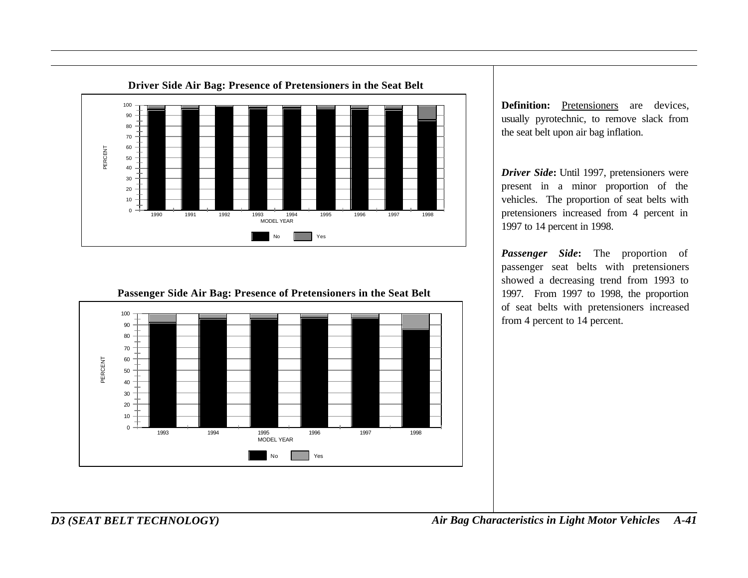**Driver Side Air Bag: Presence of Pretensioners in the Seat Belt**

**Passenger Side Air Bag: Presence of Pretensioners in the Seat Belt**

**Definition:** Pretensioners are devices, usually pyrotechnic, to remove slack from the seat belt upon air bag inflation.

***Driver Side*:** Until 1997, pretensioners were present in a minor proportion of the vehicles. The proportion of seat belts with pretensioners increased from 4 percent in 1997 to 14 percent in 1998.

***Passenger Side*:** The proportion of passenger seat belts with pretensioners showed a decreasing trend from 1993 to 1997. From 1997 to 1998, the proportion of seat belts with pretensioners increased from 4 percent to 14 percent.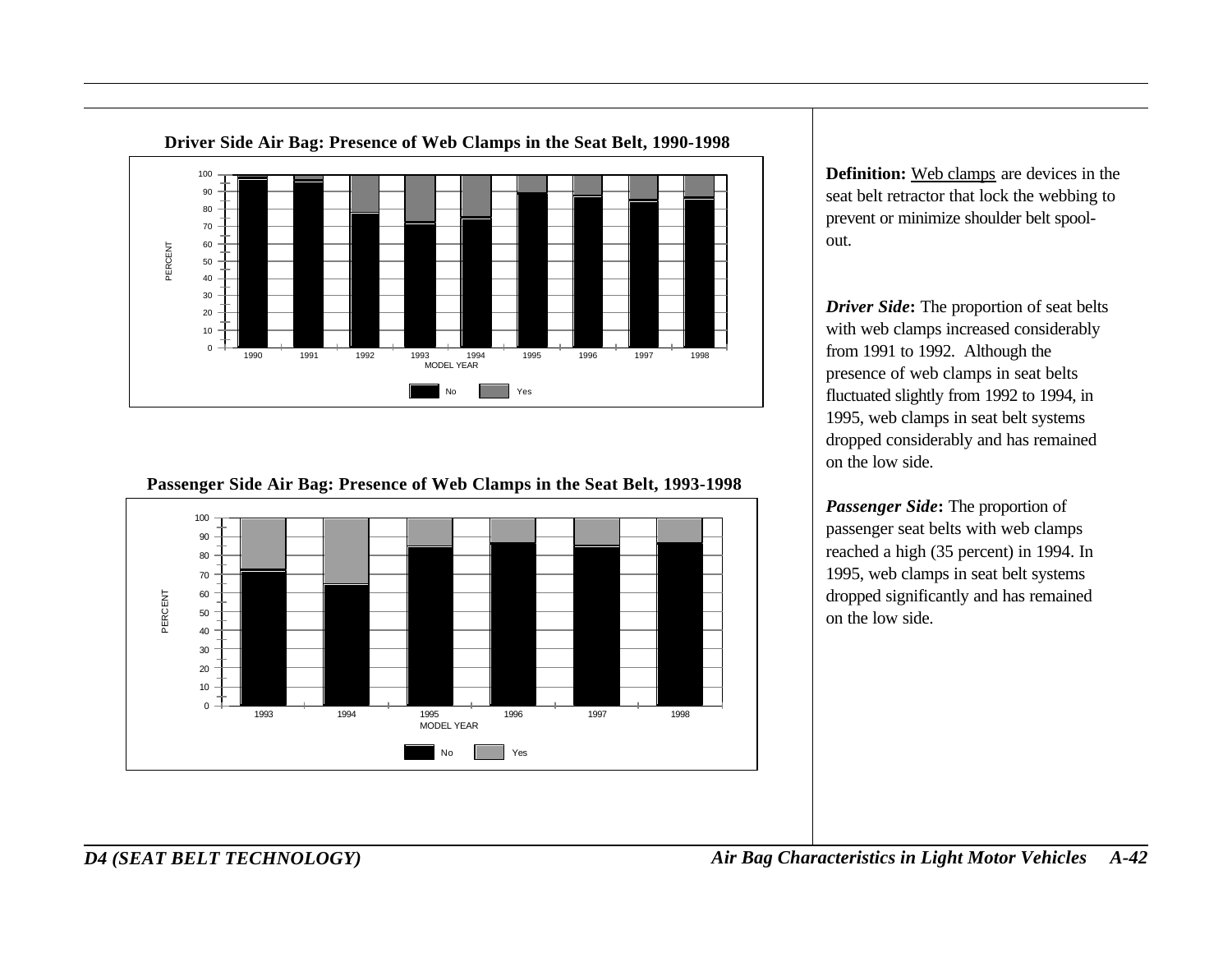**Driver Side Air Bag: Presence of Web Clamps in the Seat Belt, 1990-1998**

**Passenger Side Air Bag: Presence of Web Clamps in the Seat Belt, 1993-1998**

**Definition:** Web clamps are devices in the seat belt retractor that lock the webbing to prevent or minimize shoulder belt spool-out.

***Driver Side*:** The proportion of seat belts with web clamps increased considerably from 1991 to 1992. Although the presence of web clamps in seat belts fluctuated slightly from 1992 to 1994, in 1995, web clamps in seat belt systems dropped considerably and has remained on the low side.

***Passenger Side*:** The proportion of passenger seat belts with web clamps reached a high (35 percent) in 1994. In 1995, web clamps in seat belt systems dropped significantly and has remained on the low side.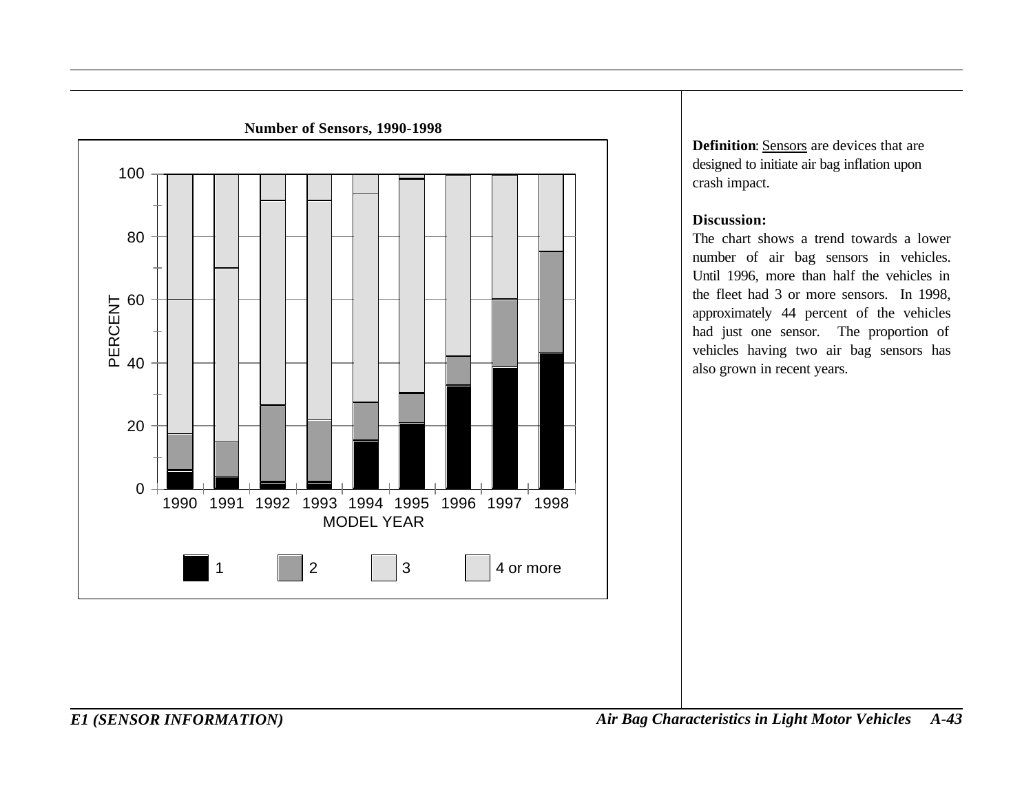**Number of Sensors, 1990-1998**

**Definition**: Sensors are devices that are designed to initiate air bag inflation upon crash impact.

**Discussion:**

The chart shows a trend towards a lower number of air bag sensors in vehicles. Until 1996, more than half the vehicles in the fleet had 3 or more sensors. In 1998, approximately 44 percent of the vehicles had just one sensor. The proportion of vehicles having two air bag sensors has also grown in recent years.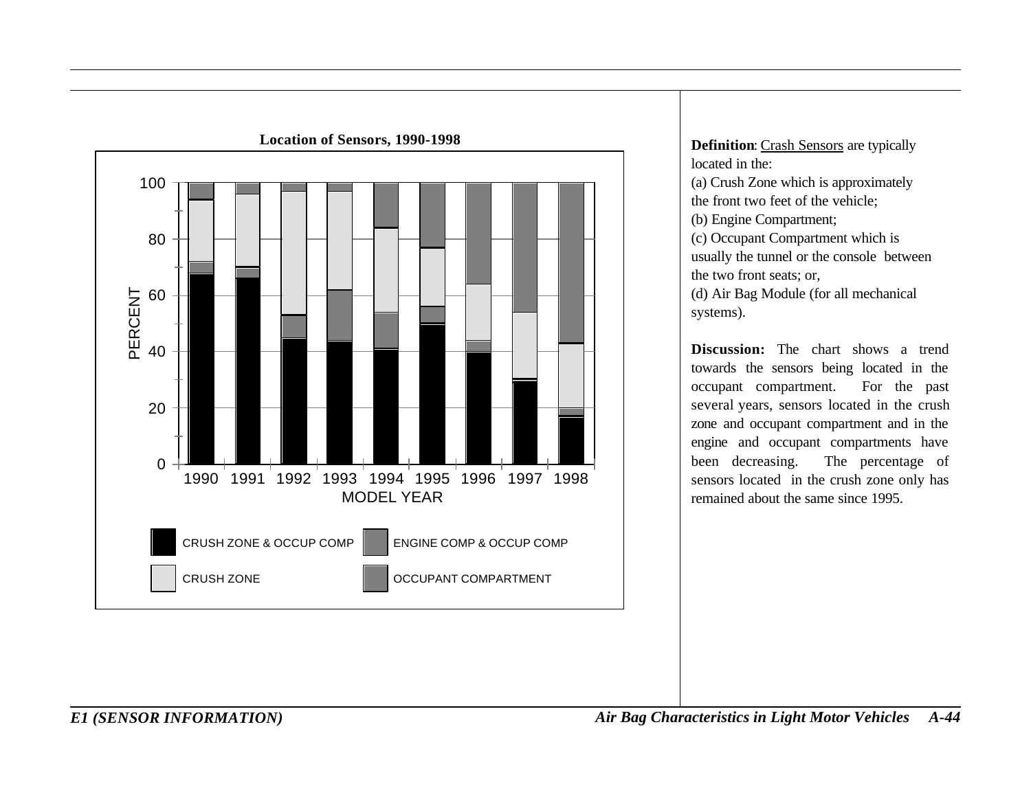**Location of Sensors, 1990-1998**

**Definition**: Crash Sensors are typically located in the:

(a) Crush Zone which is approximately the front two feet of the vehicle;

(b) Engine Compartment;

(c) Occupant Compartment which is usually the tunnel or the console between the two front seats; or,

(d) Air Bag Module (for all mechanical systems).

**Discussion:** The chart shows a trend towards the sensors being located in the occupant compartment. For the past several years, sensors located in the crush zone and occupant compartment and in the engine and occupant compartments have been decreasing. The percentage of sensors located in the crush zone only has remained about the same since 1995.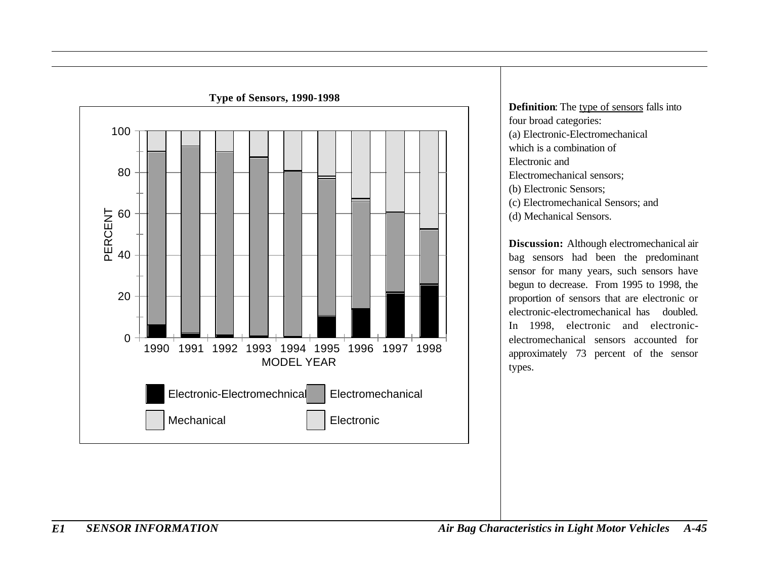**Type of Sensors, 1990-1998**

**Definition**: The type of sensors falls into four broad categories:
(a) Electronic-Electromechanical which is a combination of Electronic and Electromechanical sensors;
(b) Electronic Sensors;
(c) Electromechanical Sensors; and
(d) Mechanical Sensors.

**Discussion:** Although electromechanical air bag sensors had been the predominant sensor for many years, such sensors have begun to decrease. From 1995 to 1998, the proportion of sensors that are electronic or electronic-electromechanical has doubled. In 1998, electronic and electronic-electromechanical sensors accounted for approximately 73 percent of the sensor types.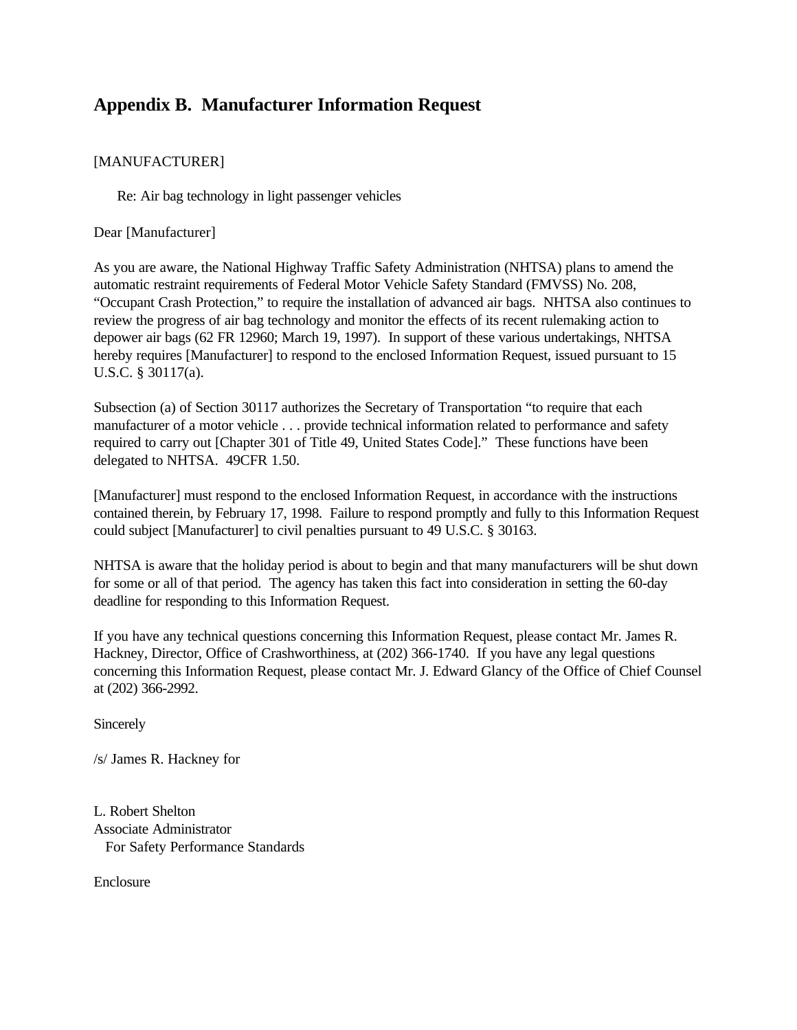# Appendix B. Manufacturer Information Request

[MANUFACTURER]

Re: Air bag technology in light passenger vehicles

Dear [Manufacturer]

As you are aware, the National Highway Traffic Safety Administration (NHTSA) plans to amend the automatic restraint requirements of Federal Motor Vehicle Safety Standard (FMVSS) No. 208, "Occupant Crash Protection," to require the installation of advanced air bags. NHTSA also continues to review the progress of air bag technology and monitor the effects of its recent rulemaking action to depower air bags (62 FR 12960; March 19, 1997). In support of these various undertakings, NHTSA hereby requires [Manufacturer] to respond to the enclosed Information Request, issued pursuant to 15 U.S.C. § 30117(a).

Subsection (a) of Section 30117 authorizes the Secretary of Transportation "to require that each manufacturer of a motor vehicle . . . provide technical information related to performance and safety required to carry out [Chapter 301 of Title 49, United States Code]." These functions have been delegated to NHTSA. 49CFR 1.50.

[Manufacturer] must respond to the enclosed Information Request, in accordance with the instructions contained therein, by February 17, 1998. Failure to respond promptly and fully to this Information Request could subject [Manufacturer] to civil penalties pursuant to 49 U.S.C. § 30163.

NHTSA is aware that the holiday period is about to begin and that many manufacturers will be shut down for some or all of that period. The agency has taken this fact into consideration in setting the 60-day deadline for responding to this Information Request.

If you have any technical questions concerning this Information Request, please contact Mr. James R. Hackney, Director, Office of Crashworthiness, at (202) 366-1740. If you have any legal questions concerning this Information Request, please contact Mr. J. Edward Glancy of the Office of Chief Counsel at (202) 366-2992.

Sincerely

/s/ James R. Hackney for

L. Robert Shelton
Associate Administrator
For Safety Performance Standards

Enclosure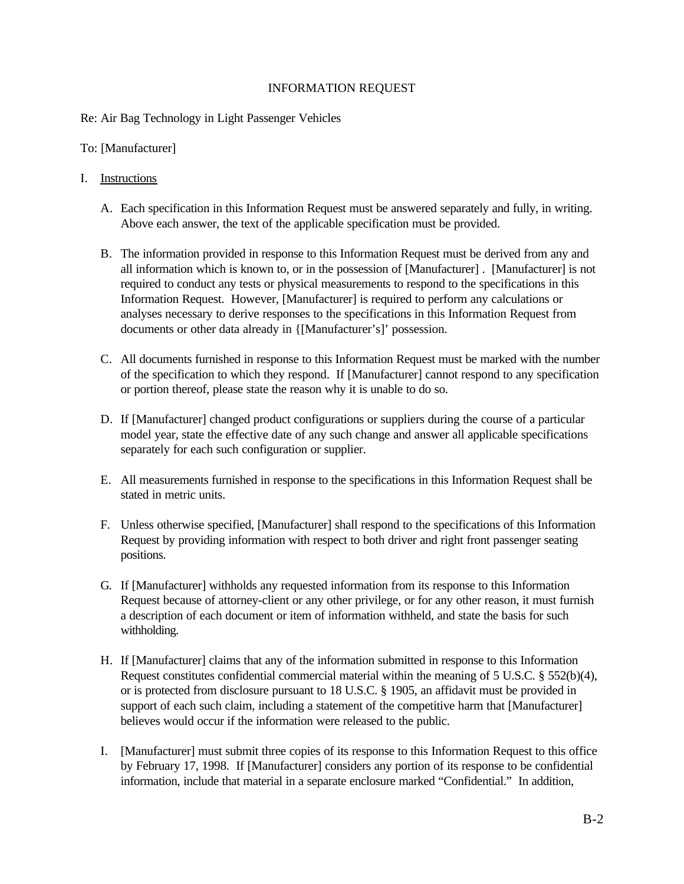# INFORMATION REQUEST

Re: Air Bag Technology in Light Passenger Vehicles

To: [Manufacturer]

I. <u>Instructions</u>

A. Each specification in this Information Request must be answered separately and fully, in writing. Above each answer, the text of the applicable specification must be provided.

B. The information provided in response to this Information Request must be derived from any and all information which is known to, or in the possession of [Manufacturer] . [Manufacturer] is not required to conduct any tests or physical measurements to respond to the specifications in this Information Request. However, [Manufacturer] is required to perform any calculations or analyses necessary to derive responses to the specifications in this Information Request from documents or other data already in {[Manufacturer's]' possession.

C. All documents furnished in response to this Information Request must be marked with the number of the specification to which they respond. If [Manufacturer] cannot respond to any specification or portion thereof, please state the reason why it is unable to do so.

D. If [Manufacturer] changed product configurations or suppliers during the course of a particular model year, state the effective date of any such change and answer all applicable specifications separately for each such configuration or supplier.

E. All measurements furnished in response to the specifications in this Information Request shall be stated in metric units.

F. Unless otherwise specified, [Manufacturer] shall respond to the specifications of this Information Request by providing information with respect to both driver and right front passenger seating positions.

G. If [Manufacturer] withholds any requested information from its response to this Information Request because of attorney-client or any other privilege, or for any other reason, it must furnish a description of each document or item of information withheld, and state the basis for such withholding.

H. If [Manufacturer] claims that any of the information submitted in response to this Information Request constitutes confidential commercial material within the meaning of 5 U.S.C. § 552(b)(4), or is protected from disclosure pursuant to 18 U.S.C. § 1905, an affidavit must be provided in support of each such claim, including a statement of the competitive harm that [Manufacturer] believes would occur if the information were released to the public.

I. [Manufacturer] must submit three copies of its response to this Information Request to this office by February 17, 1998. If [Manufacturer] considers any portion of its response to be confidential information, include that material in a separate enclosure marked "Confidential." In addition,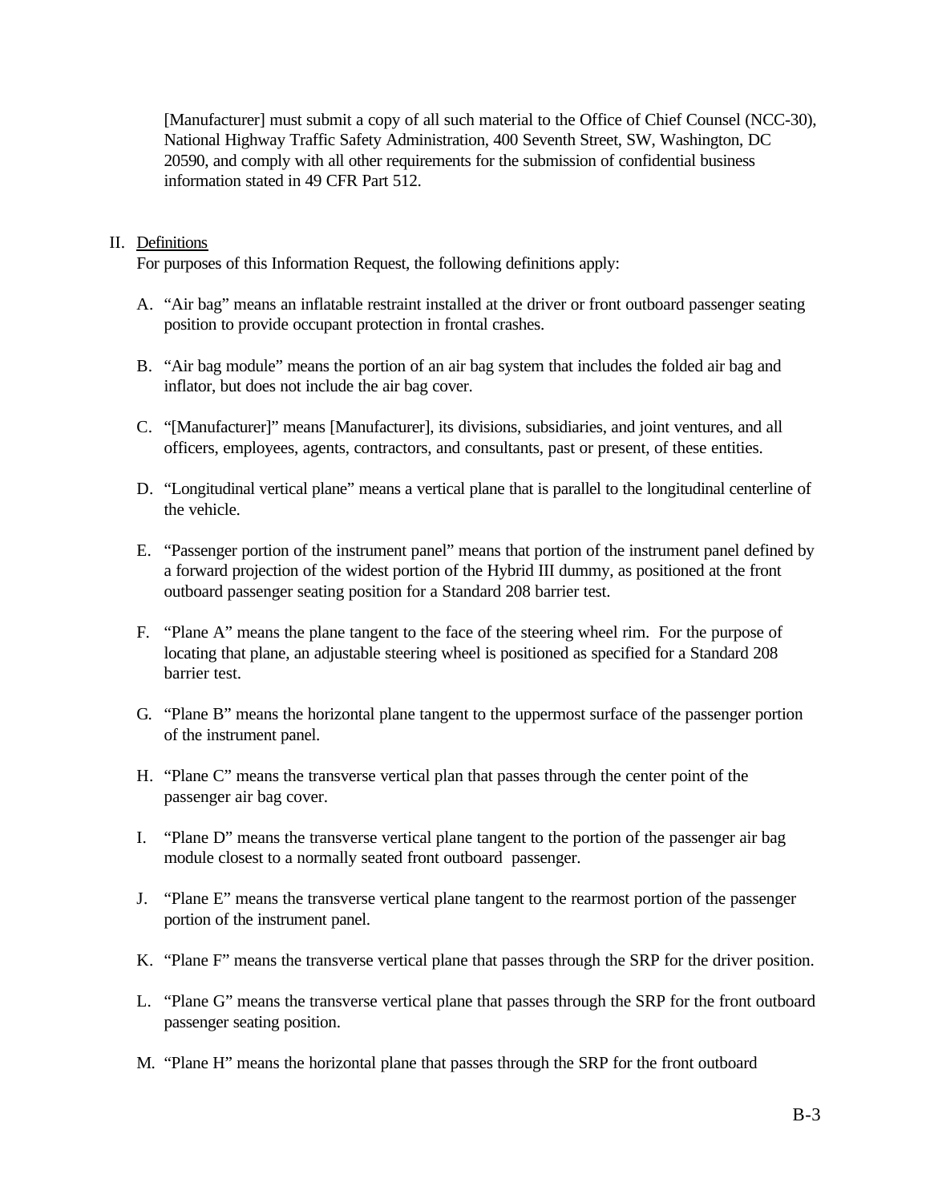[Manufacturer] must submit a copy of all such material to the Office of Chief Counsel (NCC-30), National Highway Traffic Safety Administration, 400 Seventh Street, SW, Washington, DC 20590, and comply with all other requirements for the submission of confidential business information stated in 49 CFR Part 512.

II. Definitions

For purposes of this Information Request, the following definitions apply:

A. "Air bag" means an inflatable restraint installed at the driver or front outboard passenger seating position to provide occupant protection in frontal crashes.

B. "Air bag module" means the portion of an air bag system that includes the folded air bag and inflator, but does not include the air bag cover.

C. "[Manufacturer]" means [Manufacturer], its divisions, subsidiaries, and joint ventures, and all officers, employees, agents, contractors, and consultants, past or present, of these entities.

D. "Longitudinal vertical plane" means a vertical plane that is parallel to the longitudinal centerline of the vehicle.

E. "Passenger portion of the instrument panel" means that portion of the instrument panel defined by a forward projection of the widest portion of the Hybrid III dummy, as positioned at the front outboard passenger seating position for a Standard 208 barrier test.

F. "Plane A" means the plane tangent to the face of the steering wheel rim. For the purpose of locating that plane, an adjustable steering wheel is positioned as specified for a Standard 208 barrier test.

G. "Plane B" means the horizontal plane tangent to the uppermost surface of the passenger portion of the instrument panel.

H. "Plane C" means the transverse vertical plan that passes through the center point of the passenger air bag cover.

I. "Plane D" means the transverse vertical plane tangent to the portion of the passenger air bag module closest to a normally seated front outboard passenger.

J. "Plane E" means the transverse vertical plane tangent to the rearmost portion of the passenger portion of the instrument panel.

K. "Plane F" means the transverse vertical plane that passes through the SRP for the driver position.

L. "Plane G" means the transverse vertical plane that passes through the SRP for the front outboard passenger seating position.

M. "Plane H" means the horizontal plane that passes through the SRP for the front outboard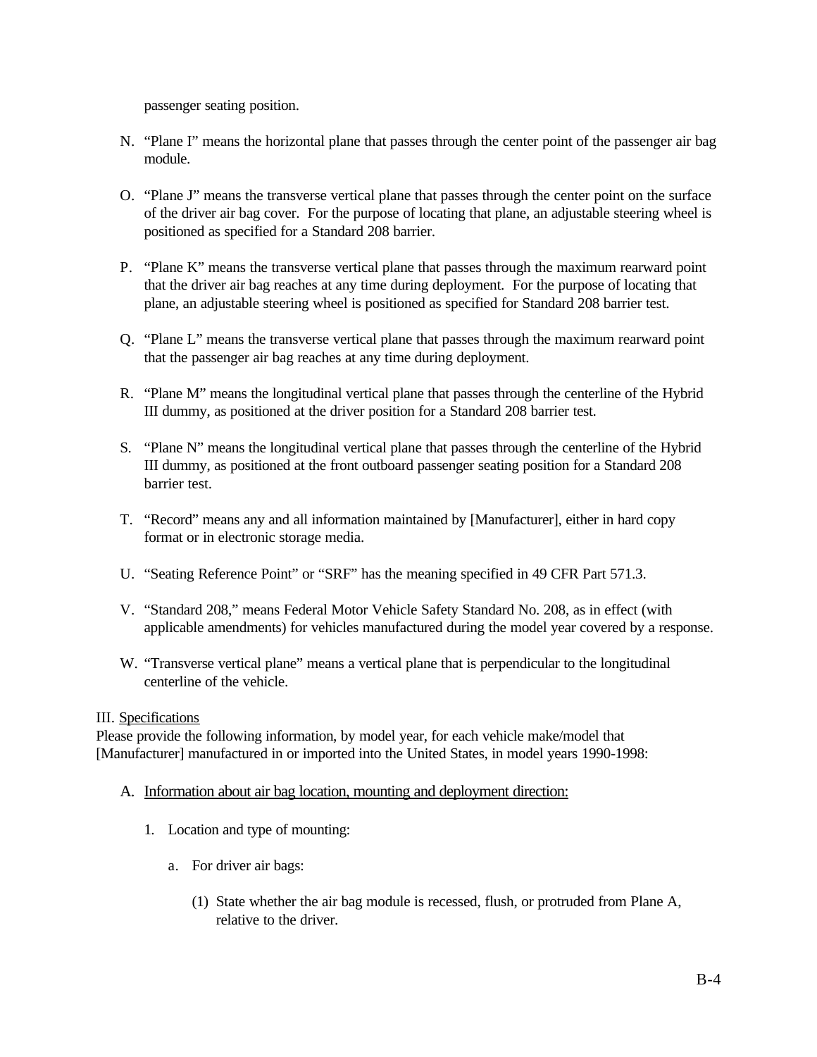passenger seating position.

N. "Plane I" means the horizontal plane that passes through the center point of the passenger air bag module.

O. "Plane J" means the transverse vertical plane that passes through the center point on the surface of the driver air bag cover. For the purpose of locating that plane, an adjustable steering wheel is positioned as specified for a Standard 208 barrier.

P. "Plane K" means the transverse vertical plane that passes through the maximum rearward point that the driver air bag reaches at any time during deployment. For the purpose of locating that plane, an adjustable steering wheel is positioned as specified for Standard 208 barrier test.

Q. "Plane L" means the transverse vertical plane that passes through the maximum rearward point that the passenger air bag reaches at any time during deployment.

R. "Plane M" means the longitudinal vertical plane that passes through the centerline of the Hybrid III dummy, as positioned at the driver position for a Standard 208 barrier test.

S. "Plane N" means the longitudinal vertical plane that passes through the centerline of the Hybrid III dummy, as positioned at the front outboard passenger seating position for a Standard 208 barrier test.

T. "Record" means any and all information maintained by [Manufacturer], either in hard copy format or in electronic storage media.

U. "Seating Reference Point" or "SRF" has the meaning specified in 49 CFR Part 571.3.

V. "Standard 208," means Federal Motor Vehicle Safety Standard No. 208, as in effect (with applicable amendments) for vehicles manufactured during the model year covered by a response.

W. "Transverse vertical plane" means a vertical plane that is perpendicular to the longitudinal centerline of the vehicle.

III. <u>Specifications</u>

Please provide the following information, by model year, for each vehicle make/model that [Manufacturer] manufactured in or imported into the United States, in model years 1990-1998:

A. <u>Information about air bag location, mounting and deployment direction:</u>

1. Location and type of mounting:

    a. For driver air bags:

        (1) State whether the air bag module is recessed, flush, or protruded from Plane A, relative to the driver.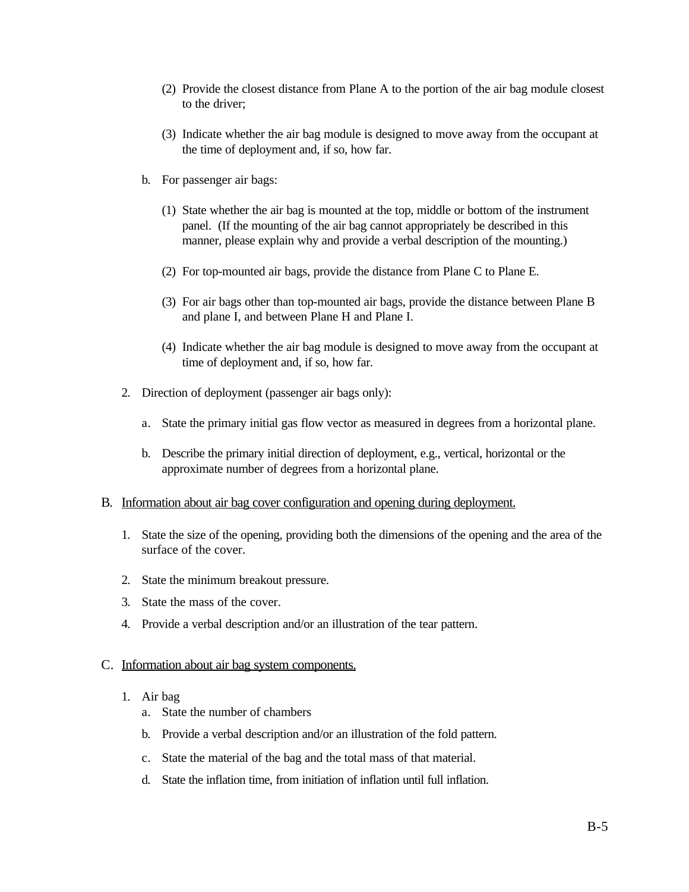(2) Provide the closest distance from Plane A to the portion of the air bag module closest to the driver;

(3) Indicate whether the air bag module is designed to move away from the occupant at the time of deployment and, if so, how far.

b. For passenger air bags:

(1) State whether the air bag is mounted at the top, middle or bottom of the instrument panel. (If the mounting of the air bag cannot appropriately be described in this manner, please explain why and provide a verbal description of the mounting.)

(2) For top-mounted air bags, provide the distance from Plane C to Plane E.

(3) For air bags other than top-mounted air bags, provide the distance between Plane B and plane I, and between Plane H and Plane I.

(4) Indicate whether the air bag module is designed to move away from the occupant at time of deployment and, if so, how far.

2. Direction of deployment (passenger air bags only):

a. State the primary initial gas flow vector as measured in degrees from a horizontal plane.

b. Describe the primary initial direction of deployment, e.g., vertical, horizontal or the approximate number of degrees from a horizontal plane.

B. <u>Information about air bag cover configuration and opening during deployment.</u>

1. State the size of the opening, providing both the dimensions of the opening and the area of the surface of the cover.

2. State the minimum breakout pressure.

3. State the mass of the cover.

4. Provide a verbal description and/or an illustration of the tear pattern.

C. <u>Information about air bag system components.</u>

1. Air bag

a. State the number of chambers

b. Provide a verbal description and/or an illustration of the fold pattern.

c. State the material of the bag and the total mass of that material.

d. State the inflation time, from initiation of inflation until full inflation.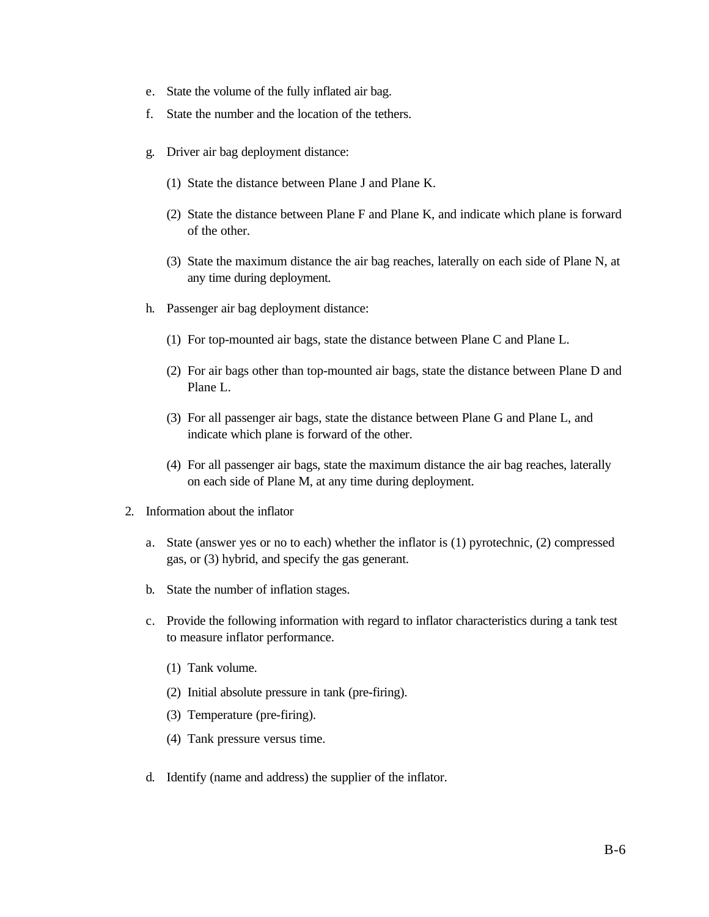e. State the volume of the fully inflated air bag.

f. State the number and the location of the tethers.

g. Driver air bag deployment distance:

   (1) State the distance between Plane J and Plane K.

   (2) State the distance between Plane F and Plane K, and indicate which plane is forward of the other.

   (3) State the maximum distance the air bag reaches, laterally on each side of Plane N, at any time during deployment.

h. Passenger air bag deployment distance:

   (1) For top-mounted air bags, state the distance between Plane C and Plane L.

   (2) For air bags other than top-mounted air bags, state the distance between Plane D and Plane L.

   (3) For all passenger air bags, state the distance between Plane G and Plane L, and indicate which plane is forward of the other.

   (4) For all passenger air bags, state the maximum distance the air bag reaches, laterally on each side of Plane M, at any time during deployment.

2. Information about the inflator

   a. State (answer yes or no to each) whether the inflator is (1) pyrotechnic, (2) compressed gas, or (3) hybrid, and specify the gas generant.

   b. State the number of inflation stages.

   c. Provide the following information with regard to inflator characteristics during a tank test to measure inflator performance.

      (1) Tank volume.

      (2) Initial absolute pressure in tank (pre-firing).

      (3) Temperature (pre-firing).

      (4) Tank pressure versus time.

   d. Identify (name and address) the supplier of the inflator.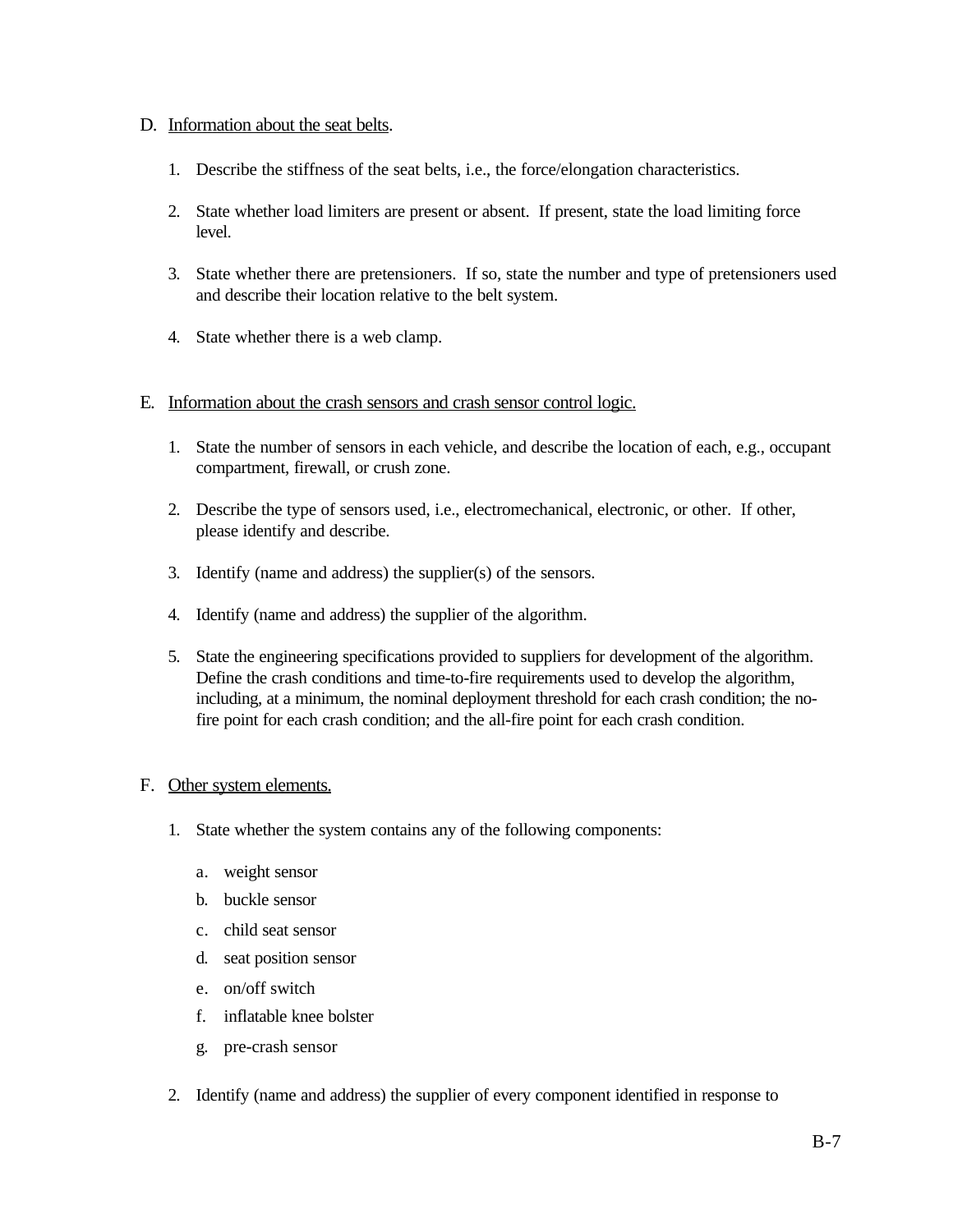D. Information about the seat belts.

1. Describe the stiffness of the seat belts, i.e., the force/elongation characteristics.

2. State whether load limiters are present or absent. If present, state the load limiting force level.

3. State whether there are pretensioners. If so, state the number and type of pretensioners used and describe their location relative to the belt system.

4. State whether there is a web clamp.

E. Information about the crash sensors and crash sensor control logic.

1. State the number of sensors in each vehicle, and describe the location of each, e.g., occupant compartment, firewall, or crush zone.

2. Describe the type of sensors used, i.e., electromechanical, electronic, or other. If other, please identify and describe.

3. Identify (name and address) the supplier(s) of the sensors.

4. Identify (name and address) the supplier of the algorithm.

5. State the engineering specifications provided to suppliers for development of the algorithm. Define the crash conditions and time-to-fire requirements used to develop the algorithm, including, at a minimum, the nominal deployment threshold for each crash condition; the no-fire point for each crash condition; and the all-fire point for each crash condition.

F. Other system elements.

1. State whether the system contains any of the following components:

   a. weight sensor
   b. buckle sensor
   c. child seat sensor
   d. seat position sensor
   e. on/off switch
   f. inflatable knee bolster
   g. pre-crash sensor

2. Identify (name and address) the supplier of every component identified in response to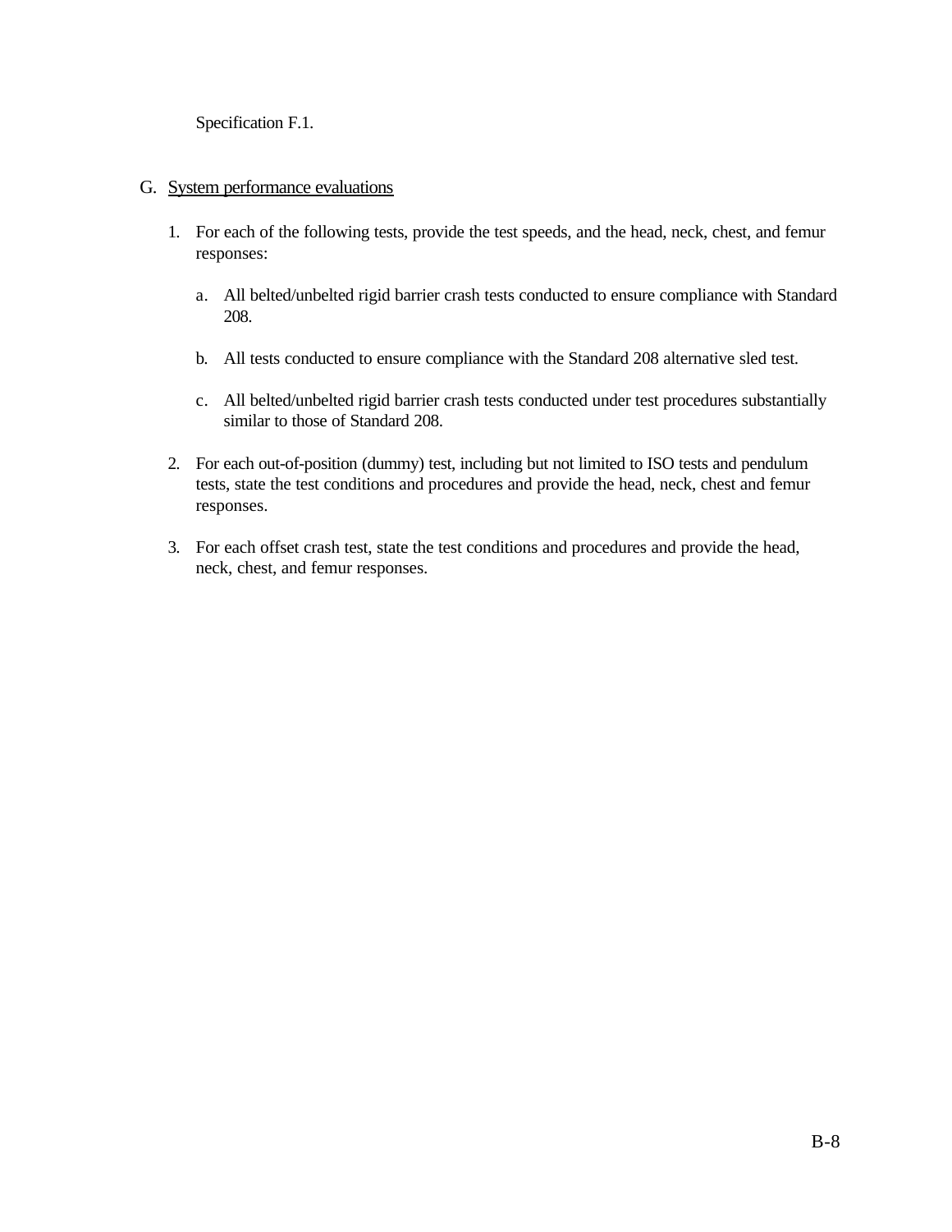Specification F.1.

G. System performance evaluations

1. For each of the following tests, provide the test speeds, and the head, neck, chest, and femur responses:

   a. All belted/unbelted rigid barrier crash tests conducted to ensure compliance with Standard 208.

   b. All tests conducted to ensure compliance with the Standard 208 alternative sled test.

   c. All belted/unbelted rigid barrier crash tests conducted under test procedures substantially similar to those of Standard 208.

2. For each out-of-position (dummy) test, including but not limited to ISO tests and pendulum tests, state the test conditions and procedures and provide the head, neck, chest and femur responses.

3. For each offset crash test, state the test conditions and procedures and provide the head, neck, chest, and femur responses.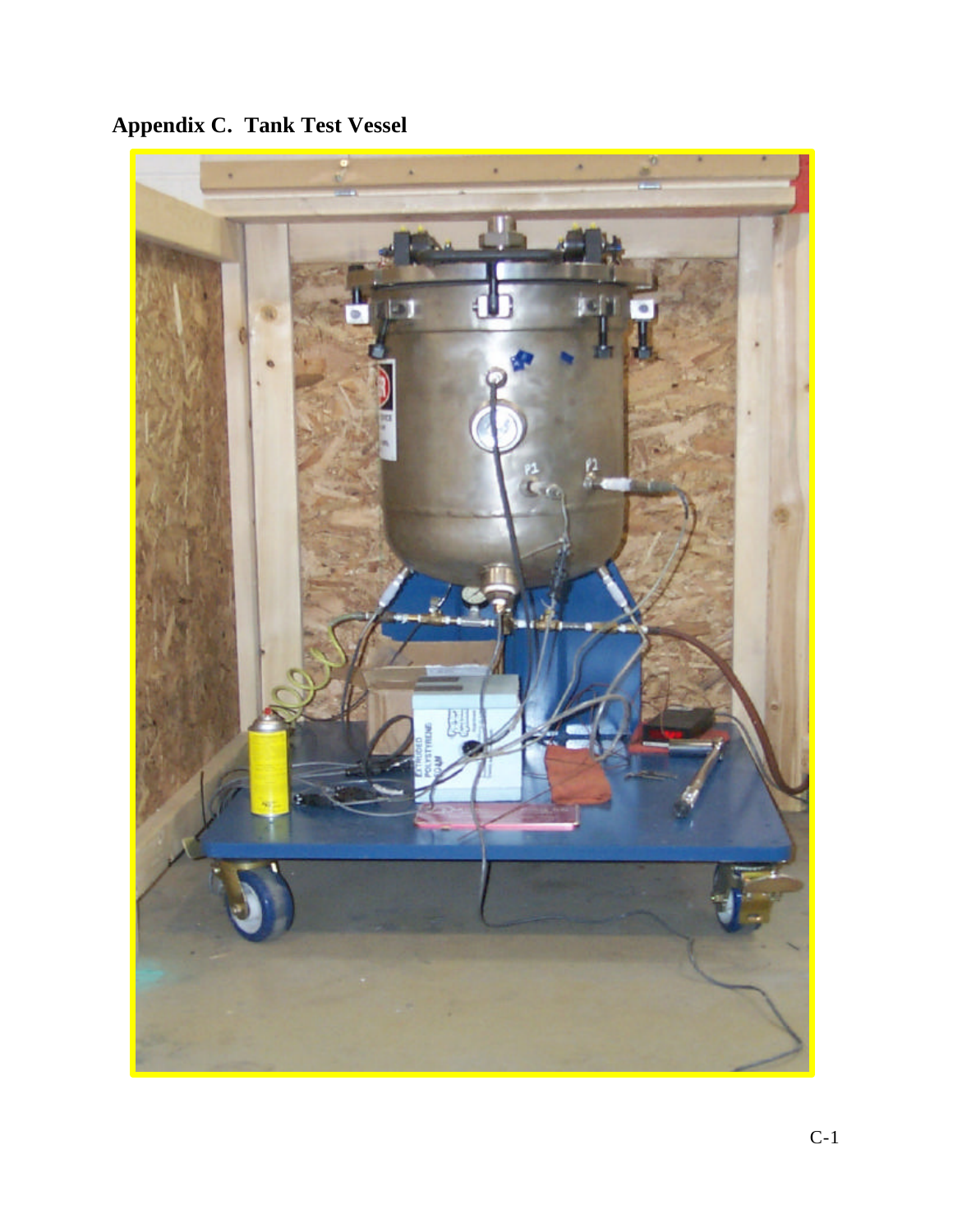# Appendix C. Tank Test Vessel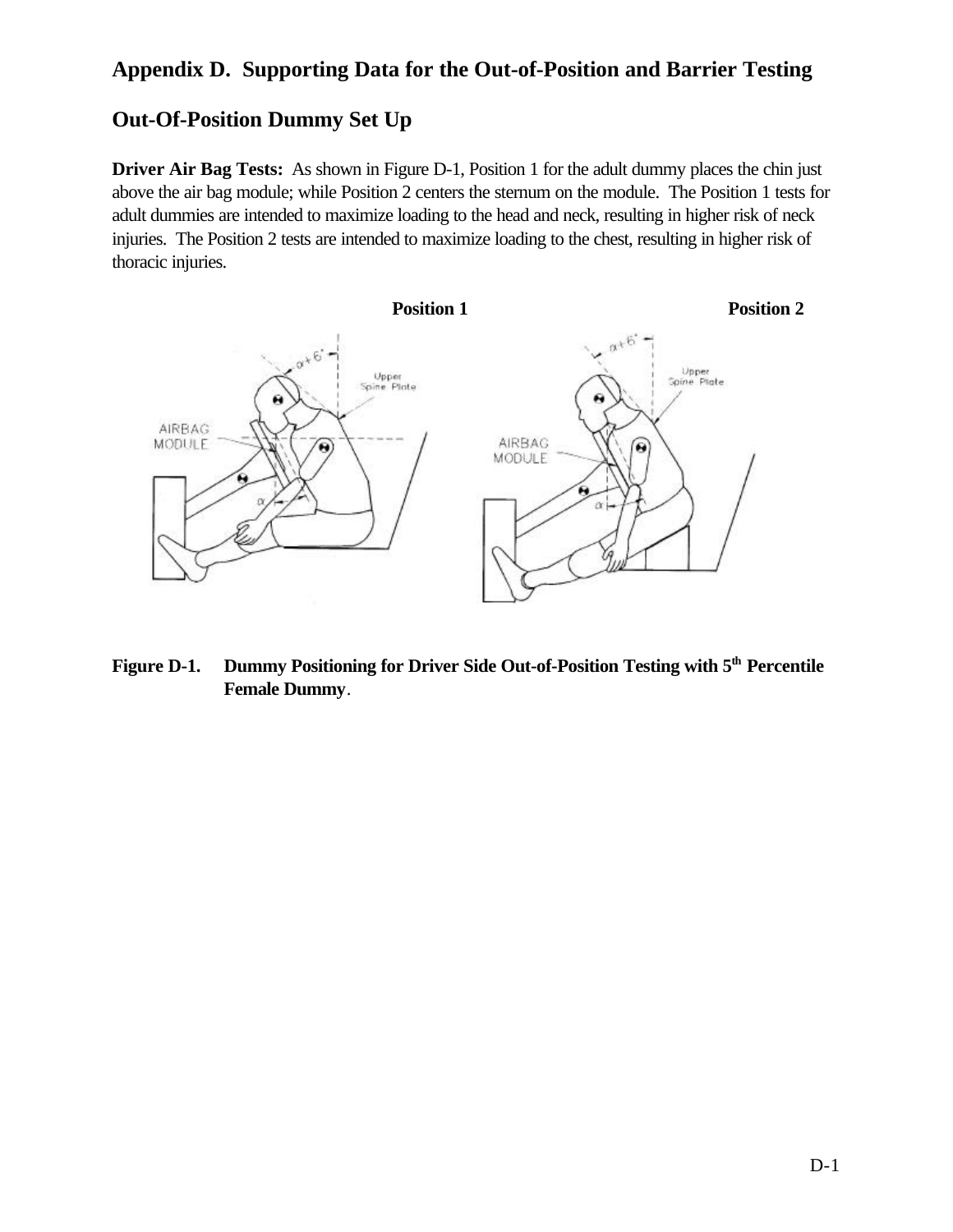# Appendix D. Supporting Data for the Out-of-Position and Barrier Testing

## Out-Of-Position Dummy Set Up

**Driver Air Bag Tests:** As shown in Figure D-1, Position 1 for the adult dummy places the chin just above the air bag module; while Position 2 centers the sternum on the module. The Position 1 tests for adult dummies are intended to maximize loading to the head and neck, resulting in higher risk of neck injuries. The Position 2 tests are intended to maximize loading to the chest, resulting in higher risk of thoracic injuries.

**Position 1** **Position 2**

**Figure D-1. Dummy Positioning for Driver Side Out-of-Position Testing with 5th Percentile Female Dummy.**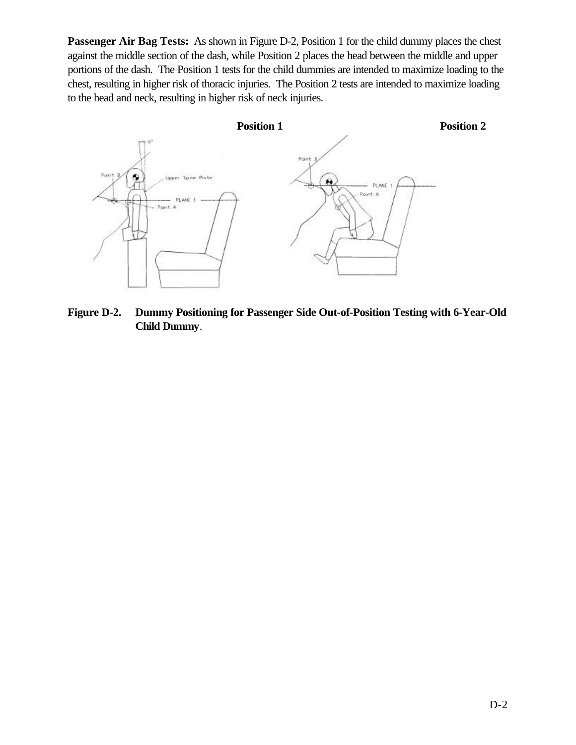**Passenger Air Bag Tests:** As shown in Figure D-2, Position 1 for the child dummy places the chest against the middle section of the dash, while Position 2 places the head between the middle and upper portions of the dash. The Position 1 tests for the child dummies are intended to maximize loading to the chest, resulting in higher risk of thoracic injuries. The Position 2 tests are intended to maximize loading to the head and neck, resulting in higher risk of neck injuries.

**Position 1** **Position 2**

**Figure D-2. Dummy Positioning for Passenger Side Out-of-Position Testing with 6-Year-Old Child Dummy**.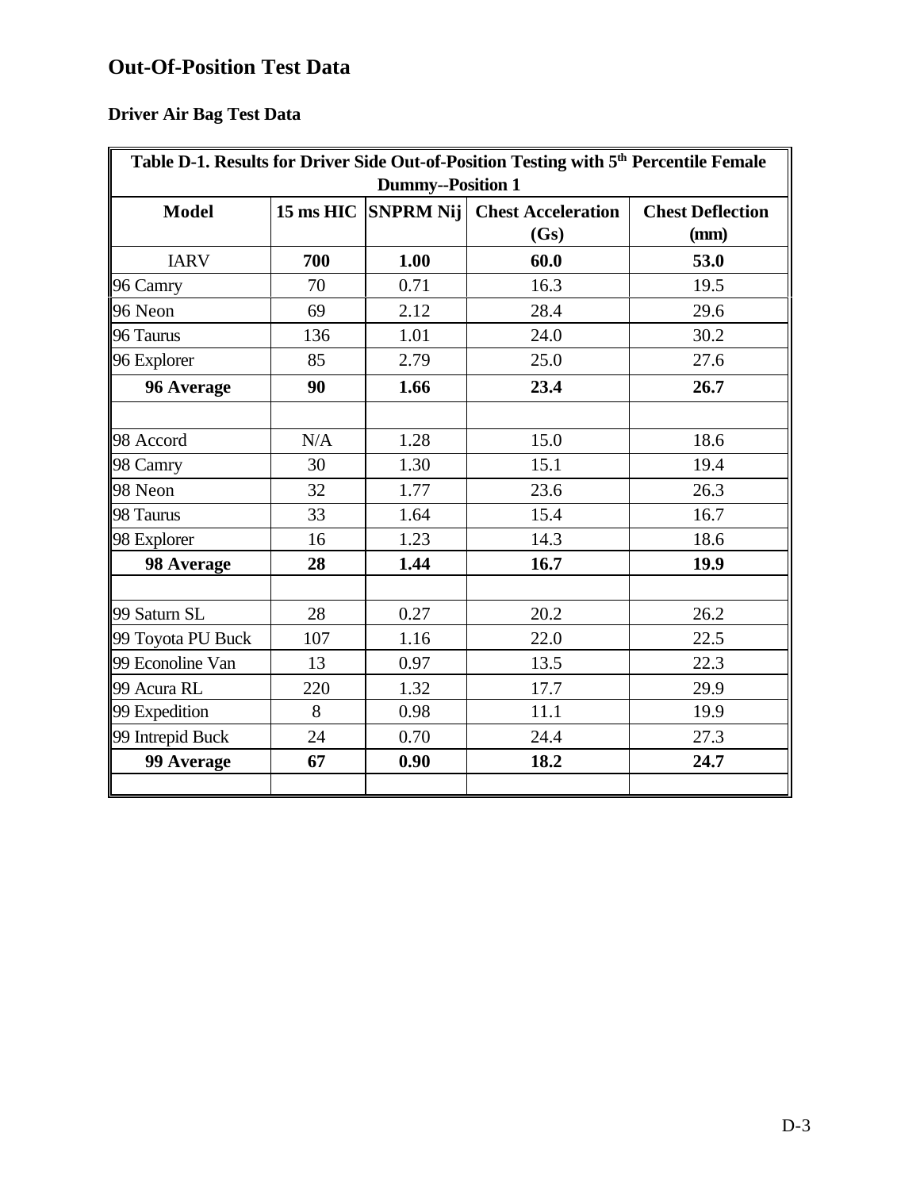# Out-Of-Position Test Data

### Driver Air Bag Test Data

**Table D-1. Results for Driver Side Out-of-Position Testing with 5th Percentile Female Dummy--Position 1**

| Model | 15 ms HIC | SNPRM Nij | Chest Acceleration (Gs) | Chest Deflection (mm) |
|---|---|---|---|---|
| IARV | **700** | **1.00** | **60.0** | **53.0** |
| 96 Camry | 70 | 0.71 | 16.3 | 19.5 |
| 96 Neon | 69 | 2.12 | 28.4 | 29.6 |
| 96 Taurus | 136 | 1.01 | 24.0 | 30.2 |
| 96 Explorer | 85 | 2.79 | 25.0 | 27.6 |
| **96 Average** | **90** | **1.66** | **23.4** | **26.7** |
| | | | | |
| 98 Accord | N/A | 1.28 | 15.0 | 18.6 |
| 98 Camry | 30 | 1.30 | 15.1 | 19.4 |
| 98 Neon | 32 | 1.77 | 23.6 | 26.3 |
| 98 Taurus | 33 | 1.64 | 15.4 | 16.7 |
| 98 Explorer | 16 | 1.23 | 14.3 | 18.6 |
| **98 Average** | **28** | **1.44** | **16.7** | **19.9** |
| | | | | |
| 99 Saturn SL | 28 | 0.27 | 20.2 | 26.2 |
| 99 Toyota PU Buck | 107 | 1.16 | 22.0 | 22.5 |
| 99 Econoline Van | 13 | 0.97 | 13.5 | 22.3 |
| 99 Acura RL | 220 | 1.32 | 17.7 | 29.9 |
| 99 Expedition | 8 | 0.98 | 11.1 | 19.9 |
| 99 Intrepid Buck | 24 | 0.70 | 24.4 | 27.3 |
| **99 Average** | **67** | **0.90** | **18.2** | **24.7** |
| | | | | |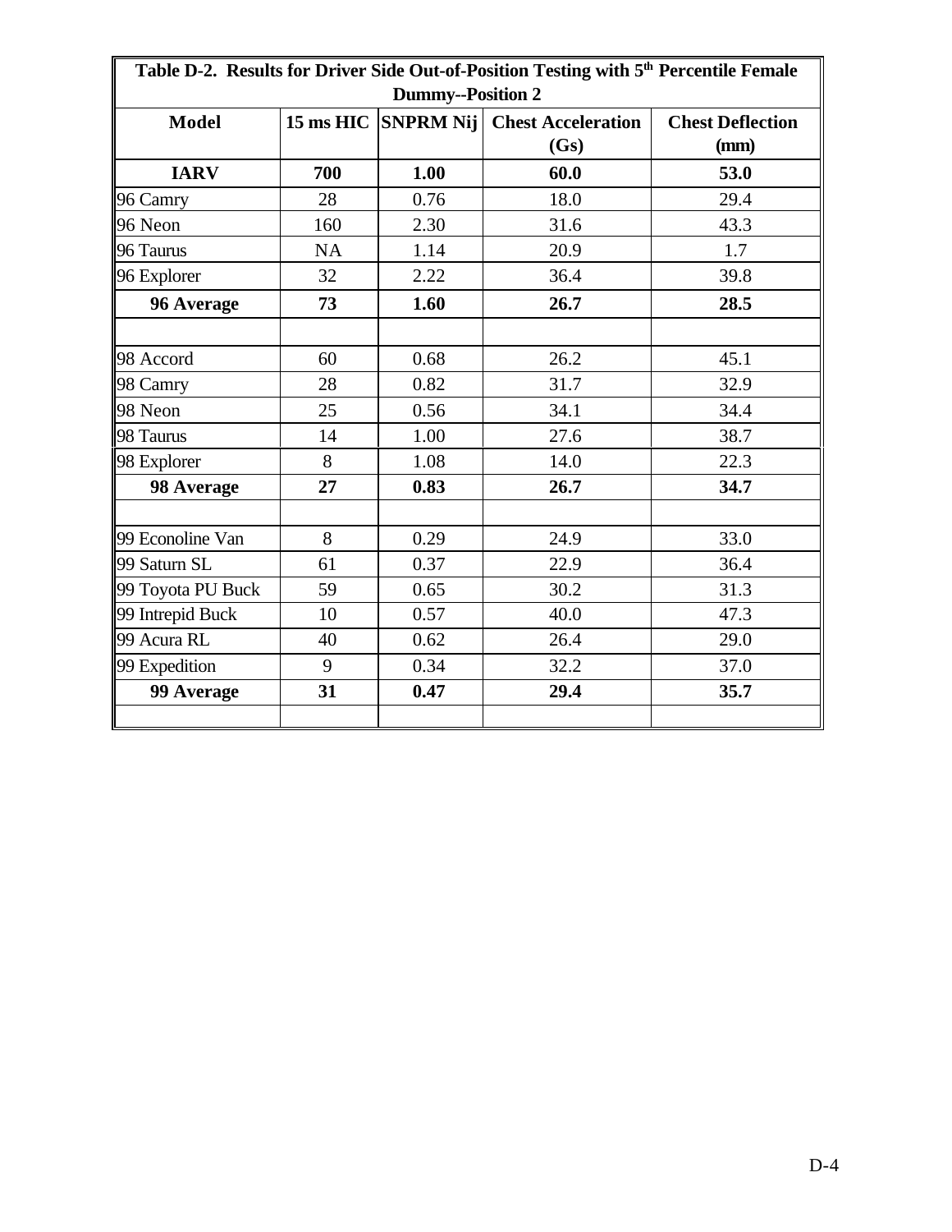| Table D-2. Results for Driver Side Out-of-Position Testing with 5th Percentile Female Dummy--Position 2 | | | | |
|---|---|---|---|---|
| **Model** | **15 ms HIC** | **SNPRM Nij** | **Chest Acceleration (Gs)** | **Chest Deflection (mm)** |
| **IARV** | **700** | **1.00** | **60.0** | **53.0** |
| 96 Camry | 28 | 0.76 | 18.0 | 29.4 |
| 96 Neon | 160 | 2.30 | 31.6 | 43.3 |
| 96 Taurus | NA | 1.14 | 20.9 | 1.7 |
| 96 Explorer | 32 | 2.22 | 36.4 | 39.8 |
| **96 Average** | **73** | **1.60** | **26.7** | **28.5** |
| | | | | |
| 98 Accord | 60 | 0.68 | 26.2 | 45.1 |
| 98 Camry | 28 | 0.82 | 31.7 | 32.9 |
| 98 Neon | 25 | 0.56 | 34.1 | 34.4 |
| 98 Taurus | 14 | 1.00 | 27.6 | 38.7 |
| 98 Explorer | 8 | 1.08 | 14.0 | 22.3 |
| **98 Average** | **27** | **0.83** | **26.7** | **34.7** |
| | | | | |
| 99 Econoline Van | 8 | 0.29 | 24.9 | 33.0 |
| 99 Saturn SL | 61 | 0.37 | 22.9 | 36.4 |
| 99 Toyota PU Buck | 59 | 0.65 | 30.2 | 31.3 |
| 99 Intrepid Buck | 10 | 0.57 | 40.0 | 47.3 |
| 99 Acura RL | 40 | 0.62 | 26.4 | 29.0 |
| 99 Expedition | 9 | 0.34 | 32.2 | 37.0 |
| **99 Average** | **31** | **0.47** | **29.4** | **35.7** |
| | | | | |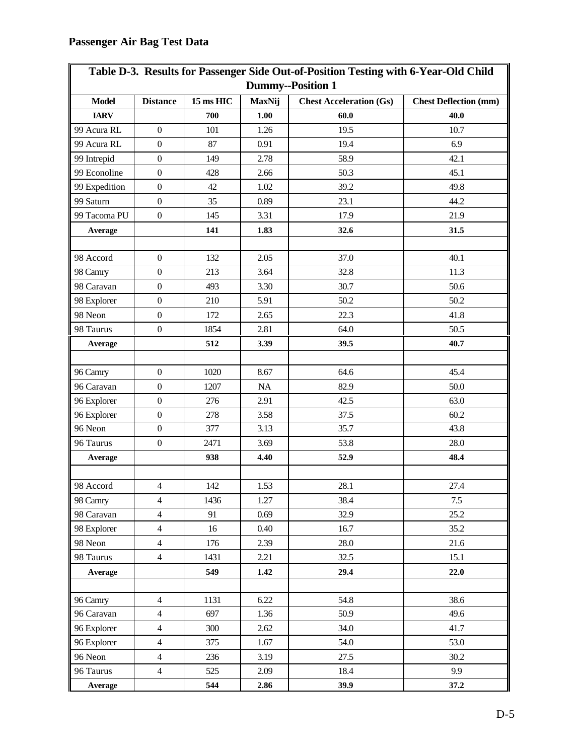## Passenger Air Bag Test Data

**Table D-3. Results for Passenger Side Out-of-Position Testing with 6-Year-Old Child Dummy--Position 1**

| Model | Distance | 15 ms HIC | MaxNij | Chest Acceleration (Gs) | Chest Deflection (mm) |
|---|---|---|---|---|---|
| **IARV** | | **700** | **1.00** | **60.0** | **40.0** |
| 99 Acura RL | 0 | 101 | 1.26 | 19.5 | 10.7 |
| 99 Acura RL | 0 | 87 | 0.91 | 19.4 | 6.9 |
| 99 Intrepid | 0 | 149 | 2.78 | 58.9 | 42.1 |
| 99 Econoline | 0 | 428 | 2.66 | 50.3 | 45.1 |
| 99 Expedition | 0 | 42 | 1.02 | 39.2 | 49.8 |
| 99 Saturn | 0 | 35 | 0.89 | 23.1 | 44.2 |
| 99 Tacoma PU | 0 | 145 | 3.31 | 17.9 | 21.9 |
| **Average** | | **141** | **1.83** | **32.6** | **31.5** |
| | | | | | |
| 98 Accord | 0 | 132 | 2.05 | 37.0 | 40.1 |
| 98 Camry | 0 | 213 | 3.64 | 32.8 | 11.3 |
| 98 Caravan | 0 | 493 | 3.30 | 30.7 | 50.6 |
| 98 Explorer | 0 | 210 | 5.91 | 50.2 | 50.2 |
| 98 Neon | 0 | 172 | 2.65 | 22.3 | 41.8 |
| 98 Taurus | 0 | 1854 | 2.81 | 64.0 | 50.5 |
| **Average** | | **512** | **3.39** | **39.5** | **40.7** |
| | | | | | |
| 96 Camry | 0 | 1020 | 8.67 | 64.6 | 45.4 |
| 96 Caravan | 0 | 1207 | NA | 82.9 | 50.0 |
| 96 Explorer | 0 | 276 | 2.91 | 42.5 | 63.0 |
| 96 Explorer | 0 | 278 | 3.58 | 37.5 | 60.2 |
| 96 Neon | 0 | 377 | 3.13 | 35.7 | 43.8 |
| 96 Taurus | 0 | 2471 | 3.69 | 53.8 | 28.0 |
| **Average** | | **938** | **4.40** | **52.9** | **48.4** |
| | | | | | |
| 98 Accord | 4 | 142 | 1.53 | 28.1 | 27.4 |
| 98 Camry | 4 | 1436 | 1.27 | 38.4 | 7.5 |
| 98 Caravan | 4 | 91 | 0.69 | 32.9 | 25.2 |
| 98 Explorer | 4 | 16 | 0.40 | 16.7 | 35.2 |
| 98 Neon | 4 | 176 | 2.39 | 28.0 | 21.6 |
| 98 Taurus | 4 | 1431 | 2.21 | 32.5 | 15.1 |
| **Average** | | **549** | **1.42** | **29.4** | **22.0** |
| | | | | | |
| 96 Camry | 4 | 1131 | 6.22 | 54.8 | 38.6 |
| 96 Caravan | 4 | 697 | 1.36 | 50.9 | 49.6 |
| 96 Explorer | 4 | 300 | 2.62 | 34.0 | 41.7 |
| 96 Explorer | 4 | 375 | 1.67 | 54.0 | 53.0 |
| 96 Neon | 4 | 236 | 3.19 | 27.5 | 30.2 |
| 96 Taurus | 4 | 525 | 2.09 | 18.4 | 9.9 |
| **Average** | | **544** | **2.86** | **39.9** | **37.2** |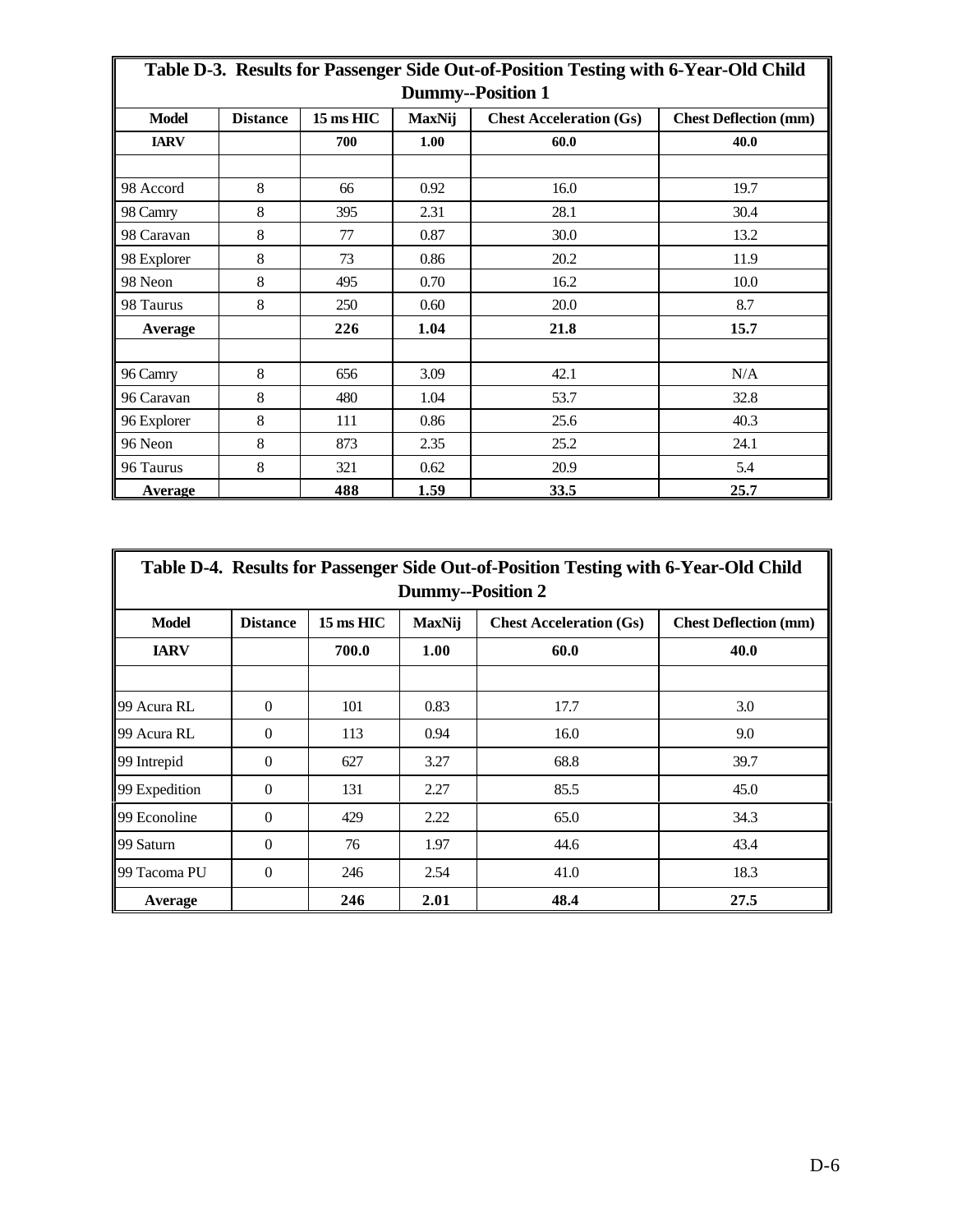**Table D-3. Results for Passenger Side Out-of-Position Testing with 6-Year-Old Child Dummy--Position 1**

| Model | Distance | 15 ms HIC | MaxNij | Chest Acceleration (Gs) | Chest Deflection (mm) |
|---|---|---|---|---|---|
| **IARV** | | **700** | **1.00** | **60.0** | **40.0** |
| | | | | | |
| 98 Accord | 8 | 66 | 0.92 | 16.0 | 19.7 |
| 98 Camry | 8 | 395 | 2.31 | 28.1 | 30.4 |
| 98 Caravan | 8 | 77 | 0.87 | 30.0 | 13.2 |
| 98 Explorer | 8 | 73 | 0.86 | 20.2 | 11.9 |
| 98 Neon | 8 | 495 | 0.70 | 16.2 | 10.0 |
| 98 Taurus | 8 | 250 | 0.60 | 20.0 | 8.7 |
| **Average** | | **226** | **1.04** | **21.8** | **15.7** |
| | | | | | |
| 96 Camry | 8 | 656 | 3.09 | 42.1 | N/A |
| 96 Caravan | 8 | 480 | 1.04 | 53.7 | 32.8 |
| 96 Explorer | 8 | 111 | 0.86 | 25.6 | 40.3 |
| 96 Neon | 8 | 873 | 2.35 | 25.2 | 24.1 |
| 96 Taurus | 8 | 321 | 0.62 | 20.9 | 5.4 |
| **Average** | | **488** | **1.59** | **33.5** | **25.7** |

**Table D-4. Results for Passenger Side Out-of-Position Testing with 6-Year-Old Child Dummy--Position 2**

| Model | Distance | 15 ms HIC | MaxNij | Chest Acceleration (Gs) | Chest Deflection (mm) |
|---|---|---|---|---|---|
| **IARV** | | **700.0** | **1.00** | **60.0** | **40.0** |
| | | | | | |
| 99 Acura RL | 0 | 101 | 0.83 | 17.7 | 3.0 |
| 99 Acura RL | 0 | 113 | 0.94 | 16.0 | 9.0 |
| 99 Intrepid | 0 | 627 | 3.27 | 68.8 | 39.7 |
| 99 Expedition | 0 | 131 | 2.27 | 85.5 | 45.0 |
| 99 Econoline | 0 | 429 | 2.22 | 65.0 | 34.3 |
| 99 Saturn | 0 | 76 | 1.97 | 44.6 | 43.4 |
| 99 Tacoma PU | 0 | 246 | 2.54 | 41.0 | 18.3 |
| **Average** | | **246** | **2.01** | **48.4** | **27.5** |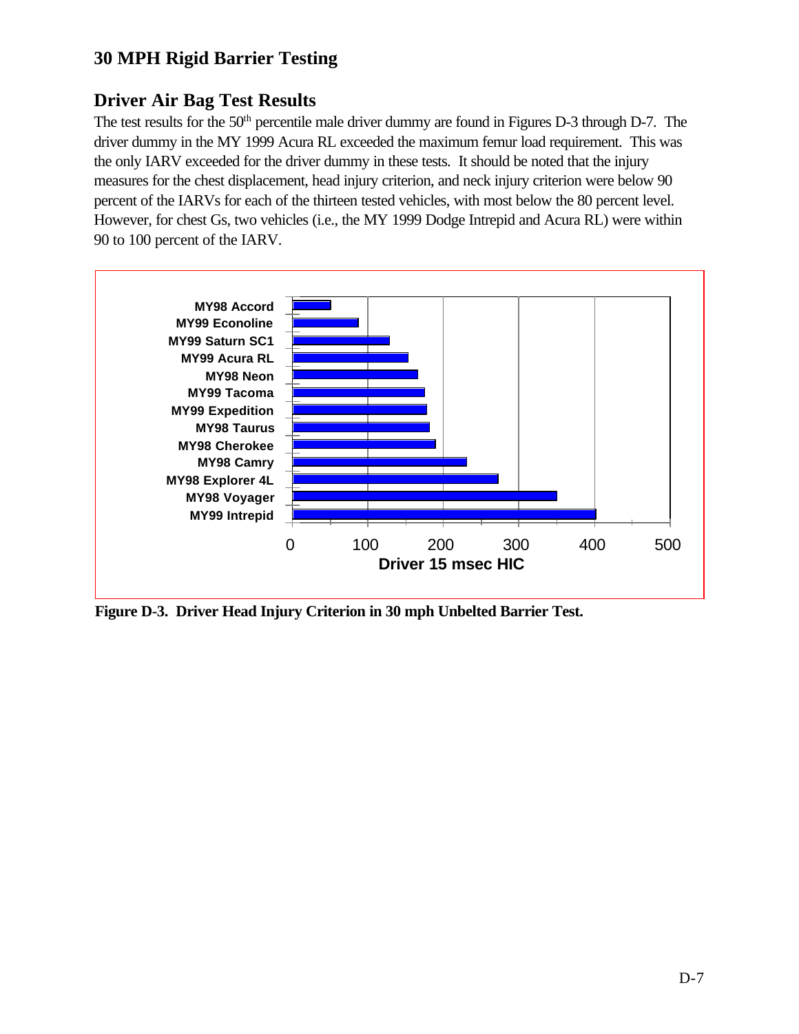## 30 MPH Rigid Barrier Testing

### Driver Air Bag Test Results

The test results for the 50[th] percentile male driver dummy are found in Figures D-3 through D-7. The driver dummy in the MY 1999 Acura RL exceeded the maximum femur load requirement. This was the only IARV exceeded for the driver dummy in these tests. It should be noted that the injury measures for the chest displacement, head injury criterion, and neck injury criterion were below 90 percent of the IARVs for each of the thirteen tested vehicles, with most below the 80 percent level. However, for chest Gs, two vehicles (i.e., the MY 1999 Dodge Intrepid and Acura RL) were within 90 to 100 percent of the IARV.

**Figure D-3. Driver Head Injury Criterion in 30 mph Unbelted Barrier Test.**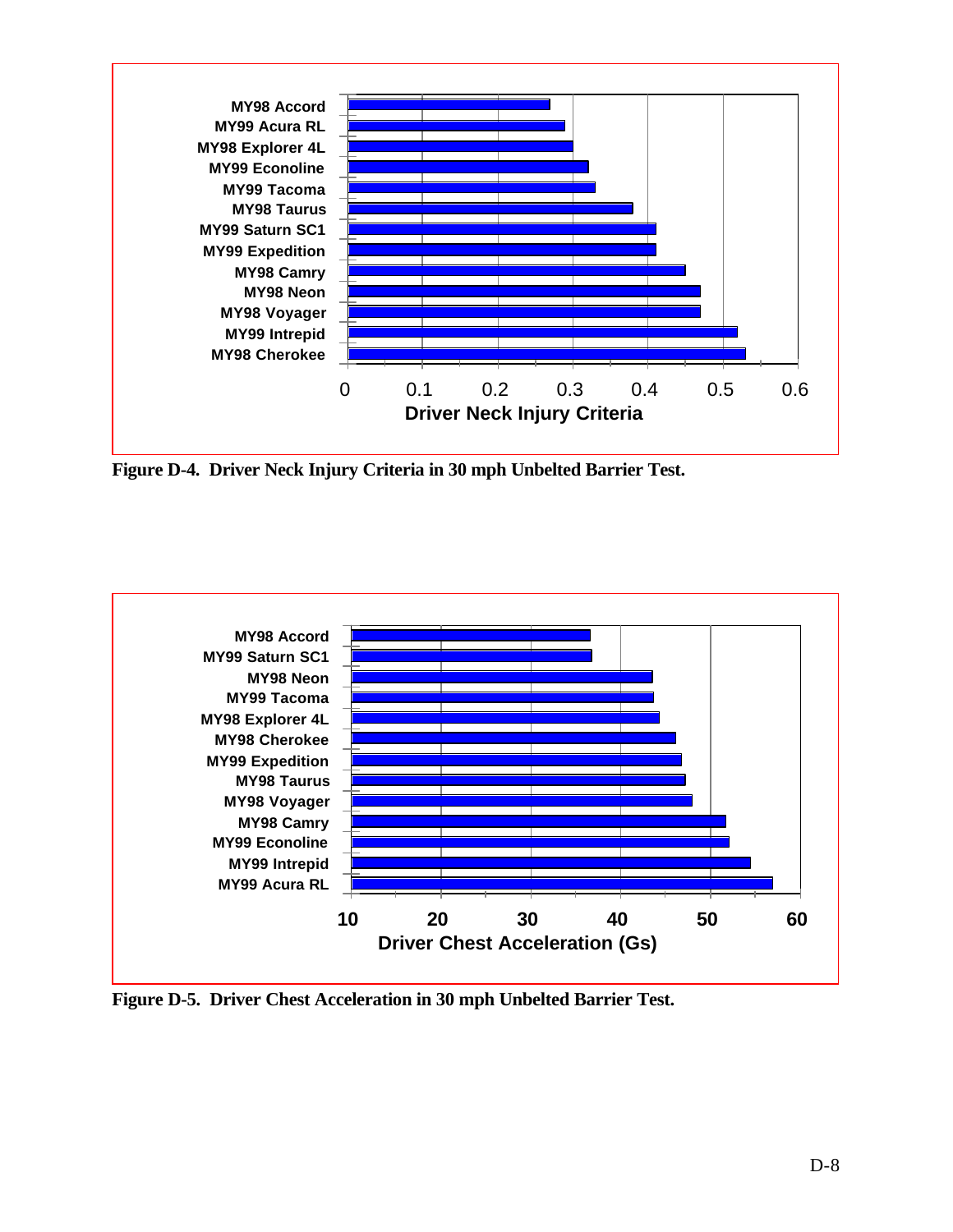**Figure D-4. Driver Neck Injury Criteria in 30 mph Unbelted Barrier Test.**

**Figure D-5. Driver Chest Acceleration in 30 mph Unbelted Barrier Test.**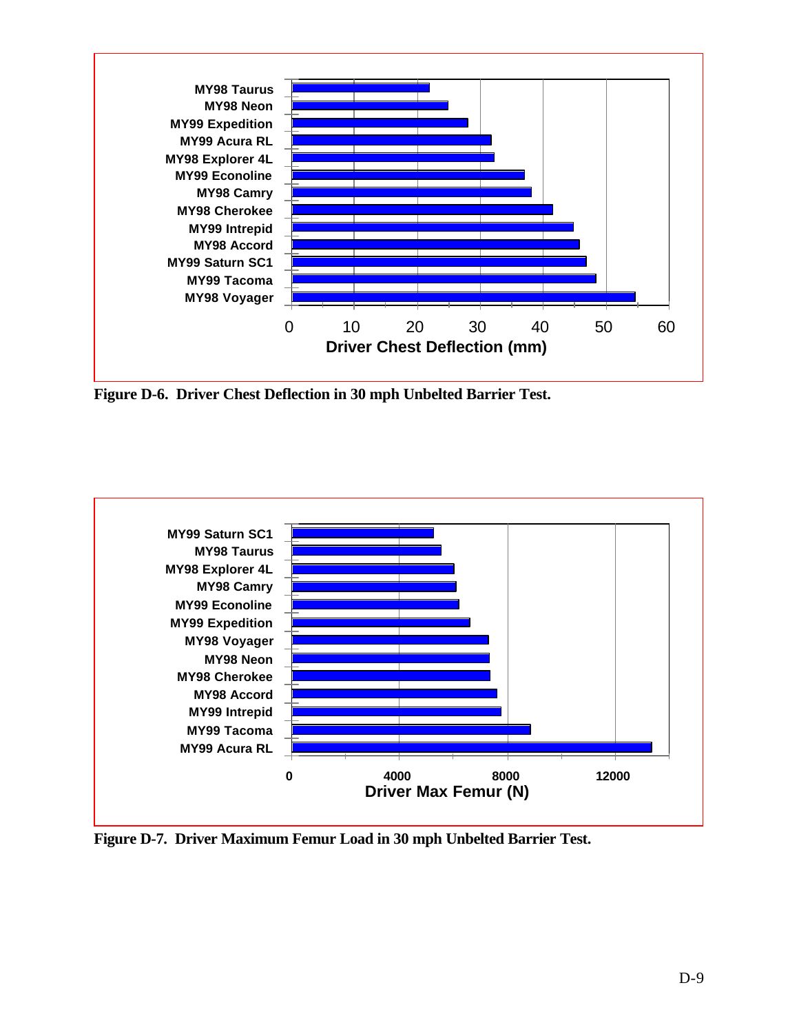Figure D-6. Driver Chest Deflection in 30 mph Unbelted Barrier Test.

Figure D-7. Driver Maximum Femur Load in 30 mph Unbelted Barrier Test.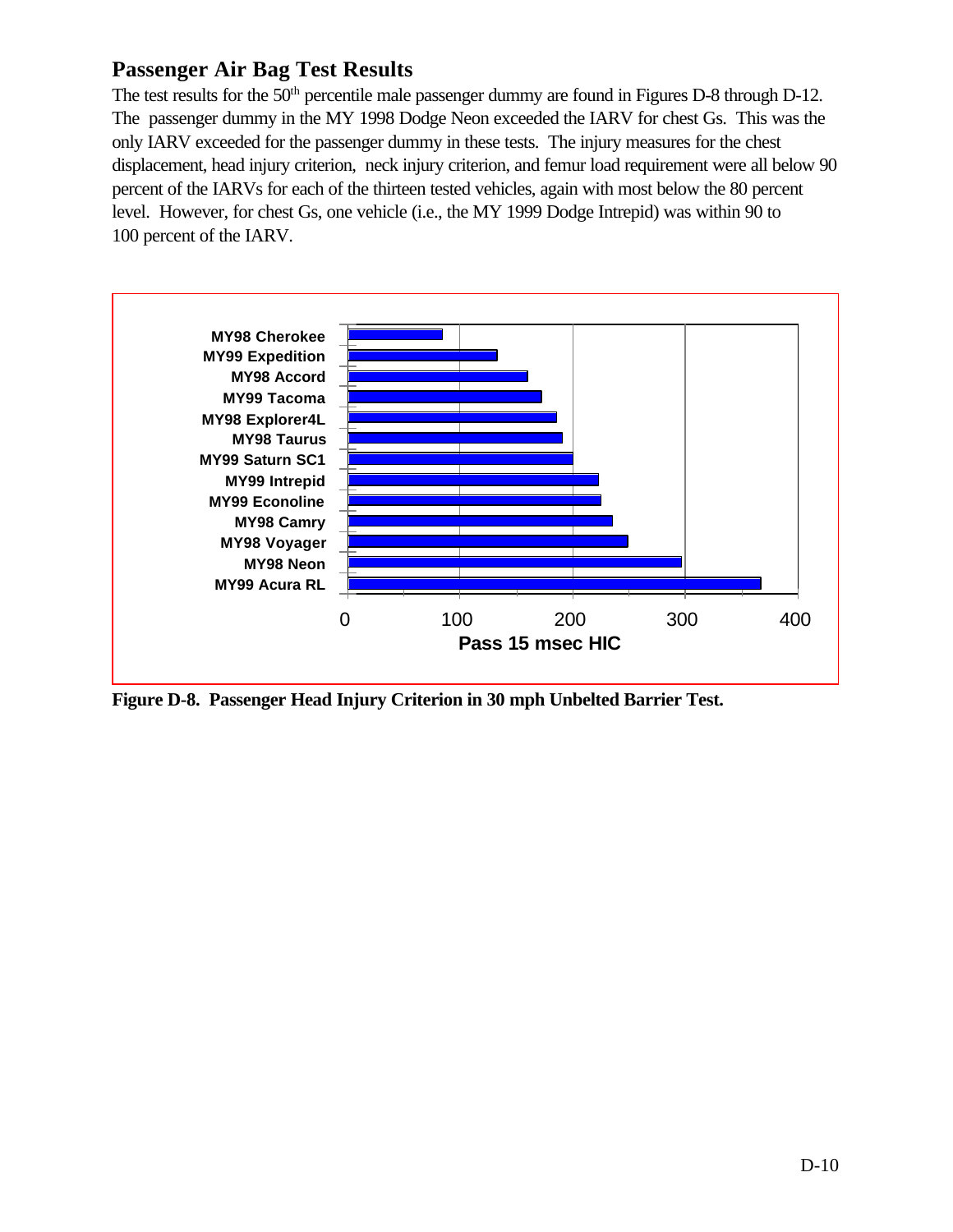## Passenger Air Bag Test Results

The test results for the 50th percentile male passenger dummy are found in Figures D-8 through D-12. The passenger dummy in the MY 1998 Dodge Neon exceeded the IARV for chest Gs. This was the only IARV exceeded for the passenger dummy in these tests. The injury measures for the chest displacement, head injury criterion, neck injury criterion, and femur load requirement were all below 90 percent of the IARVs for each of the thirteen tested vehicles, again with most below the 80 percent level. However, for chest Gs, one vehicle (i.e., the MY 1999 Dodge Intrepid) was within 90 to 100 percent of the IARV.

MY98 Cherokee
MY99 Expedition
MY98 Accord
MY99 Tacoma
MY98 Explorer4L
MY98 Taurus
MY99 Saturn SC1
MY99 Intrepid
MY99 Econoline
MY98 Camry
MY98 Voyager
MY98 Neon
MY99 Acura RL

0 100 200 300 400

Pass 15 msec HIC

**Figure D-8. Passenger Head Injury Criterion in 30 mph Unbelted Barrier Test.**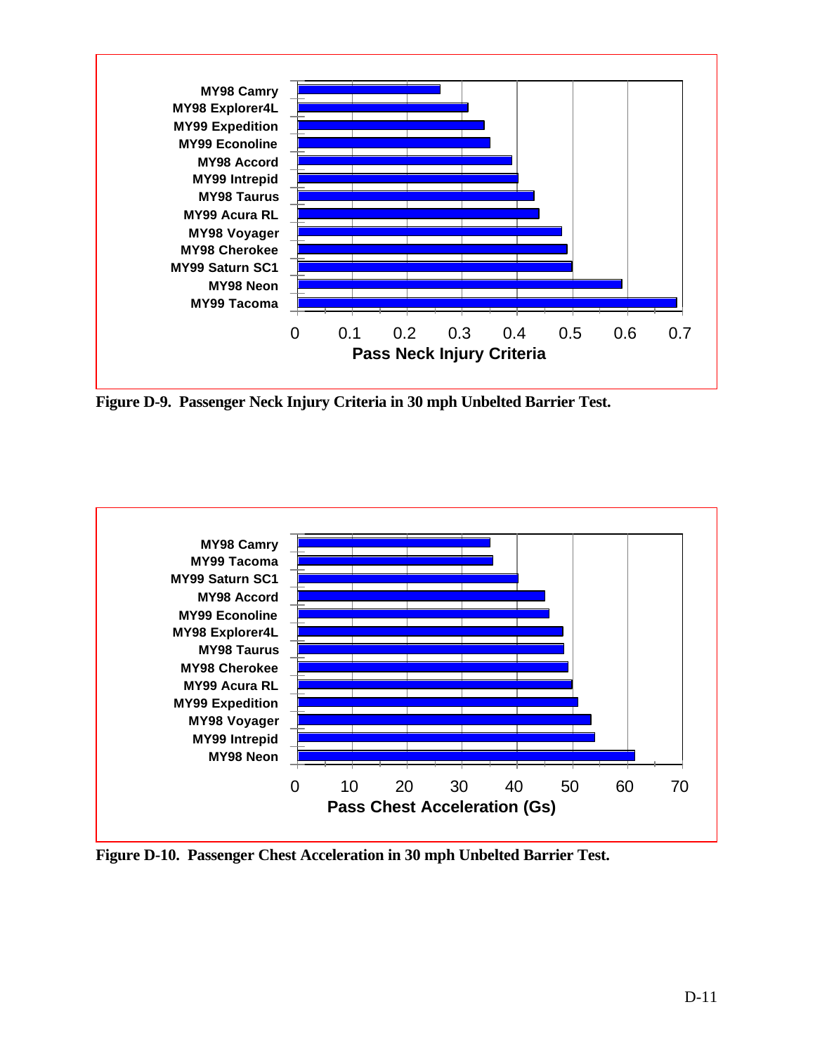Figure D-9. Passenger Neck Injury Criteria in 30 mph Unbelted Barrier Test.

Figure D-10. Passenger Chest Acceleration in 30 mph Unbelted Barrier Test.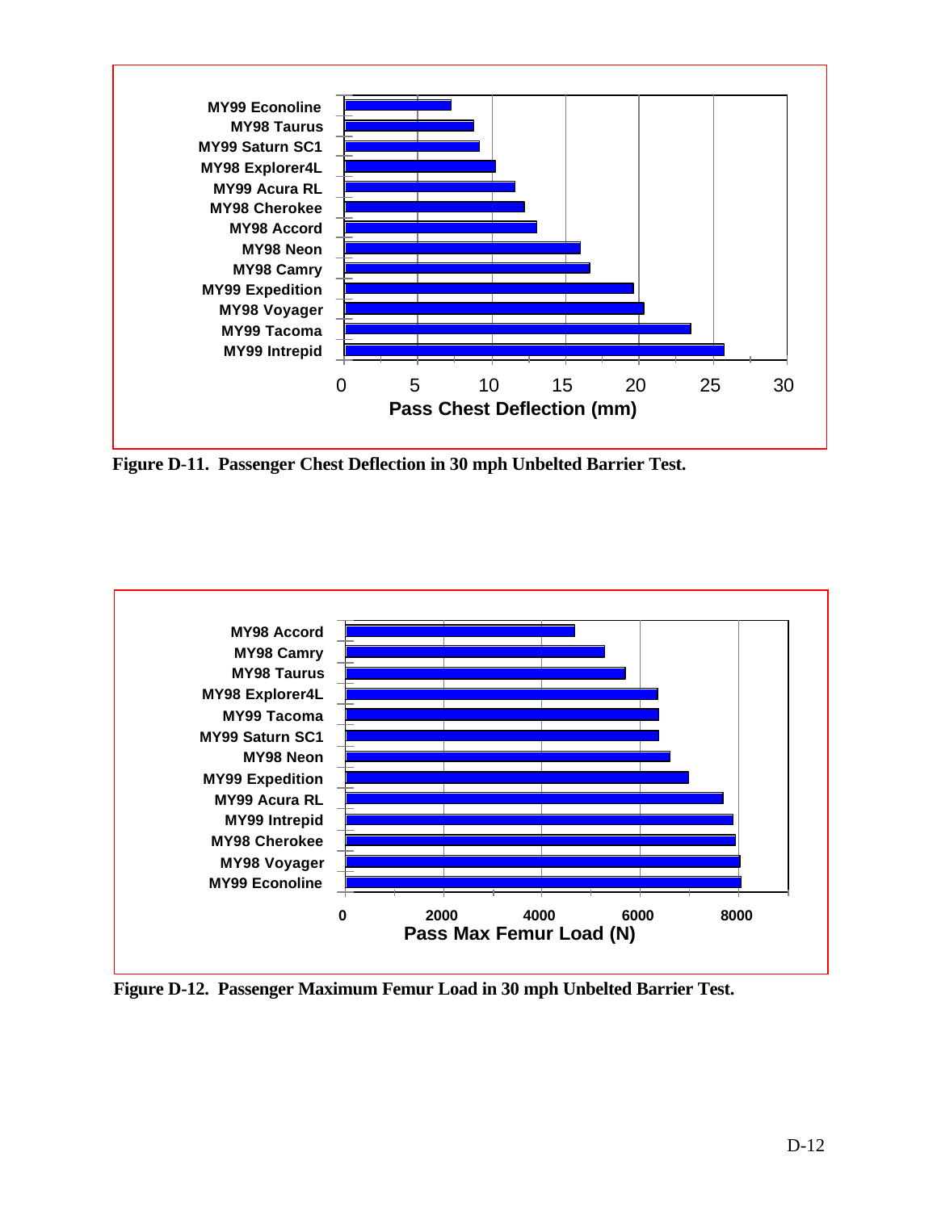| Vehicle | Pass Chest Deflection (mm) |
|---|---|
| MY99 Econoline | |
| MY98 Taurus | |
| MY99 Saturn SC1 | |
| MY98 Explorer4L | |
| MY99 Acura RL | |
| MY98 Cherokee | |
| MY98 Accord | |
| MY98 Neon | |
| MY98 Camry | |
| MY99 Expedition | |
| MY98 Voyager | |
| MY99 Tacoma | |
| MY99 Intrepid | |

**Figure D-11. Passenger Chest Deflection in 30 mph Unbelted Barrier Test.**

| Vehicle | Pass Max Femur Load (N) |
|---|---|
| MY98 Accord | |
| MY98 Camry | |
| MY98 Taurus | |
| MY98 Explorer4L | |
| MY99 Tacoma | |
| MY99 Saturn SC1 | |
| MY98 Neon | |
| MY99 Expedition | |
| MY99 Acura RL | |
| MY99 Intrepid | |
| MY98 Cherokee | |
| MY98 Voyager | |
| MY99 Econoline | |

**Figure D-12. Passenger Maximum Femur Load in 30 mph Unbelted Barrier Test.**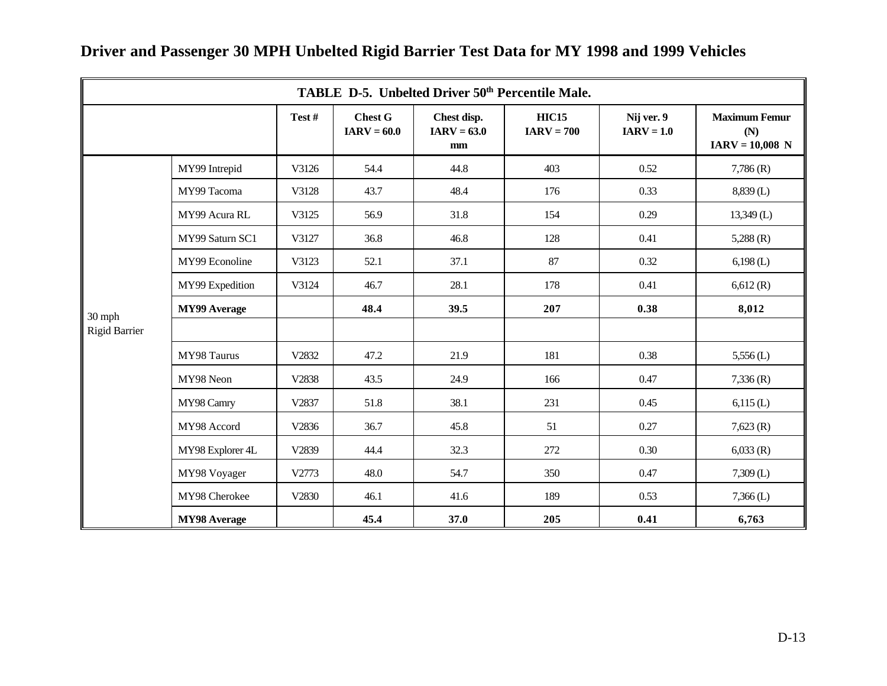# Driver and Passenger 30 MPH Unbelted Rigid Barrier Test Data for MY 1998 and 1999 Vehicles

| TABLE D-5. Unbelted Driver 50th Percentile Male. | | | | | | | |
|---|---|---|---|---|---|---|---|
| | | Test # | Chest G IARV = 60.0 | Chest disp. IARV = 63.0 mm | HIC15 IARV = 700 | Nij ver. 9 IARV = 1.0 | Maximum Femur (N) IARV = 10,008 N |
| 30 mph Rigid Barrier | MY99 Intrepid | V3126 | 54.4 | 44.8 | 403 | 0.52 | 7,786 (R) |
| | MY99 Tacoma | V3128 | 43.7 | 48.4 | 176 | 0.33 | 8,839 (L) |
| | MY99 Acura RL | V3125 | 56.9 | 31.8 | 154 | 0.29 | 13,349 (L) |
| | MY99 Saturn SC1 | V3127 | 36.8 | 46.8 | 128 | 0.41 | 5,288 (R) |
| | MY99 Econoline | V3123 | 52.1 | 37.1 | 87 | 0.32 | 6,198 (L) |
| | MY99 Expedition | V3124 | 46.7 | 28.1 | 178 | 0.41 | 6,612 (R) |
| | **MY99 Average** | | **48.4** | **39.5** | **207** | **0.38** | **8,012** |
| | | | | | | | |
| | MY98 Taurus | V2832 | 47.2 | 21.9 | 181 | 0.38 | 5,556 (L) |
| | MY98 Neon | V2838 | 43.5 | 24.9 | 166 | 0.47 | 7,336 (R) |
| | MY98 Camry | V2837 | 51.8 | 38.1 | 231 | 0.45 | 6,115 (L) |
| | MY98 Accord | V2836 | 36.7 | 45.8 | 51 | 0.27 | 7,623 (R) |
| | MY98 Explorer 4L | V2839 | 44.4 | 32.3 | 272 | 0.30 | 6,033 (R) |
| | MY98 Voyager | V2773 | 48.0 | 54.7 | 350 | 0.47 | 7,309 (L) |
| | MY98 Cherokee | V2830 | 46.1 | 41.6 | 189 | 0.53 | 7,366 (L) |
| | **MY98 Average** | | **45.4** | **37.0** | **205** | **0.41** | **6,763** |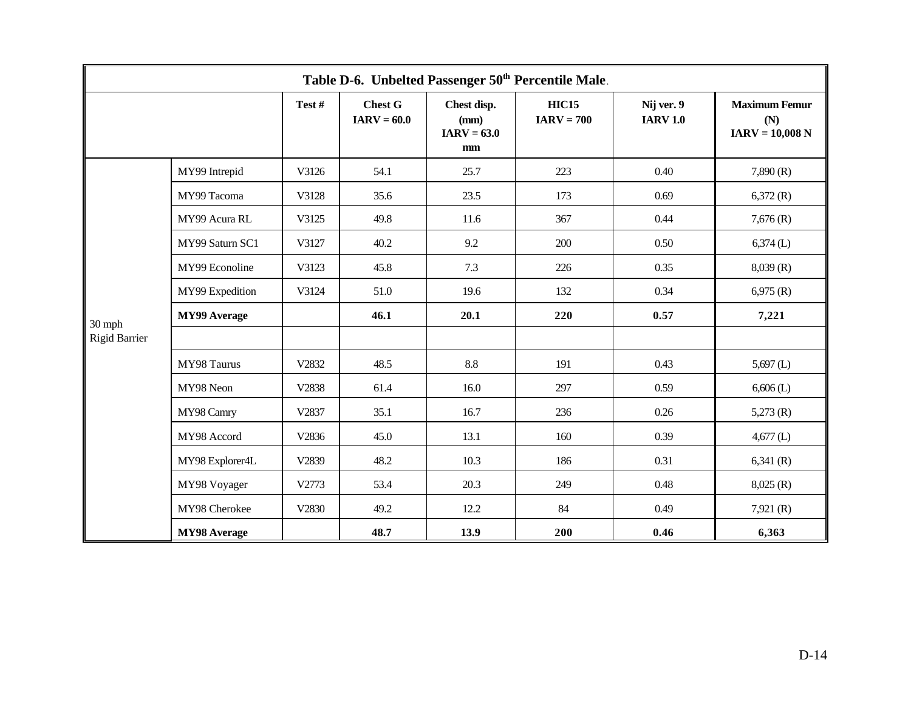| Table D-6. Unbelted Passenger 50th Percentile Male. | | | | | | | |
|---|---|---|---|---|---|---|---|
| | | Test # | Chest G IARV = 60.0 | Chest disp. (mm) IARV = 63.0 mm | HIC15 IARV = 700 | Nij ver. 9 IARV 1.0 | Maximum Femur (N) IARV = 10,008 N |
| 30 mph Rigid Barrier | MY99 Intrepid | V3126 | 54.1 | 25.7 | 223 | 0.40 | 7,890 (R) |
| | MY99 Tacoma | V3128 | 35.6 | 23.5 | 173 | 0.69 | 6,372 (R) |
| | MY99 Acura RL | V3125 | 49.8 | 11.6 | 367 | 0.44 | 7,676 (R) |
| | MY99 Saturn SC1 | V3127 | 40.2 | 9.2 | 200 | 0.50 | 6,374 (L) |
| | MY99 Econoline | V3123 | 45.8 | 7.3 | 226 | 0.35 | 8,039 (R) |
| | MY99 Expedition | V3124 | 51.0 | 19.6 | 132 | 0.34 | 6,975 (R) |
| | **MY99 Average** | | **46.1** | **20.1** | **220** | **0.57** | **7,221** |
| | | | | | | | |
| | MY98 Taurus | V2832 | 48.5 | 8.8 | 191 | 0.43 | 5,697 (L) |
| | MY98 Neon | V2838 | 61.4 | 16.0 | 297 | 0.59 | 6,606 (L) |
| | MY98 Camry | V2837 | 35.1 | 16.7 | 236 | 0.26 | 5,273 (R) |
| | MY98 Accord | V2836 | 45.0 | 13.1 | 160 | 0.39 | 4,677 (L) |
| | MY98 Explorer4L | V2839 | 48.2 | 10.3 | 186 | 0.31 | 6,341 (R) |
| | MY98 Voyager | V2773 | 53.4 | 20.3 | 249 | 0.48 | 8,025 (R) |
| | MY98 Cherokee | V2830 | 49.2 | 12.2 | 84 | 0.49 | 7,921 (R) |
| | **MY98 Average** | | **48.7** | **13.9** | **200** | **0.46** | **6,363** |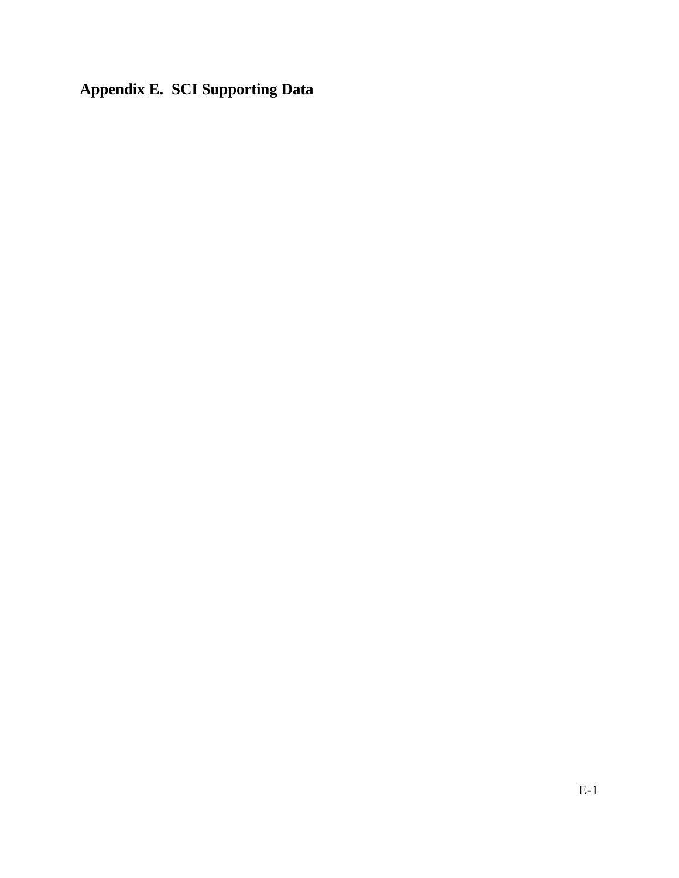# Appendix E. SCI Supporting Data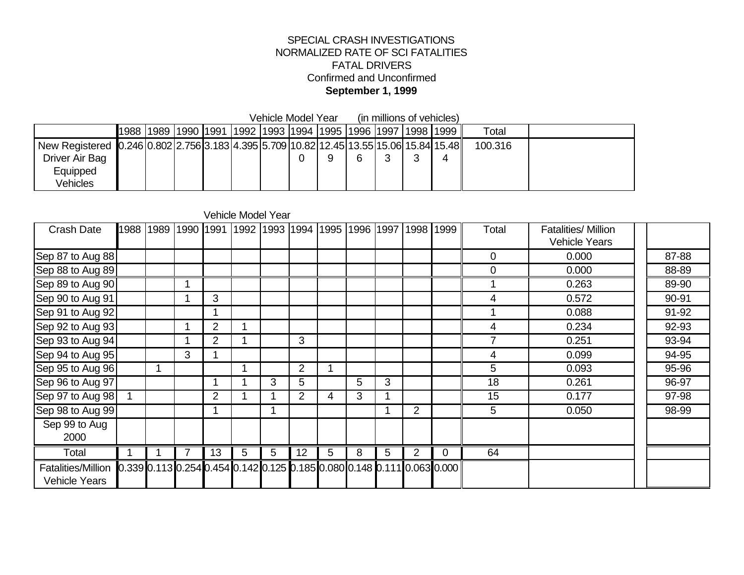SPECIAL CRASH INVESTIGATIONS
NORMALIZED RATE OF SCI FATALITIES
FATAL DRIVERS
Confirmed and Unconfirmed
**September 1, 1999**

Vehicle Model Year (in millions of vehicles)

| | 1988 | 1989 | 1990 | 1991 | 1992 | 1993 | 1994 | 1995 | 1996 | 1997 | 1998 | 1999 | Total | |
|---|---|---|---|---|---|---|---|---|---|---|---|---|---|---|
| New Registered Driver Air Bag Equipped Vehicles | 0.246 | 0.802 | 2.756 | 3.183 | 4.395 | 5.709 | 10.820 | 12.459 | 13.556 | 15.063 | 15.843 | 15.484 | 100.316 | |

Vehicle Model Year

| Crash Date | 1988 | 1989 | 1990 | 1991 | 1992 | 1993 | 1994 | 1995 | 1996 | 1997 | 1998 | 1999 | Total | Fatalities/ Million Vehicle Years | |
|---|---|---|---|---|---|---|---|---|---|---|---|---|---|---|---|
| Sep 87 to Aug 88 | | | | | | | | | | | | | 0 | 0.000 | 87-88 |
| Sep 88 to Aug 89 | | | | | | | | | | | | | 0 | 0.000 | 88-89 |
| Sep 89 to Aug 90 | | | 1 | | | | | | | | | | 1 | 0.263 | 89-90 |
| Sep 90 to Aug 91 | | | 1 | 3 | | | | | | | | | 4 | 0.572 | 90-91 |
| Sep 91 to Aug 92 | | | | 1 | | | | | | | | | 1 | 0.088 | 91-92 |
| Sep 92 to Aug 93 | | | 1 | 2 | 1 | | | | | | | | 4 | 0.234 | 92-93 |
| Sep 93 to Aug 94 | | | 1 | 2 | 1 | | 3 | | | | | | 7 | 0.251 | 93-94 |
| Sep 94 to Aug 95 | | | 3 | 1 | | | | | | | | | 4 | 0.099 | 94-95 |
| Sep 95 to Aug 96 | | 1 | | | 1 | | 2 | 1 | | | | | 5 | 0.093 | 95-96 |
| Sep 96 to Aug 97 | | | | 1 | 1 | 3 | 5 | | 5 | 3 | | | 18 | 0.261 | 96-97 |
| Sep 97 to Aug 98 | 1 | | | 2 | 1 | 1 | 2 | 4 | 3 | 1 | | | 15 | 0.177 | 97-98 |
| Sep 98 to Aug 99 | | | | 1 | | 1 | | | | 1 | 2 | | 5 | 0.050 | 98-99 |
| Sep 99 to Aug 2000 | | | | | | | | | | | | | | | |
| Total | 1 | 1 | 7 | 13 | 5 | 5 | 12 | 5 | 8 | 5 | 2 | 0 | 64 | | |
| Fatalities/Million Vehicle Years | 0.339 | 0.113 | 0.254 | 0.454 | 0.142 | 0.125 | 0.185 | 0.080 | 0.148 | 0.111 | 0.063 | 0.000 | | | |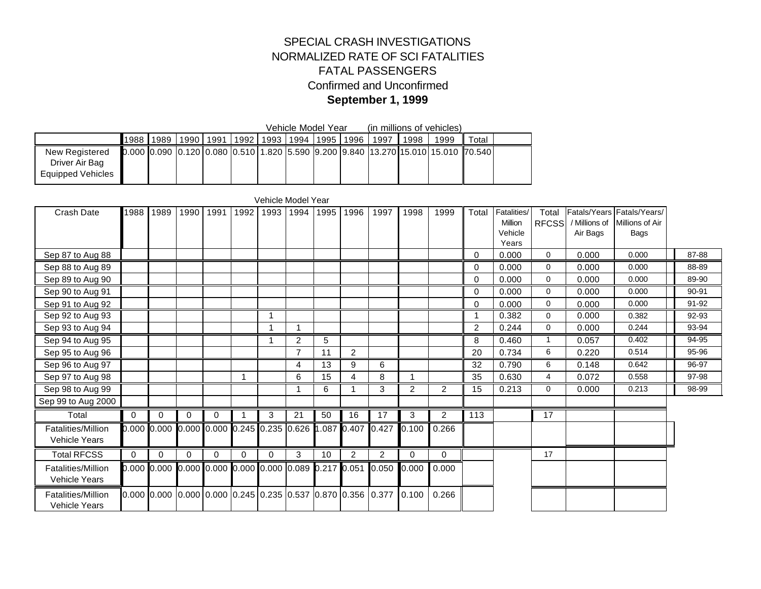# SPECIAL CRASH INVESTIGATIONS
## NORMALIZED RATE OF SCI FATALITIES
## FATAL PASSENGERS
### Confirmed and Unconfirmed
**September 1, 1999**

Vehicle Model Year (in millions of vehicles)

| | 1988 | 1989 | 1990 | 1991 | 1992 | 1993 | 1994 | 1995 | 1996 | 1997 | 1998 | 1999 | Total | |
|---|---|---|---|---|---|---|---|---|---|---|---|---|---|---|
| New Registered Driver Air Bag Equipped Vehicles | 0.000 | 0.090 | 0.120 | 0.080 | 0.510 | 1.820 | 5.590 | 9.200 | 9.840 | 13.270 | 15.010 | 15.010 | 70.540 | |

Vehicle Model Year

| Crash Date | 1988 | 1989 | 1990 | 1991 | 1992 | 1993 | 1994 | 1995 | 1996 | 1997 | 1998 | 1999 | Total | Fatalities/ Million Vehicle Years | Total RFCSS | Fatals/Years / Millions of Air Bags | Fatals/Years/ Millions of Air Bags | |
|---|---|---|---|---|---|---|---|---|---|---|---|---|---|---|---|---|---|---|
| Sep 87 to Aug 88 | | | | | | | | | | | | | 0 | 0.000 | 0 | 0.000 | 0.000 | 87-88 |
| Sep 88 to Aug 89 | | | | | | | | | | | | | 0 | 0.000 | 0 | 0.000 | 0.000 | 88-89 |
| Sep 89 to Aug 90 | | | | | | | | | | | | | 0 | 0.000 | 0 | 0.000 | 0.000 | 89-90 |
| Sep 90 to Aug 91 | | | | | | | | | | | | | 0 | 0.000 | 0 | 0.000 | 0.000 | 90-91 |
| Sep 91 to Aug 92 | | | | | | | | | | | | | 0 | 0.000 | 0 | 0.000 | 0.000 | 91-92 |
| Sep 92 to Aug 93 | | | | | | 1 | | | | | | | 1 | 0.382 | 0 | 0.000 | 0.382 | 92-93 |
| Sep 93 to Aug 94 | | | | | | 1 | 1 | | | | | | 2 | 0.244 | 0 | 0.000 | 0.244 | 93-94 |
| Sep 94 to Aug 95 | | | | | | 1 | 2 | 5 | | | | | 8 | 0.460 | 1 | 0.057 | 0.402 | 94-95 |
| Sep 95 to Aug 96 | | | | | | | 7 | 11 | 2 | | | | 20 | 0.734 | 6 | 0.220 | 0.514 | 95-96 |
| Sep 96 to Aug 97 | | | | | | | 4 | 13 | 9 | 6 | | | 32 | 0.790 | 6 | 0.148 | 0.642 | 96-97 |
| Sep 97 to Aug 98 | | | | | 1 | | 6 | 15 | 4 | 8 | 1 | | 35 | 0.630 | 4 | 0.072 | 0.558 | 97-98 |
| Sep 98 to Aug 99 | | | | | | | 1 | 6 | 1 | 3 | 2 | 2 | 15 | 0.213 | 0 | 0.000 | 0.213 | 98-99 |
| Sep 99 to Aug 2000 | | | | | | | | | | | | | | | | | | |
| Total | 0 | 0 | 0 | 0 | 1 | 3 | 21 | 50 | 16 | 17 | 3 | 2 | 113 | | 17 | | | |
| Fatalities/Million Vehicle Years | 0.000 | 0.000 | 0.000 | 0.000 | 0.245 | 0.235 | 0.626 | 1.087 | 0.407 | 0.427 | 0.100 | 0.266 | | | | | | |
| Total RFCSS | 0 | 0 | 0 | 0 | 0 | 0 | 3 | 10 | 2 | 2 | 0 | 0 | | | 17 | | | |
| Fatalities/Million Vehicle Years | 0.000 | 0.000 | 0.000 | 0.000 | 0.000 | 0.000 | 0.089 | 0.217 | 0.051 | 0.050 | 0.000 | 0.000 | | | | | | |
| Fatalities/Million Vehicle Years | 0.000 | 0.000 | 0.000 | 0.000 | 0.245 | 0.235 | 0.537 | 0.870 | 0.356 | 0.377 | 0.100 | 0.266 | | | | | | |